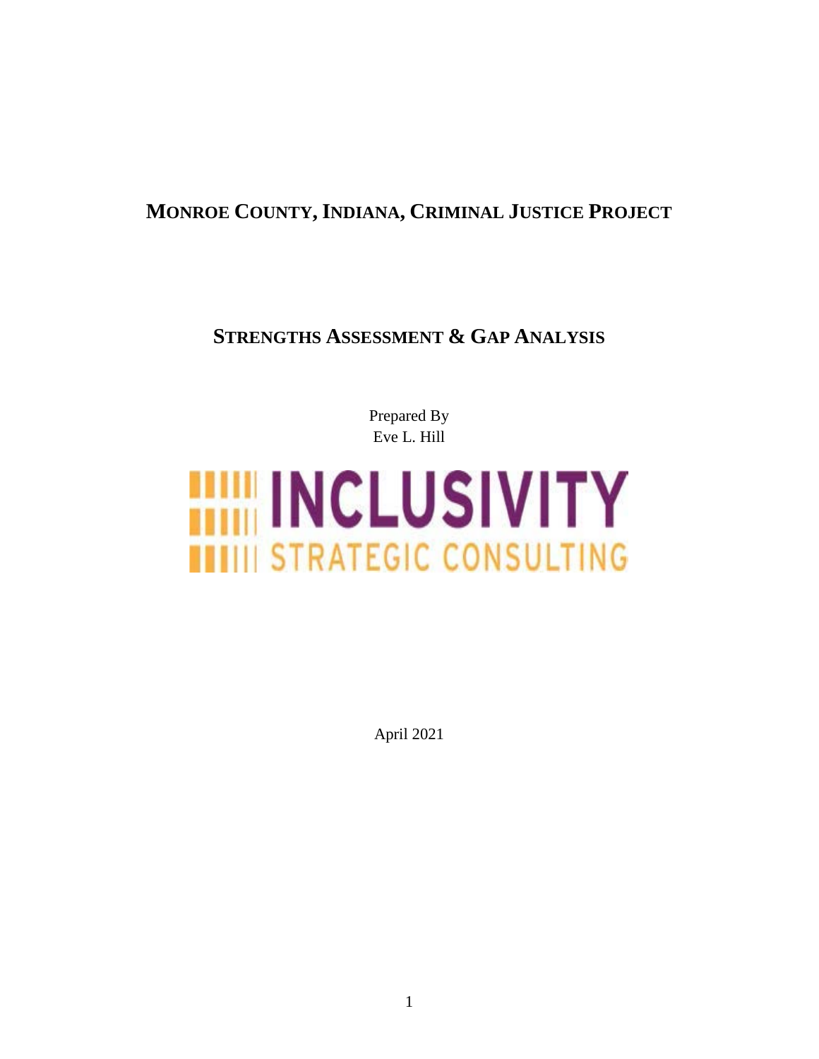# MONROE COUNTY, INDIANA, CRIMINAL JUSTICE PROJECT

## STRENGTHS ASSESSMENT & GAP ANALYSIS

Prepared By
Eve L. Hill

INCLUSIVITY
STRATEGIC CONSULTING

April 2021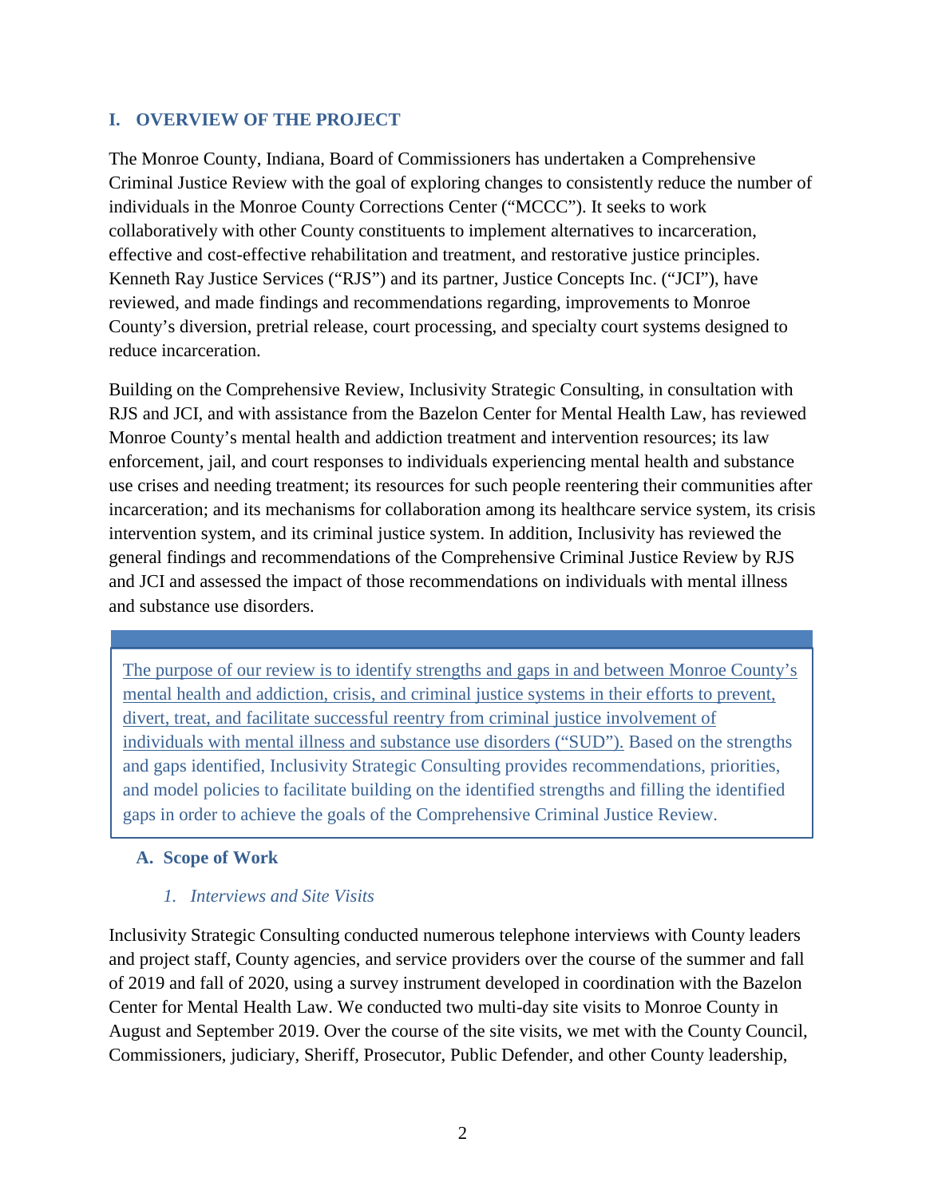## I. OVERVIEW OF THE PROJECT

The Monroe County, Indiana, Board of Commissioners has undertaken a Comprehensive Criminal Justice Review with the goal of exploring changes to consistently reduce the number of individuals in the Monroe County Corrections Center ("MCCC"). It seeks to work collaboratively with other County constituents to implement alternatives to incarceration, effective and cost-effective rehabilitation and treatment, and restorative justice principles. Kenneth Ray Justice Services ("RJS") and its partner, Justice Concepts Inc. ("JCI"), have reviewed, and made findings and recommendations regarding, improvements to Monroe County's diversion, pretrial release, court processing, and specialty court systems designed to reduce incarceration.

Building on the Comprehensive Review, Inclusivity Strategic Consulting, in consultation with RJS and JCI, and with assistance from the Bazelon Center for Mental Health Law, has reviewed Monroe County's mental health and addiction treatment and intervention resources; its law enforcement, jail, and court responses to individuals experiencing mental health and substance use crises and needing treatment; its resources for such people reentering their communities after incarceration; and its mechanisms for collaboration among its healthcare service system, its crisis intervention system, and its criminal justice system. In addition, Inclusivity has reviewed the general findings and recommendations of the Comprehensive Criminal Justice Review by RJS and JCI and assessed the impact of those recommendations on individuals with mental illness and substance use disorders.

> The purpose of our review is to identify strengths and gaps in and between Monroe County's mental health and addiction, crisis, and criminal justice systems in their efforts to prevent, divert, treat, and facilitate successful reentry from criminal justice involvement of individuals with mental illness and substance use disorders ("SUD"). Based on the strengths and gaps identified, Inclusivity Strategic Consulting provides recommendations, priorities, and model policies to facilitate building on the identified strengths and filling the identified gaps in order to achieve the goals of the Comprehensive Criminal Justice Review.

### A. Scope of Work

#### *1. Interviews and Site Visits*

Inclusivity Strategic Consulting conducted numerous telephone interviews with County leaders and project staff, County agencies, and service providers over the course of the summer and fall of 2019 and fall of 2020, using a survey instrument developed in coordination with the Bazelon Center for Mental Health Law. We conducted two multi-day site visits to Monroe County in August and September 2019. Over the course of the site visits, we met with the County Council, Commissioners, judiciary, Sheriff, Prosecutor, Public Defender, and other County leadership,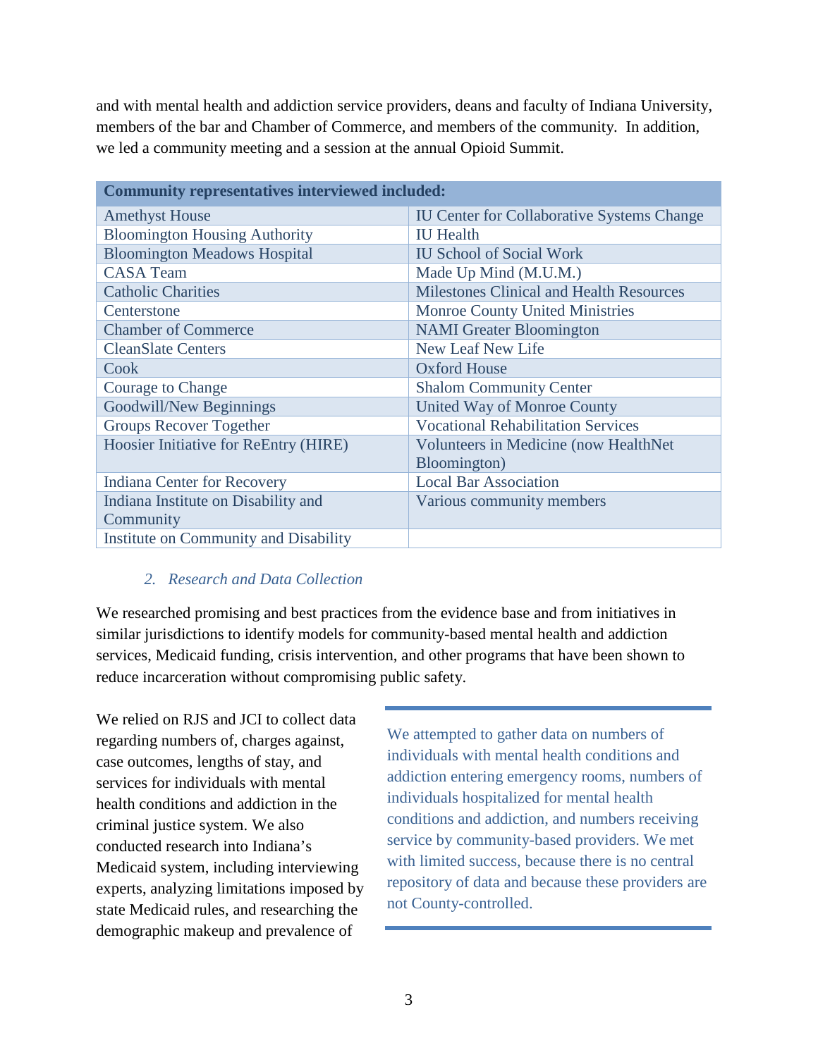and with mental health and addiction service providers, deans and faculty of Indiana University, members of the bar and Chamber of Commerce, and members of the community. In addition, we led a community meeting and a session at the annual Opioid Summit.

| **Community representatives interviewed included:** | |
|---|---|
| Amethyst House | IU Center for Collaborative Systems Change |
| Bloomington Housing Authority | IU Health |
| Bloomington Meadows Hospital | IU School of Social Work |
| CASA Team | Made Up Mind (M.U.M.) |
| Catholic Charities | Milestones Clinical and Health Resources |
| Centerstone | Monroe County United Ministries |
| Chamber of Commerce | NAMI Greater Bloomington |
| CleanSlate Centers | New Leaf New Life |
| Cook | Oxford House |
| Courage to Change | Shalom Community Center |
| Goodwill/New Beginnings | United Way of Monroe County |
| Groups Recover Together | Vocational Rehabilitation Services |
| Hoosier Initiative for ReEntry (HIRE) | Volunteers in Medicine (now HealthNet Bloomington) |
| Indiana Center for Recovery | Local Bar Association |
| Indiana Institute on Disability and Community | Various community members |
| Institute on Community and Disability | |

### *2. Research and Data Collection*

We researched promising and best practices from the evidence base and from initiatives in similar jurisdictions to identify models for community-based mental health and addiction services, Medicaid funding, crisis intervention, and other programs that have been shown to reduce incarceration without compromising public safety.

We relied on RJS and JCI to collect data regarding numbers of, charges against, case outcomes, lengths of stay, and services for individuals with mental health conditions and addiction in the criminal justice system. We also conducted research into Indiana's Medicaid system, including interviewing experts, analyzing limitations imposed by state Medicaid rules, and researching the demographic makeup and prevalence of

> We attempted to gather data on numbers of individuals with mental health conditions and addiction entering emergency rooms, numbers of individuals hospitalized for mental health conditions and addiction, and numbers receiving service by community-based providers. We met with limited success, because there is no central repository of data and because these providers are not County-controlled.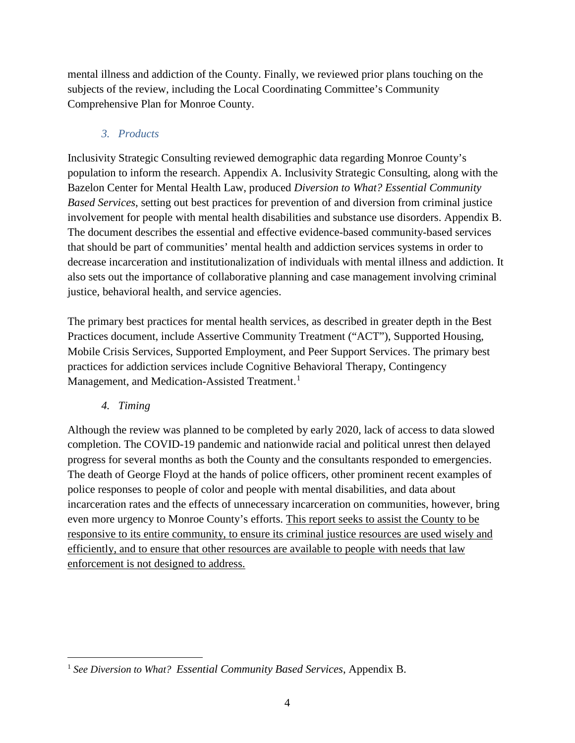mental illness and addiction of the County. Finally, we reviewed prior plans touching on the subjects of the review, including the Local Coordinating Committee's Community Comprehensive Plan for Monroe County.

### *3. Products*

Inclusivity Strategic Consulting reviewed demographic data regarding Monroe County's population to inform the research. Appendix A. Inclusivity Strategic Consulting, along with the Bazelon Center for Mental Health Law, produced *Diversion to What? Essential Community Based Services*, setting out best practices for prevention of and diversion from criminal justice involvement for people with mental health disabilities and substance use disorders. Appendix B. The document describes the essential and effective evidence-based community-based services that should be part of communities' mental health and addiction services systems in order to decrease incarceration and institutionalization of individuals with mental illness and addiction. It also sets out the importance of collaborative planning and case management involving criminal justice, behavioral health, and service agencies.

The primary best practices for mental health services, as described in greater depth in the Best Practices document, include Assertive Community Treatment ("ACT"), Supported Housing, Mobile Crisis Services, Supported Employment, and Peer Support Services. The primary best practices for addiction services include Cognitive Behavioral Therapy, Contingency Management, and Medication-Assisted Treatment.[1]

### *4. Timing*

Although the review was planned to be completed by early 2020, lack of access to data slowed completion. The COVID-19 pandemic and nationwide racial and political unrest then delayed progress for several months as both the County and the consultants responded to emergencies. The death of George Floyd at the hands of police officers, other prominent recent examples of police responses to people of color and people with mental disabilities, and data about incarceration rates and the effects of unnecessary incarceration on communities, however, bring even more urgency to Monroe County's efforts. <u>This report seeks to assist the County to be responsive to its entire community, to ensure its criminal justice resources are used wisely and efficiently, and to ensure that other resources are available to people with needs that law enforcement is not designed to address.</u>

---

[1] *See Diversion to What? Essential Community Based Services*, Appendix B.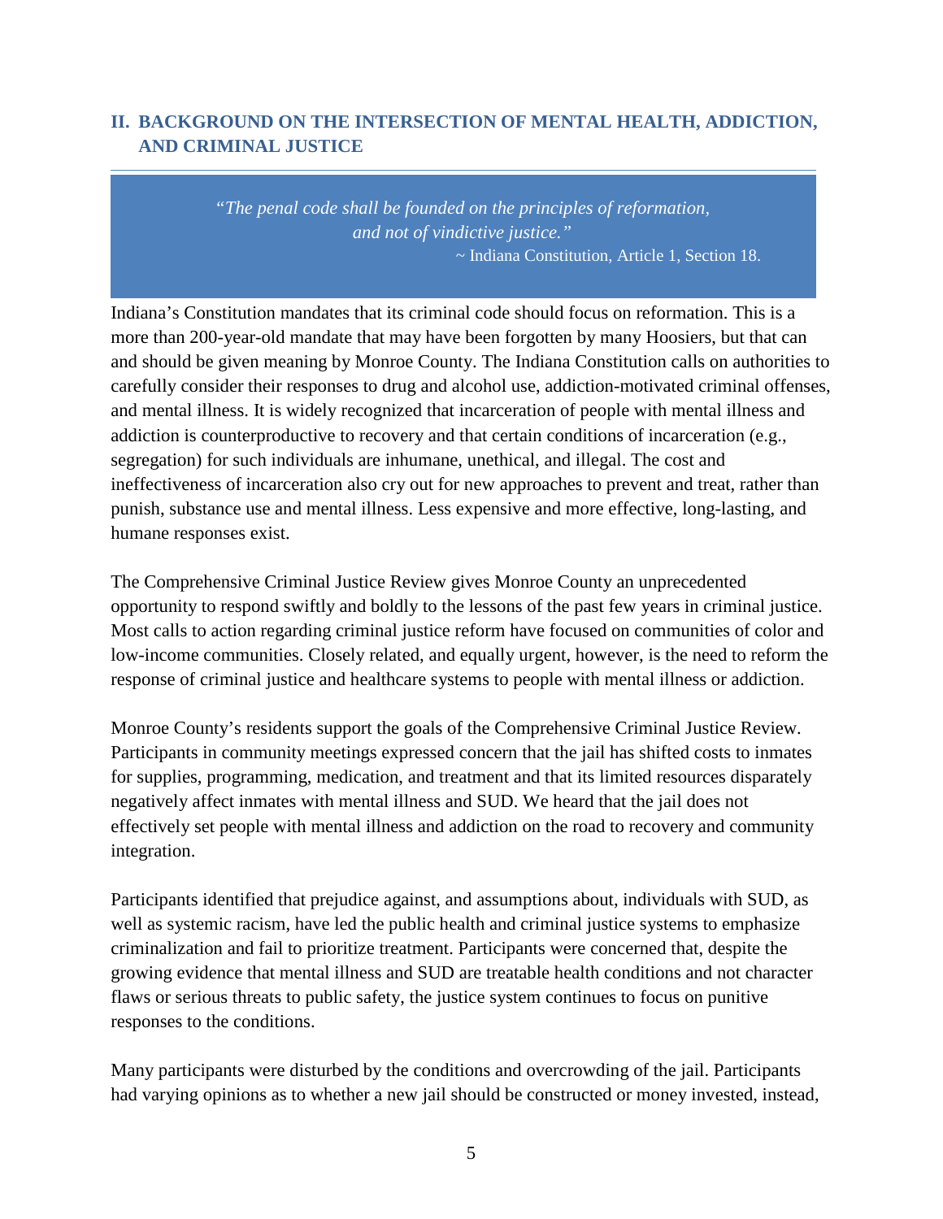## II. BACKGROUND ON THE INTERSECTION OF MENTAL HEALTH, ADDICTION, AND CRIMINAL JUSTICE

> *"The penal code shall be founded on the principles of reformation, and not of vindictive justice."*
> ~ Indiana Constitution, Article 1, Section 18.

Indiana's Constitution mandates that its criminal code should focus on reformation. This is a more than 200-year-old mandate that may have been forgotten by many Hoosiers, but that can and should be given meaning by Monroe County. The Indiana Constitution calls on authorities to carefully consider their responses to drug and alcohol use, addiction-motivated criminal offenses, and mental illness. It is widely recognized that incarceration of people with mental illness and addiction is counterproductive to recovery and that certain conditions of incarceration (e.g., segregation) for such individuals are inhumane, unethical, and illegal. The cost and ineffectiveness of incarceration also cry out for new approaches to prevent and treat, rather than punish, substance use and mental illness. Less expensive and more effective, long-lasting, and humane responses exist.

The Comprehensive Criminal Justice Review gives Monroe County an unprecedented opportunity to respond swiftly and boldly to the lessons of the past few years in criminal justice. Most calls to action regarding criminal justice reform have focused on communities of color and low-income communities. Closely related, and equally urgent, however, is the need to reform the response of criminal justice and healthcare systems to people with mental illness or addiction.

Monroe County's residents support the goals of the Comprehensive Criminal Justice Review. Participants in community meetings expressed concern that the jail has shifted costs to inmates for supplies, programming, medication, and treatment and that its limited resources disparately negatively affect inmates with mental illness and SUD. We heard that the jail does not effectively set people with mental illness and addiction on the road to recovery and community integration.

Participants identified that prejudice against, and assumptions about, individuals with SUD, as well as systemic racism, have led the public health and criminal justice systems to emphasize criminalization and fail to prioritize treatment. Participants were concerned that, despite the growing evidence that mental illness and SUD are treatable health conditions and not character flaws or serious threats to public safety, the justice system continues to focus on punitive responses to the conditions.

Many participants were disturbed by the conditions and overcrowding of the jail. Participants had varying opinions as to whether a new jail should be constructed or money invested, instead,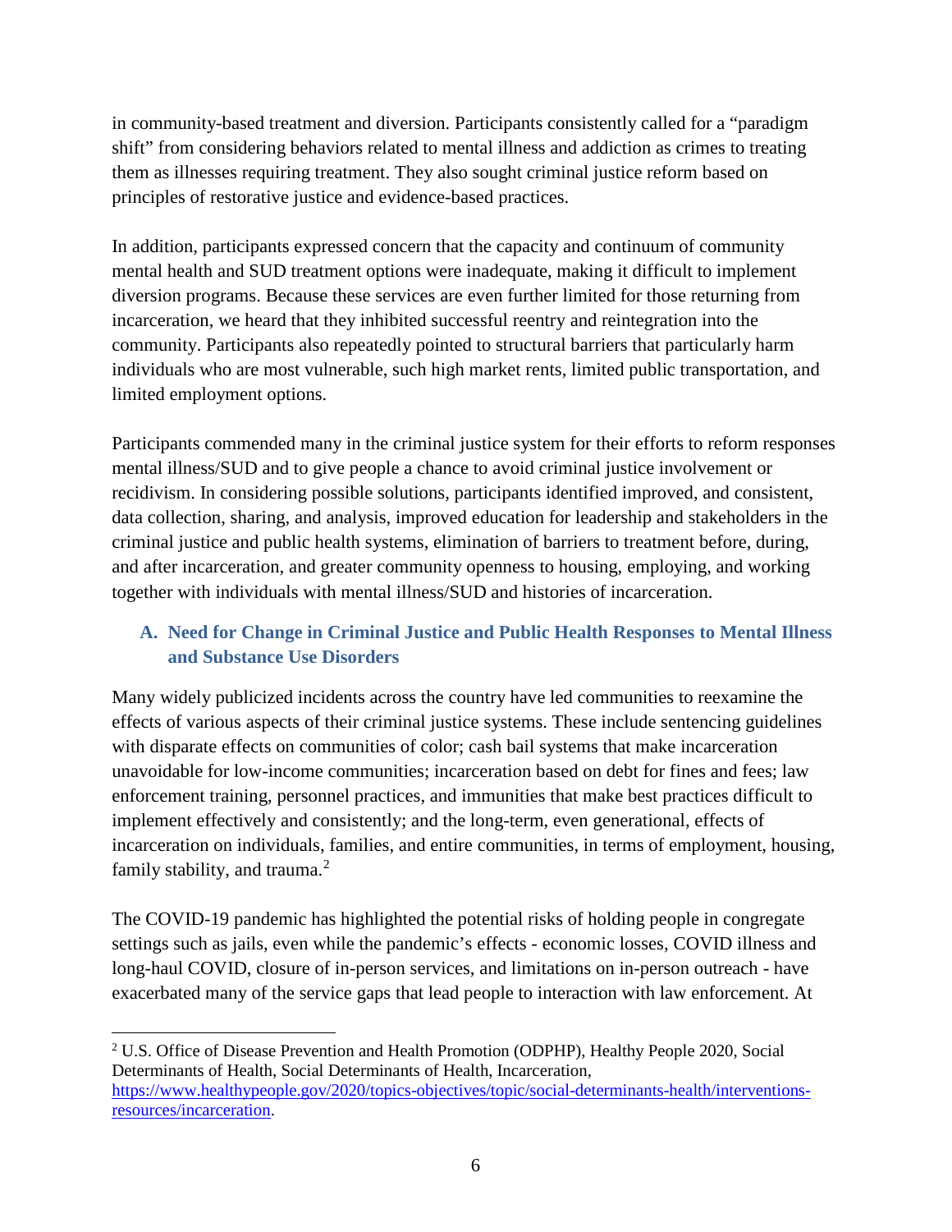in community-based treatment and diversion. Participants consistently called for a "paradigm shift" from considering behaviors related to mental illness and addiction as crimes to treating them as illnesses requiring treatment. They also sought criminal justice reform based on principles of restorative justice and evidence-based practices.

In addition, participants expressed concern that the capacity and continuum of community mental health and SUD treatment options were inadequate, making it difficult to implement diversion programs. Because these services are even further limited for those returning from incarceration, we heard that they inhibited successful reentry and reintegration into the community. Participants also repeatedly pointed to structural barriers that particularly harm individuals who are most vulnerable, such high market rents, limited public transportation, and limited employment options.

Participants commended many in the criminal justice system for their efforts to reform responses mental illness/SUD and to give people a chance to avoid criminal justice involvement or recidivism. In considering possible solutions, participants identified improved, and consistent, data collection, sharing, and analysis, improved education for leadership and stakeholders in the criminal justice and public health systems, elimination of barriers to treatment before, during, and after incarceration, and greater community openness to housing, employing, and working together with individuals with mental illness/SUD and histories of incarceration.

### A. Need for Change in Criminal Justice and Public Health Responses to Mental Illness and Substance Use Disorders

Many widely publicized incidents across the country have led communities to reexamine the effects of various aspects of their criminal justice systems. These include sentencing guidelines with disparate effects on communities of color; cash bail systems that make incarceration unavoidable for low-income communities; incarceration based on debt for fines and fees; law enforcement training, personnel practices, and immunities that make best practices difficult to implement effectively and consistently; and the long-term, even generational, effects of incarceration on individuals, families, and entire communities, in terms of employment, housing, family stability, and trauma.[2]

The COVID-19 pandemic has highlighted the potential risks of holding people in congregate settings such as jails, even while the pandemic's effects - economic losses, COVID illness and long-haul COVID, closure of in-person services, and limitations on in-person outreach - have exacerbated many of the service gaps that lead people to interaction with law enforcement. At

---

[2] U.S. Office of Disease Prevention and Health Promotion (ODPHP), Healthy People 2020, Social Determinants of Health, Social Determinants of Health, Incarceration, https://www.healthypeople.gov/2020/topics-objectives/topic/social-determinants-health/interventions-resources/incarceration.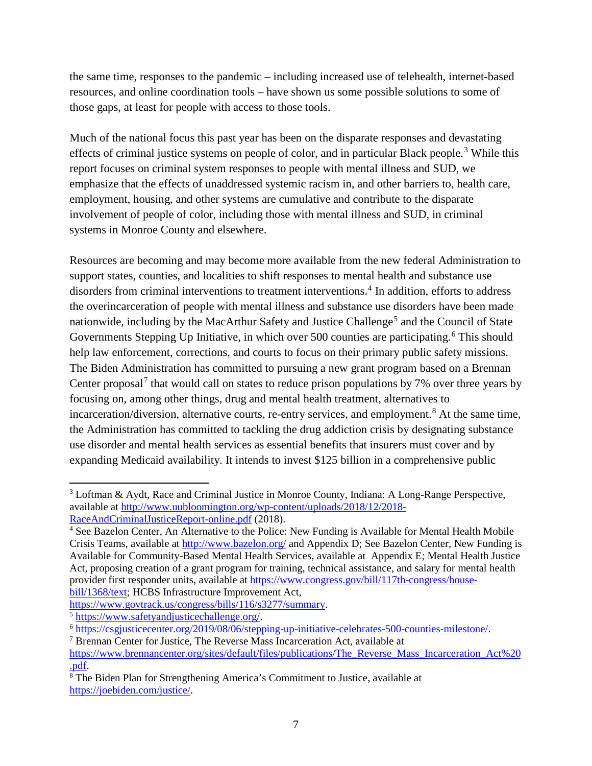the same time, responses to the pandemic – including increased use of telehealth, internet-based resources, and online coordination tools – have shown us some possible solutions to some of those gaps, at least for people with access to those tools.

Much of the national focus this past year has been on the disparate responses and devastating effects of criminal justice systems on people of color, and in particular Black people.[3] While this report focuses on criminal system responses to people with mental illness and SUD, we emphasize that the effects of unaddressed systemic racism in, and other barriers to, health care, employment, housing, and other systems are cumulative and contribute to the disparate involvement of people of color, including those with mental illness and SUD, in criminal systems in Monroe County and elsewhere.

Resources are becoming and may become more available from the new federal Administration to support states, counties, and localities to shift responses to mental health and substance use disorders from criminal interventions to treatment interventions.[4] In addition, efforts to address the overincarceration of people with mental illness and substance use disorders have been made nationwide, including by the MacArthur Safety and Justice Challenge[5] and the Council of State Governments Stepping Up Initiative, in which over 500 counties are participating.[6] This should help law enforcement, corrections, and courts to focus on their primary public safety missions. The Biden Administration has committed to pursuing a new grant program based on a Brennan Center proposal[7] that would call on states to reduce prison populations by 7% over three years by focusing on, among other things, drug and mental health treatment, alternatives to incarceration/diversion, alternative courts, re-entry services, and employment.[8] At the same time, the Administration has committed to tackling the drug addiction crisis by designating substance use disorder and mental health services as essential benefits that insurers must cover and by expanding Medicaid availability. It intends to invest $125 billion in a comprehensive public

---

[3] Loftman & Aydt, Race and Criminal Justice in Monroe County, Indiana: A Long-Range Perspective, available at http://www.uubloomington.org/wp-content/uploads/2018/12/2018-RaceAndCriminalJusticeReport-online.pdf (2018).

[4] See Bazelon Center, An Alternative to the Police: New Funding is Available for Mental Health Mobile Crisis Teams, available at http://www.bazelon.org/ and Appendix D; See Bazelon Center, New Funding is Available for Community-Based Mental Health Services, available at Appendix E; Mental Health Justice Act, proposing creation of a grant program for training, technical assistance, and salary for mental health provider first responder units, available at https://www.congress.gov/bill/117th-congress/house-bill/1368/text; HCBS Infrastructure Improvement Act, https://www.govtrack.us/congress/bills/116/s3277/summary.

[5] https://www.safetyandjusticechallenge.org/.

[6] https://csgjusticecenter.org/2019/08/06/stepping-up-initiative-celebrates-500-counties-milestone/.

[7] Brennan Center for Justice, The Reverse Mass Incarceration Act, available at https://www.brennancenter.org/sites/default/files/publications/The_Reverse_Mass_Incarceration_Act%20.pdf.

[8] The Biden Plan for Strengthening America's Commitment to Justice, available at https://joebiden.com/justice/.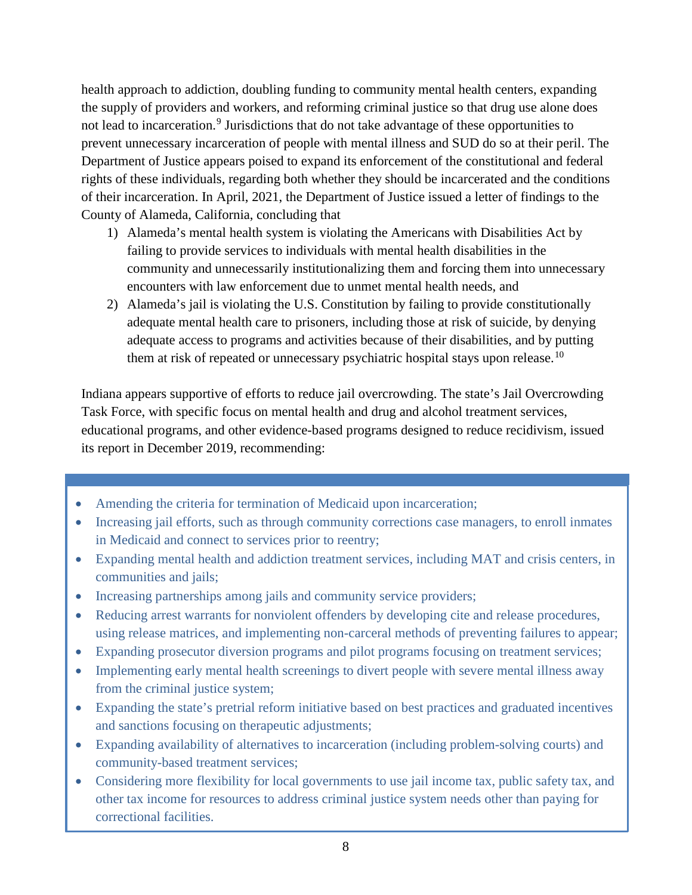health approach to addiction, doubling funding to community mental health centers, expanding the supply of providers and workers, and reforming criminal justice so that drug use alone does not lead to incarceration.[9] Jurisdictions that do not take advantage of these opportunities to prevent unnecessary incarceration of people with mental illness and SUD do so at their peril. The Department of Justice appears poised to expand its enforcement of the constitutional and federal rights of these individuals, regarding both whether they should be incarcerated and the conditions of their incarceration. In April, 2021, the Department of Justice issued a letter of findings to the County of Alameda, California, concluding that

1) Alameda's mental health system is violating the Americans with Disabilities Act by failing to provide services to individuals with mental health disabilities in the community and unnecessarily institutionalizing them and forcing them into unnecessary encounters with law enforcement due to unmet mental health needs, and
2) Alameda's jail is violating the U.S. Constitution by failing to provide constitutionally adequate mental health care to prisoners, including those at risk of suicide, by denying adequate access to programs and activities because of their disabilities, and by putting them at risk of repeated or unnecessary psychiatric hospital stays upon release.[10]

Indiana appears supportive of efforts to reduce jail overcrowding. The state's Jail Overcrowding Task Force, with specific focus on mental health and drug and alcohol treatment services, educational programs, and other evidence-based programs designed to reduce recidivism, issued its report in December 2019, recommending:

- Amending the criteria for termination of Medicaid upon incarceration;
- Increasing jail efforts, such as through community corrections case managers, to enroll inmates in Medicaid and connect to services prior to reentry;
- Expanding mental health and addiction treatment services, including MAT and crisis centers, in communities and jails;
- Increasing partnerships among jails and community service providers;
- Reducing arrest warrants for nonviolent offenders by developing cite and release procedures, using release matrices, and implementing non-carceral methods of preventing failures to appear;
- Expanding prosecutor diversion programs and pilot programs focusing on treatment services;
- Implementing early mental health screenings to divert people with severe mental illness away from the criminal justice system;
- Expanding the state's pretrial reform initiative based on best practices and graduated incentives and sanctions focusing on therapeutic adjustments;
- Expanding availability of alternatives to incarceration (including problem-solving courts) and community-based treatment services;
- Considering more flexibility for local governments to use jail income tax, public safety tax, and other tax income for resources to address criminal justice system needs other than paying for correctional facilities.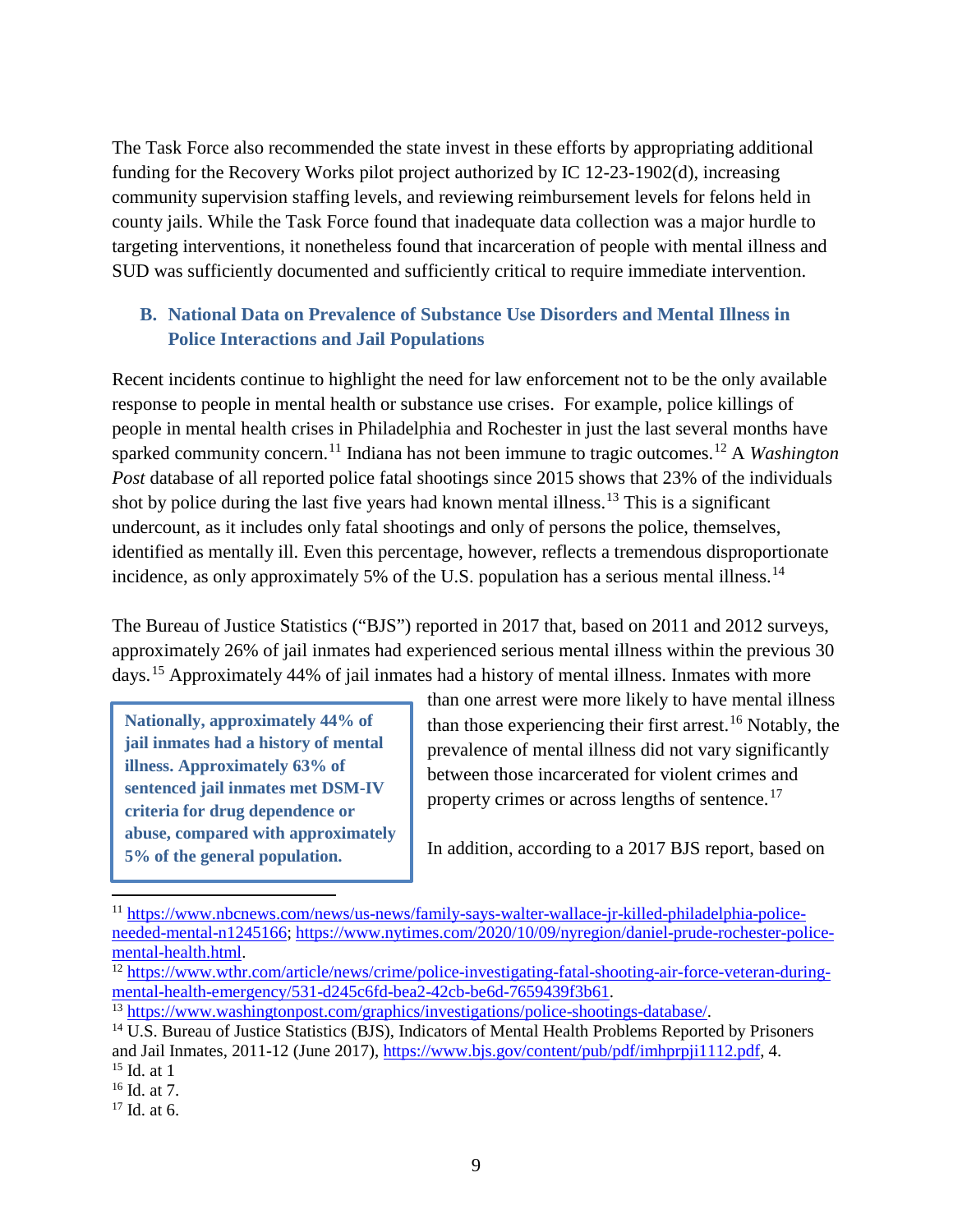The Task Force also recommended the state invest in these efforts by appropriating additional funding for the Recovery Works pilot project authorized by IC 12-23-1902(d), increasing community supervision staffing levels, and reviewing reimbursement levels for felons held in county jails. While the Task Force found that inadequate data collection was a major hurdle to targeting interventions, it nonetheless found that incarceration of people with mental illness and SUD was sufficiently documented and sufficiently critical to require immediate intervention.

### B. National Data on Prevalence of Substance Use Disorders and Mental Illness in Police Interactions and Jail Populations

Recent incidents continue to highlight the need for law enforcement not to be the only available response to people in mental health or substance use crises. For example, police killings of people in mental health crises in Philadelphia and Rochester in just the last several months have sparked community concern.[11] Indiana has not been immune to tragic outcomes.[12] A *Washington Post* database of all reported police fatal shootings since 2015 shows that 23% of the individuals shot by police during the last five years had known mental illness.[13] This is a significant undercount, as it includes only fatal shootings and only of persons the police, themselves, identified as mentally ill. Even this percentage, however, reflects a tremendous disproportionate incidence, as only approximately 5% of the U.S. population has a serious mental illness.[14]

The Bureau of Justice Statistics ("BJS") reported in 2017 that, based on 2011 and 2012 surveys, approximately 26% of jail inmates had experienced serious mental illness within the previous 30 days.[15] Approximately 44% of jail inmates had a history of mental illness. Inmates with more than one arrest were more likely to have mental illness than those experiencing their first arrest.[16] Notably, the prevalence of mental illness did not vary significantly between those incarcerated for violent crimes and property crimes or across lengths of sentence.[17]

**Nationally, approximately 44% of jail inmates had a history of mental illness. Approximately 63% of sentenced jail inmates met DSM-IV criteria for drug dependence or abuse, compared with approximately 5% of the general population.**

In addition, according to a 2017 BJS report, based on

---

[11] https://www.nbcnews.com/news/us-news/family-says-walter-wallace-jr-killed-philadelphia-police-needed-mental-n1245166; https://www.nytimes.com/2020/10/09/nyregion/daniel-prude-rochester-police-mental-health.html.

[12] https://www.wthr.com/article/news/crime/police-investigating-fatal-shooting-air-force-veteran-during-mental-health-emergency/531-d245c6fd-bea2-42cb-be6d-7659439f3b61.

[13] https://www.washingtonpost.com/graphics/investigations/police-shootings-database/.

[14] U.S. Bureau of Justice Statistics (BJS), Indicators of Mental Health Problems Reported by Prisoners and Jail Inmates, 2011-12 (June 2017), https://www.bjs.gov/content/pub/pdf/imhprpji1112.pdf, 4.

[15] Id. at 1

[16] Id. at 7.

[17] Id. at 6.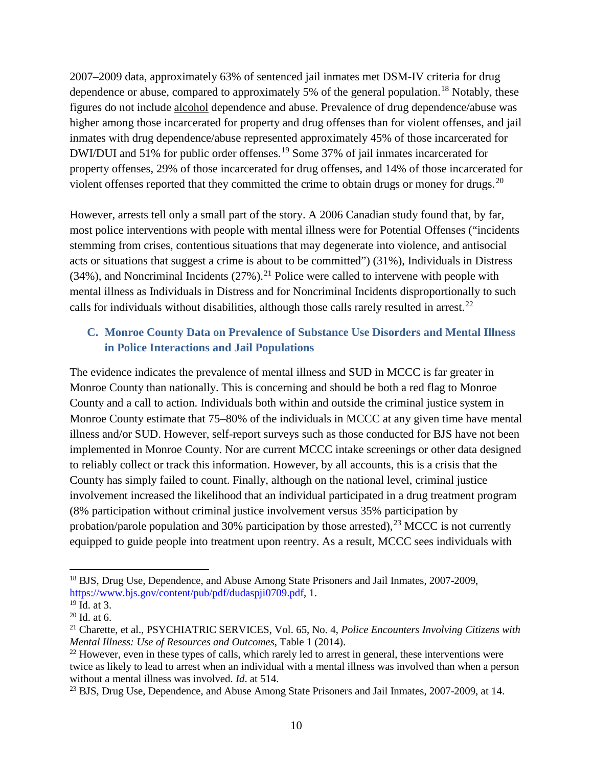2007–2009 data, approximately 63% of sentenced jail inmates met DSM-IV criteria for drug dependence or abuse, compared to approximately 5% of the general population.[18] Notably, these figures do not include alcohol dependence and abuse. Prevalence of drug dependence/abuse was higher among those incarcerated for property and drug offenses than for violent offenses, and jail inmates with drug dependence/abuse represented approximately 45% of those incarcerated for DWI/DUI and 51% for public order offenses.[19] Some 37% of jail inmates incarcerated for property offenses, 29% of those incarcerated for drug offenses, and 14% of those incarcerated for violent offenses reported that they committed the crime to obtain drugs or money for drugs.[20]

However, arrests tell only a small part of the story. A 2006 Canadian study found that, by far, most police interventions with people with mental illness were for Potential Offenses ("incidents stemming from crises, contentious situations that may degenerate into violence, and antisocial acts or situations that suggest a crime is about to be committed") (31%), Individuals in Distress (34%), and Noncriminal Incidents (27%).[21] Police were called to intervene with people with mental illness as Individuals in Distress and for Noncriminal Incidents disproportionally to such calls for individuals without disabilities, although those calls rarely resulted in arrest.[22]

### C. Monroe County Data on Prevalence of Substance Use Disorders and Mental Illness in Police Interactions and Jail Populations

The evidence indicates the prevalence of mental illness and SUD in MCCC is far greater in Monroe County than nationally. This is concerning and should be both a red flag to Monroe County and a call to action. Individuals both within and outside the criminal justice system in Monroe County estimate that 75–80% of the individuals in MCCC at any given time have mental illness and/or SUD. However, self-report surveys such as those conducted for BJS have not been implemented in Monroe County. Nor are current MCCC intake screenings or other data designed to reliably collect or track this information. However, by all accounts, this is a crisis that the County has simply failed to count. Finally, although on the national level, criminal justice involvement increased the likelihood that an individual participated in a drug treatment program (8% participation without criminal justice involvement versus 35% participation by probation/parole population and 30% participation by those arrested),[23] MCCC is not currently equipped to guide people into treatment upon reentry. As a result, MCCC sees individuals with

---

[18] BJS, Drug Use, Dependence, and Abuse Among State Prisoners and Jail Inmates, 2007-2009, https://www.bjs.gov/content/pub/pdf/dudaspji0709.pdf, 1.

[19] Id. at 3.

[20] Id. at 6.

[21] Charette, et al., PSYCHIATRIC SERVICES, Vol. 65, No. 4, *Police Encounters Involving Citizens with Mental Illness: Use of Resources and Outcomes*, Table 1 (2014).

[22] However, even in these types of calls, which rarely led to arrest in general, these interventions were twice as likely to lead to arrest when an individual with a mental illness was involved than when a person without a mental illness was involved. *Id*. at 514.

[23] BJS, Drug Use, Dependence, and Abuse Among State Prisoners and Jail Inmates, 2007-2009, at 14.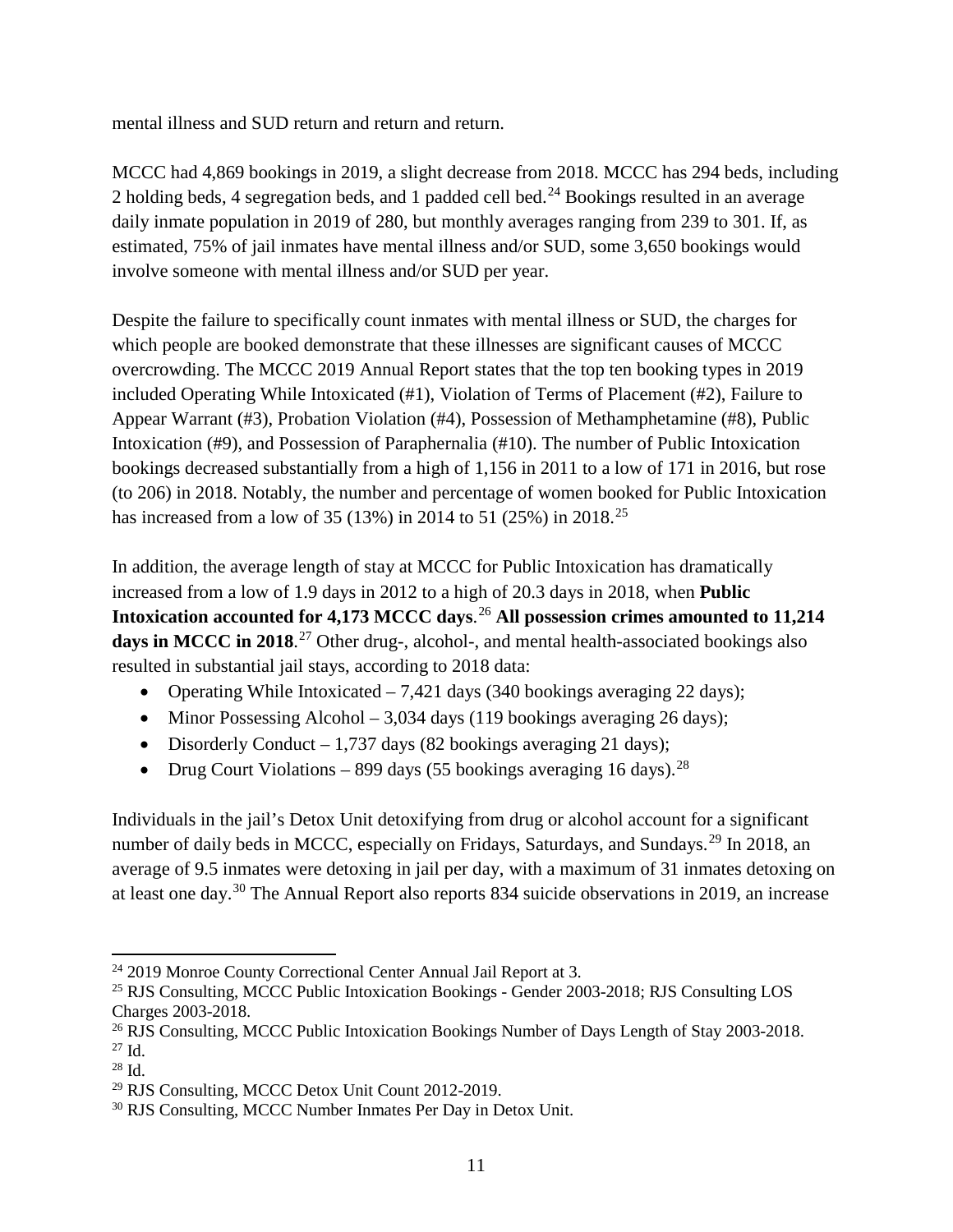mental illness and SUD return and return and return.

MCCC had 4,869 bookings in 2019, a slight decrease from 2018. MCCC has 294 beds, including 2 holding beds, 4 segregation beds, and 1 padded cell bed.[24] Bookings resulted in an average daily inmate population in 2019 of 280, but monthly averages ranging from 239 to 301. If, as estimated, 75% of jail inmates have mental illness and/or SUD, some 3,650 bookings would involve someone with mental illness and/or SUD per year.

Despite the failure to specifically count inmates with mental illness or SUD, the charges for which people are booked demonstrate that these illnesses are significant causes of MCCC overcrowding. The MCCC 2019 Annual Report states that the top ten booking types in 2019 included Operating While Intoxicated (#1), Violation of Terms of Placement (#2), Failure to Appear Warrant (#3), Probation Violation (#4), Possession of Methamphetamine (#8), Public Intoxication (#9), and Possession of Paraphernalia (#10). The number of Public Intoxication bookings decreased substantially from a high of 1,156 in 2011 to a low of 171 in 2016, but rose (to 206) in 2018. Notably, the number and percentage of women booked for Public Intoxication has increased from a low of 35 (13%) in 2014 to 51 (25%) in 2018.[25]

In addition, the average length of stay at MCCC for Public Intoxication has dramatically increased from a low of 1.9 days in 2012 to a high of 20.3 days in 2018, when **Public Intoxication accounted for 4,173 MCCC days**.[26] **All possession crimes amounted to 11,214 days in MCCC in 2018**.[27] Other drug-, alcohol-, and mental health-associated bookings also resulted in substantial jail stays, according to 2018 data:

- Operating While Intoxicated – 7,421 days (340 bookings averaging 22 days);
- Minor Possessing Alcohol – 3,034 days (119 bookings averaging 26 days);
- Disorderly Conduct – 1,737 days (82 bookings averaging 21 days);
- Drug Court Violations – 899 days (55 bookings averaging 16 days).[28]

Individuals in the jail's Detox Unit detoxifying from drug or alcohol account for a significant number of daily beds in MCCC, especially on Fridays, Saturdays, and Sundays.[29] In 2018, an average of 9.5 inmates were detoxing in jail per day, with a maximum of 31 inmates detoxing on at least one day.[30] The Annual Report also reports 834 suicide observations in 2019, an increase

---

[24] 2019 Monroe County Correctional Center Annual Jail Report at 3.

[25] RJS Consulting, MCCC Public Intoxication Bookings - Gender 2003-2018; RJS Consulting LOS Charges 2003-2018.

[26] RJS Consulting, MCCC Public Intoxication Bookings Number of Days Length of Stay 2003-2018.

[27] Id.

[28] Id.

[29] RJS Consulting, MCCC Detox Unit Count 2012-2019.

[30] RJS Consulting, MCCC Number Inmates Per Day in Detox Unit.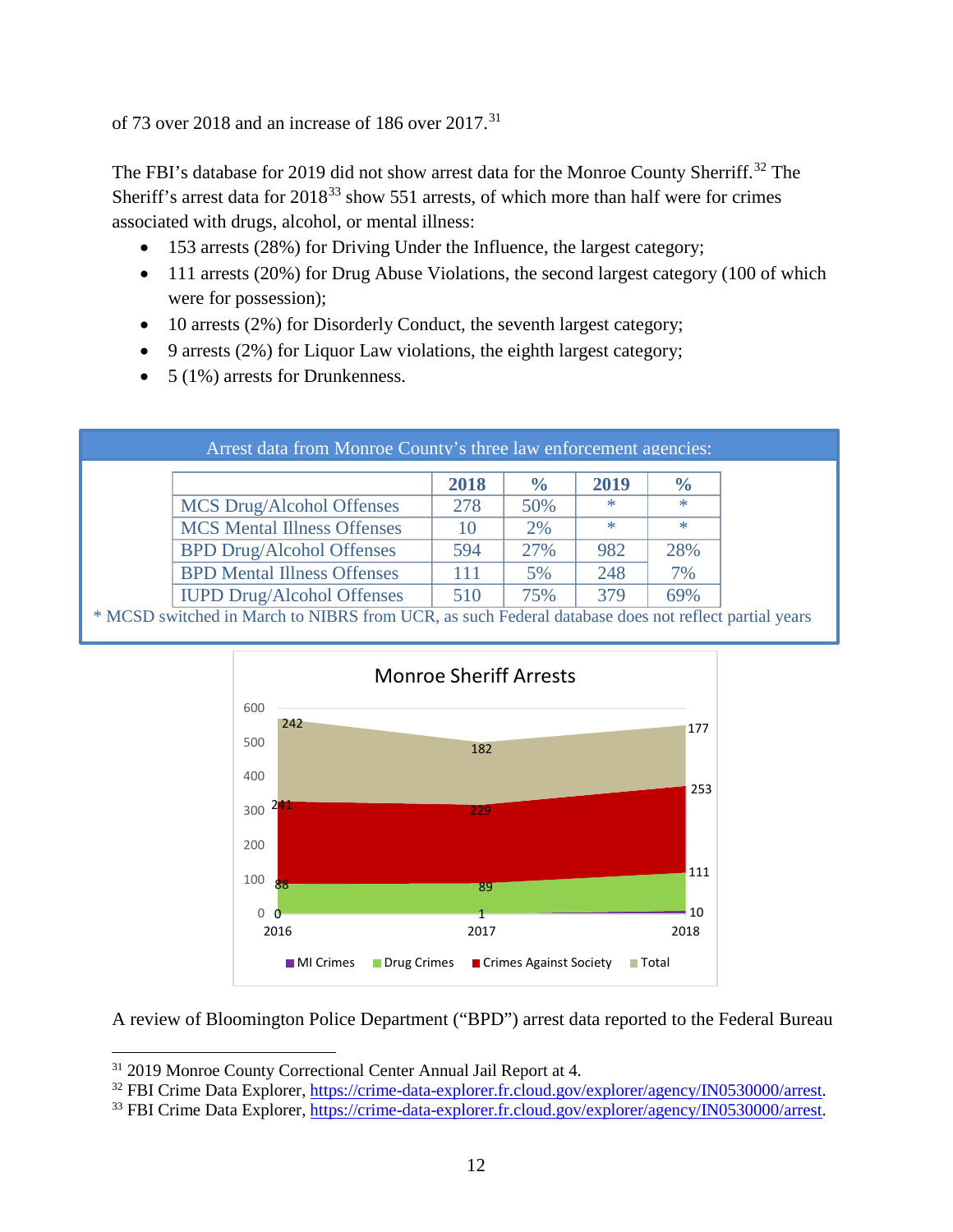of 73 over 2018 and an increase of 186 over 2017.[31]

The FBI's database for 2019 did not show arrest data for the Monroe County Sheriff.[32] The Sheriff's arrest data for 2018[33] show 551 arrests, of which more than half were for crimes associated with drugs, alcohol, or mental illness:

- 153 arrests (28%) for Driving Under the Influence, the largest category;
- 111 arrests (20%) for Drug Abuse Violations, the second largest category (100 of which were for possession);
- 10 arrests (2%) for Disorderly Conduct, the seventh largest category;
- 9 arrests (2%) for Liquor Law violations, the eighth largest category;
- 5 (1%) arrests for Drunkenness.

Arrest data from Monroe County's three law enforcement agencies:

| | 2018 | % | 2019 | % |
|---|---|---|---|---|
| MCS Drug/Alcohol Offenses | 278 | 50% | * | * |
| MCS Mental Illness Offenses | 10 | 2% | * | * |
| BPD Drug/Alcohol Offenses | 594 | 27% | 982 | 28% |
| BPD Mental Illness Offenses | 111 | 5% | 248 | 7% |
| IUPD Drug/Alcohol Offenses | 510 | 75% | 379 | 69% |

* MCSD switched in March to NIBRS from UCR, as such Federal database does not reflect partial years

Monroe Sheriff Arrests

| | 2016 | 2017 | 2018 |
|---|---|---|---|
| MI Crimes | 0 | 1 | 10 |
| Drug Crimes | 88 | 89 | 111 |
| Crimes Against Society | 241 | 229 | 253 |
| Total | 242 | 182 | 177 |

A review of Bloomington Police Department ("BPD") arrest data reported to the Federal Bureau

[31] 2019 Monroe County Correctional Center Annual Jail Report at 4.

[32] FBI Crime Data Explorer, https://crime-data-explorer.fr.cloud.gov/explorer/agency/IN0530000/arrest.

[33] FBI Crime Data Explorer, https://crime-data-explorer.fr.cloud.gov/explorer/agency/IN0530000/arrest.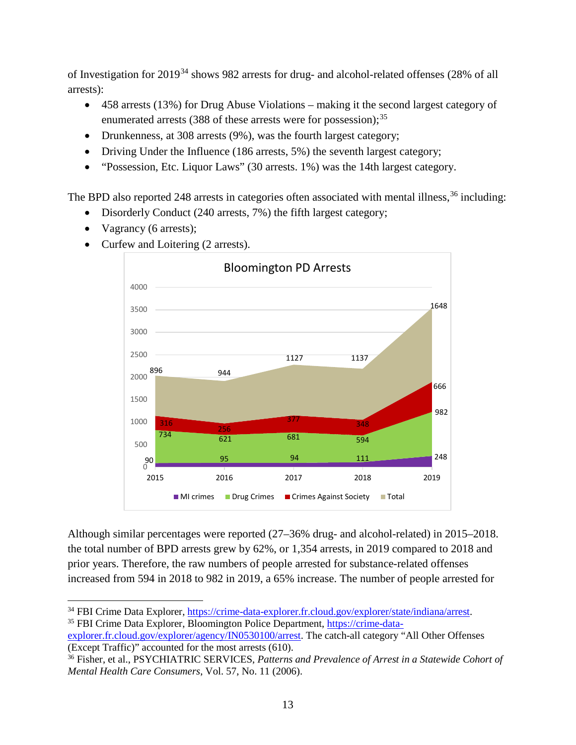of Investigation for 2019[34] shows 982 arrests for drug- and alcohol-related offenses (28% of all arrests):

- 458 arrests (13%) for Drug Abuse Violations – making it the second largest category of enumerated arrests (388 of these arrests were for possession);[35]
- Drunkenness, at 308 arrests (9%), was the fourth largest category;
- Driving Under the Influence (186 arrests, 5%) the seventh largest category;
- "Possession, Etc. Liquor Laws" (30 arrests. 1%) was the 14th largest category.

The BPD also reported 248 arrests in categories often associated with mental illness,[36] including:

- Disorderly Conduct (240 arrests, 7%) the fifth largest category;
- Vagrancy (6 arrests);
- Curfew and Loitering (2 arrests).

**Bloomington PD Arrests**

| Year | MI crimes | Drug Crimes | Crimes Against Society | Total |
|---|---|---|---|---|
| 2015 | 90 | 734 | 316 | 896 |
| 2016 | 95 | 621 | 256 | 944 |
| 2017 | 94 | 681 | 377 | 1127 |
| 2018 | 111 | 594 | 348 | 1137 |
| 2019 | 248 | 982 | 666 | 1648 |

Although similar percentages were reported (27–36% drug- and alcohol-related) in 2015–2018. the total number of BPD arrests grew by 62%, or 1,354 arrests, in 2019 compared to 2018 and prior years. Therefore, the raw numbers of people arrested for substance-related offenses increased from 594 in 2018 to 982 in 2019, a 65% increase. The number of people arrested for

---

[34] FBI Crime Data Explorer, https://crime-data-explorer.fr.cloud.gov/explorer/state/indiana/arrest.

[35] FBI Crime Data Explorer, Bloomington Police Department, https://crime-data-explorer.fr.cloud.gov/explorer/agency/IN0530100/arrest. The catch-all category "All Other Offenses (Except Traffic)" accounted for the most arrests (610).

[36] Fisher, et al., PSYCHIATRIC SERVICES, *Patterns and Prevalence of Arrest in a Statewide Cohort of Mental Health Care Consumers*, Vol. 57, No. 11 (2006).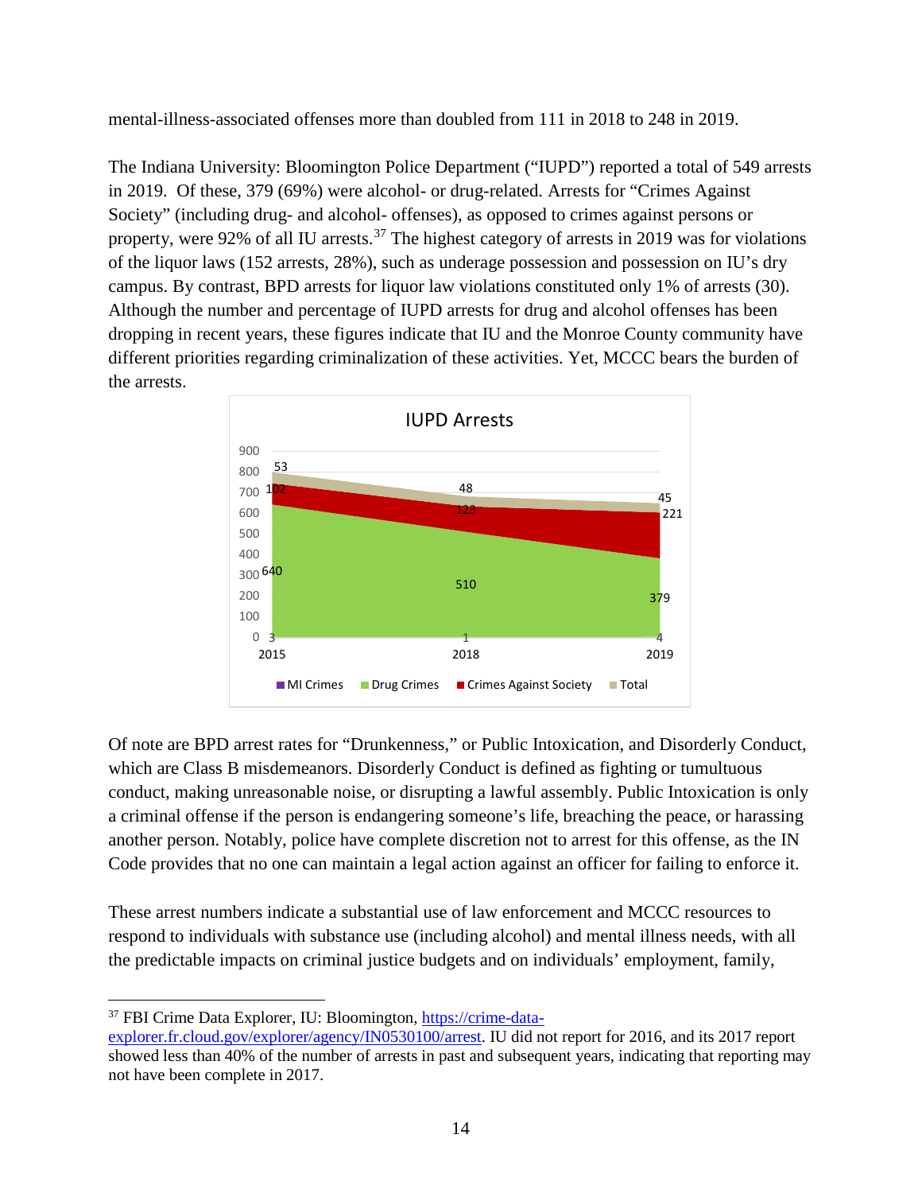mental-illness-associated offenses more than doubled from 111 in 2018 to 248 in 2019.

The Indiana University: Bloomington Police Department ("IUPD") reported a total of 549 arrests in 2019. Of these, 379 (69%) were alcohol- or drug-related. Arrests for "Crimes Against Society" (including drug- and alcohol- offenses), as opposed to crimes against persons or property, were 92% of all IU arrests.[37] The highest category of arrests in 2019 was for violations of the liquor laws (152 arrests, 28%), such as underage possession and possession on IU's dry campus. By contrast, BPD arrests for liquor law violations constituted only 1% of arrests (30). Although the number and percentage of IUPD arrests for drug and alcohol offenses has been dropping in recent years, these figures indicate that IU and the Monroe County community have different priorities regarding criminalization of these activities. Yet, MCCC bears the burden of the arrests.

**IUPD Arrests**

| | 2015 | 2018 | 2019 |
|---|---|---|---|
| MI Crimes | 3 | 1 | 4 |
| Drug Crimes | 640 | 510 | 379 |
| Crimes Against Society | 102 | 123 | 221 |
| Total | 53 | 48 | 45 |

Of note are BPD arrest rates for "Drunkenness," or Public Intoxication, and Disorderly Conduct, which are Class B misdemeanors. Disorderly Conduct is defined as fighting or tumultuous conduct, making unreasonable noise, or disrupting a lawful assembly. Public Intoxication is only a criminal offense if the person is endangering someone's life, breaching the peace, or harassing another person. Notably, police have complete discretion not to arrest for this offense, as the IN Code provides that no one can maintain a legal action against an officer for failing to enforce it.

These arrest numbers indicate a substantial use of law enforcement and MCCC resources to respond to individuals with substance use (including alcohol) and mental illness needs, with all the predictable impacts on criminal justice budgets and on individuals' employment, family,

---

[37] FBI Crime Data Explorer, IU: Bloomington, https://crime-data-explorer.fr.cloud.gov/explorer/agency/IN0530100/arrest. IU did not report for 2016, and its 2017 report showed less than 40% of the number of arrests in past and subsequent years, indicating that reporting may not have been complete in 2017.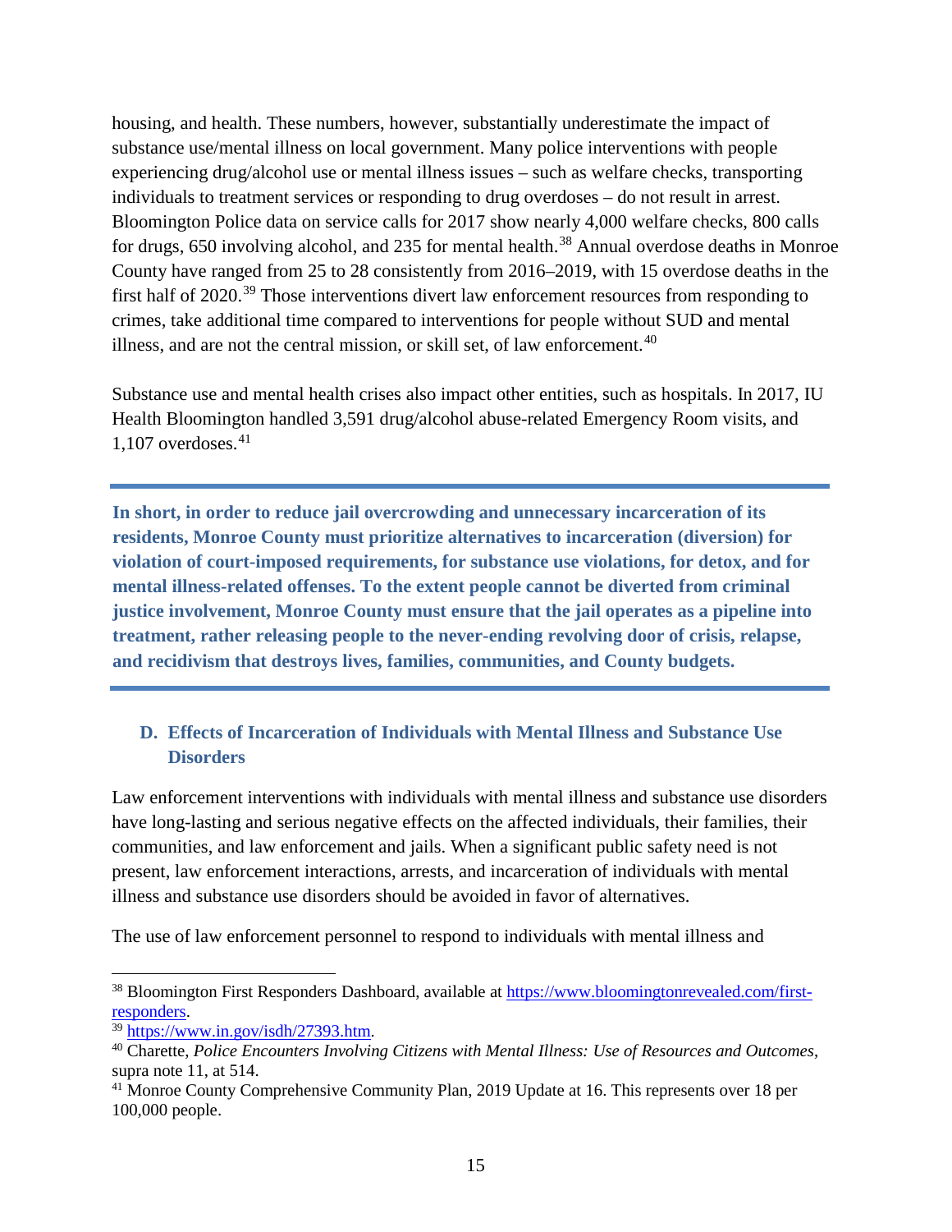housing, and health. These numbers, however, substantially underestimate the impact of substance use/mental illness on local government. Many police interventions with people experiencing drug/alcohol use or mental illness issues – such as welfare checks, transporting individuals to treatment services or responding to drug overdoses – do not result in arrest. Bloomington Police data on service calls for 2017 show nearly 4,000 welfare checks, 800 calls for drugs, 650 involving alcohol, and 235 for mental health.[38] Annual overdose deaths in Monroe County have ranged from 25 to 28 consistently from 2016–2019, with 15 overdose deaths in the first half of 2020.[39] Those interventions divert law enforcement resources from responding to crimes, take additional time compared to interventions for people without SUD and mental illness, and are not the central mission, or skill set, of law enforcement.[40]

Substance use and mental health crises also impact other entities, such as hospitals. In 2017, IU Health Bloomington handled 3,591 drug/alcohol abuse-related Emergency Room visits, and 1,107 overdoses.[41]

---

**In short, in order to reduce jail overcrowding and unnecessary incarceration of its residents, Monroe County must prioritize alternatives to incarceration (diversion) for violation of court-imposed requirements, for substance use violations, for detox, and for mental illness-related offenses. To the extent people cannot be diverted from criminal justice involvement, Monroe County must ensure that the jail operates as a pipeline into treatment, rather releasing people to the never-ending revolving door of crisis, relapse, and recidivism that destroys lives, families, communities, and County budgets.**

---

### D. Effects of Incarceration of Individuals with Mental Illness and Substance Use Disorders

Law enforcement interventions with individuals with mental illness and substance use disorders have long-lasting and serious negative effects on the affected individuals, their families, their communities, and law enforcement and jails. When a significant public safety need is not present, law enforcement interactions, arrests, and incarceration of individuals with mental illness and substance use disorders should be avoided in favor of alternatives.

The use of law enforcement personnel to respond to individuals with mental illness and

---

[38] Bloomington First Responders Dashboard, available at https://www.bloomingtonrevealed.com/first-responders.

[39] https://www.in.gov/isdh/27393.htm.

[40] Charette, *Police Encounters Involving Citizens with Mental Illness: Use of Resources and Outcomes*, supra note 11, at 514.

[41] Monroe County Comprehensive Community Plan, 2019 Update at 16. This represents over 18 per 100,000 people.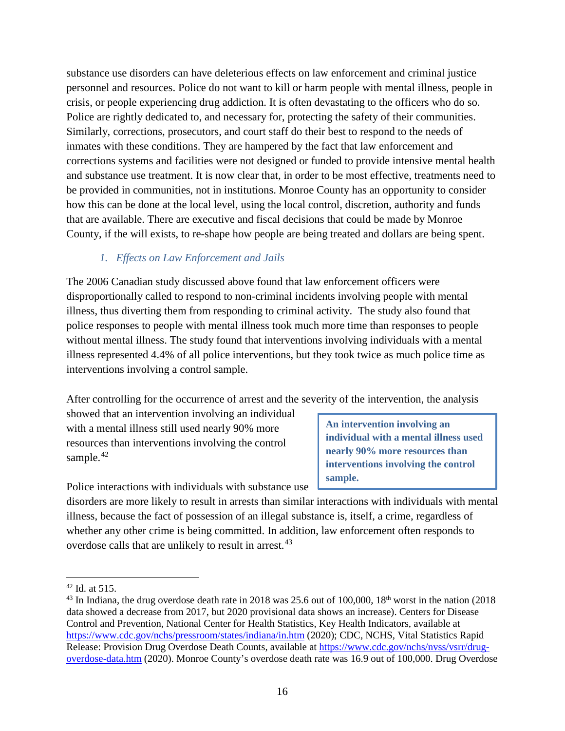substance use disorders can have deleterious effects on law enforcement and criminal justice personnel and resources. Police do not want to kill or harm people with mental illness, people in crisis, or people experiencing drug addiction. It is often devastating to the officers who do so. Police are rightly dedicated to, and necessary for, protecting the safety of their communities. Similarly, corrections, prosecutors, and court staff do their best to respond to the needs of inmates with these conditions. They are hampered by the fact that law enforcement and corrections systems and facilities were not designed or funded to provide intensive mental health and substance use treatment. It is now clear that, in order to be most effective, treatments need to be provided in communities, not in institutions. Monroe County has an opportunity to consider how this can be done at the local level, using the local control, discretion, authority and funds that are available. There are executive and fiscal decisions that could be made by Monroe County, if the will exists, to re-shape how people are being treated and dollars are being spent.

### *1. Effects on Law Enforcement and Jails*

The 2006 Canadian study discussed above found that law enforcement officers were disproportionally called to respond to non-criminal incidents involving people with mental illness, thus diverting them from responding to criminal activity. The study also found that police responses to people with mental illness took much more time than responses to people without mental illness. The study found that interventions involving individuals with a mental illness represented 4.4% of all police interventions, but they took twice as much police time as interventions involving a control sample.

After controlling for the occurrence of arrest and the severity of the intervention, the analysis showed that an intervention involving an individual with a mental illness still used nearly 90% more resources than interventions involving the control sample.[42]

> **An intervention involving an individual with a mental illness used nearly 90% more resources than interventions involving the control sample.**

Police interactions with individuals with substance use disorders are more likely to result in arrests than similar interactions with individuals with mental illness, because the fact of possession of an illegal substance is, itself, a crime, regardless of whether any other crime is being committed. In addition, law enforcement often responds to overdose calls that are unlikely to result in arrest.[43]

---

[42] Id. at 515.

[43] In Indiana, the drug overdose death rate in 2018 was 25.6 out of 100,000, 18th worst in the nation (2018 data showed a decrease from 2017, but 2020 provisional data shows an increase). Centers for Disease Control and Prevention, National Center for Health Statistics, Key Health Indicators, available at https://www.cdc.gov/nchs/pressroom/states/indiana/in.htm (2020); CDC, NCHS, Vital Statistics Rapid Release: Provision Drug Overdose Death Counts, available at https://www.cdc.gov/nchs/nvss/vsrr/drug-overdose-data.htm (2020). Monroe County's overdose death rate was 16.9 out of 100,000. Drug Overdose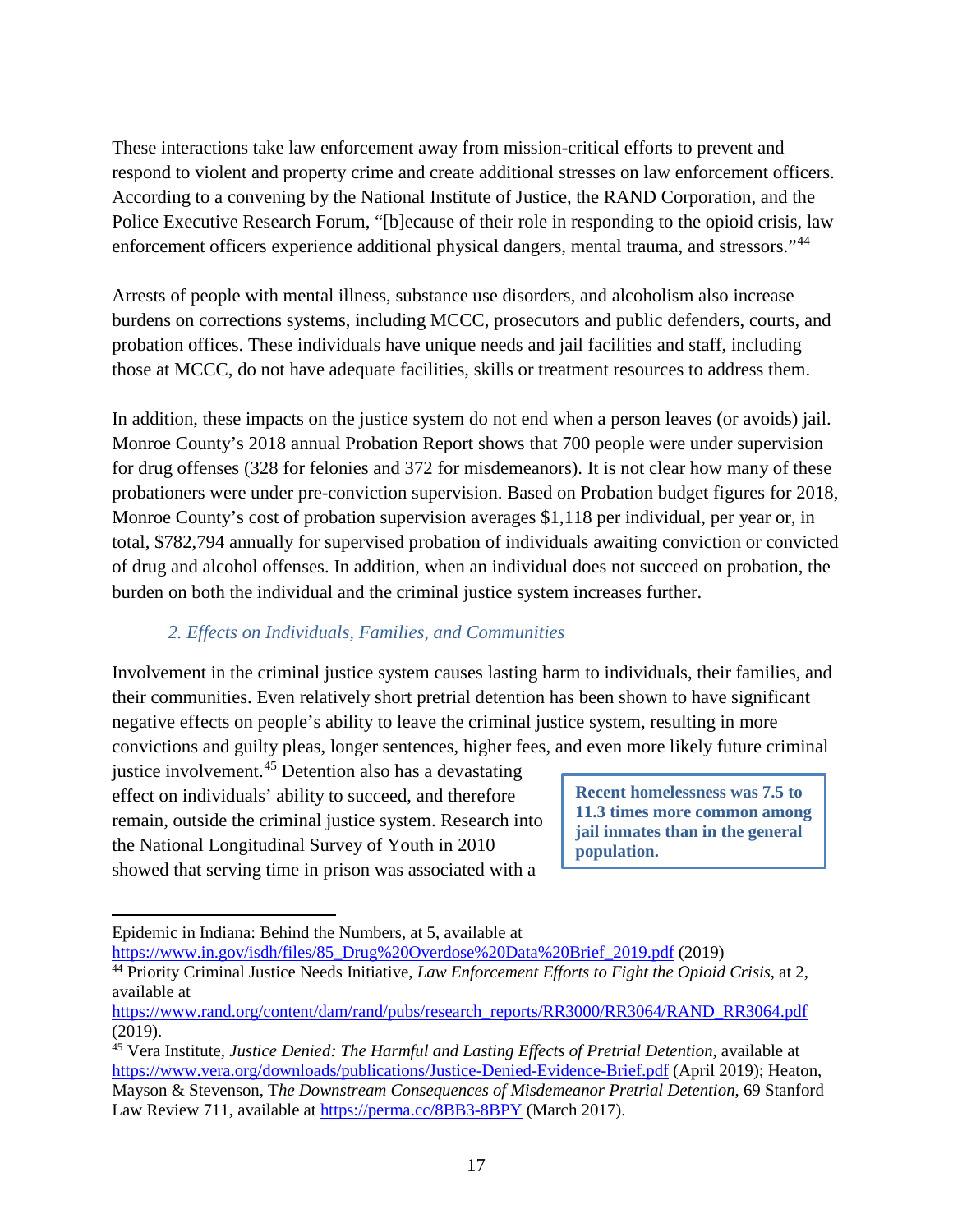These interactions take law enforcement away from mission-critical efforts to prevent and respond to violent and property crime and create additional stresses on law enforcement officers. According to a convening by the National Institute of Justice, the RAND Corporation, and the Police Executive Research Forum, "[b]ecause of their role in responding to the opioid crisis, law enforcement officers experience additional physical dangers, mental trauma, and stressors."[44]

Arrests of people with mental illness, substance use disorders, and alcoholism also increase burdens on corrections systems, including MCCC, prosecutors and public defenders, courts, and probation offices. These individuals have unique needs and jail facilities and staff, including those at MCCC, do not have adequate facilities, skills or treatment resources to address them.

In addition, these impacts on the justice system do not end when a person leaves (or avoids) jail. Monroe County's 2018 annual Probation Report shows that 700 people were under supervision for drug offenses (328 for felonies and 372 for misdemeanors). It is not clear how many of these probationers were under pre-conviction supervision. Based on Probation budget figures for 2018, Monroe County's cost of probation supervision averages $1,118 per individual, per year or, in total, $782,794 annually for supervised probation of individuals awaiting conviction or convicted of drug and alcohol offenses. In addition, when an individual does not succeed on probation, the burden on both the individual and the criminal justice system increases further.

### *2. Effects on Individuals, Families, and Communities*

Involvement in the criminal justice system causes lasting harm to individuals, their families, and their communities. Even relatively short pretrial detention has been shown to have significant negative effects on people's ability to leave the criminal justice system, resulting in more convictions and guilty pleas, longer sentences, higher fees, and even more likely future criminal justice involvement.[45] Detention also has a devastating effect on individuals' ability to succeed, and therefore remain, outside the criminal justice system. Research into the National Longitudinal Survey of Youth in 2010 showed that serving time in prison was associated with a

> **Recent homelessness was 7.5 to 11.3 times more common among jail inmates than in the general population.**

---

Epidemic in Indiana: Behind the Numbers, at 5, available at https://www.in.gov/isdh/files/85_Drug%20Overdose%20Data%20Brief_2019.pdf (2019)

[44] Priority Criminal Justice Needs Initiative, *Law Enforcement Efforts to Fight the Opioid Crisis*, at 2, available at https://www.rand.org/content/dam/rand/pubs/research_reports/RR3000/RR3064/RAND_RR3064.pdf (2019).

[45] Vera Institute, *Justice Denied: The Harmful and Lasting Effects of Pretrial Detention*, available at https://www.vera.org/downloads/publications/Justice-Denied-Evidence-Brief.pdf (April 2019); Heaton, Mayson & Stevenson, T*he Downstream Consequences of Misdemeanor Pretrial Detention*, 69 Stanford Law Review 711, available at https://perma.cc/8BB3-8BPY (March 2017).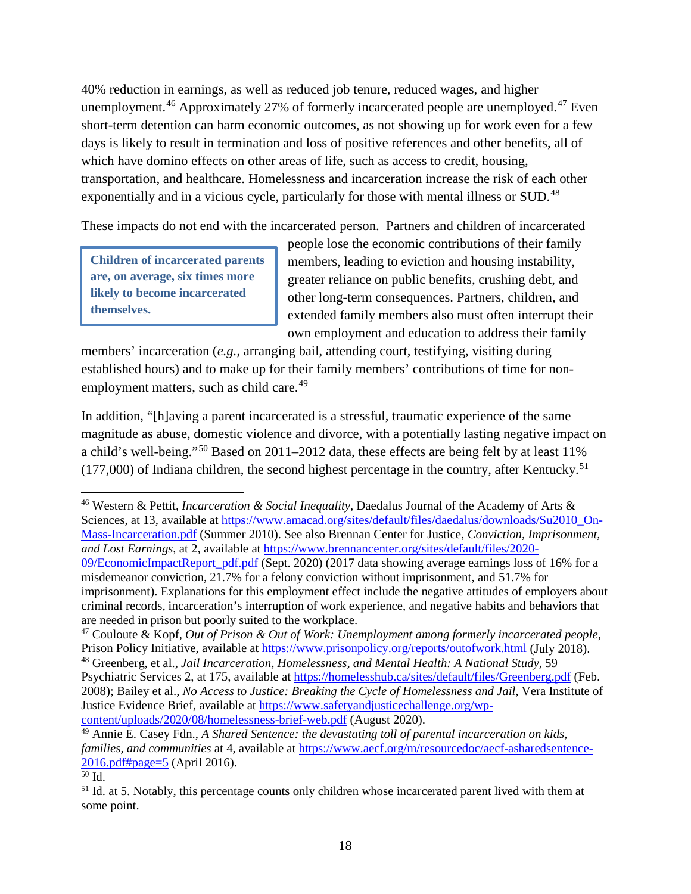40% reduction in earnings, as well as reduced job tenure, reduced wages, and higher unemployment.[46] Approximately 27% of formerly incarcerated people are unemployed.[47] Even short-term detention can harm economic outcomes, as not showing up for work even for a few days is likely to result in termination and loss of positive references and other benefits, all of which have domino effects on other areas of life, such as access to credit, housing, transportation, and healthcare. Homelessness and incarceration increase the risk of each other exponentially and in a vicious cycle, particularly for those with mental illness or SUD.[48]

These impacts do not end with the incarcerated person. Partners and children of incarcerated people lose the economic contributions of their family members, leading to eviction and housing instability, greater reliance on public benefits, crushing debt, and other long-term consequences. Partners, children, and extended family members also must often interrupt their own employment and education to address their family members' incarceration (*e.g.*, arranging bail, attending court, testifying, visiting during established hours) and to make up for their family members' contributions of time for non-employment matters, such as child care.[49]

> **Children of incarcerated parents are, on average, six times more likely to become incarcerated themselves.**

In addition, "[h]aving a parent incarcerated is a stressful, traumatic experience of the same magnitude as abuse, domestic violence and divorce, with a potentially lasting negative impact on a child's well-being."[50] Based on 2011–2012 data, these effects are being felt by at least 11% (177,000) of Indiana children, the second highest percentage in the country, after Kentucky.[51]

---

[46] Western & Pettit, *Incarceration & Social Inequality*, Daedalus Journal of the Academy of Arts & Sciences, at 13, available at https://www.amacad.org/sites/default/files/daedalus/downloads/Su2010_On-Mass-Incarceration.pdf (Summer 2010). See also Brennan Center for Justice, *Conviction, Imprisonment, and Lost Earnings*, at 2, available at https://www.brennancenter.org/sites/default/files/2020-09/EconomicImpactReport_pdf.pdf (Sept. 2020) (2017 data showing average earnings loss of 16% for a misdemeanor conviction, 21.7% for a felony conviction without imprisonment, and 51.7% for imprisonment). Explanations for this employment effect include the negative attitudes of employers about criminal records, incarceration's interruption of work experience, and negative habits and behaviors that are needed in prison but poorly suited to the workplace.

[47] Couloute & Kopf, *Out of Prison & Out of Work: Unemployment among formerly incarcerated people*, Prison Policy Initiative, available at https://www.prisonpolicy.org/reports/outofwork.html (July 2018).

[48] Greenberg, et al., *Jail Incarceration, Homelessness, and Mental Health: A National Study*, 59 Psychiatric Services 2, at 175, available at https://homelesshub.ca/sites/default/files/Greenberg.pdf (Feb. 2008); Bailey et al., *No Access to Justice: Breaking the Cycle of Homelessness and Jail*, Vera Institute of Justice Evidence Brief, available at https://www.safetyandjusticechallenge.org/wp-content/uploads/2020/08/homelessness-brief-web.pdf (August 2020).

[49] Annie E. Casey Fdn., *A Shared Sentence: the devastating toll of parental incarceration on kids, families, and communities* at 4, available at https://www.aecf.org/m/resourcedoc/aecf-asharedsentence-2016.pdf#page=5 (April 2016).

[50] Id.

[51] Id. at 5. Notably, this percentage counts only children whose incarcerated parent lived with them at some point.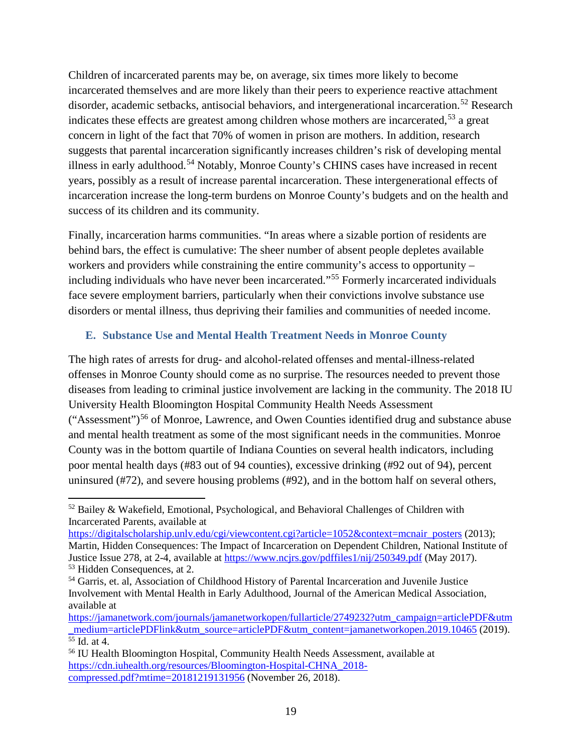Children of incarcerated parents may be, on average, six times more likely to become incarcerated themselves and are more likely than their peers to experience reactive attachment disorder, academic setbacks, antisocial behaviors, and intergenerational incarceration.[52] Research indicates these effects are greatest among children whose mothers are incarcerated,[53] a great concern in light of the fact that 70% of women in prison are mothers. In addition, research suggests that parental incarceration significantly increases children's risk of developing mental illness in early adulthood.[54] Notably, Monroe County's CHINS cases have increased in recent years, possibly as a result of increase parental incarceration. These intergenerational effects of incarceration increase the long-term burdens on Monroe County's budgets and on the health and success of its children and its community.

Finally, incarceration harms communities. "In areas where a sizable portion of residents are behind bars, the effect is cumulative: The sheer number of absent people depletes available workers and providers while constraining the entire community's access to opportunity – including individuals who have never been incarcerated."[55] Formerly incarcerated individuals face severe employment barriers, particularly when their convictions involve substance use disorders or mental illness, thus depriving their families and communities of needed income.

### E. Substance Use and Mental Health Treatment Needs in Monroe County

The high rates of arrests for drug- and alcohol-related offenses and mental-illness-related offenses in Monroe County should come as no surprise. The resources needed to prevent those diseases from leading to criminal justice involvement are lacking in the community. The 2018 IU University Health Bloomington Hospital Community Health Needs Assessment ("Assessment")[56] of Monroe, Lawrence, and Owen Counties identified drug and substance abuse and mental health treatment as some of the most significant needs in the communities. Monroe County was in the bottom quartile of Indiana Counties on several health indicators, including poor mental health days (#83 out of 94 counties), excessive drinking (#92 out of 94), percent uninsured (#72), and severe housing problems (#92), and in the bottom half on several others,

---

[52] Bailey & Wakefield, Emotional, Psychological, and Behavioral Challenges of Children with Incarcerated Parents, available at https://digitalscholarship.unlv.edu/cgi/viewcontent.cgi?article=1052&context=mcnair_posters (2013); Martin, Hidden Consequences: The Impact of Incarceration on Dependent Children, National Institute of Justice Issue 278, at 2-4, available at https://www.ncjrs.gov/pdffiles1/nij/250349.pdf (May 2017).

[53] Hidden Consequences, at 2.

[54] Garris, et. al, Association of Childhood History of Parental Incarceration and Juvenile Justice Involvement with Mental Health in Early Adulthood, Journal of the American Medical Association, available at https://jamanetwork.com/journals/jamanetworkopen/fullarticle/2749232?utm_campaign=articlePDF&utm_medium=articlePDFlink&utm_source=articlePDF&utm_content=jamanetworkopen.2019.10465 (2019).

[55] Id. at 4.

[56] IU Health Bloomington Hospital, Community Health Needs Assessment, available at https://cdn.iuhealth.org/resources/Bloomington-Hospital-CHNA_2018-compressed.pdf?mtime=20181219131956 (November 26, 2018).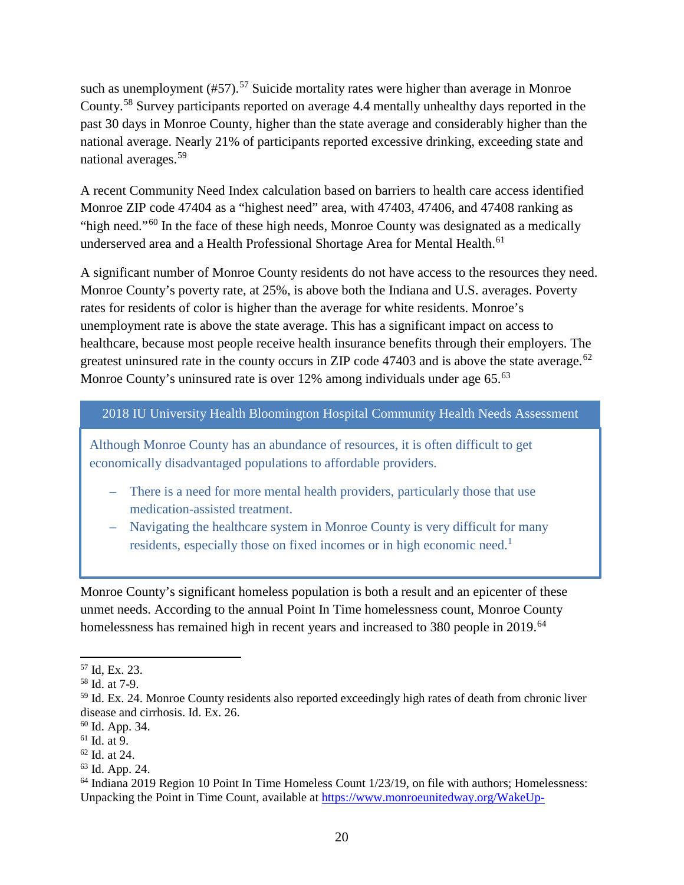such as unemployment (#57).[57] Suicide mortality rates were higher than average in Monroe County.[58] Survey participants reported on average 4.4 mentally unhealthy days reported in the past 30 days in Monroe County, higher than the state average and considerably higher than the national average. Nearly 21% of participants reported excessive drinking, exceeding state and national averages.[59]

A recent Community Need Index calculation based on barriers to health care access identified Monroe ZIP code 47404 as a "highest need" area, with 47403, 47406, and 47408 ranking as "high need."[60] In the face of these high needs, Monroe County was designated as a medically underserved area and a Health Professional Shortage Area for Mental Health.[61]

A significant number of Monroe County residents do not have access to the resources they need. Monroe County's poverty rate, at 25%, is above both the Indiana and U.S. averages. Poverty rates for residents of color is higher than the average for white residents. Monroe's unemployment rate is above the state average. This has a significant impact on access to healthcare, because most people receive health insurance benefits through their employers. The greatest uninsured rate in the county occurs in ZIP code 47403 and is above the state average.[62] Monroe County's uninsured rate is over 12% among individuals under age 65.[63]

> **2018 IU University Health Bloomington Hospital Community Health Needs Assessment**
>
> Although Monroe County has an abundance of resources, it is often difficult to get economically disadvantaged populations to affordable providers.
>
> - There is a need for more mental health providers, particularly those that use medication-assisted treatment.
> - Navigating the healthcare system in Monroe County is very difficult for many residents, especially those on fixed incomes or in high economic need.[1]

Monroe County's significant homeless population is both a result and an epicenter of these unmet needs. According to the annual Point In Time homelessness count, Monroe County homelessness has remained high in recent years and increased to 380 people in 2019.[64]

---

[57] Id, Ex. 23.

[58] Id. at 7-9.

[59] Id. Ex. 24. Monroe County residents also reported exceedingly high rates of death from chronic liver disease and cirrhosis. Id. Ex. 26.

[60] Id. App. 34.

[61] Id. at 9.

[62] Id. at 24.

[63] Id. App. 24.

[64] Indiana 2019 Region 10 Point In Time Homeless Count 1/23/19, on file with authors; Homelessness: Unpacking the Point in Time Count, available at https://www.monroeunitedway.org/WakeUp-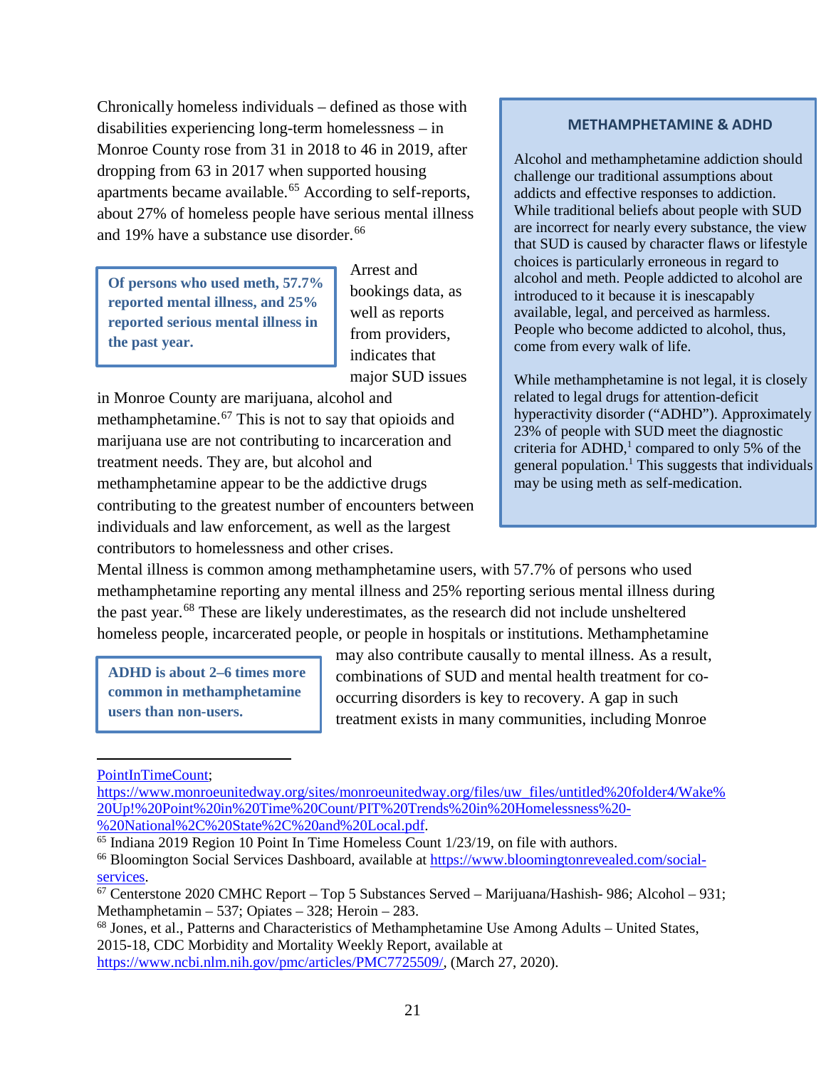Chronically homeless individuals – defined as those with disabilities experiencing long-term homelessness – in Monroe County rose from 31 in 2018 to 46 in 2019, after dropping from 63 in 2017 when supported housing apartments became available.[65] According to self-reports, about 27% of homeless people have serious mental illness and 19% have a substance use disorder.[66]

> **Of persons who used meth, 57.7% reported mental illness, and 25% reported serious mental illness in the past year.**

Arrest and bookings data, as well as reports from providers, indicates that major SUD issues in Monroe County are marijuana, alcohol and methamphetamine.[67] This is not to say that opioids and marijuana use are not contributing to incarceration and treatment needs. They are, but alcohol and methamphetamine appear to be the addictive drugs contributing to the greatest number of encounters between individuals and law enforcement, as well as the largest contributors to homelessness and other crises.

> **METHAMPHETAMINE & ADHD**
>
> Alcohol and methamphetamine addiction should challenge our traditional assumptions about addicts and effective responses to addiction. While traditional beliefs about people with SUD are incorrect for nearly every substance, the view that SUD is caused by character flaws or lifestyle choices is particularly erroneous in regard to alcohol and meth. People addicted to alcohol are introduced to it because it is inescapably available, legal, and perceived as harmless. People who become addicted to alcohol, thus, come from every walk of life.
>
> While methamphetamine is not legal, it is closely related to legal drugs for attention-deficit hyperactivity disorder ("ADHD"). Approximately 23% of people with SUD meet the diagnostic criteria for ADHD,[1] compared to only 5% of the general population.[1] This suggests that individuals may be using meth as self-medication.

Mental illness is common among methamphetamine users, with 57.7% of persons who used methamphetamine reporting any mental illness and 25% reporting serious mental illness during the past year.[68] These are likely underestimates, as the research did not include unsheltered homeless people, incarcerated people, or people in hospitals or institutions. Methamphetamine may also contribute causally to mental illness. As a result, combinations of SUD and mental health treatment for co-occurring disorders is key to recovery. A gap in such treatment exists in many communities, including Monroe

> **ADHD is about 2–6 times more common in methamphetamine users than non-users.**

---

PointInTimeCount;
https://www.monroeunitedway.org/sites/monroeunitedway.org/files/uw_files/untitled%20folder4/Wake%20Up!%20Point%20in%20Time%20Count/PIT%20Trends%20in%20Homelessness%20-%20National%2C%20State%2C%20and%20Local.pdf.

[65] Indiana 2019 Region 10 Point In Time Homeless Count 1/23/19, on file with authors.

[66] Bloomington Social Services Dashboard, available at https://www.bloomingtonrevealed.com/social-services.

[67] Centerstone 2020 CMHC Report – Top 5 Substances Served – Marijuana/Hashish- 986; Alcohol – 931; Methamphetamin – 537; Opiates – 328; Heroin – 283.

[68] Jones, et al., Patterns and Characteristics of Methamphetamine Use Among Adults – United States, 2015-18, CDC Morbidity and Mortality Weekly Report, available at https://www.ncbi.nlm.nih.gov/pmc/articles/PMC7725509/, (March 27, 2020).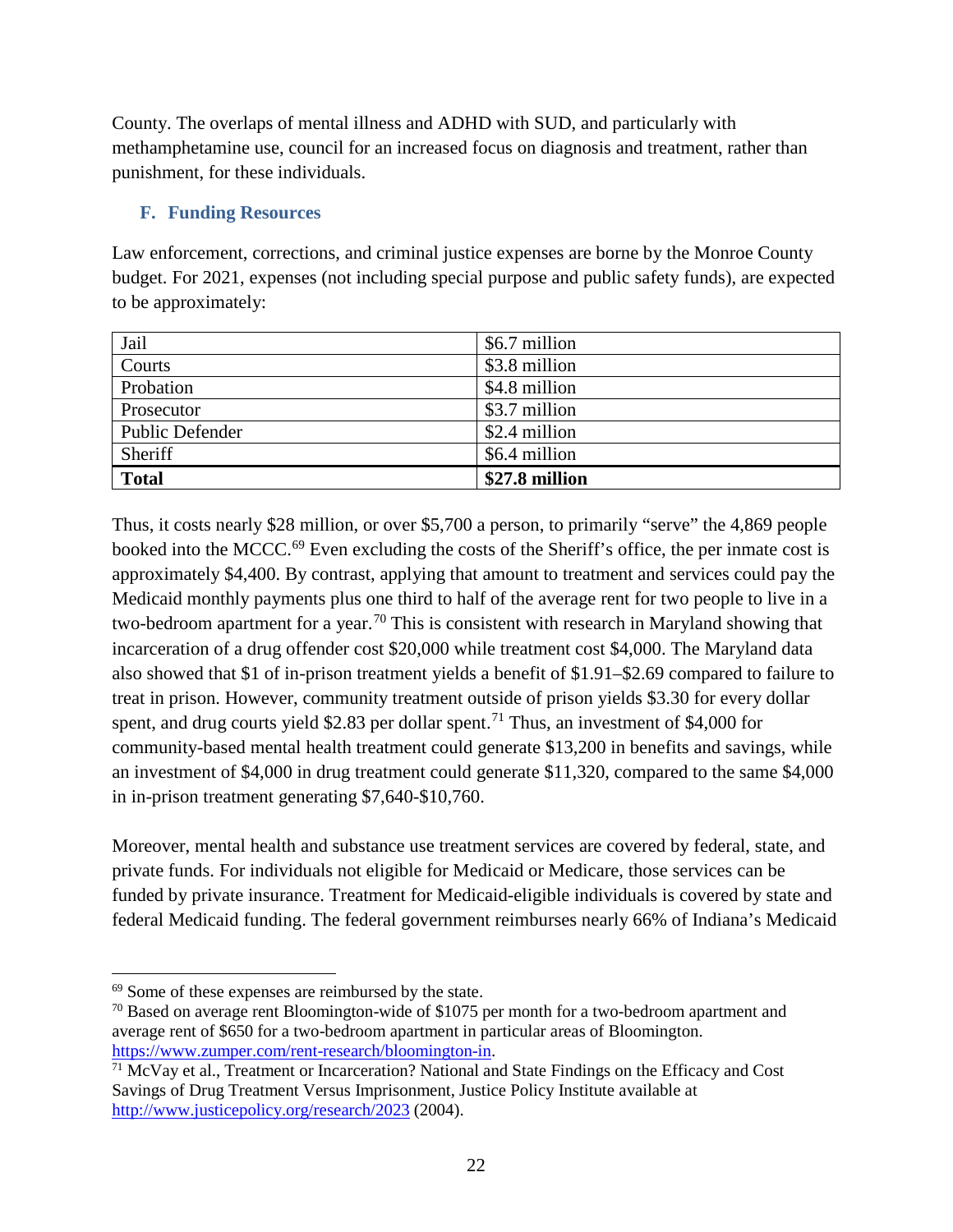County. The overlaps of mental illness and ADHD with SUD, and particularly with methamphetamine use, council for an increased focus on diagnosis and treatment, rather than punishment, for these individuals.

### F. Funding Resources

Law enforcement, corrections, and criminal justice expenses are borne by the Monroe County budget. For 2021, expenses (not including special purpose and public safety funds), are expected to be approximately:

| | |
|---|---|
| Jail | $6.7 million |
| Courts | $3.8 million |
| Probation | $4.8 million |
| Prosecutor | $3.7 million |
| Public Defender | $2.4 million |
| Sheriff | $6.4 million |
| **Total** | **$27.8 million** |

Thus, it costs nearly $28 million, or over $5,700 a person, to primarily "serve" the 4,869 people booked into the MCCC.[69] Even excluding the costs of the Sheriff's office, the per inmate cost is approximately $4,400. By contrast, applying that amount to treatment and services could pay the Medicaid monthly payments plus one third to half of the average rent for two people to live in a two-bedroom apartment for a year.[70] This is consistent with research in Maryland showing that incarceration of a drug offender cost $20,000 while treatment cost $4,000. The Maryland data also showed that $1 of in-prison treatment yields a benefit of $1.91–$2.69 compared to failure to treat in prison. However, community treatment outside of prison yields $3.30 for every dollar spent, and drug courts yield $2.83 per dollar spent.[71] Thus, an investment of $4,000 for community-based mental health treatment could generate $13,200 in benefits and savings, while an investment of $4,000 in drug treatment could generate $11,320, compared to the same $4,000 in in-prison treatment generating $7,640-$10,760.

Moreover, mental health and substance use treatment services are covered by federal, state, and private funds. For individuals not eligible for Medicaid or Medicare, those services can be funded by private insurance. Treatment for Medicaid-eligible individuals is covered by state and federal Medicaid funding. The federal government reimburses nearly 66% of Indiana's Medicaid

---

[69] Some of these expenses are reimbursed by the state.

[70] Based on average rent Bloomington-wide of $1075 per month for a two-bedroom apartment and average rent of $650 for a two-bedroom apartment in particular areas of Bloomington. https://www.zumper.com/rent-research/bloomington-in.

[71] McVay et al., Treatment or Incarceration? National and State Findings on the Efficacy and Cost Savings of Drug Treatment Versus Imprisonment, Justice Policy Institute available at http://www.justicepolicy.org/research/2023 (2004).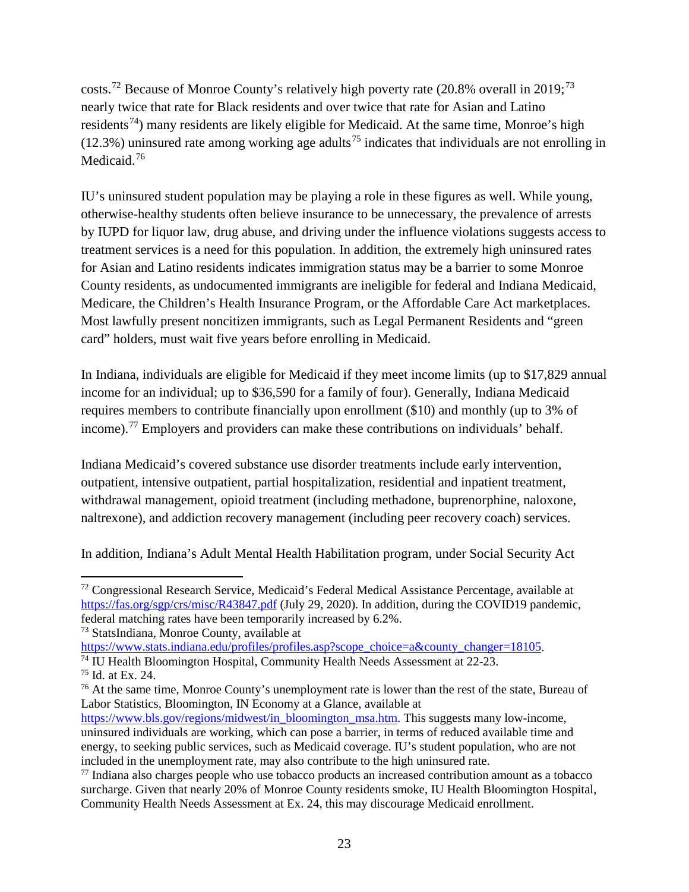costs.[72] Because of Monroe County's relatively high poverty rate (20.8% overall in 2019;[73] nearly twice that rate for Black residents and over twice that rate for Asian and Latino residents[74]) many residents are likely eligible for Medicaid. At the same time, Monroe's high (12.3%) uninsured rate among working age adults[75] indicates that individuals are not enrolling in Medicaid.[76]

IU's uninsured student population may be playing a role in these figures as well. While young, otherwise-healthy students often believe insurance to be unnecessary, the prevalence of arrests by IUPD for liquor law, drug abuse, and driving under the influence violations suggests access to treatment services is a need for this population. In addition, the extremely high uninsured rates for Asian and Latino residents indicates immigration status may be a barrier to some Monroe County residents, as undocumented immigrants are ineligible for federal and Indiana Medicaid, Medicare, the Children's Health Insurance Program, or the Affordable Care Act marketplaces. Most lawfully present noncitizen immigrants, such as Legal Permanent Residents and "green card" holders, must wait five years before enrolling in Medicaid.

In Indiana, individuals are eligible for Medicaid if they meet income limits (up to $17,829 annual income for an individual; up to $36,590 for a family of four). Generally, Indiana Medicaid requires members to contribute financially upon enrollment ($10) and monthly (up to 3% of income).[77] Employers and providers can make these contributions on individuals' behalf.

Indiana Medicaid's covered substance use disorder treatments include early intervention, outpatient, intensive outpatient, partial hospitalization, residential and inpatient treatment, withdrawal management, opioid treatment (including methadone, buprenorphine, naloxone, naltrexone), and addiction recovery management (including peer recovery coach) services.

In addition, Indiana's Adult Mental Health Habilitation program, under Social Security Act

---

[72] Congressional Research Service, Medicaid's Federal Medical Assistance Percentage, available at https://fas.org/sgp/crs/misc/R43847.pdf (July 29, 2020). In addition, during the COVID19 pandemic, federal matching rates have been temporarily increased by 6.2%.

[73] StatsIndiana, Monroe County, available at https://www.stats.indiana.edu/profiles/profiles.asp?scope_choice=a&county_changer=18105.

[74] IU Health Bloomington Hospital, Community Health Needs Assessment at 22-23.

[75] Id. at Ex. 24.

[76] At the same time, Monroe County's unemployment rate is lower than the rest of the state, Bureau of Labor Statistics, Bloomington, IN Economy at a Glance, available at https://www.bls.gov/regions/midwest/in_bloomington_msa.htm. This suggests many low-income, uninsured individuals are working, which can pose a barrier, in terms of reduced available time and energy, to seeking public services, such as Medicaid coverage. IU's student population, who are not included in the unemployment rate, may also contribute to the high uninsured rate.

[77] Indiana also charges people who use tobacco products an increased contribution amount as a tobacco surcharge. Given that nearly 20% of Monroe County residents smoke, IU Health Bloomington Hospital, Community Health Needs Assessment at Ex. 24, this may discourage Medicaid enrollment.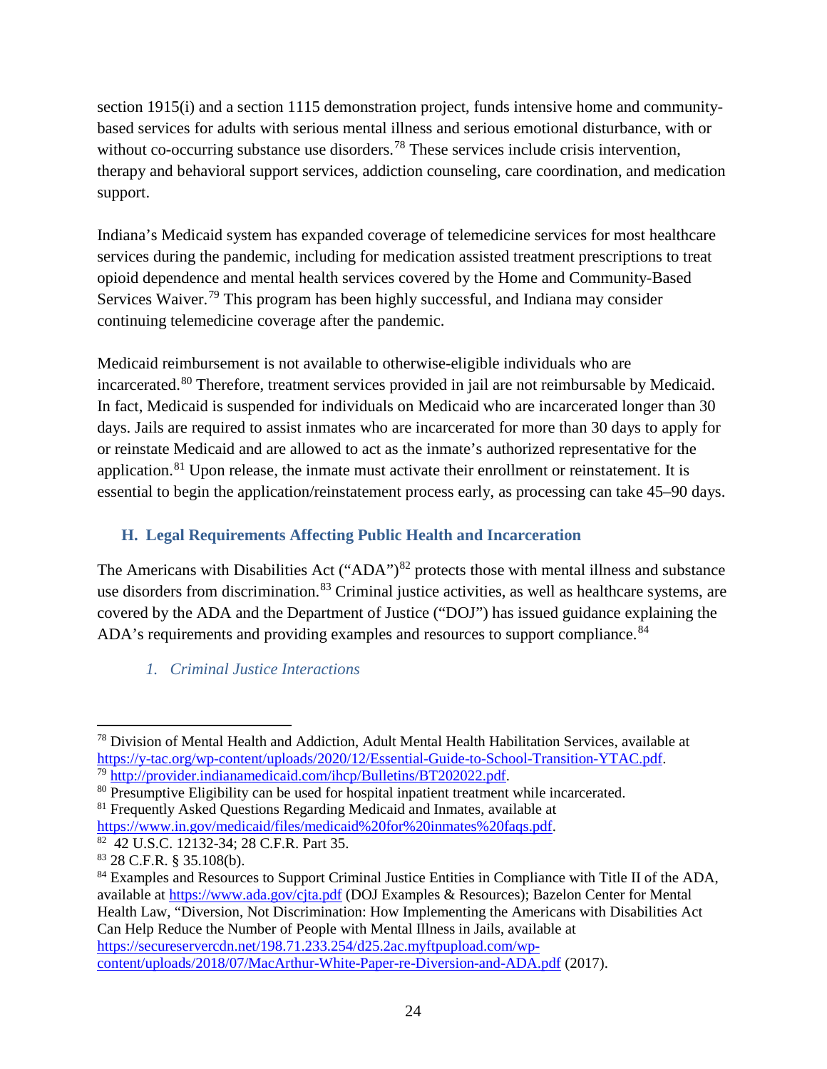section 1915(i) and a section 1115 demonstration project, funds intensive home and community-based services for adults with serious mental illness and serious emotional disturbance, with or without co-occurring substance use disorders.[78] These services include crisis intervention, therapy and behavioral support services, addiction counseling, care coordination, and medication support.

Indiana's Medicaid system has expanded coverage of telemedicine services for most healthcare services during the pandemic, including for medication assisted treatment prescriptions to treat opioid dependence and mental health services covered by the Home and Community-Based Services Waiver.[79] This program has been highly successful, and Indiana may consider continuing telemedicine coverage after the pandemic.

Medicaid reimbursement is not available to otherwise-eligible individuals who are incarcerated.[80] Therefore, treatment services provided in jail are not reimbursable by Medicaid. In fact, Medicaid is suspended for individuals on Medicaid who are incarcerated longer than 30 days. Jails are required to assist inmates who are incarcerated for more than 30 days to apply for or reinstate Medicaid and are allowed to act as the inmate's authorized representative for the application.[81] Upon release, the inmate must activate their enrollment or reinstatement. It is essential to begin the application/reinstatement process early, as processing can take 45–90 days.

## H. Legal Requirements Affecting Public Health and Incarceration

The Americans with Disabilities Act ("ADA")[82] protects those with mental illness and substance use disorders from discrimination.[83] Criminal justice activities, as well as healthcare systems, are covered by the ADA and the Department of Justice ("DOJ") has issued guidance explaining the ADA's requirements and providing examples and resources to support compliance.[84]

### *1. Criminal Justice Interactions*

---

[78] Division of Mental Health and Addiction, Adult Mental Health Habilitation Services, available at https://y-tac.org/wp-content/uploads/2020/12/Essential-Guide-to-School-Transition-YTAC.pdf.

[79] http://provider.indianamedicaid.com/ihcp/Bulletins/BT202022.pdf.

[80] Presumptive Eligibility can be used for hospital inpatient treatment while incarcerated.

[81] Frequently Asked Questions Regarding Medicaid and Inmates, available at https://www.in.gov/medicaid/files/medicaid%20for%20inmates%20faqs.pdf.

[82] 42 U.S.C. 12132-34; 28 C.F.R. Part 35.

[83] 28 C.F.R. § 35.108(b).

[84] Examples and Resources to Support Criminal Justice Entities in Compliance with Title II of the ADA, available at https://www.ada.gov/cjta.pdf (DOJ Examples & Resources); Bazelon Center for Mental Health Law, "Diversion, Not Discrimination: How Implementing the Americans with Disabilities Act Can Help Reduce the Number of People with Mental Illness in Jails, available at https://secureservercdn.net/198.71.233.254/d25.2ac.myftpupload.com/wp-content/uploads/2018/07/MacArthur-White-Paper-re-Diversion-and-ADA.pdf (2017).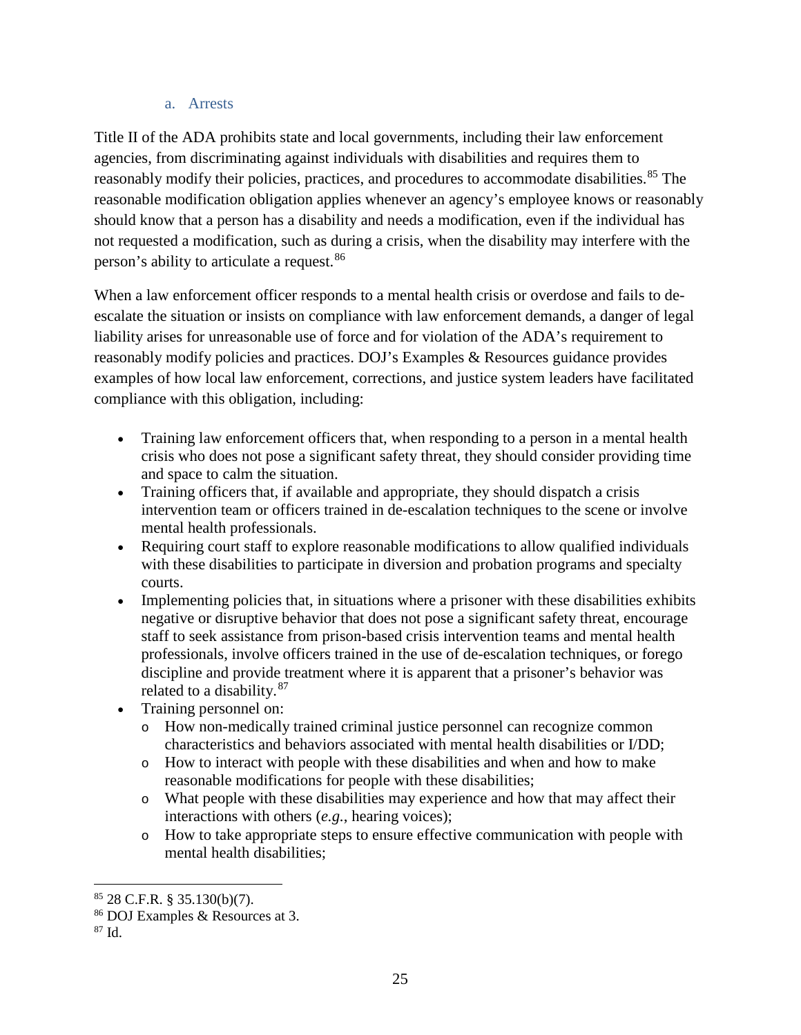#### a. Arrests

Title II of the ADA prohibits state and local governments, including their law enforcement agencies, from discriminating against individuals with disabilities and requires them to reasonably modify their policies, practices, and procedures to accommodate disabilities.[85] The reasonable modification obligation applies whenever an agency's employee knows or reasonably should know that a person has a disability and needs a modification, even if the individual has not requested a modification, such as during a crisis, when the disability may interfere with the person's ability to articulate a request.[86]

When a law enforcement officer responds to a mental health crisis or overdose and fails to de-escalate the situation or insists on compliance with law enforcement demands, a danger of legal liability arises for unreasonable use of force and for violation of the ADA's requirement to reasonably modify policies and practices. DOJ's Examples & Resources guidance provides examples of how local law enforcement, corrections, and justice system leaders have facilitated compliance with this obligation, including:

- Training law enforcement officers that, when responding to a person in a mental health crisis who does not pose a significant safety threat, they should consider providing time and space to calm the situation.
- Training officers that, if available and appropriate, they should dispatch a crisis intervention team or officers trained in de-escalation techniques to the scene or involve mental health professionals.
- Requiring court staff to explore reasonable modifications to allow qualified individuals with these disabilities to participate in diversion and probation programs and specialty courts.
- Implementing policies that, in situations where a prisoner with these disabilities exhibits negative or disruptive behavior that does not pose a significant safety threat, encourage staff to seek assistance from prison-based crisis intervention teams and mental health professionals, involve officers trained in the use of de-escalation techniques, or forego discipline and provide treatment where it is apparent that a prisoner's behavior was related to a disability.[87]
- Training personnel on:
  - How non-medically trained criminal justice personnel can recognize common characteristics and behaviors associated with mental health disabilities or I/DD;
  - How to interact with people with these disabilities and when and how to make reasonable modifications for people with these disabilities;
  - What people with these disabilities may experience and how that may affect their interactions with others (*e.g.*, hearing voices);
  - How to take appropriate steps to ensure effective communication with people with mental health disabilities;

---

[85] 28 C.F.R. § 35.130(b)(7).

[86] DOJ Examples & Resources at 3.

[87] Id.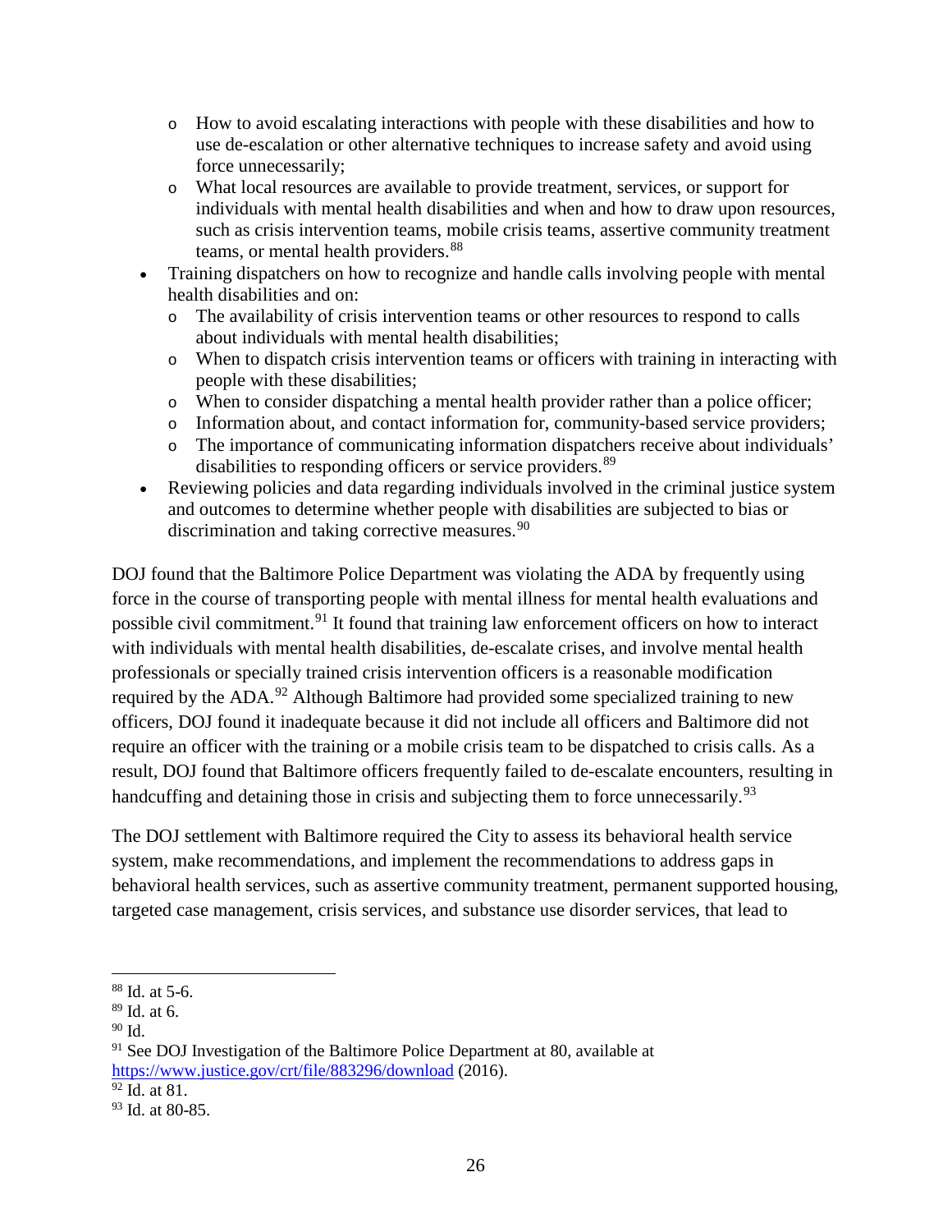- How to avoid escalating interactions with people with these disabilities and how to use de-escalation or other alternative techniques to increase safety and avoid using force unnecessarily;
  - What local resources are available to provide treatment, services, or support for individuals with mental health disabilities and when and how to draw upon resources, such as crisis intervention teams, mobile crisis teams, assertive community treatment teams, or mental health providers.[88]
- Training dispatchers on how to recognize and handle calls involving people with mental health disabilities and on:
  - The availability of crisis intervention teams or other resources to respond to calls about individuals with mental health disabilities;
  - When to dispatch crisis intervention teams or officers with training in interacting with people with these disabilities;
  - When to consider dispatching a mental health provider rather than a police officer;
  - Information about, and contact information for, community-based service providers;
  - The importance of communicating information dispatchers receive about individuals' disabilities to responding officers or service providers.[89]
- Reviewing policies and data regarding individuals involved in the criminal justice system and outcomes to determine whether people with disabilities are subjected to bias or discrimination and taking corrective measures.[90]

DOJ found that the Baltimore Police Department was violating the ADA by frequently using force in the course of transporting people with mental illness for mental health evaluations and possible civil commitment.[91] It found that training law enforcement officers on how to interact with individuals with mental health disabilities, de-escalate crises, and involve mental health professionals or specially trained crisis intervention officers is a reasonable modification required by the ADA.[92] Although Baltimore had provided some specialized training to new officers, DOJ found it inadequate because it did not include all officers and Baltimore did not require an officer with the training or a mobile crisis team to be dispatched to crisis calls. As a result, DOJ found that Baltimore officers frequently failed to de-escalate encounters, resulting in handcuffing and detaining those in crisis and subjecting them to force unnecessarily.[93]

The DOJ settlement with Baltimore required the City to assess its behavioral health service system, make recommendations, and implement the recommendations to address gaps in behavioral health services, such as assertive community treatment, permanent supported housing, targeted case management, crisis services, and substance use disorder services, that lead to

---

[88] Id. at 5-6.

[89] Id. at 6.

[90] Id.

[91] See DOJ Investigation of the Baltimore Police Department at 80, available at https://www.justice.gov/crt/file/883296/download (2016).

[92] Id. at 81.

[93] Id. at 80-85.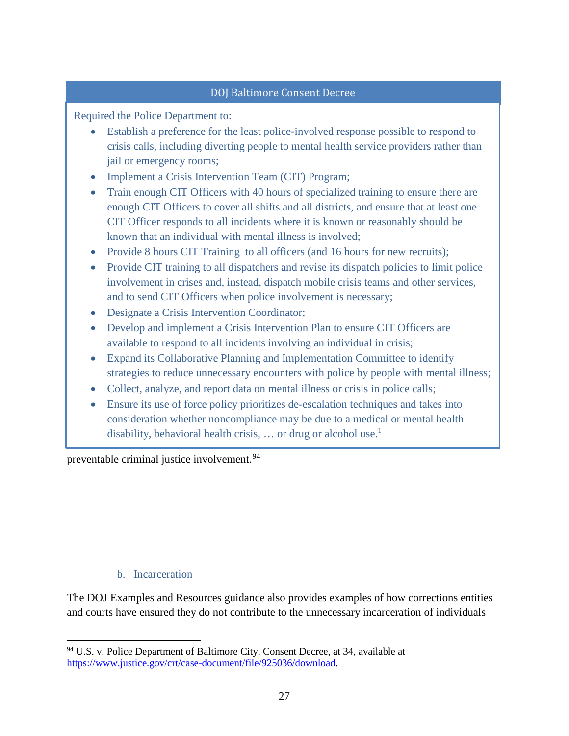**DOJ Baltimore Consent Decree**

Required the Police Department to:

- Establish a preference for the least police-involved response possible to respond to crisis calls, including diverting people to mental health service providers rather than jail or emergency rooms;
- Implement a Crisis Intervention Team (CIT) Program;
- Train enough CIT Officers with 40 hours of specialized training to ensure there are enough CIT Officers to cover all shifts and all districts, and ensure that at least one CIT Officer responds to all incidents where it is known or reasonably should be known that an individual with mental illness is involved;
- Provide 8 hours CIT Training to all officers (and 16 hours for new recruits);
- Provide CIT training to all dispatchers and revise its dispatch policies to limit police involvement in crises and, instead, dispatch mobile crisis teams and other services, and to send CIT Officers when police involvement is necessary;
- Designate a Crisis Intervention Coordinator;
- Develop and implement a Crisis Intervention Plan to ensure CIT Officers are available to respond to all incidents involving an individual in crisis;
- Expand its Collaborative Planning and Implementation Committee to identify strategies to reduce unnecessary encounters with police by people with mental illness;
- Collect, analyze, and report data on mental illness or crisis in police calls;
- Ensure its use of force policy prioritizes de-escalation techniques and takes into consideration whether noncompliance may be due to a medical or mental health disability, behavioral health crisis, … or drug or alcohol use.[1]

preventable criminal justice involvement.[94]

### b. Incarceration

The DOJ Examples and Resources guidance also provides examples of how corrections entities and courts have ensured they do not contribute to the unnecessary incarceration of individuals

---

[94] U.S. v. Police Department of Baltimore City, Consent Decree, at 34, available at https://www.justice.gov/crt/case-document/file/925036/download.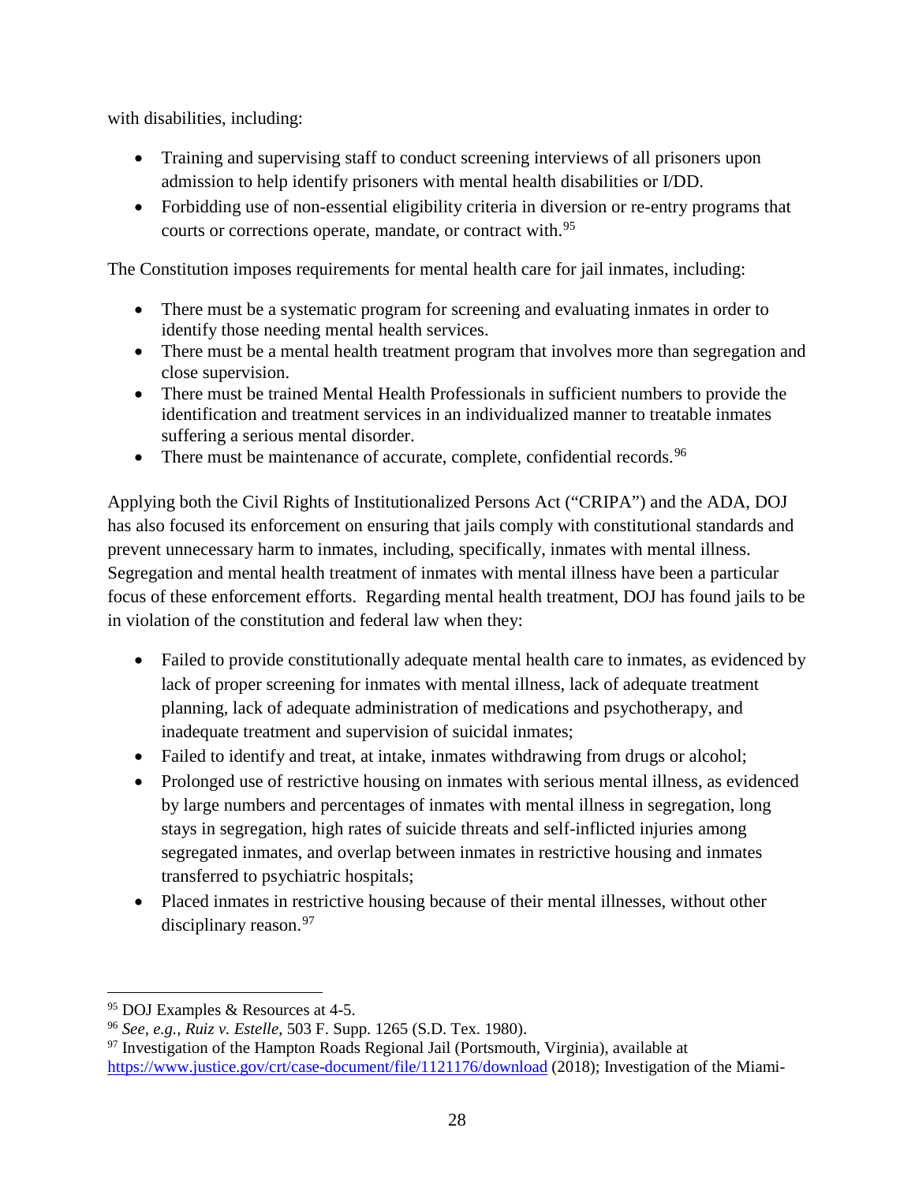with disabilities, including:

- Training and supervising staff to conduct screening interviews of all prisoners upon admission to help identify prisoners with mental health disabilities or I/DD.
- Forbidding use of non-essential eligibility criteria in diversion or re-entry programs that courts or corrections operate, mandate, or contract with.[95]

The Constitution imposes requirements for mental health care for jail inmates, including:

- There must be a systematic program for screening and evaluating inmates in order to identify those needing mental health services.
- There must be a mental health treatment program that involves more than segregation and close supervision.
- There must be trained Mental Health Professionals in sufficient numbers to provide the identification and treatment services in an individualized manner to treatable inmates suffering a serious mental disorder.
- There must be maintenance of accurate, complete, confidential records.[96]

Applying both the Civil Rights of Institutionalized Persons Act ("CRIPA") and the ADA, DOJ has also focused its enforcement on ensuring that jails comply with constitutional standards and prevent unnecessary harm to inmates, including, specifically, inmates with mental illness. Segregation and mental health treatment of inmates with mental illness have been a particular focus of these enforcement efforts. Regarding mental health treatment, DOJ has found jails to be in violation of the constitution and federal law when they:

- Failed to provide constitutionally adequate mental health care to inmates, as evidenced by lack of proper screening for inmates with mental illness, lack of adequate treatment planning, lack of adequate administration of medications and psychotherapy, and inadequate treatment and supervision of suicidal inmates;
- Failed to identify and treat, at intake, inmates withdrawing from drugs or alcohol;
- Prolonged use of restrictive housing on inmates with serious mental illness, as evidenced by large numbers and percentages of inmates with mental illness in segregation, long stays in segregation, high rates of suicide threats and self-inflicted injuries among segregated inmates, and overlap between inmates in restrictive housing and inmates transferred to psychiatric hospitals;
- Placed inmates in restrictive housing because of their mental illnesses, without other disciplinary reason.[97]

---

[95] DOJ Examples & Resources at 4-5.

[96] *See, e.g., Ruiz v. Estelle*, 503 F. Supp. 1265 (S.D. Tex. 1980).

[97] Investigation of the Hampton Roads Regional Jail (Portsmouth, Virginia), available at https://www.justice.gov/crt/case-document/file/1121176/download (2018); Investigation of the Miami-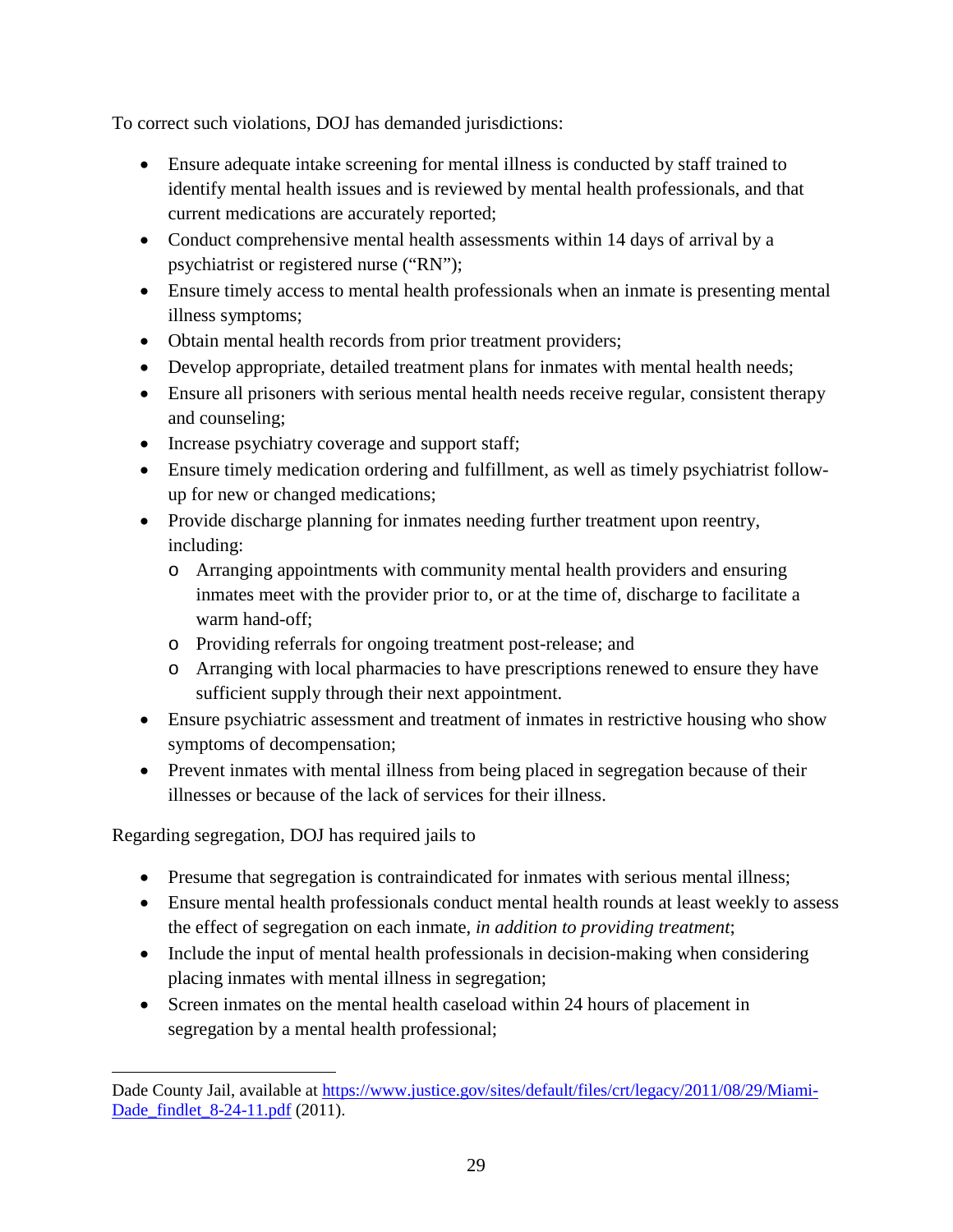To correct such violations, DOJ has demanded jurisdictions:

- Ensure adequate intake screening for mental illness is conducted by staff trained to identify mental health issues and is reviewed by mental health professionals, and that current medications are accurately reported;
- Conduct comprehensive mental health assessments within 14 days of arrival by a psychiatrist or registered nurse ("RN");
- Ensure timely access to mental health professionals when an inmate is presenting mental illness symptoms;
- Obtain mental health records from prior treatment providers;
- Develop appropriate, detailed treatment plans for inmates with mental health needs;
- Ensure all prisoners with serious mental health needs receive regular, consistent therapy and counseling;
- Increase psychiatry coverage and support staff;
- Ensure timely medication ordering and fulfillment, as well as timely psychiatrist follow-up for new or changed medications;
- Provide discharge planning for inmates needing further treatment upon reentry, including:
  - Arranging appointments with community mental health providers and ensuring inmates meet with the provider prior to, or at the time of, discharge to facilitate a warm hand-off;
  - Providing referrals for ongoing treatment post-release; and
  - Arranging with local pharmacies to have prescriptions renewed to ensure they have sufficient supply through their next appointment.
- Ensure psychiatric assessment and treatment of inmates in restrictive housing who show symptoms of decompensation;
- Prevent inmates with mental illness from being placed in segregation because of their illnesses or because of the lack of services for their illness.

Regarding segregation, DOJ has required jails to

- Presume that segregation is contraindicated for inmates with serious mental illness;
- Ensure mental health professionals conduct mental health rounds at least weekly to assess the effect of segregation on each inmate, *in addition to providing treatment*;
- Include the input of mental health professionals in decision-making when considering placing inmates with mental illness in segregation;
- Screen inmates on the mental health caseload within 24 hours of placement in segregation by a mental health professional;

---

Dade County Jail, available at https://www.justice.gov/sites/default/files/crt/legacy/2011/08/29/Miami-Dade_findlet_8-24-11.pdf (2011).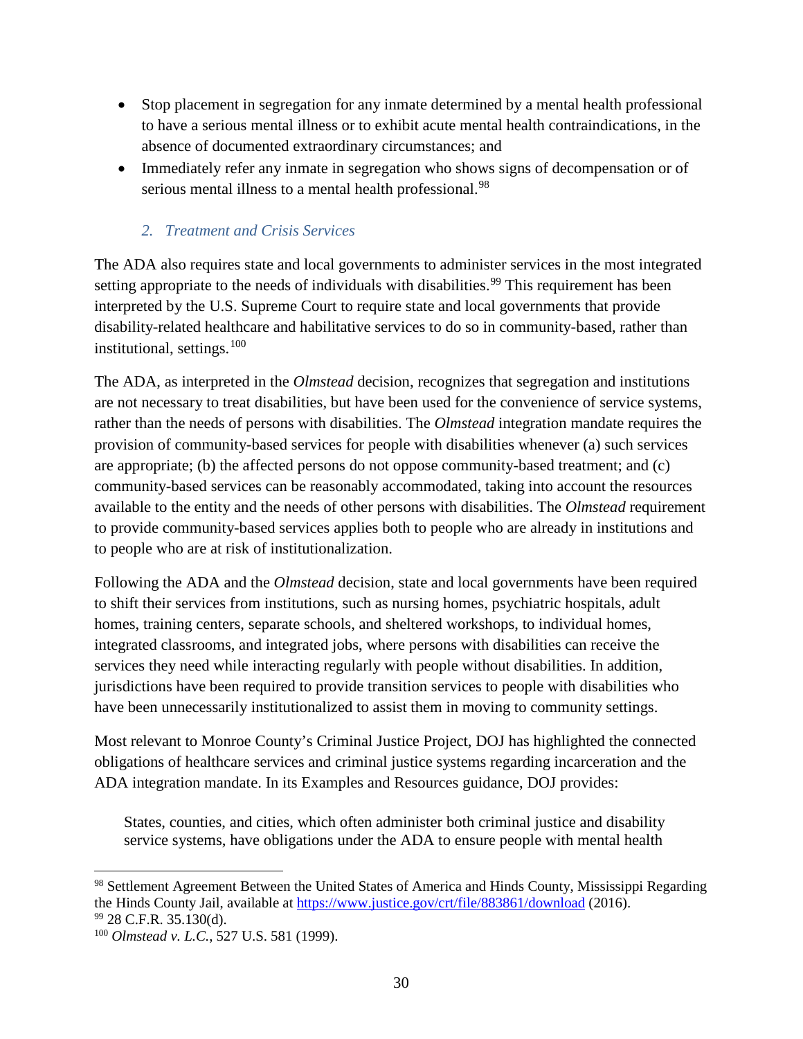- Stop placement in segregation for any inmate determined by a mental health professional to have a serious mental illness or to exhibit acute mental health contraindications, in the absence of documented extraordinary circumstances; and
- Immediately refer any inmate in segregation who shows signs of decompensation or of serious mental illness to a mental health professional.[98]

### *2. Treatment and Crisis Services*

The ADA also requires state and local governments to administer services in the most integrated setting appropriate to the needs of individuals with disabilities.[99] This requirement has been interpreted by the U.S. Supreme Court to require state and local governments that provide disability-related healthcare and habilitative services to do so in community-based, rather than institutional, settings.[100]

The ADA, as interpreted in the *Olmstead* decision, recognizes that segregation and institutions are not necessary to treat disabilities, but have been used for the convenience of service systems, rather than the needs of persons with disabilities. The *Olmstead* integration mandate requires the provision of community-based services for people with disabilities whenever (a) such services are appropriate; (b) the affected persons do not oppose community-based treatment; and (c) community-based services can be reasonably accommodated, taking into account the resources available to the entity and the needs of other persons with disabilities. The *Olmstead* requirement to provide community-based services applies both to people who are already in institutions and to people who are at risk of institutionalization.

Following the ADA and the *Olmstead* decision, state and local governments have been required to shift their services from institutions, such as nursing homes, psychiatric hospitals, adult homes, training centers, separate schools, and sheltered workshops, to individual homes, integrated classrooms, and integrated jobs, where persons with disabilities can receive the services they need while interacting regularly with people without disabilities. In addition, jurisdictions have been required to provide transition services to people with disabilities who have been unnecessarily institutionalized to assist them in moving to community settings.

Most relevant to Monroe County's Criminal Justice Project, DOJ has highlighted the connected obligations of healthcare services and criminal justice systems regarding incarceration and the ADA integration mandate. In its Examples and Resources guidance, DOJ provides:

> States, counties, and cities, which often administer both criminal justice and disability service systems, have obligations under the ADA to ensure people with mental health

---

[98] Settlement Agreement Between the United States of America and Hinds County, Mississippi Regarding the Hinds County Jail, available at https://www.justice.gov/crt/file/883861/download (2016).

[99] 28 C.F.R. 35.130(d).

[100] *Olmstead v. L.C.*, 527 U.S. 581 (1999).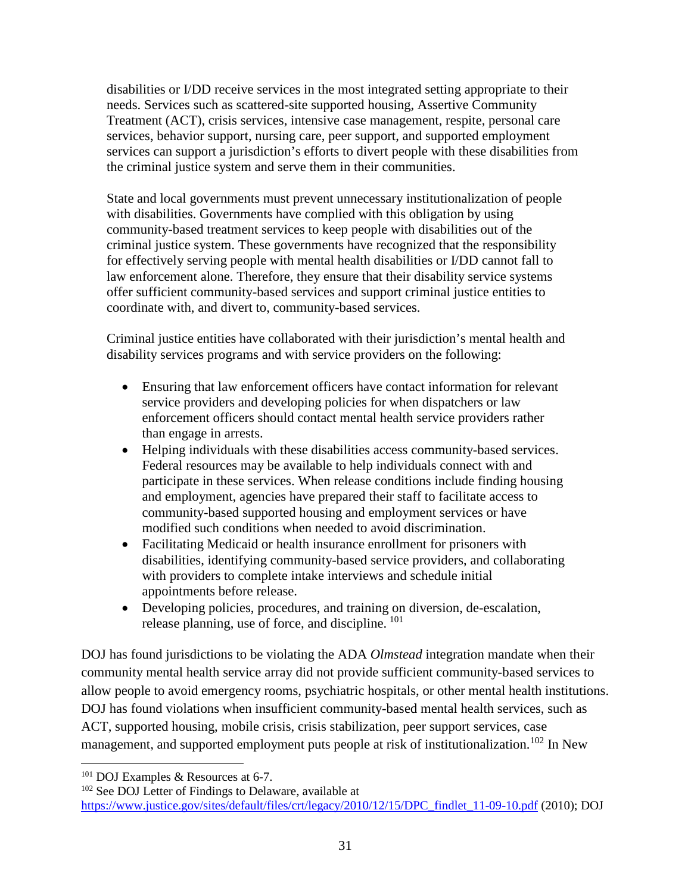> disabilities or I/DD receive services in the most integrated setting appropriate to their needs. Services such as scattered-site supported housing, Assertive Community Treatment (ACT), crisis services, intensive case management, respite, personal care services, behavior support, nursing care, peer support, and supported employment services can support a jurisdiction's efforts to divert people with these disabilities from the criminal justice system and serve them in their communities.
>
> State and local governments must prevent unnecessary institutionalization of people with disabilities. Governments have complied with this obligation by using community-based treatment services to keep people with disabilities out of the criminal justice system. These governments have recognized that the responsibility for effectively serving people with mental health disabilities or I/DD cannot fall to law enforcement alone. Therefore, they ensure that their disability service systems offer sufficient community-based services and support criminal justice entities to coordinate with, and divert to, community-based services.
>
> Criminal justice entities have collaborated with their jurisdiction's mental health and disability services programs and with service providers on the following:
>
> - Ensuring that law enforcement officers have contact information for relevant service providers and developing policies for when dispatchers or law enforcement officers should contact mental health service providers rather than engage in arrests.
> - Helping individuals with these disabilities access community-based services. Federal resources may be available to help individuals connect with and participate in these services. When release conditions include finding housing and employment, agencies have prepared their staff to facilitate access to community-based supported housing and employment services or have modified such conditions when needed to avoid discrimination.
> - Facilitating Medicaid or health insurance enrollment for prisoners with disabilities, identifying community-based service providers, and collaborating with providers to complete intake interviews and schedule initial appointments before release.
> - Developing policies, procedures, and training on diversion, de-escalation, release planning, use of force, and discipline. [101]

DOJ has found jurisdictions to be violating the ADA *Olmstead* integration mandate when their community mental health service array did not provide sufficient community-based services to allow people to avoid emergency rooms, psychiatric hospitals, or other mental health institutions. DOJ has found violations when insufficient community-based mental health services, such as ACT, supported housing, mobile crisis, crisis stabilization, peer support services, case management, and supported employment puts people at risk of institutionalization.[102] In New

---

[101] DOJ Examples & Resources at 6-7.

[102] See DOJ Letter of Findings to Delaware, available at https://www.justice.gov/sites/default/files/crt/legacy/2010/12/15/DPC_findlet_11-09-10.pdf (2010); DOJ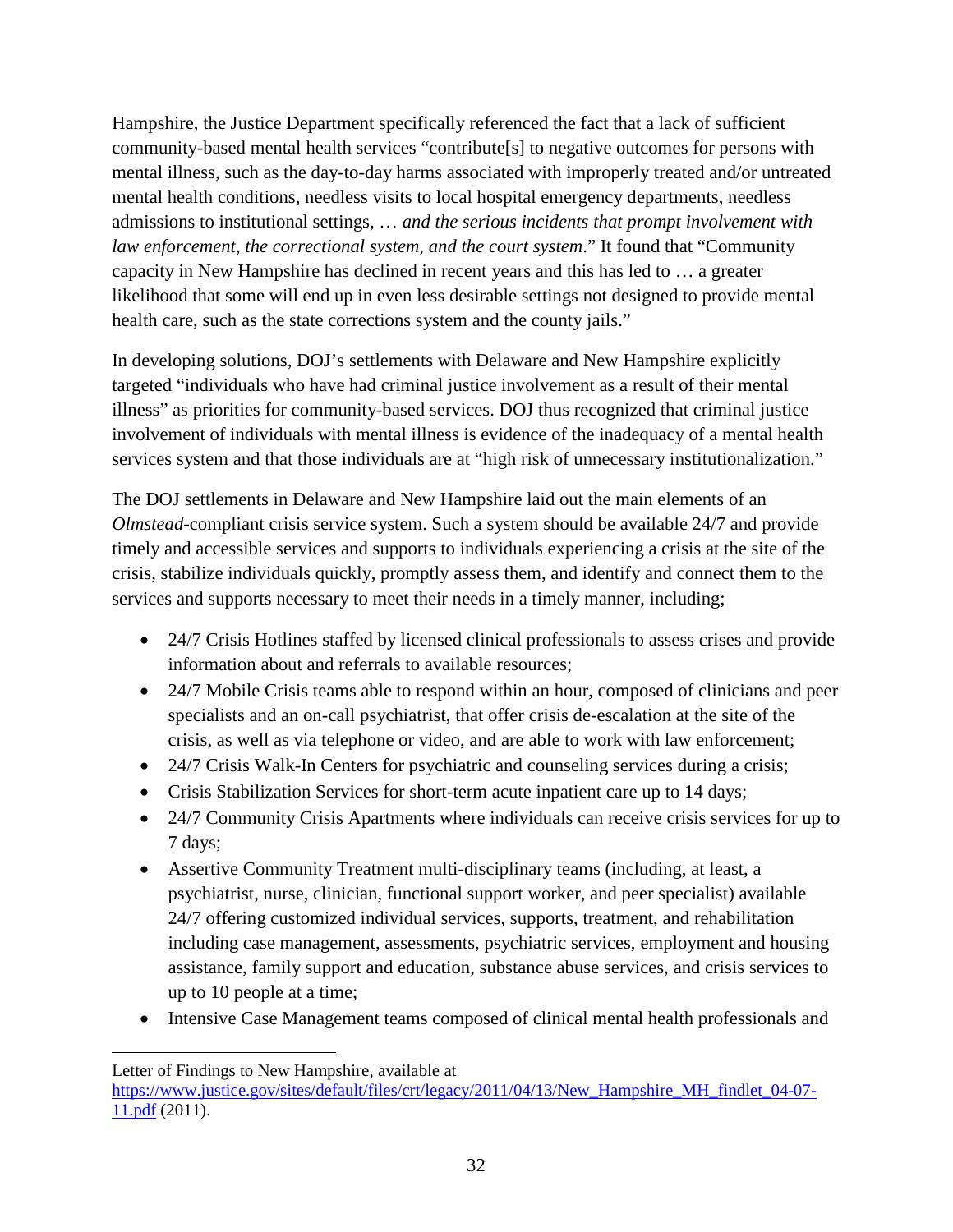Hampshire, the Justice Department specifically referenced the fact that a lack of sufficient community-based mental health services "contribute[s] to negative outcomes for persons with mental illness, such as the day-to-day harms associated with improperly treated and/or untreated mental health conditions, needless visits to local hospital emergency departments, needless admissions to institutional settings, … *and the serious incidents that prompt involvement with law enforcement, the correctional system, and the court system*." It found that "Community capacity in New Hampshire has declined in recent years and this has led to … a greater likelihood that some will end up in even less desirable settings not designed to provide mental health care, such as the state corrections system and the county jails."

In developing solutions, DOJ's settlements with Delaware and New Hampshire explicitly targeted "individuals who have had criminal justice involvement as a result of their mental illness" as priorities for community-based services. DOJ thus recognized that criminal justice involvement of individuals with mental illness is evidence of the inadequacy of a mental health services system and that those individuals are at "high risk of unnecessary institutionalization."

The DOJ settlements in Delaware and New Hampshire laid out the main elements of an *Olmstead*-compliant crisis service system. Such a system should be available 24/7 and provide timely and accessible services and supports to individuals experiencing a crisis at the site of the crisis, stabilize individuals quickly, promptly assess them, and identify and connect them to the services and supports necessary to meet their needs in a timely manner, including;

- 24/7 Crisis Hotlines staffed by licensed clinical professionals to assess crises and provide information about and referrals to available resources;
- 24/7 Mobile Crisis teams able to respond within an hour, composed of clinicians and peer specialists and an on-call psychiatrist, that offer crisis de-escalation at the site of the crisis, as well as via telephone or video, and are able to work with law enforcement;
- 24/7 Crisis Walk-In Centers for psychiatric and counseling services during a crisis;
- Crisis Stabilization Services for short-term acute inpatient care up to 14 days;
- 24/7 Community Crisis Apartments where individuals can receive crisis services for up to 7 days;
- Assertive Community Treatment multi-disciplinary teams (including, at least, a psychiatrist, nurse, clinician, functional support worker, and peer specialist) available 24/7 offering customized individual services, supports, treatment, and rehabilitation including case management, assessments, psychiatric services, employment and housing assistance, family support and education, substance abuse services, and crisis services to up to 10 people at a time;
- Intensive Case Management teams composed of clinical mental health professionals and

---

Letter of Findings to New Hampshire, available at https://www.justice.gov/sites/default/files/crt/legacy/2011/04/13/New_Hampshire_MH_findlet_04-07-11.pdf (2011).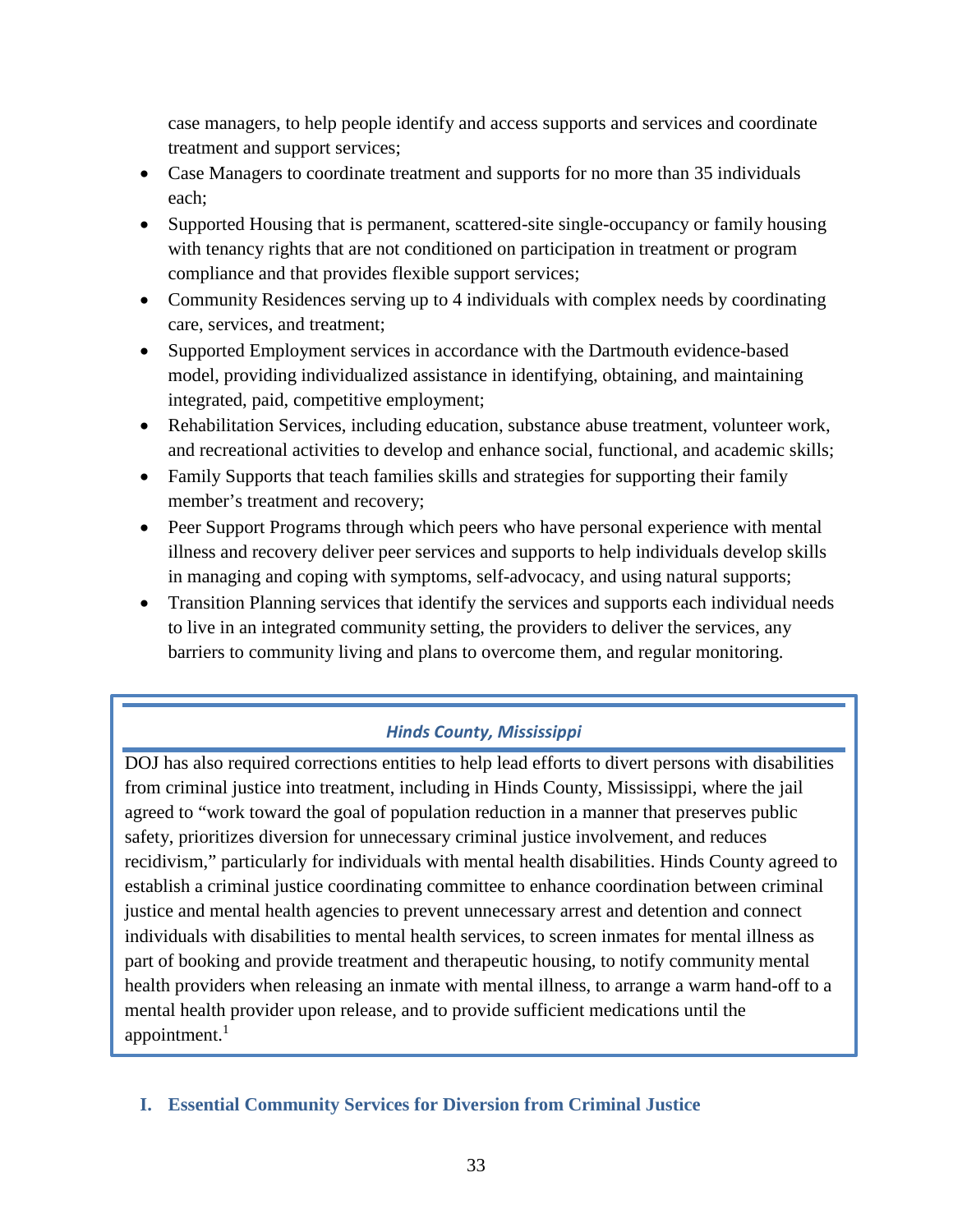case managers, to help people identify and access supports and services and coordinate treatment and support services;

- Case Managers to coordinate treatment and supports for no more than 35 individuals each;
- Supported Housing that is permanent, scattered-site single-occupancy or family housing with tenancy rights that are not conditioned on participation in treatment or program compliance and that provides flexible support services;
- Community Residences serving up to 4 individuals with complex needs by coordinating care, services, and treatment;
- Supported Employment services in accordance with the Dartmouth evidence-based model, providing individualized assistance in identifying, obtaining, and maintaining integrated, paid, competitive employment;
- Rehabilitation Services, including education, substance abuse treatment, volunteer work, and recreational activities to develop and enhance social, functional, and academic skills;
- Family Supports that teach families skills and strategies for supporting their family member's treatment and recovery;
- Peer Support Programs through which peers who have personal experience with mental illness and recovery deliver peer services and supports to help individuals develop skills in managing and coping with symptoms, self-advocacy, and using natural supports;
- Transition Planning services that identify the services and supports each individual needs to live in an integrated community setting, the providers to deliver the services, any barriers to community living and plans to overcome them, and regular monitoring.

***Hinds County, Mississippi***

DOJ has also required corrections entities to help lead efforts to divert persons with disabilities from criminal justice into treatment, including in Hinds County, Mississippi, where the jail agreed to "work toward the goal of population reduction in a manner that preserves public safety, prioritizes diversion for unnecessary criminal justice involvement, and reduces recidivism," particularly for individuals with mental health disabilities. Hinds County agreed to establish a criminal justice coordinating committee to enhance coordination between criminal justice and mental health agencies to prevent unnecessary arrest and detention and connect individuals with disabilities to mental health services, to screen inmates for mental illness as part of booking and provide treatment and therapeutic housing, to notify community mental health providers when releasing an inmate with mental illness, to arrange a warm hand-off to a mental health provider upon release, and to provide sufficient medications until the appointment.[1]

## I. Essential Community Services for Diversion from Criminal Justice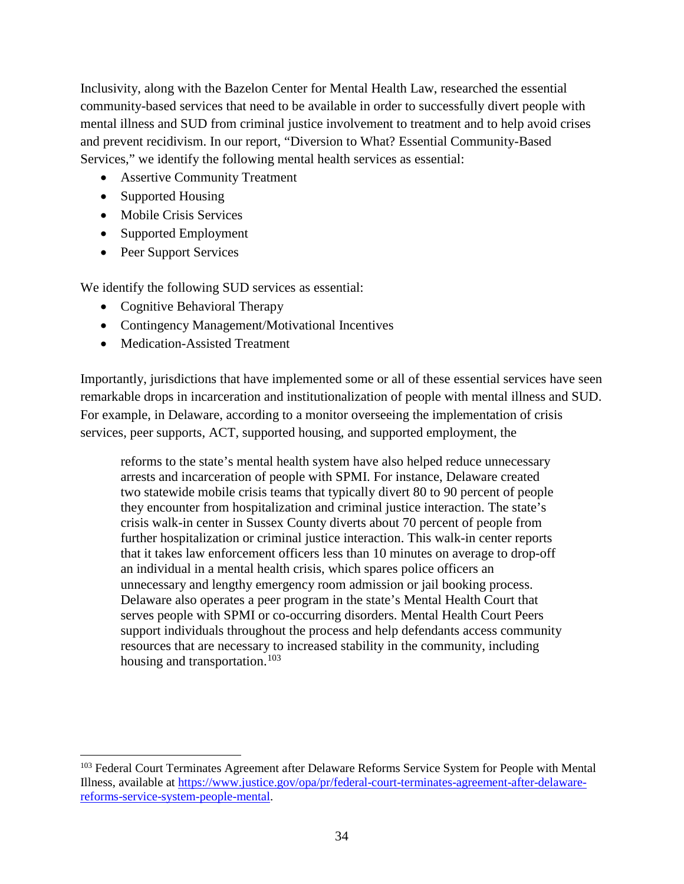Inclusivity, along with the Bazelon Center for Mental Health Law, researched the essential community-based services that need to be available in order to successfully divert people with mental illness and SUD from criminal justice involvement to treatment and to help avoid crises and prevent recidivism. In our report, "Diversion to What? Essential Community-Based Services," we identify the following mental health services as essential:

- Assertive Community Treatment
- Supported Housing
- Mobile Crisis Services
- Supported Employment
- Peer Support Services

We identify the following SUD services as essential:

- Cognitive Behavioral Therapy
- Contingency Management/Motivational Incentives
- Medication-Assisted Treatment

Importantly, jurisdictions that have implemented some or all of these essential services have seen remarkable drops in incarceration and institutionalization of people with mental illness and SUD. For example, in Delaware, according to a monitor overseeing the implementation of crisis services, peer supports, ACT, supported housing, and supported employment, the

> reforms to the state's mental health system have also helped reduce unnecessary arrests and incarceration of people with SPMI. For instance, Delaware created two statewide mobile crisis teams that typically divert 80 to 90 percent of people they encounter from hospitalization and criminal justice interaction. The state's crisis walk-in center in Sussex County diverts about 70 percent of people from further hospitalization or criminal justice interaction. This walk-in center reports that it takes law enforcement officers less than 10 minutes on average to drop-off an individual in a mental health crisis, which spares police officers an unnecessary and lengthy emergency room admission or jail booking process. Delaware also operates a peer program in the state's Mental Health Court that serves people with SPMI or co-occurring disorders. Mental Health Court Peers support individuals throughout the process and help defendants access community resources that are necessary to increased stability in the community, including housing and transportation.[103]

---

[103] Federal Court Terminates Agreement after Delaware Reforms Service System for People with Mental Illness, available at https://www.justice.gov/opa/pr/federal-court-terminates-agreement-after-delaware-reforms-service-system-people-mental.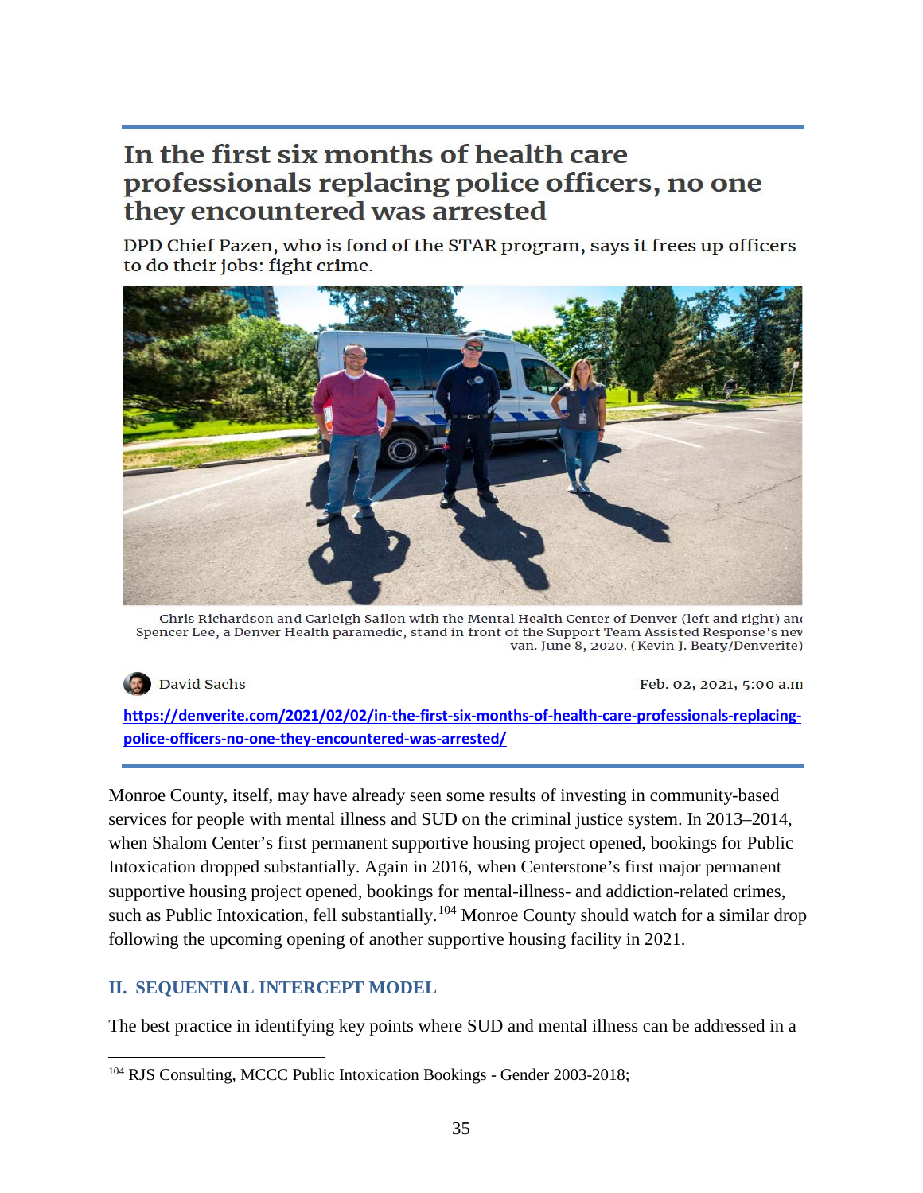## In the first six months of health care professionals replacing police officers, no one they encountered was arrested

DPD Chief Pazen, who is fond of the STAR program, says it frees up officers to do their jobs: fight crime.

Chris Richardson and Carleigh Sailon with the Mental Health Center of Denver (left and right) and Spencer Lee, a Denver Health paramedic, stand in front of the Support Team Assisted Response's new van. June 8, 2020. (Kevin J. Beaty/Denverite)

David Sachs

Feb. 02, 2021, 5:00 a.m

https://denverite.com/2021/02/02/in-the-first-six-months-of-health-care-professionals-replacing-police-officers-no-one-they-encountered-was-arrested/

Monroe County, itself, may have already seen some results of investing in community-based services for people with mental illness and SUD on the criminal justice system. In 2013–2014, when Shalom Center's first permanent supportive housing project opened, bookings for Public Intoxication dropped substantially. Again in 2016, when Centerstone's first major permanent supportive housing project opened, bookings for mental-illness- and addiction-related crimes, such as Public Intoxication, fell substantially.[104] Monroe County should watch for a similar drop following the upcoming opening of another supportive housing facility in 2021.

## II. SEQUENTIAL INTERCEPT MODEL

The best practice in identifying key points where SUD and mental illness can be addressed in a

[104] RJS Consulting, MCCC Public Intoxication Bookings - Gender 2003-2018;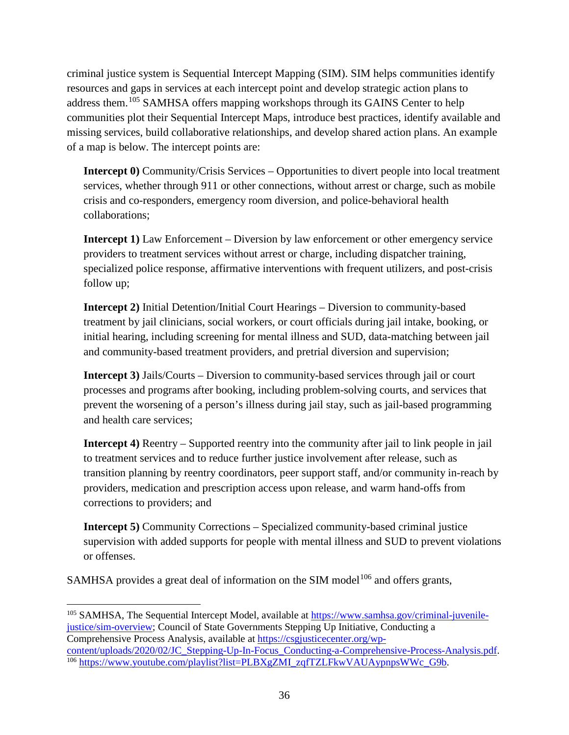criminal justice system is Sequential Intercept Mapping (SIM). SIM helps communities identify resources and gaps in services at each intercept point and develop strategic action plans to address them.[105] SAMHSA offers mapping workshops through its GAINS Center to help communities plot their Sequential Intercept Maps, introduce best practices, identify available and missing services, build collaborative relationships, and develop shared action plans. An example of a map is below. The intercept points are:

**Intercept 0)** Community/Crisis Services – Opportunities to divert people into local treatment services, whether through 911 or other connections, without arrest or charge, such as mobile crisis and co-responders, emergency room diversion, and police-behavioral health collaborations;

**Intercept 1)** Law Enforcement – Diversion by law enforcement or other emergency service providers to treatment services without arrest or charge, including dispatcher training, specialized police response, affirmative interventions with frequent utilizers, and post-crisis follow up;

**Intercept 2)** Initial Detention/Initial Court Hearings – Diversion to community-based treatment by jail clinicians, social workers, or court officials during jail intake, booking, or initial hearing, including screening for mental illness and SUD, data-matching between jail and community-based treatment providers, and pretrial diversion and supervision;

**Intercept 3)** Jails/Courts – Diversion to community-based services through jail or court processes and programs after booking, including problem-solving courts, and services that prevent the worsening of a person's illness during jail stay, such as jail-based programming and health care services;

**Intercept 4)** Reentry – Supported reentry into the community after jail to link people in jail to treatment services and to reduce further justice involvement after release, such as transition planning by reentry coordinators, peer support staff, and/or community in-reach by providers, medication and prescription access upon release, and warm hand-offs from corrections to providers; and

**Intercept 5)** Community Corrections – Specialized community-based criminal justice supervision with added supports for people with mental illness and SUD to prevent violations or offenses.

SAMHSA provides a great deal of information on the SIM model[106] and offers grants,

---

[105] SAMHSA, The Sequential Intercept Model, available at https://www.samhsa.gov/criminal-juvenile-justice/sim-overview; Council of State Governments Stepping Up Initiative, Conducting a Comprehensive Process Analysis, available at https://csgjusticecenter.org/wp-content/uploads/2020/02/JC_Stepping-Up-In-Focus_Conducting-a-Comprehensive-Process-Analysis.pdf.

[106] https://www.youtube.com/playlist?list=PLBXgZMI_zqfTZLFkwVAUAypnpsWWc_G9b.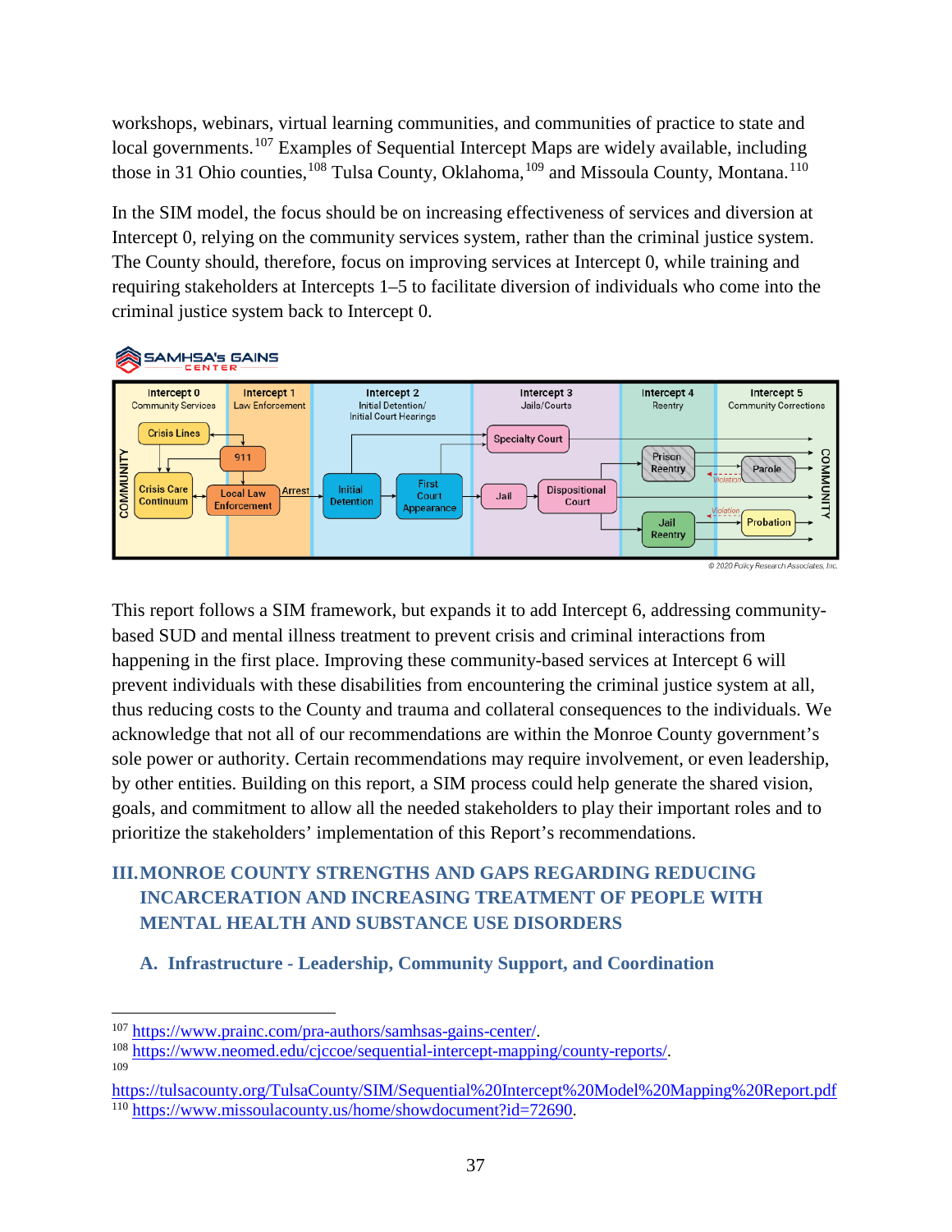workshops, webinars, virtual learning communities, and communities of practice to state and local governments.[107] Examples of Sequential Intercept Maps are widely available, including those in 31 Ohio counties,[108] Tulsa County, Oklahoma,[109] and Missoula County, Montana.[110]

In the SIM model, the focus should be on increasing effectiveness of services and diversion at Intercept 0, relying on the community services system, rather than the criminal justice system. The County should, therefore, focus on improving services at Intercept 0, while training and requiring stakeholders at Intercepts 1–5 to facilitate diversion of individuals who come into the criminal justice system back to Intercept 0.

This report follows a SIM framework, but expands it to add Intercept 6, addressing community-based SUD and mental illness treatment to prevent crisis and criminal interactions from happening in the first place. Improving these community-based services at Intercept 6 will prevent individuals with these disabilities from encountering the criminal justice system at all, thus reducing costs to the County and trauma and collateral consequences to the individuals. We acknowledge that not all of our recommendations are within the Monroe County government's sole power or authority. Certain recommendations may require involvement, or even leadership, by other entities. Building on this report, a SIM process could help generate the shared vision, goals, and commitment to allow all the needed stakeholders to play their important roles and to prioritize the stakeholders' implementation of this Report's recommendations.

# III. MONROE COUNTY STRENGTHS AND GAPS REGARDING REDUCING INCARCERATION AND INCREASING TREATMENT OF PEOPLE WITH MENTAL HEALTH AND SUBSTANCE USE DISORDERS

## A. Infrastructure - Leadership, Community Support, and Coordination

---

[107] https://www.prainc.com/pra-authors/samhsas-gains-center/.

[108] https://www.neomed.edu/cjccoe/sequential-intercept-mapping/county-reports/.

[109] https://tulsacounty.org/TulsaCounty/SIM/Sequential%20Intercept%20Model%20Mapping%20Report.pdf

[110] https://www.missoulacounty.us/home/showdocument?id=72690.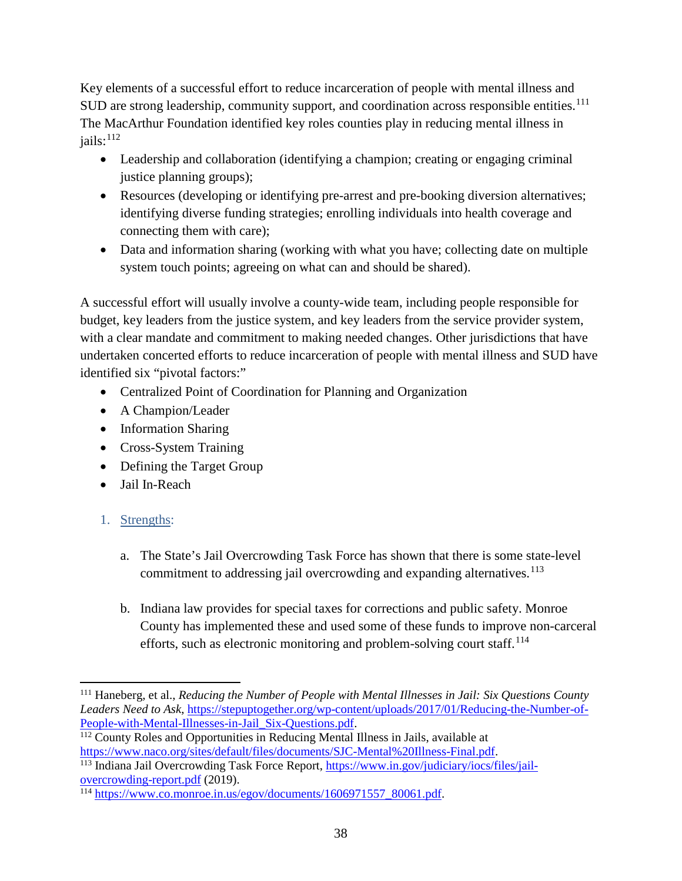Key elements of a successful effort to reduce incarceration of people with mental illness and SUD are strong leadership, community support, and coordination across responsible entities.[111] The MacArthur Foundation identified key roles counties play in reducing mental illness in jails:[112]

- Leadership and collaboration (identifying a champion; creating or engaging criminal justice planning groups);
- Resources (developing or identifying pre-arrest and pre-booking diversion alternatives; identifying diverse funding strategies; enrolling individuals into health coverage and connecting them with care);
- Data and information sharing (working with what you have; collecting date on multiple system touch points; agreeing on what can and should be shared).

A successful effort will usually involve a county-wide team, including people responsible for budget, key leaders from the justice system, and key leaders from the service provider system, with a clear mandate and commitment to making needed changes. Other jurisdictions that have undertaken concerted efforts to reduce incarceration of people with mental illness and SUD have identified six "pivotal factors:"

- Centralized Point of Coordination for Planning and Organization
- A Champion/Leader
- Information Sharing
- Cross-System Training
- Defining the Target Group
- Jail In-Reach

1. Strengths:

   a. The State's Jail Overcrowding Task Force has shown that there is some state-level commitment to addressing jail overcrowding and expanding alternatives.[113]

   b. Indiana law provides for special taxes for corrections and public safety. Monroe County has implemented these and used some of these funds to improve non-carceral efforts, such as electronic monitoring and problem-solving court staff.[114]

---

[111] Haneberg, et al., *Reducing the Number of People with Mental Illnesses in Jail: Six Questions County Leaders Need to Ask*, https://stepuptogether.org/wp-content/uploads/2017/01/Reducing-the-Number-of-People-with-Mental-Illnesses-in-Jail_Six-Questions.pdf.

[112] County Roles and Opportunities in Reducing Mental Illness in Jails, available at https://www.naco.org/sites/default/files/documents/SJC-Mental%20Illness-Final.pdf.

[113] Indiana Jail Overcrowding Task Force Report, https://www.in.gov/judiciary/iocs/files/jail-overcrowding-report.pdf (2019).

[114] https://www.co.monroe.in.us/egov/documents/1606971557_80061.pdf.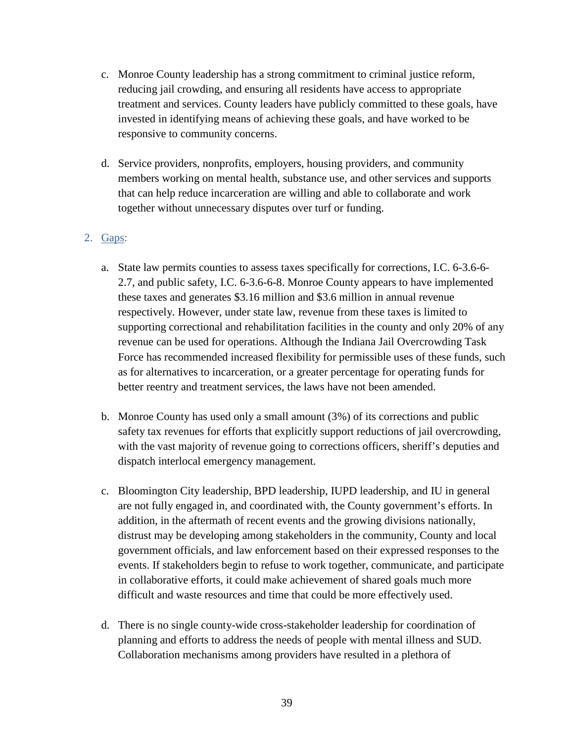c. Monroe County leadership has a strong commitment to criminal justice reform, reducing jail crowding, and ensuring all residents have access to appropriate treatment and services. County leaders have publicly committed to these goals, have invested in identifying means of achieving these goals, and have worked to be responsive to community concerns.

d. Service providers, nonprofits, employers, housing providers, and community members working on mental health, substance use, and other services and supports that can help reduce incarceration are willing and able to collaborate and work together without unnecessary disputes over turf or funding.

2. Gaps:

   a. State law permits counties to assess taxes specifically for corrections, I.C. 6-3.6-6-2.7, and public safety, I.C. 6-3.6-6-8. Monroe County appears to have implemented these taxes and generates $3.16 million and $3.6 million in annual revenue respectively. However, under state law, revenue from these taxes is limited to supporting correctional and rehabilitation facilities in the county and only 20% of any revenue can be used for operations. Although the Indiana Jail Overcrowding Task Force has recommended increased flexibility for permissible uses of these funds, such as for alternatives to incarceration, or a greater percentage for operating funds for better reentry and treatment services, the laws have not been amended.

   b. Monroe County has used only a small amount (3%) of its corrections and public safety tax revenues for efforts that explicitly support reductions of jail overcrowding, with the vast majority of revenue going to corrections officers, sheriff's deputies and dispatch interlocal emergency management.

   c. Bloomington City leadership, BPD leadership, IUPD leadership, and IU in general are not fully engaged in, and coordinated with, the County government's efforts. In addition, in the aftermath of recent events and the growing divisions nationally, distrust may be developing among stakeholders in the community, County and local government officials, and law enforcement based on their expressed responses to the events. If stakeholders begin to refuse to work together, communicate, and participate in collaborative efforts, it could make achievement of shared goals much more difficult and waste resources and time that could be more effectively used.

   d. There is no single county-wide cross-stakeholder leadership for coordination of planning and efforts to address the needs of people with mental illness and SUD. Collaboration mechanisms among providers have resulted in a plethora of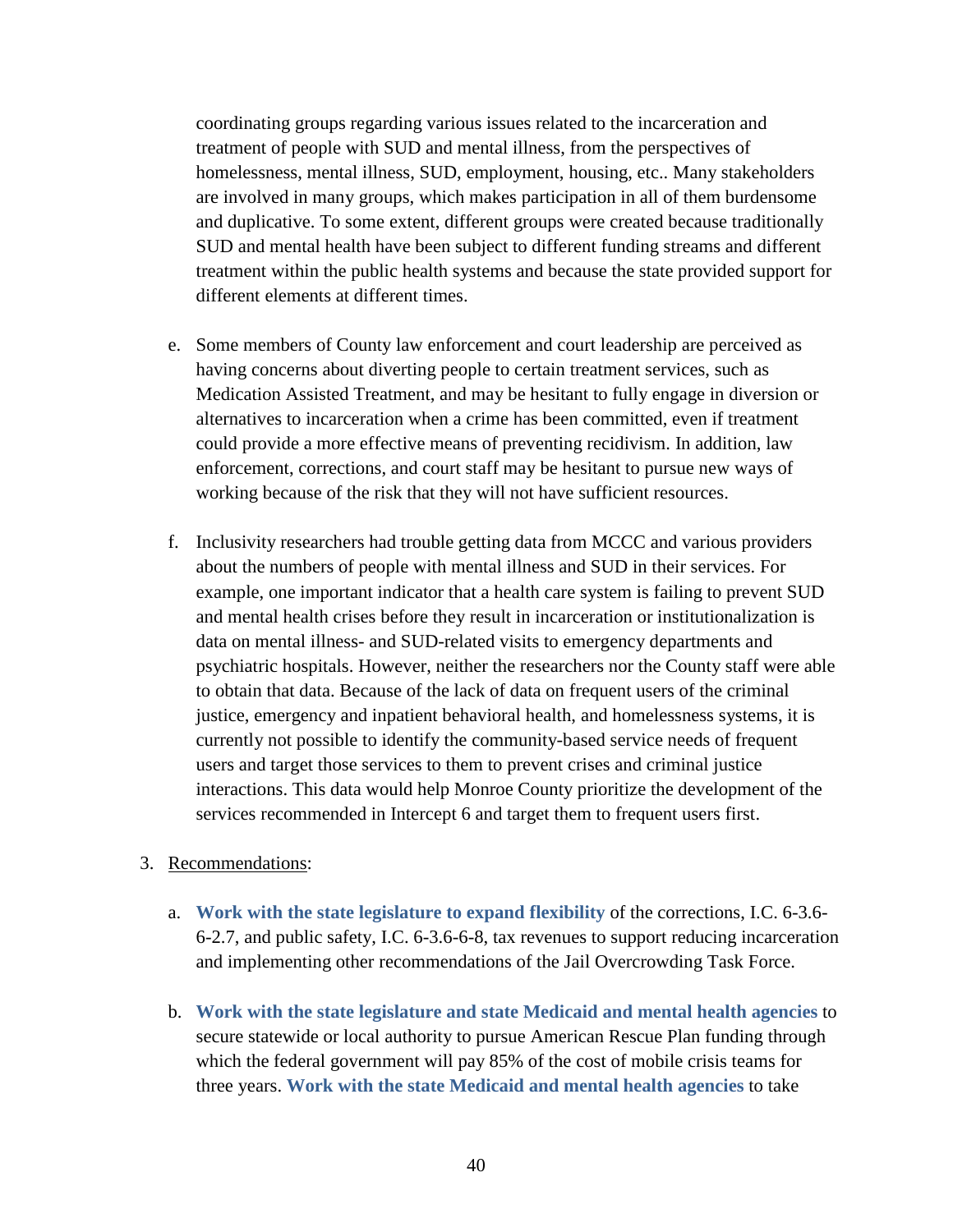coordinating groups regarding various issues related to the incarceration and treatment of people with SUD and mental illness, from the perspectives of homelessness, mental illness, SUD, employment, housing, etc.. Many stakeholders are involved in many groups, which makes participation in all of them burdensome and duplicative. To some extent, different groups were created because traditionally SUD and mental health have been subject to different funding streams and different treatment within the public health systems and because the state provided support for different elements at different times.

e. Some members of County law enforcement and court leadership are perceived as having concerns about diverting people to certain treatment services, such as Medication Assisted Treatment, and may be hesitant to fully engage in diversion or alternatives to incarceration when a crime has been committed, even if treatment could provide a more effective means of preventing recidivism. In addition, law enforcement, corrections, and court staff may be hesitant to pursue new ways of working because of the risk that they will not have sufficient resources.

f. Inclusivity researchers had trouble getting data from MCCC and various providers about the numbers of people with mental illness and SUD in their services. For example, one important indicator that a health care system is failing to prevent SUD and mental health crises before they result in incarceration or institutionalization is data on mental illness- and SUD-related visits to emergency departments and psychiatric hospitals. However, neither the researchers nor the County staff were able to obtain that data. Because of the lack of data on frequent users of the criminal justice, emergency and inpatient behavioral health, and homelessness systems, it is currently not possible to identify the community-based service needs of frequent users and target those services to them to prevent crises and criminal justice interactions. This data would help Monroe County prioritize the development of the services recommended in Intercept 6 and target them to frequent users first.

3. Recommendations:

   a. **Work with the state legislature to expand flexibility** of the corrections, I.C. 6-3.6-6-2.7, and public safety, I.C. 6-3.6-6-8, tax revenues to support reducing incarceration and implementing other recommendations of the Jail Overcrowding Task Force.

   b. **Work with the state legislature and state Medicaid and mental health agencies** to secure statewide or local authority to pursue American Rescue Plan funding through which the federal government will pay 85% of the cost of mobile crisis teams for three years. **Work with the state Medicaid and mental health agencies** to take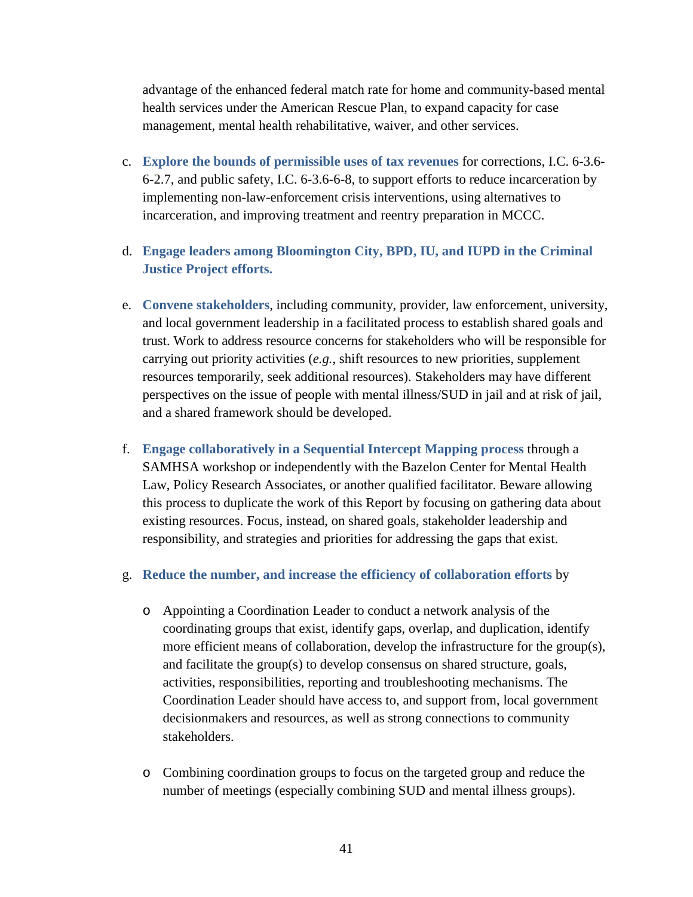advantage of the enhanced federal match rate for home and community-based mental health services under the American Rescue Plan, to expand capacity for case management, mental health rehabilitative, waiver, and other services.

c. **Explore the bounds of permissible uses of tax revenues** for corrections, I.C. 6-3.6-6-2.7, and public safety, I.C. 6-3.6-6-8, to support efforts to reduce incarceration by implementing non-law-enforcement crisis interventions, using alternatives to incarceration, and improving treatment and reentry preparation in MCCC.

d. **Engage leaders among Bloomington City, BPD, IU, and IUPD in the Criminal Justice Project efforts.**

e. **Convene stakeholders**, including community, provider, law enforcement, university, and local government leadership in a facilitated process to establish shared goals and trust. Work to address resource concerns for stakeholders who will be responsible for carrying out priority activities (*e.g.*, shift resources to new priorities, supplement resources temporarily, seek additional resources). Stakeholders may have different perspectives on the issue of people with mental illness/SUD in jail and at risk of jail, and a shared framework should be developed.

f. **Engage collaboratively in a Sequential Intercept Mapping process** through a SAMHSA workshop or independently with the Bazelon Center for Mental Health Law, Policy Research Associates, or another qualified facilitator. Beware allowing this process to duplicate the work of this Report by focusing on gathering data about existing resources. Focus, instead, on shared goals, stakeholder leadership and responsibility, and strategies and priorities for addressing the gaps that exist.

g. **Reduce the number, and increase the efficiency of collaboration efforts** by

   - Appointing a Coordination Leader to conduct a network analysis of the coordinating groups that exist, identify gaps, overlap, and duplication, identify more efficient means of collaboration, develop the infrastructure for the group(s), and facilitate the group(s) to develop consensus on shared structure, goals, activities, responsibilities, reporting and troubleshooting mechanisms. The Coordination Leader should have access to, and support from, local government decisionmakers and resources, as well as strong connections to community stakeholders.

   - Combining coordination groups to focus on the targeted group and reduce the number of meetings (especially combining SUD and mental illness groups).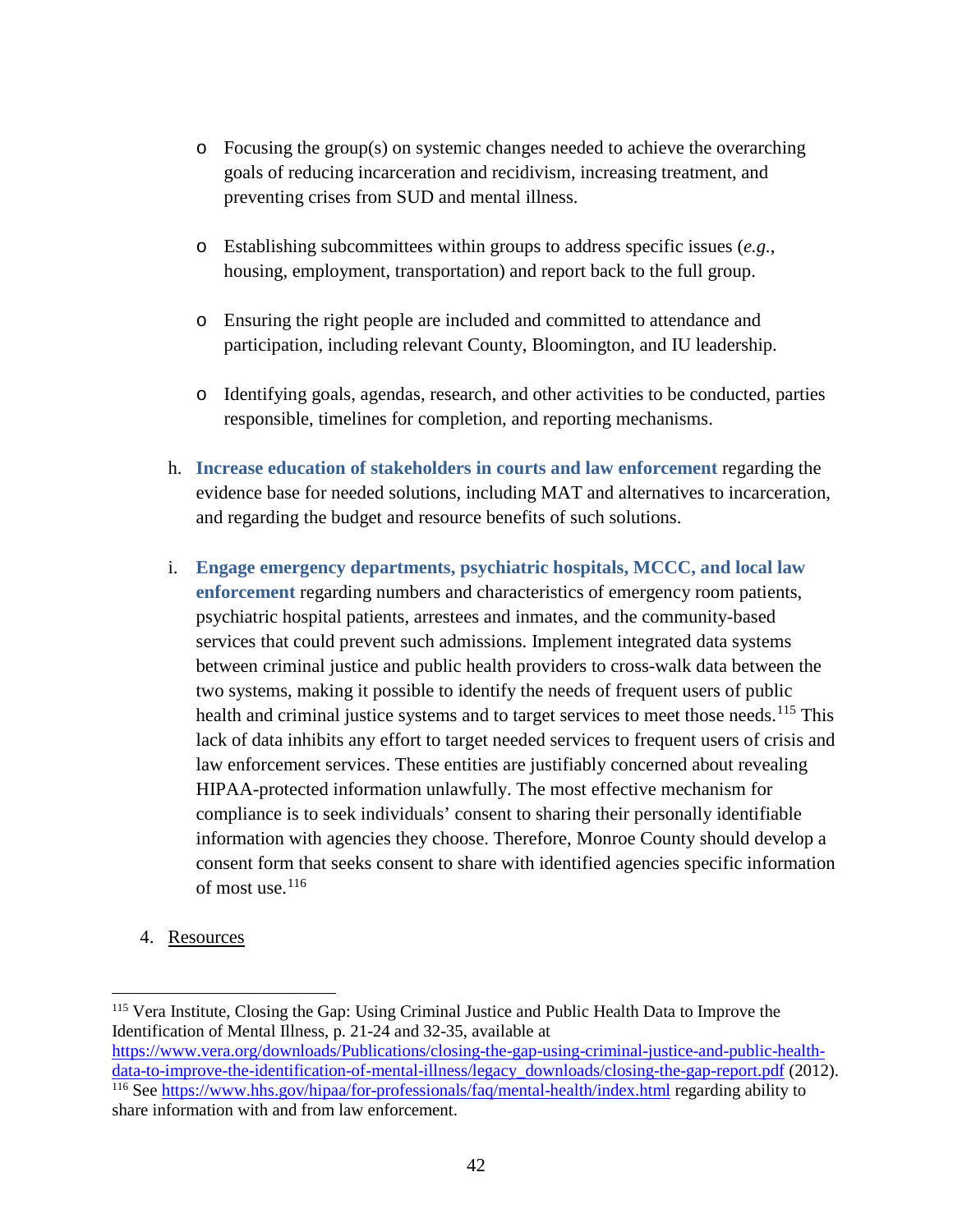- Focusing the group(s) on systemic changes needed to achieve the overarching goals of reducing incarceration and recidivism, increasing treatment, and preventing crises from SUD and mental illness.

- Establishing subcommittees within groups to address specific issues (*e.g.*, housing, employment, transportation) and report back to the full group.

- Ensuring the right people are included and committed to attendance and participation, including relevant County, Bloomington, and IU leadership.

- Identifying goals, agendas, research, and other activities to be conducted, parties responsible, timelines for completion, and reporting mechanisms.

h. **Increase education of stakeholders in courts and law enforcement** regarding the evidence base for needed solutions, including MAT and alternatives to incarceration, and regarding the budget and resource benefits of such solutions.

i. **Engage emergency departments, psychiatric hospitals, MCCC, and local law enforcement** regarding numbers and characteristics of emergency room patients, psychiatric hospital patients, arrestees and inmates, and the community-based services that could prevent such admissions. Implement integrated data systems between criminal justice and public health providers to cross-walk data between the two systems, making it possible to identify the needs of frequent users of public health and criminal justice systems and to target services to meet those needs.[115] This lack of data inhibits any effort to target needed services to frequent users of crisis and law enforcement services. These entities are justifiably concerned about revealing HIPAA-protected information unlawfully. The most effective mechanism for compliance is to seek individuals' consent to sharing their personally identifiable information with agencies they choose. Therefore, Monroe County should develop a consent form that seeks consent to share with identified agencies specific information of most use.[116]

4. Resources

---

[115] Vera Institute, Closing the Gap: Using Criminal Justice and Public Health Data to Improve the Identification of Mental Illness, p. 21-24 and 32-35, available at https://www.vera.org/downloads/Publications/closing-the-gap-using-criminal-justice-and-public-health-data-to-improve-the-identification-of-mental-illness/legacy_downloads/closing-the-gap-report.pdf (2012).

[116] See https://www.hhs.gov/hipaa/for-professionals/faq/mental-health/index.html regarding ability to share information with and from law enforcement.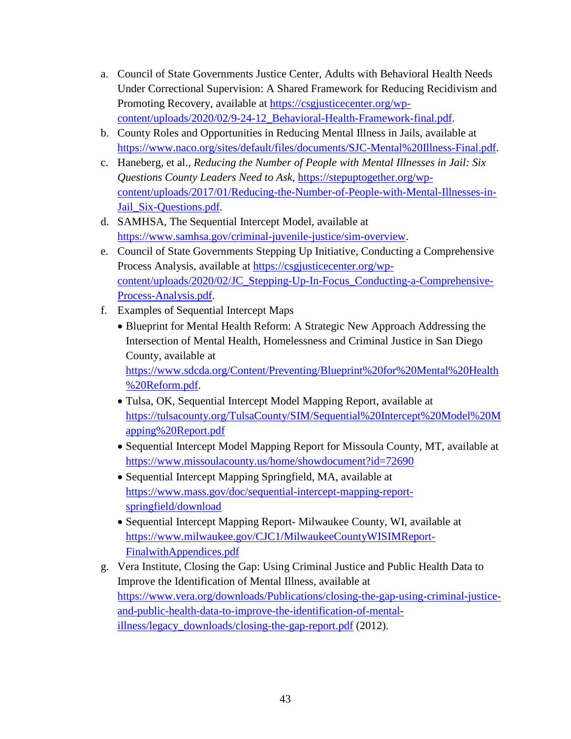a. Council of State Governments Justice Center, Adults with Behavioral Health Needs Under Correctional Supervision: A Shared Framework for Reducing Recidivism and Promoting Recovery, available at https://csgjusticecenter.org/wp-content/uploads/2020/02/9-24-12_Behavioral-Health-Framework-final.pdf.
b. County Roles and Opportunities in Reducing Mental Illness in Jails, available at https://www.naco.org/sites/default/files/documents/SJC-Mental%20Illness-Final.pdf.
c. Haneberg, et al., *Reducing the Number of People with Mental Illnesses in Jail: Six Questions County Leaders Need to Ask*, https://stepuptogether.org/wp-content/uploads/2017/01/Reducing-the-Number-of-People-with-Mental-Illnesses-in-Jail_Six-Questions.pdf.
d. SAMHSA, The Sequential Intercept Model, available at https://www.samhsa.gov/criminal-juvenile-justice/sim-overview.
e. Council of State Governments Stepping Up Initiative, Conducting a Comprehensive Process Analysis, available at https://csgjusticecenter.org/wp-content/uploads/2020/02/JC_Stepping-Up-In-Focus_Conducting-a-Comprehensive-Process-Analysis.pdf.
f. Examples of Sequential Intercept Maps
   - Blueprint for Mental Health Reform: A Strategic New Approach Addressing the Intersection of Mental Health, Homelessness and Criminal Justice in San Diego County, available at https://www.sdcda.org/Content/Preventing/Blueprint%20for%20Mental%20Health%20Reform.pdf.
   - Tulsa, OK, Sequential Intercept Model Mapping Report, available at https://tulsacounty.org/TulsaCounty/SIM/Sequential%20Intercept%20Model%20Mapping%20Report.pdf
   - Sequential Intercept Model Mapping Report for Missoula County, MT, available at https://www.missoulacounty.us/home/showdocument?id=72690
   - Sequential Intercept Mapping Springfield, MA, available at https://www.mass.gov/doc/sequential-intercept-mapping-report-springfield/download
   - Sequential Intercept Mapping Report- Milwaukee County, WI, available at https://www.milwaukee.gov/CJC1/MilwaukeeCountyWISIMReport-FinalwithAppendices.pdf
g. Vera Institute, Closing the Gap: Using Criminal Justice and Public Health Data to Improve the Identification of Mental Illness, available at https://www.vera.org/downloads/Publications/closing-the-gap-using-criminal-justice-and-public-health-data-to-improve-the-identification-of-mental-illness/legacy_downloads/closing-the-gap-report.pdf (2012).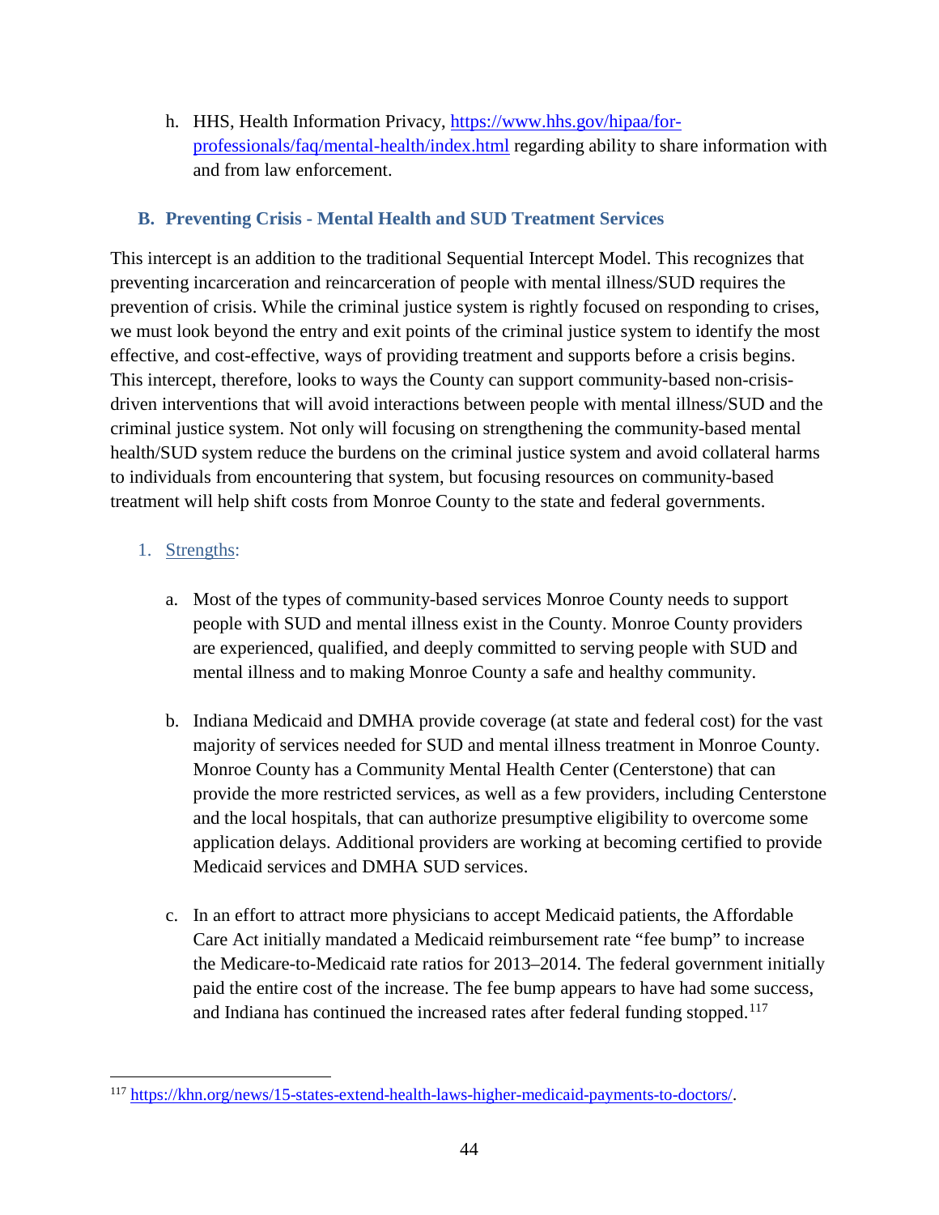h. HHS, Health Information Privacy, https://www.hhs.gov/hipaa/for-professionals/faq/mental-health/index.html regarding ability to share information with and from law enforcement.

### B. Preventing Crisis - Mental Health and SUD Treatment Services

This intercept is an addition to the traditional Sequential Intercept Model. This recognizes that preventing incarceration and reincarceration of people with mental illness/SUD requires the prevention of crisis. While the criminal justice system is rightly focused on responding to crises, we must look beyond the entry and exit points of the criminal justice system to identify the most effective, and cost-effective, ways of providing treatment and supports before a crisis begins. This intercept, therefore, looks to ways the County can support community-based non-crisis-driven interventions that will avoid interactions between people with mental illness/SUD and the criminal justice system. Not only will focusing on strengthening the community-based mental health/SUD system reduce the burdens on the criminal justice system and avoid collateral harms to individuals from encountering that system, but focusing resources on community-based treatment will help shift costs from Monroe County to the state and federal governments.

1. Strengths:

   a. Most of the types of community-based services Monroe County needs to support people with SUD and mental illness exist in the County. Monroe County providers are experienced, qualified, and deeply committed to serving people with SUD and mental illness and to making Monroe County a safe and healthy community.

   b. Indiana Medicaid and DMHA provide coverage (at state and federal cost) for the vast majority of services needed for SUD and mental illness treatment in Monroe County. Monroe County has a Community Mental Health Center (Centerstone) that can provide the more restricted services, as well as a few providers, including Centerstone and the local hospitals, that can authorize presumptive eligibility to overcome some application delays. Additional providers are working at becoming certified to provide Medicaid services and DMHA SUD services.

   c. In an effort to attract more physicians to accept Medicaid patients, the Affordable Care Act initially mandated a Medicaid reimbursement rate "fee bump" to increase the Medicare-to-Medicaid rate ratios for 2013–2014. The federal government initially paid the entire cost of the increase. The fee bump appears to have had some success, and Indiana has continued the increased rates after federal funding stopped.[117]

---

[117] https://khn.org/news/15-states-extend-health-laws-higher-medicaid-payments-to-doctors/.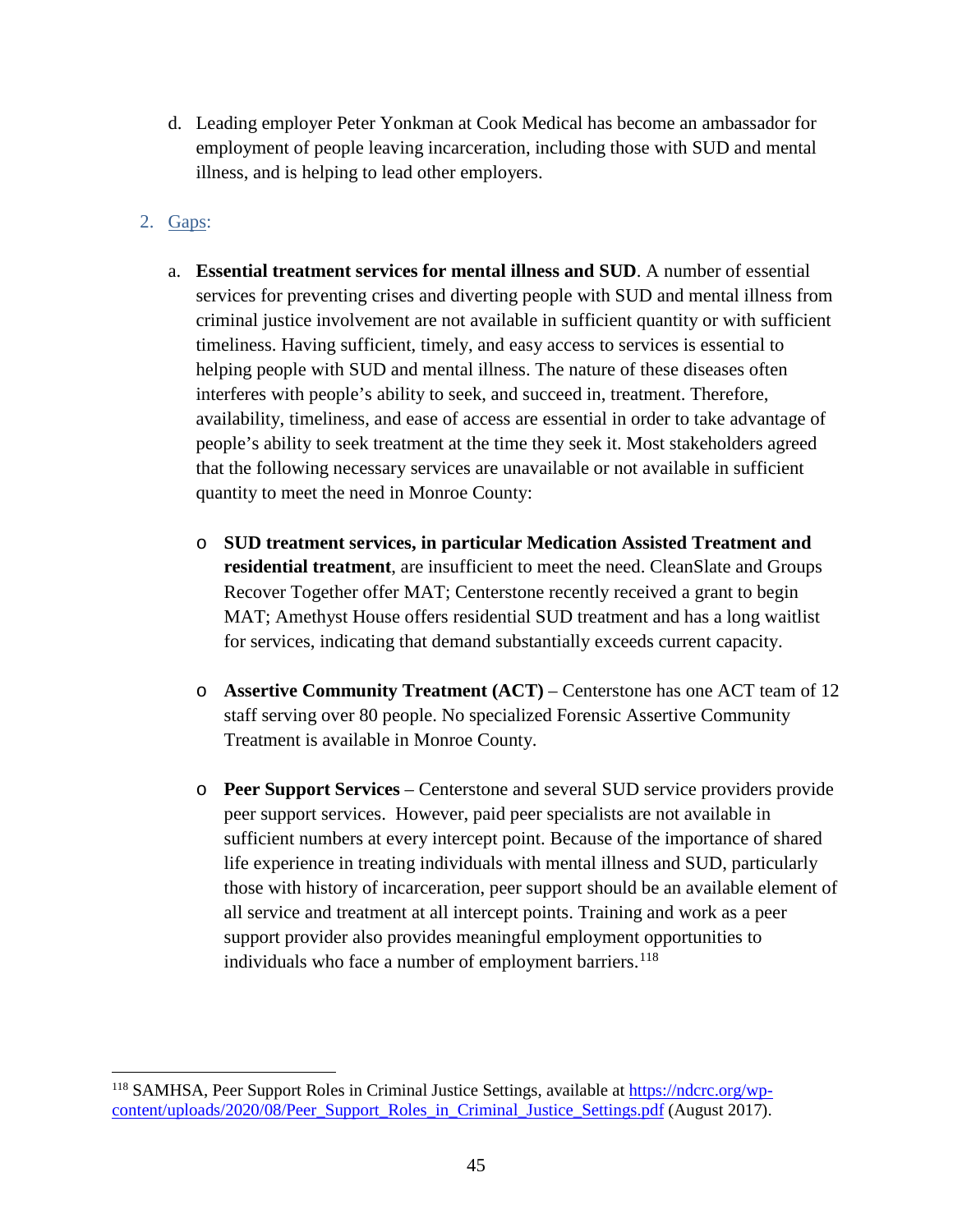d. Leading employer Peter Yonkman at Cook Medical has become an ambassador for employment of people leaving incarceration, including those with SUD and mental illness, and is helping to lead other employers.

2. Gaps:

a. **Essential treatment services for mental illness and SUD**. A number of essential services for preventing crises and diverting people with SUD and mental illness from criminal justice involvement are not available in sufficient quantity or with sufficient timeliness. Having sufficient, timely, and easy access to services is essential to helping people with SUD and mental illness. The nature of these diseases often interferes with people's ability to seek, and succeed in, treatment. Therefore, availability, timeliness, and ease of access are essential in order to take advantage of people's ability to seek treatment at the time they seek it. Most stakeholders agreed that the following necessary services are unavailable or not available in sufficient quantity to meet the need in Monroe County:

   - **SUD treatment services, in particular Medication Assisted Treatment and residential treatment**, are insufficient to meet the need. CleanSlate and Groups Recover Together offer MAT; Centerstone recently received a grant to begin MAT; Amethyst House offers residential SUD treatment and has a long waitlist for services, indicating that demand substantially exceeds current capacity.

   - **Assertive Community Treatment (ACT)** – Centerstone has one ACT team of 12 staff serving over 80 people. No specialized Forensic Assertive Community Treatment is available in Monroe County.

   - **Peer Support Services** – Centerstone and several SUD service providers provide peer support services. However, paid peer specialists are not available in sufficient numbers at every intercept point. Because of the importance of shared life experience in treating individuals with mental illness and SUD, particularly those with history of incarceration, peer support should be an available element of all service and treatment at all intercept points. Training and work as a peer support provider also provides meaningful employment opportunities to individuals who face a number of employment barriers.[118]

---

[118] SAMHSA, Peer Support Roles in Criminal Justice Settings, available at https://ndcrc.org/wp-content/uploads/2020/08/Peer_Support_Roles_in_Criminal_Justice_Settings.pdf (August 2017).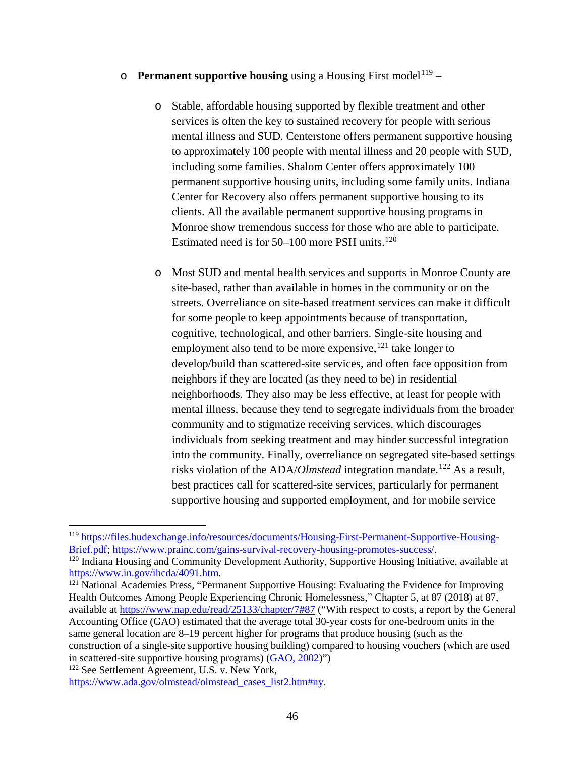- **Permanent supportive housing** using a Housing First model[119] –

    - Stable, affordable housing supported by flexible treatment and other services is often the key to sustained recovery for people with serious mental illness and SUD. Centerstone offers permanent supportive housing to approximately 100 people with mental illness and 20 people with SUD, including some families. Shalom Center offers approximately 100 permanent supportive housing units, including some family units. Indiana Center for Recovery also offers permanent supportive housing to its clients. All the available permanent supportive housing programs in Monroe show tremendous success for those who are able to participate. Estimated need is for 50–100 more PSH units.[120]

    - Most SUD and mental health services and supports in Monroe County are site-based, rather than available in homes in the community or on the streets. Overreliance on site-based treatment services can make it difficult for some people to keep appointments because of transportation, cognitive, technological, and other barriers. Single-site housing and employment also tend to be more expensive,[121] take longer to develop/build than scattered-site services, and often face opposition from neighbors if they are located (as they need to be) in residential neighborhoods. They also may be less effective, at least for people with mental illness, because they tend to segregate individuals from the broader community and to stigmatize receiving services, which discourages individuals from seeking treatment and may hinder successful integration into the community. Finally, overreliance on segregated site-based settings risks violation of the ADA/*Olmstead* integration mandate.[122] As a result, best practices call for scattered-site services, particularly for permanent supportive housing and supported employment, and for mobile service

---

[119] https://files.hudexchange.info/resources/documents/Housing-First-Permanent-Supportive-Housing-Brief.pdf; https://www.prainc.com/gains-survival-recovery-housing-promotes-success/.

[120] Indiana Housing and Community Development Authority, Supportive Housing Initiative, available at https://www.in.gov/ihcda/4091.htm.

[121] National Academies Press, "Permanent Supportive Housing: Evaluating the Evidence for Improving Health Outcomes Among People Experiencing Chronic Homelessness," Chapter 5, at 87 (2018) at 87, available at https://www.nap.edu/read/25133/chapter/7#87 ("With respect to costs, a report by the General Accounting Office (GAO) estimated that the average total 30-year costs for one-bedroom units in the same general location are 8–19 percent higher for programs that produce housing (such as the construction of a single-site supportive housing building) compared to housing vouchers (which are used in scattered-site supportive housing programs) (GAO, 2002)")

[122] See Settlement Agreement, U.S. v. New York, https://www.ada.gov/olmstead/olmstead_cases_list2.htm#ny.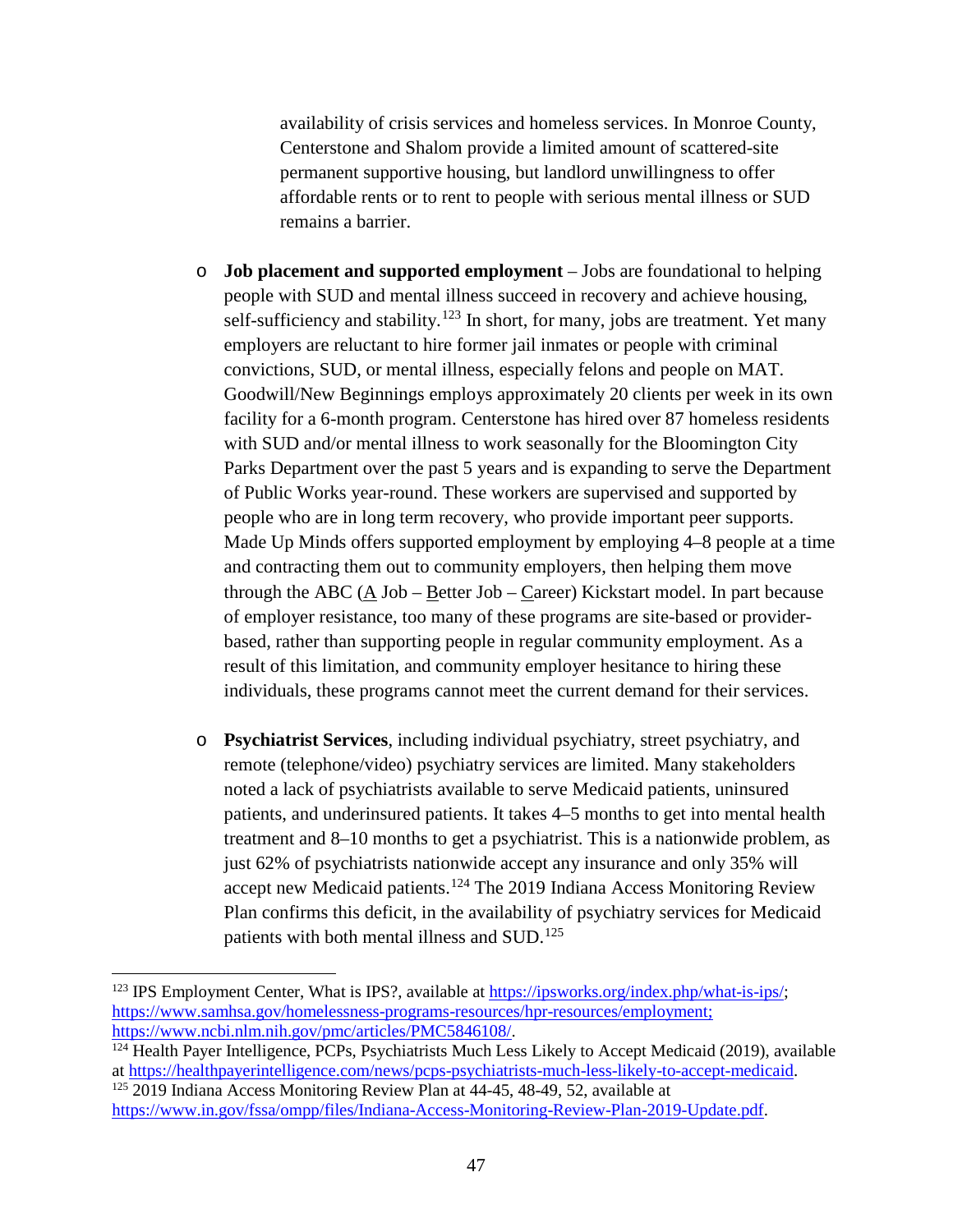availability of crisis services and homeless services. In Monroe County, Centerstone and Shalom provide a limited amount of scattered-site permanent supportive housing, but landlord unwillingness to offer affordable rents or to rent to people with serious mental illness or SUD remains a barrier.

- **Job placement and supported employment** – Jobs are foundational to helping people with SUD and mental illness succeed in recovery and achieve housing, self-sufficiency and stability.[123] In short, for many, jobs are treatment. Yet many employers are reluctant to hire former jail inmates or people with criminal convictions, SUD, or mental illness, especially felons and people on MAT. Goodwill/New Beginnings employs approximately 20 clients per week in its own facility for a 6-month program. Centerstone has hired over 87 homeless residents with SUD and/or mental illness to work seasonally for the Bloomington City Parks Department over the past 5 years and is expanding to serve the Department of Public Works year-round. These workers are supervised and supported by people who are in long term recovery, who provide important peer supports. Made Up Minds offers supported employment by employing 4–8 people at a time and contracting them out to community employers, then helping them move through the ABC (A Job – Better Job – Career) Kickstart model. In part because of employer resistance, too many of these programs are site-based or provider-based, rather than supporting people in regular community employment. As a result of this limitation, and community employer hesitance to hiring these individuals, these programs cannot meet the current demand for their services.

- **Psychiatrist Services**, including individual psychiatry, street psychiatry, and remote (telephone/video) psychiatry services are limited. Many stakeholders noted a lack of psychiatrists available to serve Medicaid patients, uninsured patients, and underinsured patients. It takes 4–5 months to get into mental health treatment and 8–10 months to get a psychiatrist. This is a nationwide problem, as just 62% of psychiatrists nationwide accept any insurance and only 35% will accept new Medicaid patients.[124] The 2019 Indiana Access Monitoring Review Plan confirms this deficit, in the availability of psychiatry services for Medicaid patients with both mental illness and SUD.[125]

---

[123] IPS Employment Center, What is IPS?, available at https://ipsworks.org/index.php/what-is-ips/; https://www.samhsa.gov/homelessness-programs-resources/hpr-resources/employment; https://www.ncbi.nlm.nih.gov/pmc/articles/PMC5846108/.

[124] Health Payer Intelligence, PCPs, Psychiatrists Much Less Likely to Accept Medicaid (2019), available at https://healthpayerintelligence.com/news/pcps-psychiatrists-much-less-likely-to-accept-medicaid.

[125] 2019 Indiana Access Monitoring Review Plan at 44-45, 48-49, 52, available at https://www.in.gov/fssa/ompp/files/Indiana-Access-Monitoring-Review-Plan-2019-Update.pdf.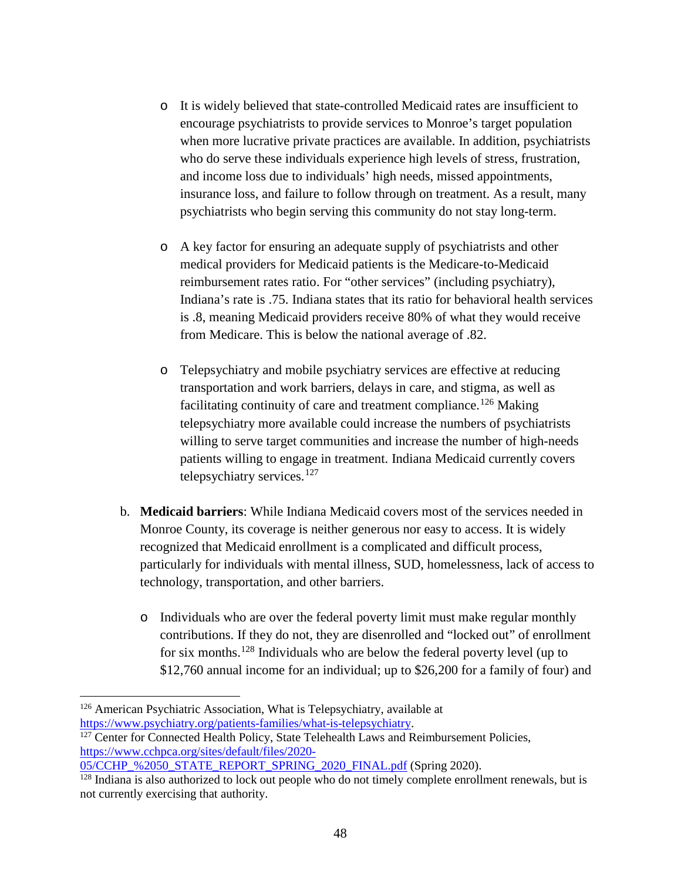- It is widely believed that state-controlled Medicaid rates are insufficient to encourage psychiatrists to provide services to Monroe's target population when more lucrative private practices are available. In addition, psychiatrists who do serve these individuals experience high levels of stress, frustration, and income loss due to individuals' high needs, missed appointments, insurance loss, and failure to follow through on treatment. As a result, many psychiatrists who begin serving this community do not stay long-term.

- A key factor for ensuring an adequate supply of psychiatrists and other medical providers for Medicaid patients is the Medicare-to-Medicaid reimbursement rates ratio. For "other services" (including psychiatry), Indiana's rate is .75. Indiana states that its ratio for behavioral health services is .8, meaning Medicaid providers receive 80% of what they would receive from Medicare. This is below the national average of .82.

- Telepsychiatry and mobile psychiatry services are effective at reducing transportation and work barriers, delays in care, and stigma, as well as facilitating continuity of care and treatment compliance.[126] Making telepsychiatry more available could increase the numbers of psychiatrists willing to serve target communities and increase the number of high-needs patients willing to engage in treatment. Indiana Medicaid currently covers telepsychiatry services.[127]

b. **Medicaid barriers**: While Indiana Medicaid covers most of the services needed in Monroe County, its coverage is neither generous nor easy to access. It is widely recognized that Medicaid enrollment is a complicated and difficult process, particularly for individuals with mental illness, SUD, homelessness, lack of access to technology, transportation, and other barriers.

  - Individuals who are over the federal poverty limit must make regular monthly contributions. If they do not, they are disenrolled and "locked out" of enrollment for six months.[128] Individuals who are below the federal poverty level (up to $12,760 annual income for an individual; up to $26,200 for a family of four) and

---

[126] American Psychiatric Association, What is Telepsychiatry, available at https://www.psychiatry.org/patients-families/what-is-telepsychiatry.

[127] Center for Connected Health Policy, State Telehealth Laws and Reimbursement Policies, https://www.cchpca.org/sites/default/files/2020-05/CCHP_%2050_STATE_REPORT_SPRING_2020_FINAL.pdf (Spring 2020).

[128] Indiana is also authorized to lock out people who do not timely complete enrollment renewals, but is not currently exercising that authority.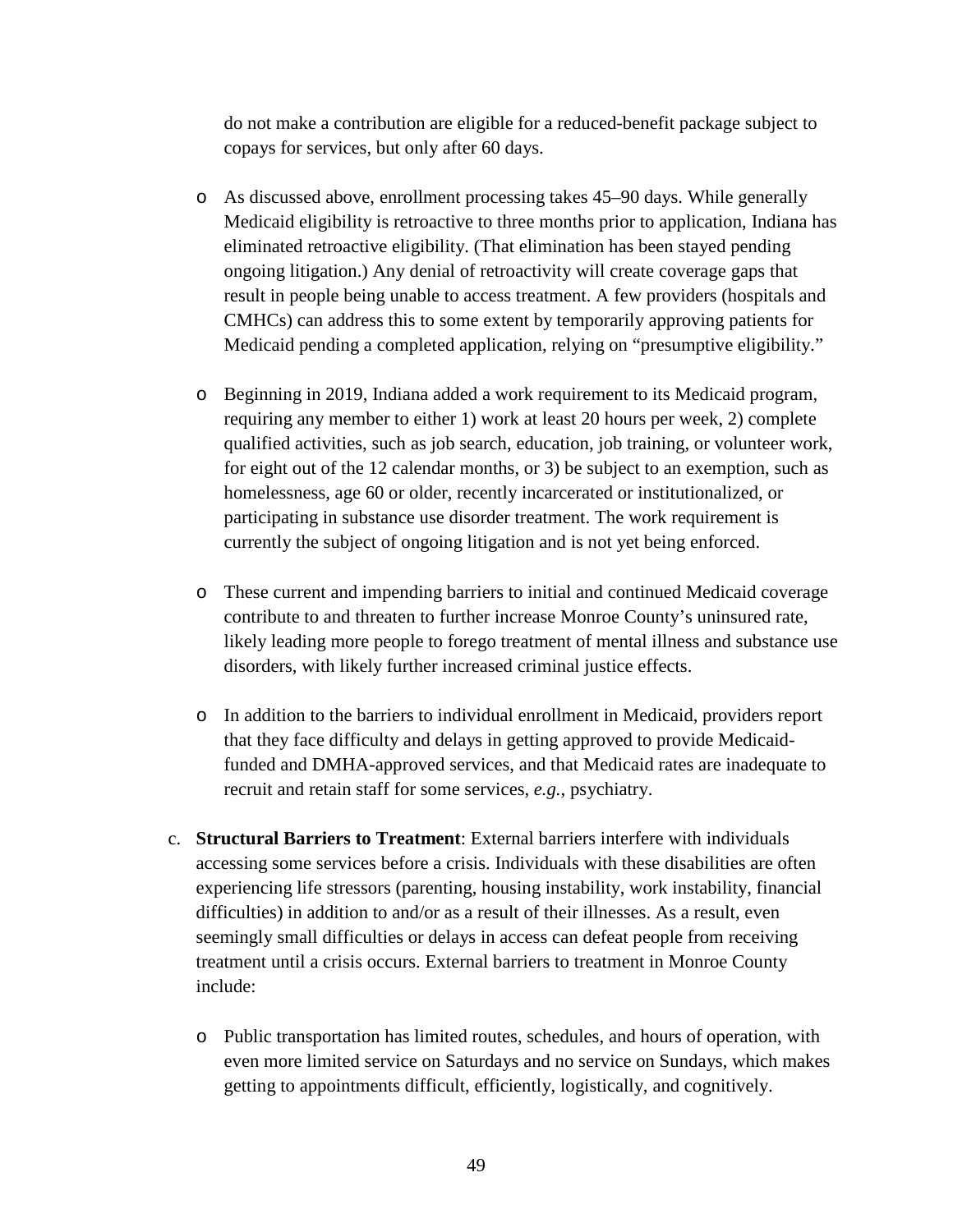do not make a contribution are eligible for a reduced-benefit package subject to copays for services, but only after 60 days.

- As discussed above, enrollment processing takes 45–90 days. While generally Medicaid eligibility is retroactive to three months prior to application, Indiana has eliminated retroactive eligibility. (That elimination has been stayed pending ongoing litigation.) Any denial of retroactivity will create coverage gaps that result in people being unable to access treatment. A few providers (hospitals and CMHCs) can address this to some extent by temporarily approving patients for Medicaid pending a completed application, relying on "presumptive eligibility."

- Beginning in 2019, Indiana added a work requirement to its Medicaid program, requiring any member to either 1) work at least 20 hours per week, 2) complete qualified activities, such as job search, education, job training, or volunteer work, for eight out of the 12 calendar months, or 3) be subject to an exemption, such as homelessness, age 60 or older, recently incarcerated or institutionalized, or participating in substance use disorder treatment. The work requirement is currently the subject of ongoing litigation and is not yet being enforced.

- These current and impending barriers to initial and continued Medicaid coverage contribute to and threaten to further increase Monroe County's uninsured rate, likely leading more people to forego treatment of mental illness and substance use disorders, with likely further increased criminal justice effects.

- In addition to the barriers to individual enrollment in Medicaid, providers report that they face difficulty and delays in getting approved to provide Medicaid-funded and DMHA-approved services, and that Medicaid rates are inadequate to recruit and retain staff for some services, *e.g.*, psychiatry.

c. **Structural Barriers to Treatment**: External barriers interfere with individuals accessing some services before a crisis. Individuals with these disabilities are often experiencing life stressors (parenting, housing instability, work instability, financial difficulties) in addition to and/or as a result of their illnesses. As a result, even seemingly small difficulties or delays in access can defeat people from receiving treatment until a crisis occurs. External barriers to treatment in Monroe County include:

   - Public transportation has limited routes, schedules, and hours of operation, with even more limited service on Saturdays and no service on Sundays, which makes getting to appointments difficult, efficiently, logistically, and cognitively.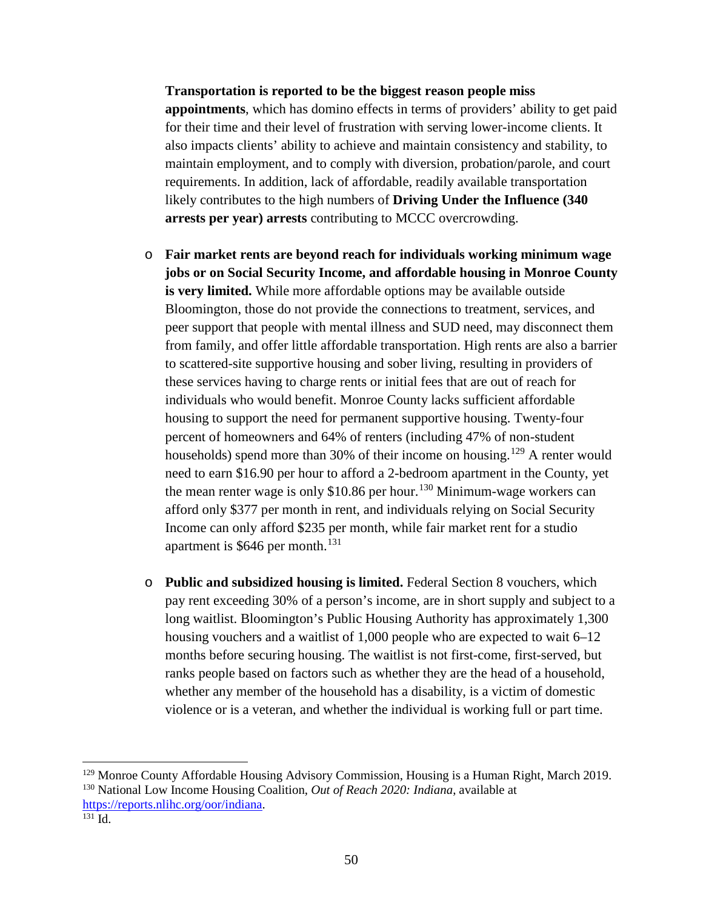**Transportation is reported to be the biggest reason people miss appointments**, which has domino effects in terms of providers' ability to get paid for their time and their level of frustration with serving lower-income clients. It also impacts clients' ability to achieve and maintain consistency and stability, to maintain employment, and to comply with diversion, probation/parole, and court requirements. In addition, lack of affordable, readily available transportation likely contributes to the high numbers of **Driving Under the Influence (340 arrests per year) arrests** contributing to MCCC overcrowding.

- **Fair market rents are beyond reach for individuals working minimum wage jobs or on Social Security Income, and affordable housing in Monroe County is very limited.** While more affordable options may be available outside Bloomington, those do not provide the connections to treatment, services, and peer support that people with mental illness and SUD need, may disconnect them from family, and offer little affordable transportation. High rents are also a barrier to scattered-site supportive housing and sober living, resulting in providers of these services having to charge rents or initial fees that are out of reach for individuals who would benefit. Monroe County lacks sufficient affordable housing to support the need for permanent supportive housing. Twenty-four percent of homeowners and 64% of renters (including 47% of non-student households) spend more than 30% of their income on housing.[129] A renter would need to earn $16.90 per hour to afford a 2-bedroom apartment in the County, yet the mean renter wage is only $10.86 per hour.[130] Minimum-wage workers can afford only $377 per month in rent, and individuals relying on Social Security Income can only afford $235 per month, while fair market rent for a studio apartment is $646 per month.[131]

- **Public and subsidized housing is limited.** Federal Section 8 vouchers, which pay rent exceeding 30% of a person's income, are in short supply and subject to a long waitlist. Bloomington's Public Housing Authority has approximately 1,300 housing vouchers and a waitlist of 1,000 people who are expected to wait 6–12 months before securing housing. The waitlist is not first-come, first-served, but ranks people based on factors such as whether they are the head of a household, whether any member of the household has a disability, is a victim of domestic violence or is a veteran, and whether the individual is working full or part time.

---

[129] Monroe County Affordable Housing Advisory Commission, Housing is a Human Right, March 2019.

[130] National Low Income Housing Coalition, *Out of Reach 2020: Indiana*, available at https://reports.nlihc.org/oor/indiana.

[131] Id.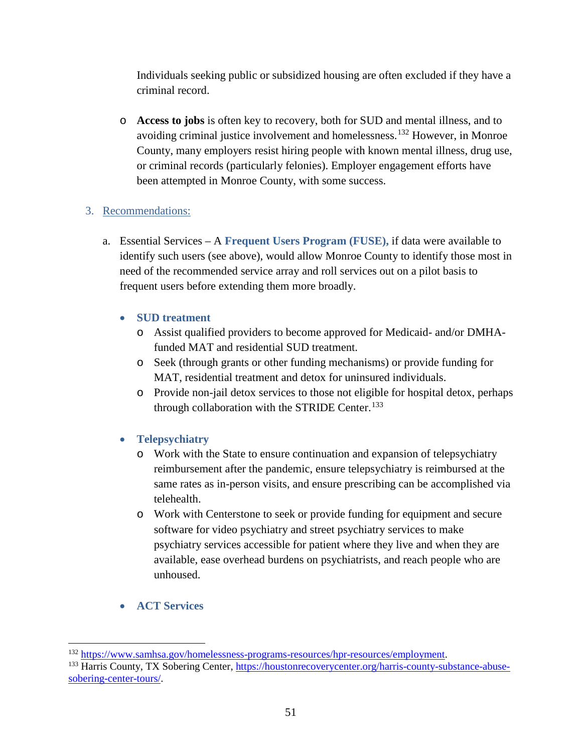Individuals seeking public or subsidized housing are often excluded if they have a criminal record.

- **Access to jobs** is often key to recovery, both for SUD and mental illness, and to avoiding criminal justice involvement and homelessness.[132] However, in Monroe County, many employers resist hiring people with known mental illness, drug use, or criminal records (particularly felonies). Employer engagement efforts have been attempted in Monroe County, with some success.

3. Recommendations:

   a. Essential Services – A **Frequent Users Program (FUSE),** if data were available to identify such users (see above), would allow Monroe County to identify those most in need of the recommended service array and roll services out on a pilot basis to frequent users before extending them more broadly.

   - **SUD treatment**
     - Assist qualified providers to become approved for Medicaid- and/or DMHA-funded MAT and residential SUD treatment.
     - Seek (through grants or other funding mechanisms) or provide funding for MAT, residential treatment and detox for uninsured individuals.
     - Provide non-jail detox services to those not eligible for hospital detox, perhaps through collaboration with the STRIDE Center.[133]

   - **Telepsychiatry**
     - Work with the State to ensure continuation and expansion of telepsychiatry reimbursement after the pandemic, ensure telepsychiatry is reimbursed at the same rates as in-person visits, and ensure prescribing can be accomplished via telehealth.
     - Work with Centerstone to seek or provide funding for equipment and secure software for video psychiatry and street psychiatry services to make psychiatry services accessible for patient where they live and when they are available, ease overhead burdens on psychiatrists, and reach people who are unhoused.

   - **ACT Services**

---

[132] https://www.samhsa.gov/homelessness-programs-resources/hpr-resources/employment.

[133] Harris County, TX Sobering Center, https://houstonrecoverycenter.org/harris-county-substance-abuse-sobering-center-tours/.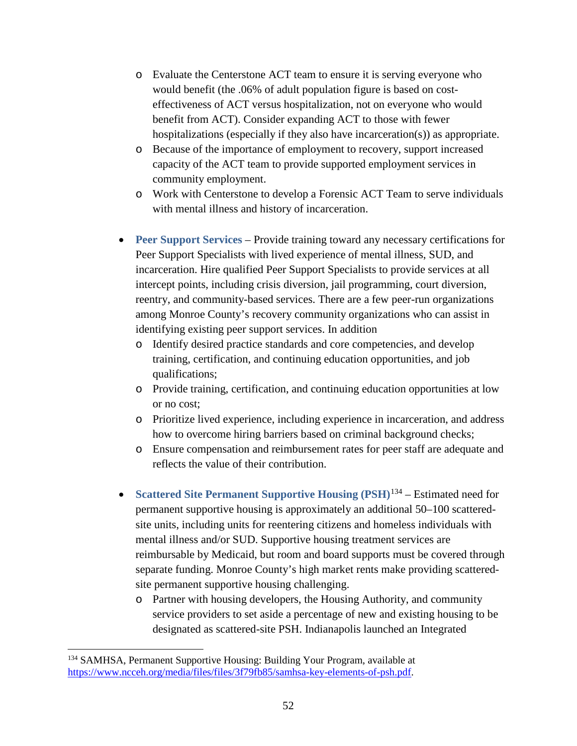- Evaluate the Centerstone ACT team to ensure it is serving everyone who would benefit (the .06% of adult population figure is based on cost-effectiveness of ACT versus hospitalization, not on everyone who would benefit from ACT). Consider expanding ACT to those with fewer hospitalizations (especially if they also have incarceration(s)) as appropriate.
  - Because of the importance of employment to recovery, support increased capacity of the ACT team to provide supported employment services in community employment.
  - Work with Centerstone to develop a Forensic ACT Team to serve individuals with mental illness and history of incarceration.

- **Peer Support Services** – Provide training toward any necessary certifications for Peer Support Specialists with lived experience of mental illness, SUD, and incarceration. Hire qualified Peer Support Specialists to provide services at all intercept points, including crisis diversion, jail programming, court diversion, reentry, and community-based services. There are a few peer-run organizations among Monroe County's recovery community organizations who can assist in identifying existing peer support services. In addition
  - Identify desired practice standards and core competencies, and develop training, certification, and continuing education opportunities, and job qualifications;
  - Provide training, certification, and continuing education opportunities at low or no cost;
  - Prioritize lived experience, including experience in incarceration, and address how to overcome hiring barriers based on criminal background checks;
  - Ensure compensation and reimbursement rates for peer staff are adequate and reflects the value of their contribution.

- **Scattered Site Permanent Supportive Housing (PSH)**[134] – Estimated need for permanent supportive housing is approximately an additional 50–100 scattered-site units, including units for reentering citizens and homeless individuals with mental illness and/or SUD. Supportive housing treatment services are reimbursable by Medicaid, but room and board supports must be covered through separate funding. Monroe County's high market rents make providing scattered-site permanent supportive housing challenging.
  - Partner with housing developers, the Housing Authority, and community service providers to set aside a percentage of new and existing housing to be designated as scattered-site PSH. Indianapolis launched an Integrated

[134] SAMHSA, Permanent Supportive Housing: Building Your Program, available at https://www.ncceh.org/media/files/files/3f79fb85/samhsa-key-elements-of-psh.pdf.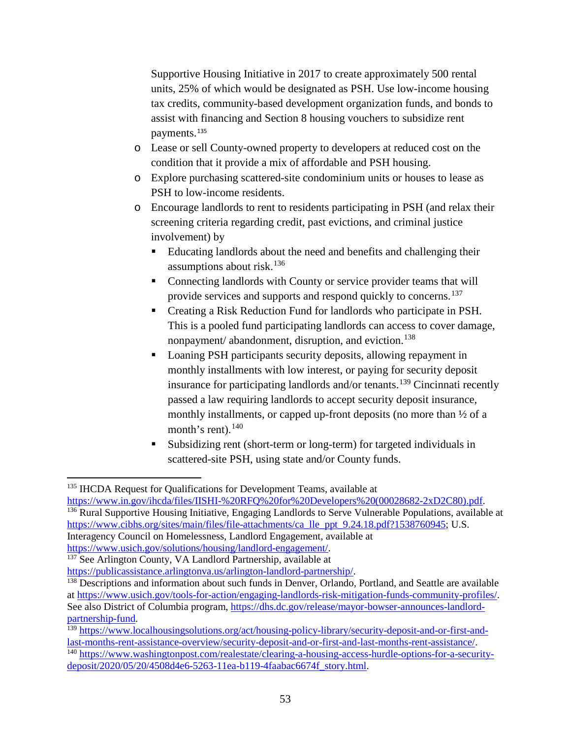Supportive Housing Initiative in 2017 to create approximately 500 rental units, 25% of which would be designated as PSH. Use low-income housing tax credits, community-based development organization funds, and bonds to assist with financing and Section 8 housing vouchers to subsidize rent payments.[135]

- Lease or sell County-owned property to developers at reduced cost on the condition that it provide a mix of affordable and PSH housing.
- Explore purchasing scattered-site condominium units or houses to lease as PSH to low-income residents.
- Encourage landlords to rent to residents participating in PSH (and relax their screening criteria regarding credit, past evictions, and criminal justice involvement) by
  - Educating landlords about the need and benefits and challenging their assumptions about risk.[136]
  - Connecting landlords with County or service provider teams that will provide services and supports and respond quickly to concerns.[137]
  - Creating a Risk Reduction Fund for landlords who participate in PSH. This is a pooled fund participating landlords can access to cover damage, nonpayment/ abandonment, disruption, and eviction.[138]
  - Loaning PSH participants security deposits, allowing repayment in monthly installments with low interest, or paying for security deposit insurance for participating landlords and/or tenants.[139] Cincinnati recently passed a law requiring landlords to accept security deposit insurance, monthly installments, or capped up-front deposits (no more than ½ of a month's rent).[140]
  - Subsidizing rent (short-term or long-term) for targeted individuals in scattered-site PSH, using state and/or County funds.

---

[135] IHCDA Request for Qualifications for Development Teams, available at https://www.in.gov/ihcda/files/IISHI-%20RFQ%20for%20Developers%20(00028682-2xD2C80).pdf.

[136] Rural Supportive Housing Initiative, Engaging Landlords to Serve Vulnerable Populations, available at https://www.cibhs.org/sites/main/files/file-attachments/ca_lle_ppt_9.24.18.pdf?1538760945; U.S. Interagency Council on Homelessness, Landlord Engagement, available at https://www.usich.gov/solutions/housing/landlord-engagement/.

[137] See Arlington County, VA Landlord Partnership, available at https://publicassistance.arlingtonva.us/arlington-landlord-partnership/.

[138] Descriptions and information about such funds in Denver, Orlando, Portland, and Seattle are available at https://www.usich.gov/tools-for-action/engaging-landlords-risk-mitigation-funds-community-profiles/. See also District of Columbia program, https://dhs.dc.gov/release/mayor-bowser-announces-landlord-partnership-fund.

[139] https://www.localhousingsolutions.org/act/housing-policy-library/security-deposit-and-or-first-and-last-months-rent-assistance-overview/security-deposit-and-or-first-and-last-months-rent-assistance/.

[140] https://www.washingtonpost.com/realestate/clearing-a-housing-access-hurdle-options-for-a-security-deposit/2020/05/20/4508d4e6-5263-11ea-b119-4faabac6674f_story.html.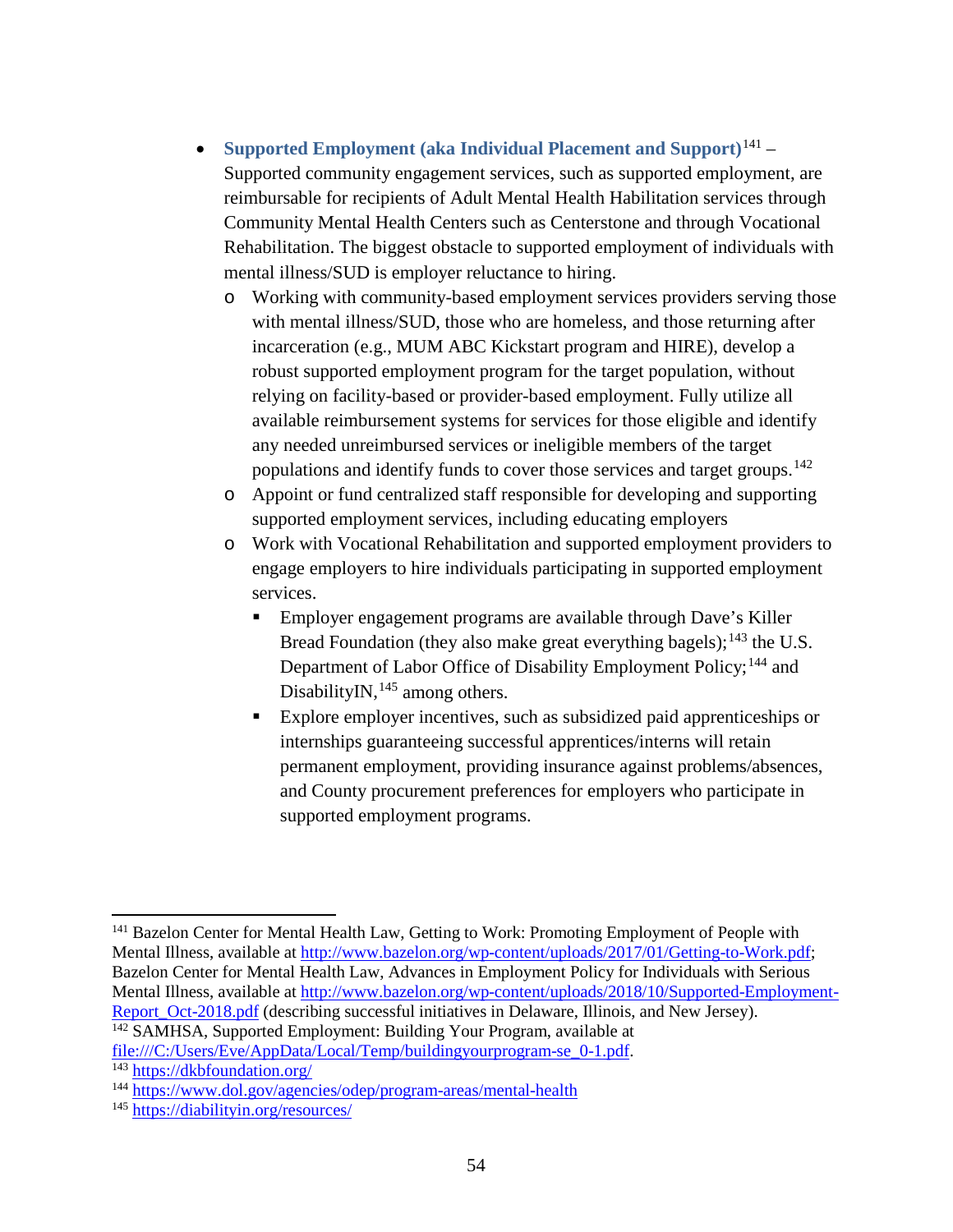- **Supported Employment (aka Individual Placement and Support)**[141] – Supported community engagement services, such as supported employment, are reimbursable for recipients of Adult Mental Health Habilitation services through Community Mental Health Centers such as Centerstone and through Vocational Rehabilitation. The biggest obstacle to supported employment of individuals with mental illness/SUD is employer reluctance to hiring.
  - Working with community-based employment services providers serving those with mental illness/SUD, those who are homeless, and those returning after incarceration (e.g., MUM ABC Kickstart program and HIRE), develop a robust supported employment program for the target population, without relying on facility-based or provider-based employment. Fully utilize all available reimbursement systems for services for those eligible and identify any needed unreimbursed services or ineligible members of the target populations and identify funds to cover those services and target groups.[142]
  - Appoint or fund centralized staff responsible for developing and supporting supported employment services, including educating employers
  - Work with Vocational Rehabilitation and supported employment providers to engage employers to hire individuals participating in supported employment services.
    - Employer engagement programs are available through Dave's Killer Bread Foundation (they also make great everything bagels);[143] the U.S. Department of Labor Office of Disability Employment Policy;[144] and DisabilityIN,[145] among others.
    - Explore employer incentives, such as subsidized paid apprenticeships or internships guaranteeing successful apprentices/interns will retain permanent employment, providing insurance against problems/absences, and County procurement preferences for employers who participate in supported employment programs.

---

[141] Bazelon Center for Mental Health Law, Getting to Work: Promoting Employment of People with Mental Illness, available at http://www.bazelon.org/wp-content/uploads/2017/01/Getting-to-Work.pdf; Bazelon Center for Mental Health Law, Advances in Employment Policy for Individuals with Serious Mental Illness, available at http://www.bazelon.org/wp-content/uploads/2018/10/Supported-Employment-Report_Oct-2018.pdf (describing successful initiatives in Delaware, Illinois, and New Jersey).

[142] SAMHSA, Supported Employment: Building Your Program, available at file:///C:/Users/Eve/AppData/Local/Temp/buildingyourprogram-se_0-1.pdf.

[143] https://dkbfoundation.org/

[144] https://www.dol.gov/agencies/odep/program-areas/mental-health

[145] https://diabilityin.org/resources/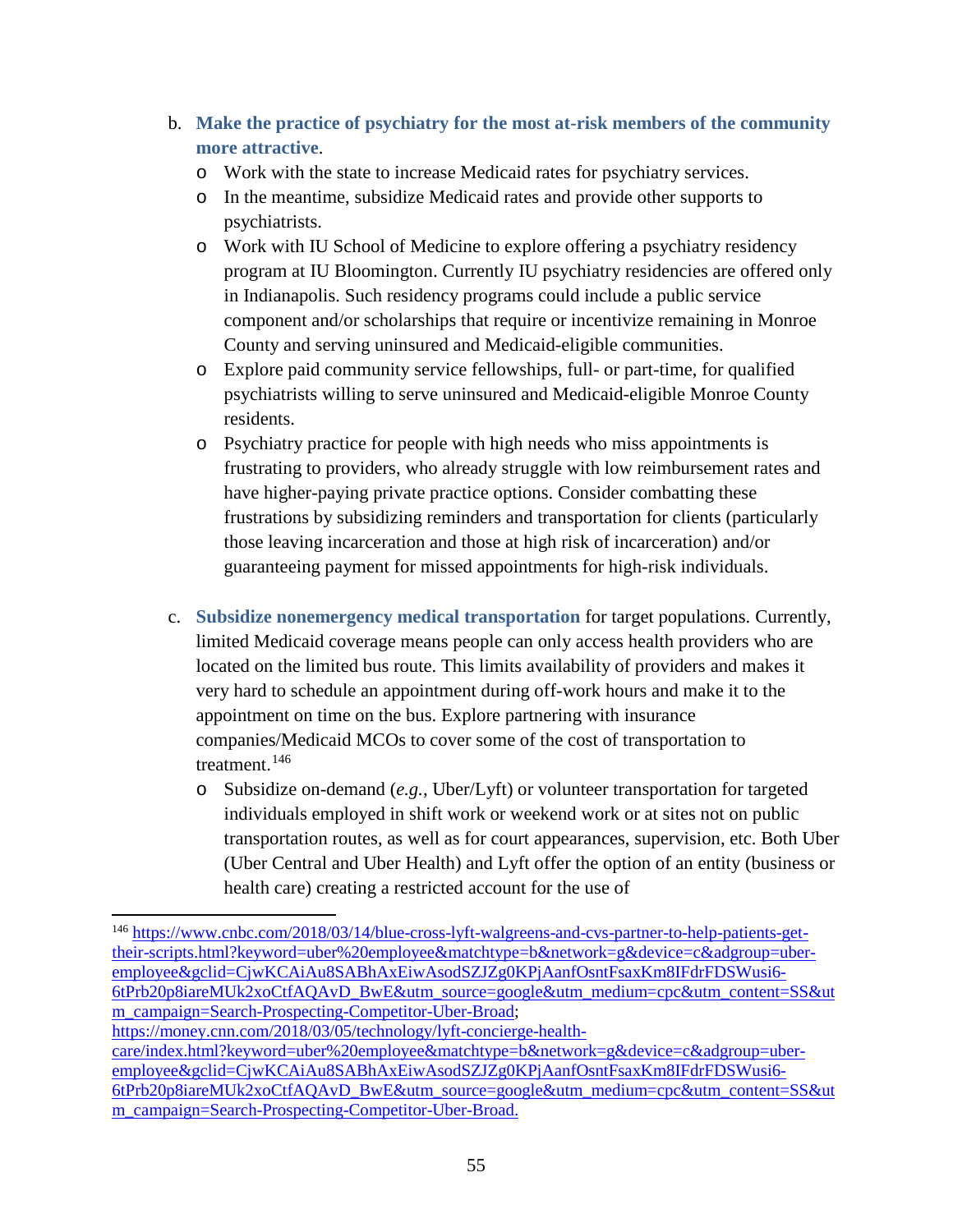b. **Make the practice of psychiatry for the most at-risk members of the community more attractive**.
   - Work with the state to increase Medicaid rates for psychiatry services.
   - In the meantime, subsidize Medicaid rates and provide other supports to psychiatrists.
   - Work with IU School of Medicine to explore offering a psychiatry residency program at IU Bloomington. Currently IU psychiatry residencies are offered only in Indianapolis. Such residency programs could include a public service component and/or scholarships that require or incentivize remaining in Monroe County and serving uninsured and Medicaid-eligible communities.
   - Explore paid community service fellowships, full- or part-time, for qualified psychiatrists willing to serve uninsured and Medicaid-eligible Monroe County residents.
   - Psychiatry practice for people with high needs who miss appointments is frustrating to providers, who already struggle with low reimbursement rates and have higher-paying private practice options. Consider combatting these frustrations by subsidizing reminders and transportation for clients (particularly those leaving incarceration and those at high risk of incarceration) and/or guaranteeing payment for missed appointments for high-risk individuals.

c. **Subsidize nonemergency medical transportation** for target populations. Currently, limited Medicaid coverage means people can only access health providers who are located on the limited bus route. This limits availability of providers and makes it very hard to schedule an appointment during off-work hours and make it to the appointment on time on the bus. Explore partnering with insurance companies/Medicaid MCOs to cover some of the cost of transportation to treatment.[146]
   - Subsidize on-demand (*e.g.*, Uber/Lyft) or volunteer transportation for targeted individuals employed in shift work or weekend work or at sites not on public transportation routes, as well as for court appearances, supervision, etc. Both Uber (Uber Central and Uber Health) and Lyft offer the option of an entity (business or health care) creating a restricted account for the use of

---

[146] https://www.cnbc.com/2018/03/14/blue-cross-lyft-walgreens-and-cvs-partner-to-help-patients-get-their-scripts.html?keyword=uber%20employee&matchtype=b&network=g&device=c&adgroup=uber-employee&gclid=CjwKCAiAu8SABhAxEiwAsodSZJZg0KPjAanfOsntFsaxKm8IFdrFDSWusi6-6tPrb20p8iareMUk2xoCtfAQAvD_BwE&utm_source=google&utm_medium=cpc&utm_content=SS&utm_campaign=Search-Prospecting-Competitor-Uber-Broad; https://money.cnn.com/2018/03/05/technology/lyft-concierge-health-care/index.html?keyword=uber%20employee&matchtype=b&network=g&device=c&adgroup=uber-employee&gclid=CjwKCAiAu8SABhAxEiwAsodSZJZg0KPjAanfOsntFsaxKm8IFdrFDSWusi6-6tPrb20p8iareMUk2xoCtfAQAvD_BwE&utm_source=google&utm_medium=cpc&utm_content=SS&utm_campaign=Search-Prospecting-Competitor-Uber-Broad.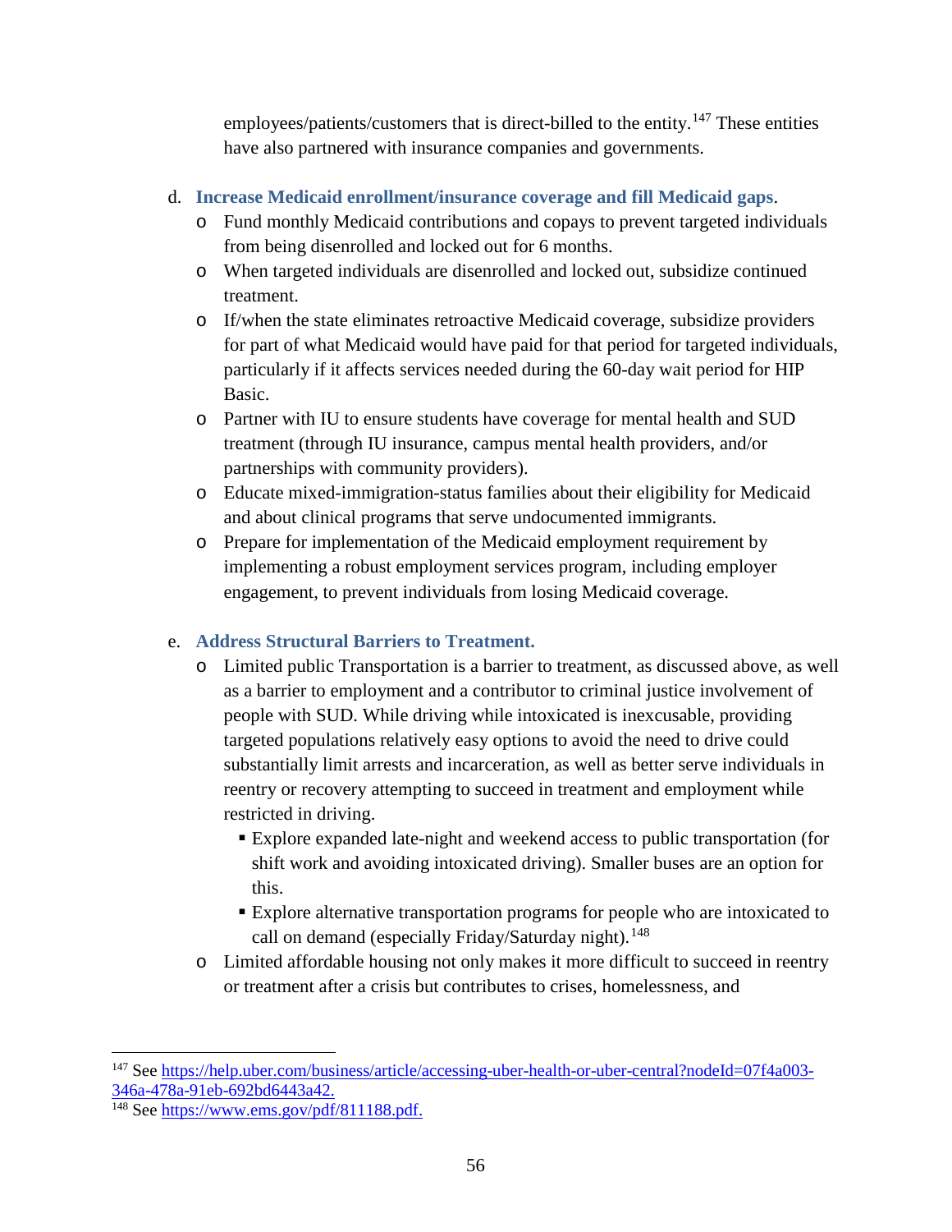employees/patients/customers that is direct-billed to the entity.[147] These entities have also partnered with insurance companies and governments.

d. **Increase Medicaid enrollment/insurance coverage and fill Medicaid gaps**.
   - Fund monthly Medicaid contributions and copays to prevent targeted individuals from being disenrolled and locked out for 6 months.
   - When targeted individuals are disenrolled and locked out, subsidize continued treatment.
   - If/when the state eliminates retroactive Medicaid coverage, subsidize providers for part of what Medicaid would have paid for that period for targeted individuals, particularly if it affects services needed during the 60-day wait period for HIP Basic.
   - Partner with IU to ensure students have coverage for mental health and SUD treatment (through IU insurance, campus mental health providers, and/or partnerships with community providers).
   - Educate mixed-immigration-status families about their eligibility for Medicaid and about clinical programs that serve undocumented immigrants.
   - Prepare for implementation of the Medicaid employment requirement by implementing a robust employment services program, including employer engagement, to prevent individuals from losing Medicaid coverage.

e. **Address Structural Barriers to Treatment.**
   - Limited public Transportation is a barrier to treatment, as discussed above, as well as a barrier to employment and a contributor to criminal justice involvement of people with SUD. While driving while intoxicated is inexcusable, providing targeted populations relatively easy options to avoid the need to drive could substantially limit arrests and incarceration, as well as better serve individuals in reentry or recovery attempting to succeed in treatment and employment while restricted in driving.
     - Explore expanded late-night and weekend access to public transportation (for shift work and avoiding intoxicated driving). Smaller buses are an option for this.
     - Explore alternative transportation programs for people who are intoxicated to call on demand (especially Friday/Saturday night).[148]
   - Limited affordable housing not only makes it more difficult to succeed in reentry or treatment after a crisis but contributes to crises, homelessness, and

---

[147] See https://help.uber.com/business/article/accessing-uber-health-or-uber-central?nodeId=07f4a003-346a-478a-91eb-692bd6443a42.

[148] See https://www.ems.gov/pdf/811188.pdf.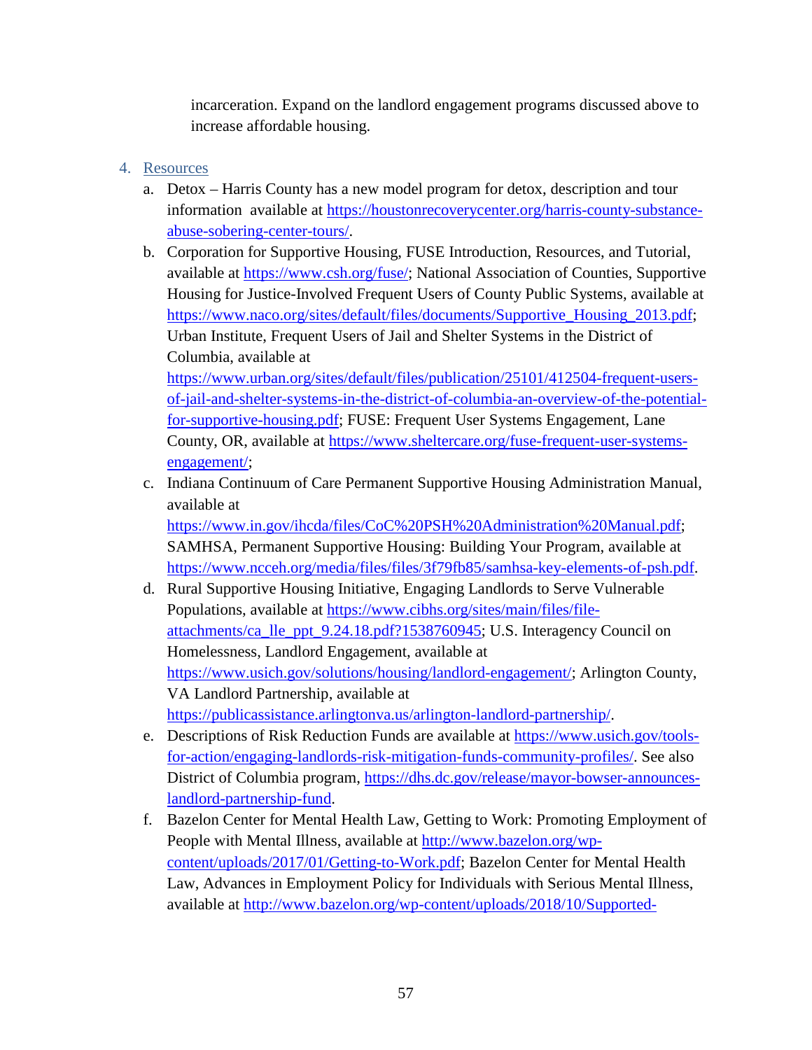incarceration. Expand on the landlord engagement programs discussed above to increase affordable housing.

4. Resources
   a. Detox – Harris County has a new model program for detox, description and tour information available at https://houstonrecoverycenter.org/harris-county-substance-abuse-sobering-center-tours/.
   b. Corporation for Supportive Housing, FUSE Introduction, Resources, and Tutorial, available at https://www.csh.org/fuse/; National Association of Counties, Supportive Housing for Justice-Involved Frequent Users of County Public Systems, available at https://www.naco.org/sites/default/files/documents/Supportive_Housing_2013.pdf; Urban Institute, Frequent Users of Jail and Shelter Systems in the District of Columbia, available at https://www.urban.org/sites/default/files/publication/25101/412504-frequent-users-of-jail-and-shelter-systems-in-the-district-of-columbia-an-overview-of-the-potential-for-supportive-housing.pdf; FUSE: Frequent User Systems Engagement, Lane County, OR, available at https://www.sheltercare.org/fuse-frequent-user-systems-engagement/;
   c. Indiana Continuum of Care Permanent Supportive Housing Administration Manual, available at https://www.in.gov/ihcda/files/CoC%20PSH%20Administration%20Manual.pdf; SAMHSA, Permanent Supportive Housing: Building Your Program, available at https://www.ncceh.org/media/files/files/3f79fb85/samhsa-key-elements-of-psh.pdf.
   d. Rural Supportive Housing Initiative, Engaging Landlords to Serve Vulnerable Populations, available at https://www.cibhs.org/sites/main/files/file-attachments/ca_lle_ppt_9.24.18.pdf?1538760945; U.S. Interagency Council on Homelessness, Landlord Engagement, available at https://www.usich.gov/solutions/housing/landlord-engagement/; Arlington County, VA Landlord Partnership, available at https://publicassistance.arlingtonva.us/arlington-landlord-partnership/.
   e. Descriptions of Risk Reduction Funds are available at https://www.usich.gov/tools-for-action/engaging-landlords-risk-mitigation-funds-community-profiles/. See also District of Columbia program, https://dhs.dc.gov/release/mayor-bowser-announces-landlord-partnership-fund.
   f. Bazelon Center for Mental Health Law, Getting to Work: Promoting Employment of People with Mental Illness, available at http://www.bazelon.org/wp-content/uploads/2017/01/Getting-to-Work.pdf; Bazelon Center for Mental Health Law, Advances in Employment Policy for Individuals with Serious Mental Illness, available at http://www.bazelon.org/wp-content/uploads/2018/10/Supported-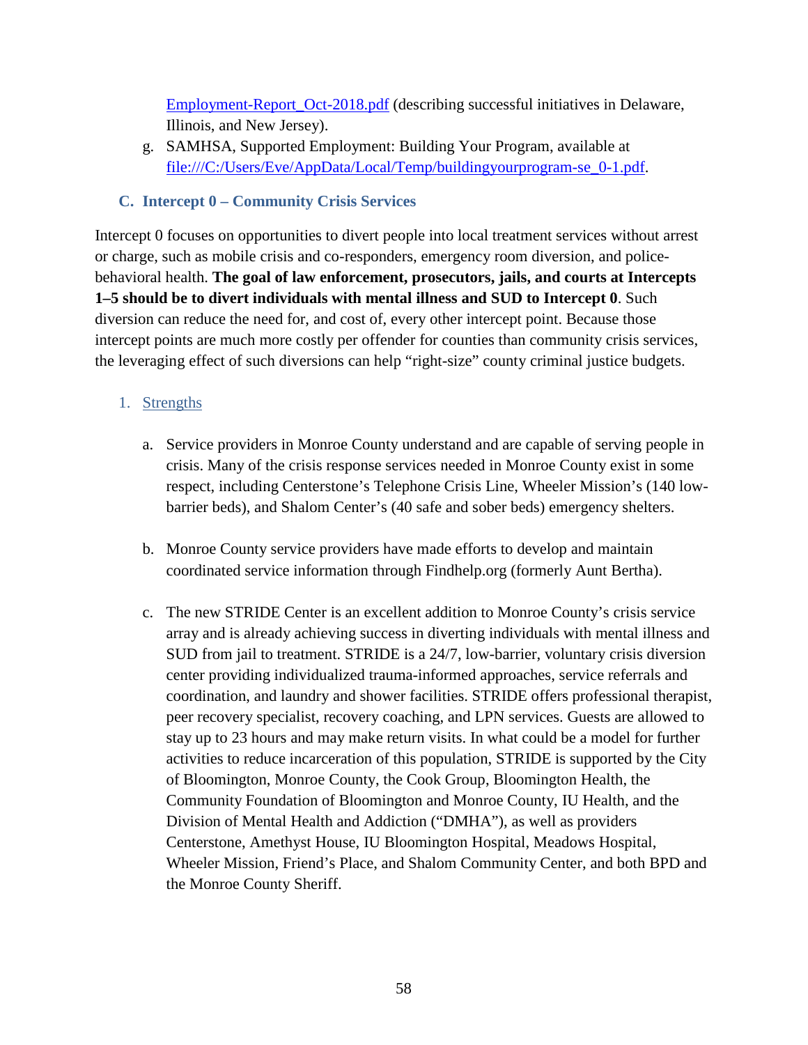Employment-Report_Oct-2018.pdf (describing successful initiatives in Delaware, Illinois, and New Jersey).

g. SAMHSA, Supported Employment: Building Your Program, available at file:///C:/Users/Eve/AppData/Local/Temp/buildingyourprogram-se_0-1.pdf.

### C. Intercept 0 – Community Crisis Services

Intercept 0 focuses on opportunities to divert people into local treatment services without arrest or charge, such as mobile crisis and co-responders, emergency room diversion, and police-behavioral health. **The goal of law enforcement, prosecutors, jails, and courts at Intercepts 1–5 should be to divert individuals with mental illness and SUD to Intercept 0**. Such diversion can reduce the need for, and cost of, every other intercept point. Because those intercept points are much more costly per offender for counties than community crisis services, the leveraging effect of such diversions can help "right-size" county criminal justice budgets.

#### 1. Strengths

a. Service providers in Monroe County understand and are capable of serving people in crisis. Many of the crisis response services needed in Monroe County exist in some respect, including Centerstone's Telephone Crisis Line, Wheeler Mission's (140 low-barrier beds), and Shalom Center's (40 safe and sober beds) emergency shelters.

b. Monroe County service providers have made efforts to develop and maintain coordinated service information through Findhelp.org (formerly Aunt Bertha).

c. The new STRIDE Center is an excellent addition to Monroe County's crisis service array and is already achieving success in diverting individuals with mental illness and SUD from jail to treatment. STRIDE is a 24/7, low-barrier, voluntary crisis diversion center providing individualized trauma-informed approaches, service referrals and coordination, and laundry and shower facilities. STRIDE offers professional therapist, peer recovery specialist, recovery coaching, and LPN services. Guests are allowed to stay up to 23 hours and may make return visits. In what could be a model for further activities to reduce incarceration of this population, STRIDE is supported by the City of Bloomington, Monroe County, the Cook Group, Bloomington Health, the Community Foundation of Bloomington and Monroe County, IU Health, and the Division of Mental Health and Addiction ("DMHA"), as well as providers Centerstone, Amethyst House, IU Bloomington Hospital, Meadows Hospital, Wheeler Mission, Friend's Place, and Shalom Community Center, and both BPD and the Monroe County Sheriff.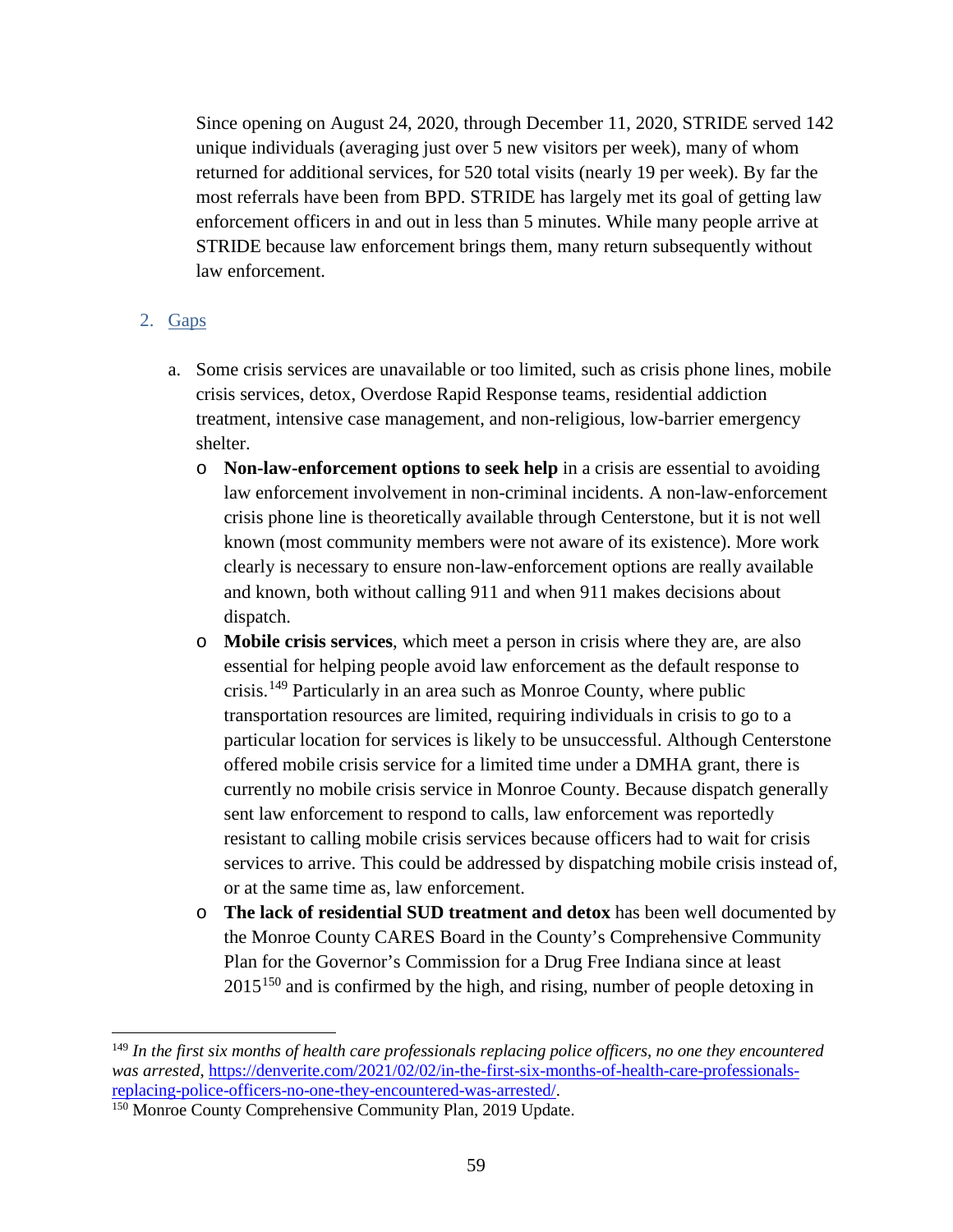Since opening on August 24, 2020, through December 11, 2020, STRIDE served 142 unique individuals (averaging just over 5 new visitors per week), many of whom returned for additional services, for 520 total visits (nearly 19 per week). By far the most referrals have been from BPD. STRIDE has largely met its goal of getting law enforcement officers in and out in less than 5 minutes. While many people arrive at STRIDE because law enforcement brings them, many return subsequently without law enforcement.

### 2. Gaps

a. Some crisis services are unavailable or too limited, such as crisis phone lines, mobile crisis services, detox, Overdose Rapid Response teams, residential addiction treatment, intensive case management, and non-religious, low-barrier emergency shelter.

- **Non-law-enforcement options to seek help** in a crisis are essential to avoiding law enforcement involvement in non-criminal incidents. A non-law-enforcement crisis phone line is theoretically available through Centerstone, but it is not well known (most community members were not aware of its existence). More work clearly is necessary to ensure non-law-enforcement options are really available and known, both without calling 911 and when 911 makes decisions about dispatch.
- **Mobile crisis services**, which meet a person in crisis where they are, are also essential for helping people avoid law enforcement as the default response to crisis.[149] Particularly in an area such as Monroe County, where public transportation resources are limited, requiring individuals in crisis to go to a particular location for services is likely to be unsuccessful. Although Centerstone offered mobile crisis service for a limited time under a DMHA grant, there is currently no mobile crisis service in Monroe County. Because dispatch generally sent law enforcement to respond to calls, law enforcement was reportedly resistant to calling mobile crisis services because officers had to wait for crisis services to arrive. This could be addressed by dispatching mobile crisis instead of, or at the same time as, law enforcement.
- **The lack of residential SUD treatment and detox** has been well documented by the Monroe County CARES Board in the County's Comprehensive Community Plan for the Governor's Commission for a Drug Free Indiana since at least 2015[150] and is confirmed by the high, and rising, number of people detoxing in

---

[149] *In the first six months of health care professionals replacing police officers, no one they encountered was arrested*, https://denverite.com/2021/02/02/in-the-first-six-months-of-health-care-professionals-replacing-police-officers-no-one-they-encountered-was-arrested/.

[150] Monroe County Comprehensive Community Plan, 2019 Update.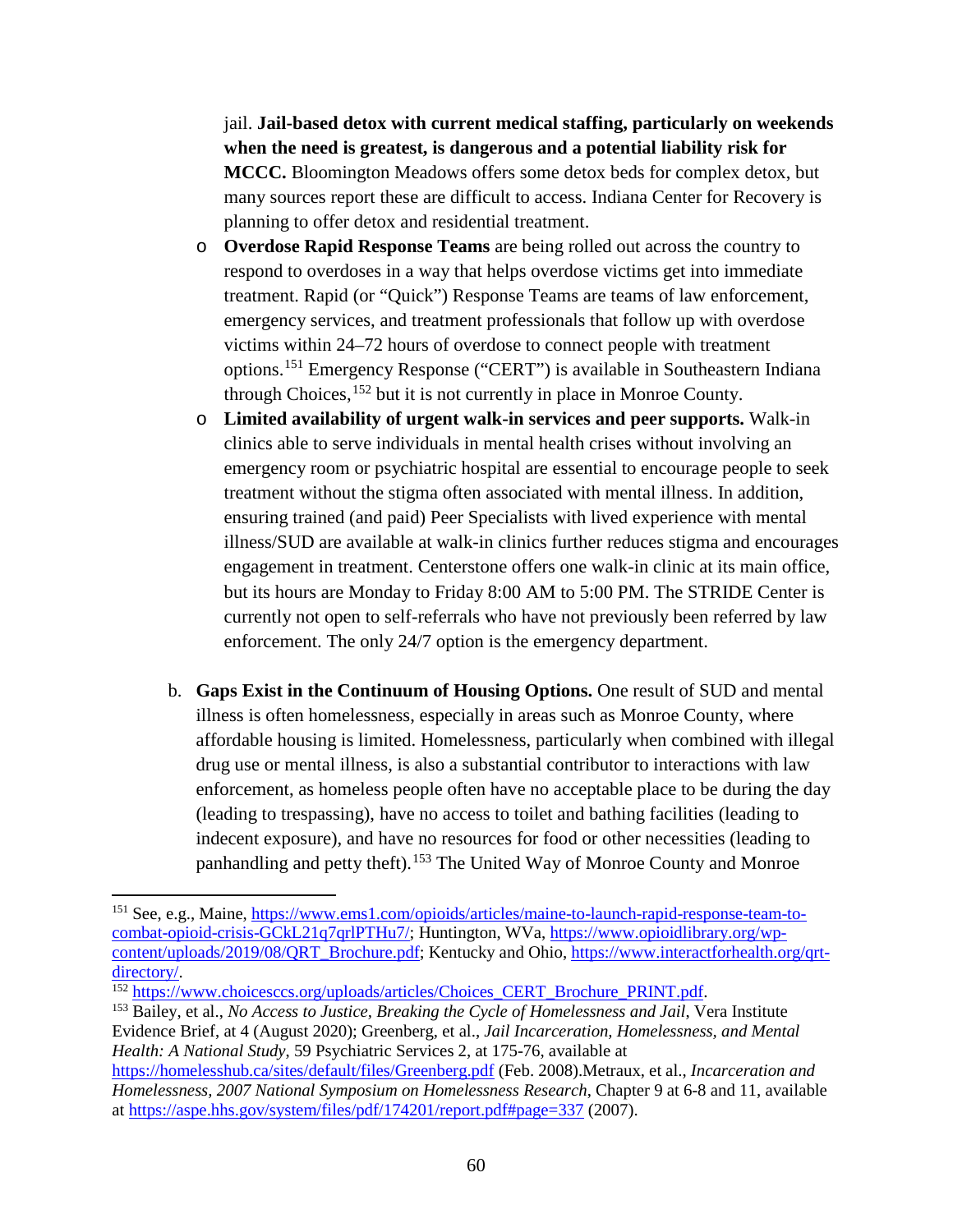jail. **Jail-based detox with current medical staffing, particularly on weekends when the need is greatest, is dangerous and a potential liability risk for MCCC.** Bloomington Meadows offers some detox beds for complex detox, but many sources report these are difficult to access. Indiana Center for Recovery is planning to offer detox and residential treatment.

- **Overdose Rapid Response Teams** are being rolled out across the country to respond to overdoses in a way that helps overdose victims get into immediate treatment. Rapid (or "Quick") Response Teams are teams of law enforcement, emergency services, and treatment professionals that follow up with overdose victims within 24–72 hours of overdose to connect people with treatment options.[151] Emergency Response ("CERT") is available in Southeastern Indiana through Choices,[152] but it is not currently in place in Monroe County.
- **Limited availability of urgent walk-in services and peer supports.** Walk-in clinics able to serve individuals in mental health crises without involving an emergency room or psychiatric hospital are essential to encourage people to seek treatment without the stigma often associated with mental illness. In addition, ensuring trained (and paid) Peer Specialists with lived experience with mental illness/SUD are available at walk-in clinics further reduces stigma and encourages engagement in treatment. Centerstone offers one walk-in clinic at its main office, but its hours are Monday to Friday 8:00 AM to 5:00 PM. The STRIDE Center is currently not open to self-referrals who have not previously been referred by law enforcement. The only 24/7 option is the emergency department.

b. **Gaps Exist in the Continuum of Housing Options.** One result of SUD and mental illness is often homelessness, especially in areas such as Monroe County, where affordable housing is limited. Homelessness, particularly when combined with illegal drug use or mental illness, is also a substantial contributor to interactions with law enforcement, as homeless people often have no acceptable place to be during the day (leading to trespassing), have no access to toilet and bathing facilities (leading to indecent exposure), and have no resources for food or other necessities (leading to panhandling and petty theft).[153] The United Way of Monroe County and Monroe

---

[151] See, e.g., Maine, https://www.ems1.com/opioids/articles/maine-to-launch-rapid-response-team-to-combat-opioid-crisis-GCkL21q7qrlPTHu7/; Huntington, WVa, https://www.opioidlibrary.org/wp-content/uploads/2019/08/QRT_Brochure.pdf; Kentucky and Ohio, https://www.interactforhealth.org/qrt-directory/.

[152] https://www.choicesccs.org/uploads/articles/Choices_CERT_Brochure_PRINT.pdf.

[153] Bailey, et al., *No Access to Justice, Breaking the Cycle of Homelessness and Jail*, Vera Institute Evidence Brief, at 4 (August 2020); Greenberg, et al., *Jail Incarceration, Homelessness, and Mental Health: A National Study*, 59 Psychiatric Services 2, at 175-76, available at https://homelesshub.ca/sites/default/files/Greenberg.pdf (Feb. 2008).Metraux, et al., *Incarceration and Homelessness, 2007 National Symposium on Homelessness Research*, Chapter 9 at 6-8 and 11, available at https://aspe.hhs.gov/system/files/pdf/174201/report.pdf#page=337 (2007).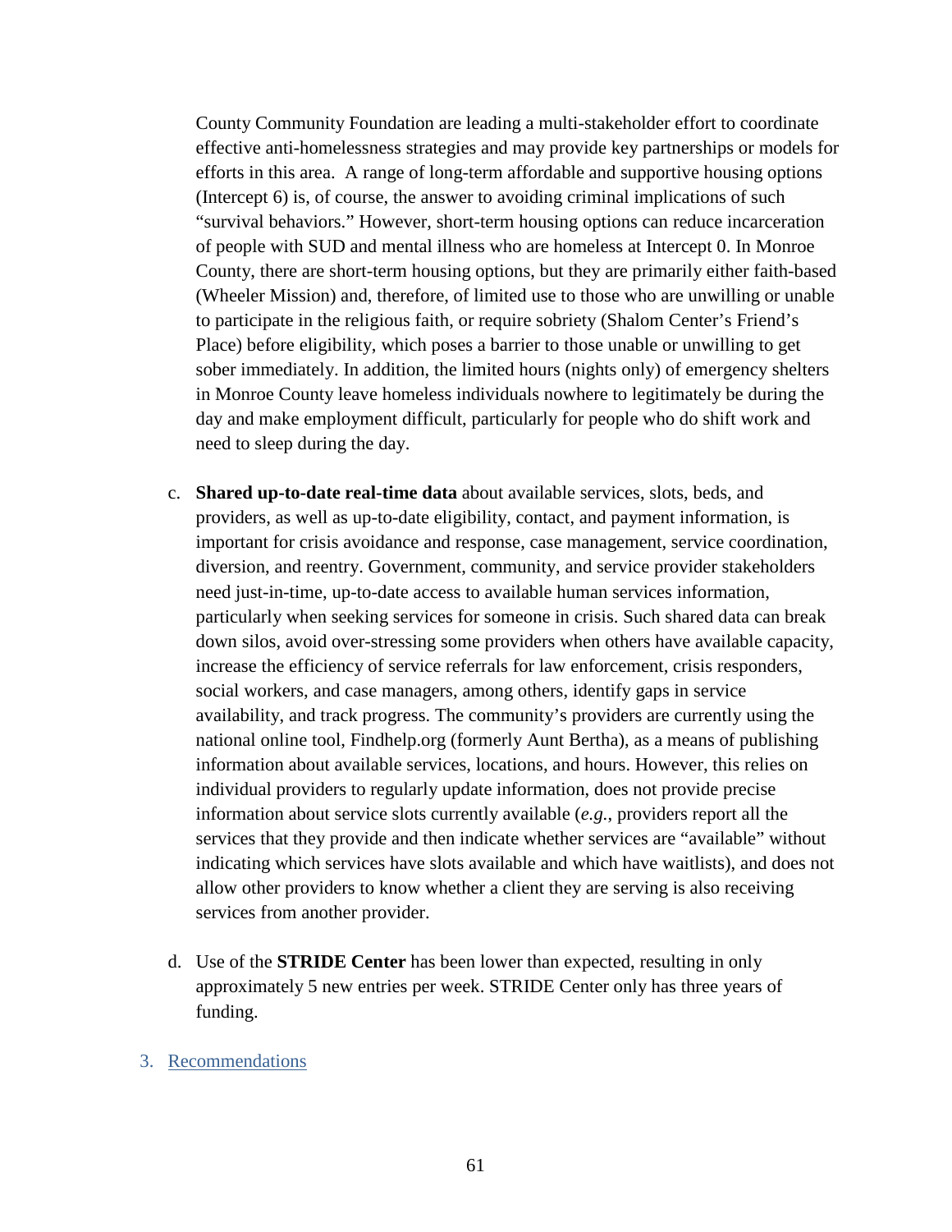County Community Foundation are leading a multi-stakeholder effort to coordinate effective anti-homelessness strategies and may provide key partnerships or models for efforts in this area. A range of long-term affordable and supportive housing options (Intercept 6) is, of course, the answer to avoiding criminal implications of such "survival behaviors." However, short-term housing options can reduce incarceration of people with SUD and mental illness who are homeless at Intercept 0. In Monroe County, there are short-term housing options, but they are primarily either faith-based (Wheeler Mission) and, therefore, of limited use to those who are unwilling or unable to participate in the religious faith, or require sobriety (Shalom Center's Friend's Place) before eligibility, which poses a barrier to those unable or unwilling to get sober immediately. In addition, the limited hours (nights only) of emergency shelters in Monroe County leave homeless individuals nowhere to legitimately be during the day and make employment difficult, particularly for people who do shift work and need to sleep during the day.

c. **Shared up-to-date real-time data** about available services, slots, beds, and providers, as well as up-to-date eligibility, contact, and payment information, is important for crisis avoidance and response, case management, service coordination, diversion, and reentry. Government, community, and service provider stakeholders need just-in-time, up-to-date access to available human services information, particularly when seeking services for someone in crisis. Such shared data can break down silos, avoid over-stressing some providers when others have available capacity, increase the efficiency of service referrals for law enforcement, crisis responders, social workers, and case managers, among others, identify gaps in service availability, and track progress. The community's providers are currently using the national online tool, Findhelp.org (formerly Aunt Bertha), as a means of publishing information about available services, locations, and hours. However, this relies on individual providers to regularly update information, does not provide precise information about service slots currently available (*e.g.*, providers report all the services that they provide and then indicate whether services are "available" without indicating which services have slots available and which have waitlists), and does not allow other providers to know whether a client they are serving is also receiving services from another provider.

d. Use of the **STRIDE Center** has been lower than expected, resulting in only approximately 5 new entries per week. STRIDE Center only has three years of funding.

3. Recommendations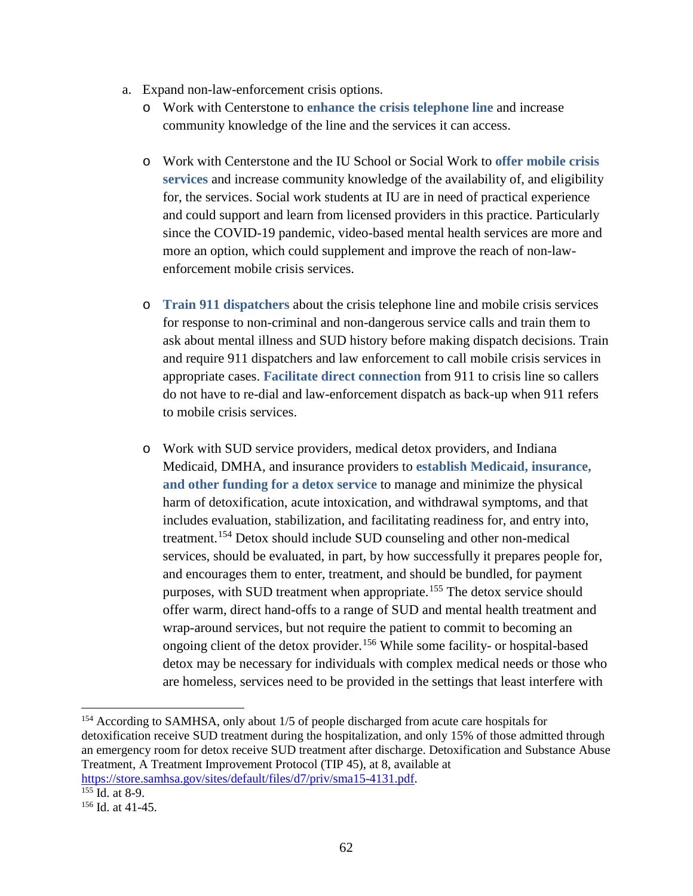a. Expand non-law-enforcement crisis options.

  - Work with Centerstone to **enhance the crisis telephone line** and increase community knowledge of the line and the services it can access.

  - Work with Centerstone and the IU School or Social Work to **offer mobile crisis services** and increase community knowledge of the availability of, and eligibility for, the services. Social work students at IU are in need of practical experience and could support and learn from licensed providers in this practice. Particularly since the COVID-19 pandemic, video-based mental health services are more and more an option, which could supplement and improve the reach of non-law-enforcement mobile crisis services.

  - **Train 911 dispatchers** about the crisis telephone line and mobile crisis services for response to non-criminal and non-dangerous service calls and train them to ask about mental illness and SUD history before making dispatch decisions. Train and require 911 dispatchers and law enforcement to call mobile crisis services in appropriate cases. **Facilitate direct connection** from 911 to crisis line so callers do not have to re-dial and law-enforcement dispatch as back-up when 911 refers to mobile crisis services.

  - Work with SUD service providers, medical detox providers, and Indiana Medicaid, DMHA, and insurance providers to **establish Medicaid, insurance, and other funding for a detox service** to manage and minimize the physical harm of detoxification, acute intoxication, and withdrawal symptoms, and that includes evaluation, stabilization, and facilitating readiness for, and entry into, treatment.[154] Detox should include SUD counseling and other non-medical services, should be evaluated, in part, by how successfully it prepares people for, and encourages them to enter, treatment, and should be bundled, for payment purposes, with SUD treatment when appropriate.[155] The detox service should offer warm, direct hand-offs to a range of SUD and mental health treatment and wrap-around services, but not require the patient to commit to becoming an ongoing client of the detox provider.[156] While some facility- or hospital-based detox may be necessary for individuals with complex medical needs or those who are homeless, services need to be provided in the settings that least interfere with

---

[154] According to SAMHSA, only about 1/5 of people discharged from acute care hospitals for detoxification receive SUD treatment during the hospitalization, and only 15% of those admitted through an emergency room for detox receive SUD treatment after discharge. Detoxification and Substance Abuse Treatment, A Treatment Improvement Protocol (TIP 45), at 8, available at https://store.samhsa.gov/sites/default/files/d7/priv/sma15-4131.pdf.

[155] Id. at 8-9.

[156] Id. at 41-45.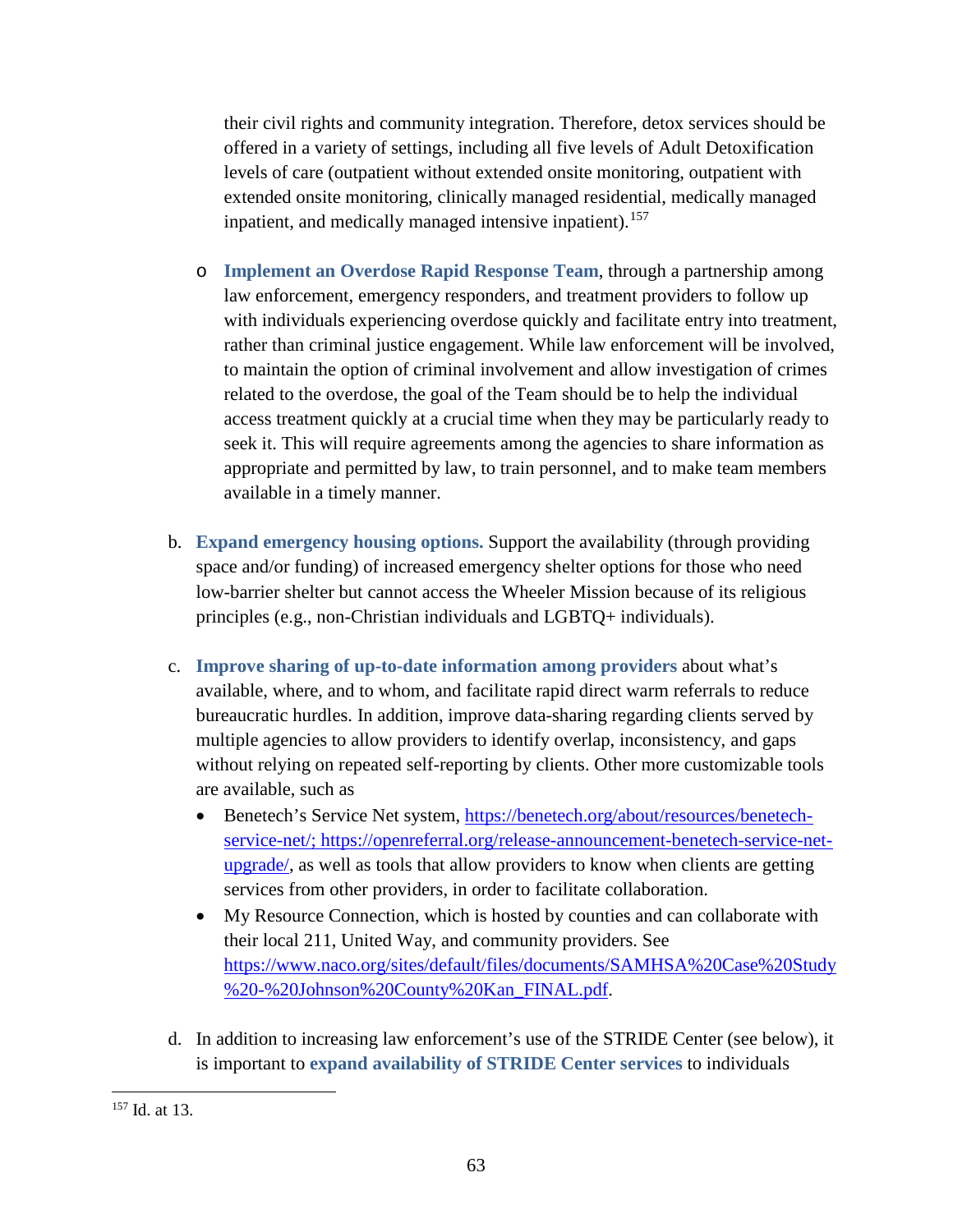their civil rights and community integration. Therefore, detox services should be offered in a variety of settings, including all five levels of Adult Detoxification levels of care (outpatient without extended onsite monitoring, outpatient with extended onsite monitoring, clinically managed residential, medically managed inpatient, and medically managed intensive inpatient).[157]

- o **Implement an Overdose Rapid Response Team**, through a partnership among law enforcement, emergency responders, and treatment providers to follow up with individuals experiencing overdose quickly and facilitate entry into treatment, rather than criminal justice engagement. While law enforcement will be involved, to maintain the option of criminal involvement and allow investigation of crimes related to the overdose, the goal of the Team should be to help the individual access treatment quickly at a crucial time when they may be particularly ready to seek it. This will require agreements among the agencies to share information as appropriate and permitted by law, to train personnel, and to make team members available in a timely manner.

b. **Expand emergency housing options.** Support the availability (through providing space and/or funding) of increased emergency shelter options for those who need low-barrier shelter but cannot access the Wheeler Mission because of its religious principles (e.g., non-Christian individuals and LGBTQ+ individuals).

c. **Improve sharing of up-to-date information among providers** about what's available, where, and to whom, and facilitate rapid direct warm referrals to reduce bureaucratic hurdles. In addition, improve data-sharing regarding clients served by multiple agencies to allow providers to identify overlap, inconsistency, and gaps without relying on repeated self-reporting by clients. Other more customizable tools are available, such as

   - Benetech's Service Net system, https://benetech.org/about/resources/benetech-service-net/; https://openreferral.org/release-announcement-benetech-service-net-upgrade/, as well as tools that allow providers to know when clients are getting services from other providers, in order to facilitate collaboration.
   - My Resource Connection, which is hosted by counties and can collaborate with their local 211, United Way, and community providers. See https://www.naco.org/sites/default/files/documents/SAMHSA%20Case%20Study%20-%20Johnson%20County%20Kan_FINAL.pdf.

d. In addition to increasing law enforcement's use of the STRIDE Center (see below), it is important to **expand availability of STRIDE Center services** to individuals

---

[157] Id. at 13.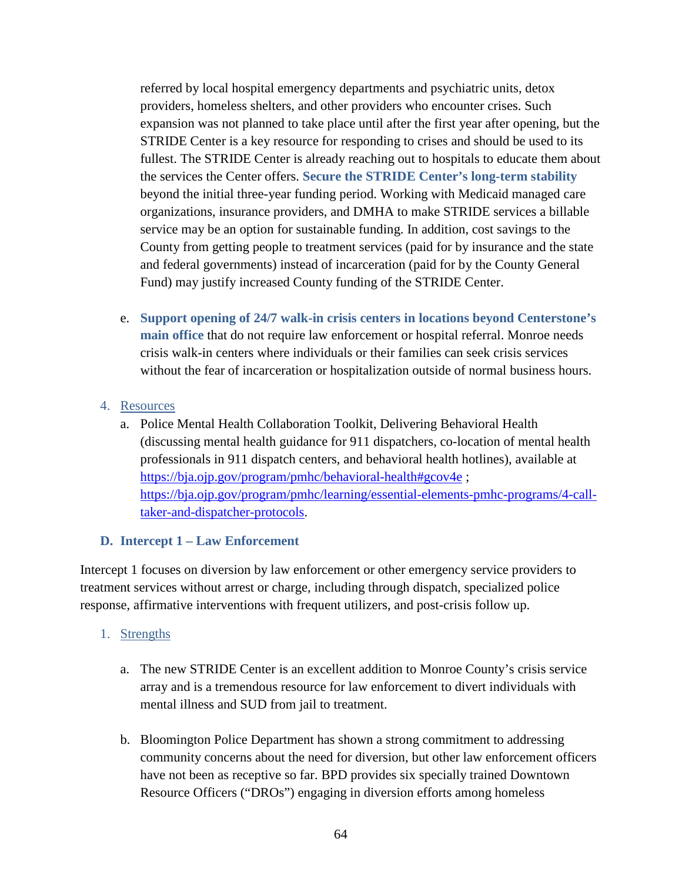referred by local hospital emergency departments and psychiatric units, detox providers, homeless shelters, and other providers who encounter crises. Such expansion was not planned to take place until after the first year after opening, but the STRIDE Center is a key resource for responding to crises and should be used to its fullest. The STRIDE Center is already reaching out to hospitals to educate them about the services the Center offers. **Secure the STRIDE Center's long-term stability** beyond the initial three-year funding period. Working with Medicaid managed care organizations, insurance providers, and DMHA to make STRIDE services a billable service may be an option for sustainable funding. In addition, cost savings to the County from getting people to treatment services (paid for by insurance and the state and federal governments) instead of incarceration (paid for by the County General Fund) may justify increased County funding of the STRIDE Center.

e. **Support opening of 24/7 walk-in crisis centers in locations beyond Centerstone's main office** that do not require law enforcement or hospital referral. Monroe needs crisis walk-in centers where individuals or their families can seek crisis services without the fear of incarceration or hospitalization outside of normal business hours.

4. Resources

   a. Police Mental Health Collaboration Toolkit, Delivering Behavioral Health (discussing mental health guidance for 911 dispatchers, co-location of mental health professionals in 911 dispatch centers, and behavioral health hotlines), available at https://bja.ojp.gov/program/pmhc/behavioral-health#gcov4e ; https://bja.ojp.gov/program/pmhc/learning/essential-elements-pmhc-programs/4-call-taker-and-dispatcher-protocols.

### D. Intercept 1 – Law Enforcement

Intercept 1 focuses on diversion by law enforcement or other emergency service providers to treatment services without arrest or charge, including through dispatch, specialized police response, affirmative interventions with frequent utilizers, and post-crisis follow up.

1. Strengths

   a. The new STRIDE Center is an excellent addition to Monroe County's crisis service array and is a tremendous resource for law enforcement to divert individuals with mental illness and SUD from jail to treatment.

   b. Bloomington Police Department has shown a strong commitment to addressing community concerns about the need for diversion, but other law enforcement officers have not been as receptive so far. BPD provides six specially trained Downtown Resource Officers ("DROs") engaging in diversion efforts among homeless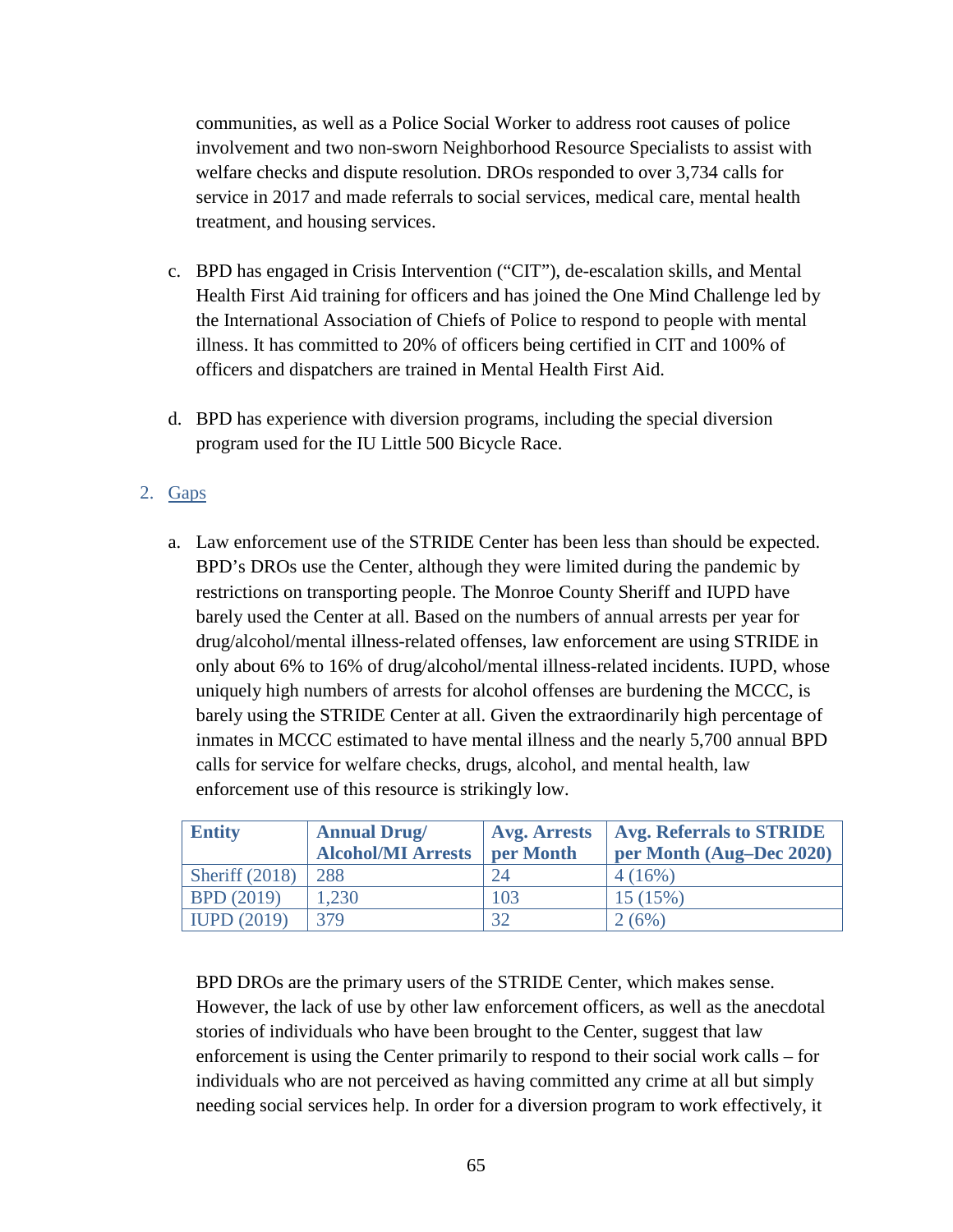communities, as well as a Police Social Worker to address root causes of police involvement and two non-sworn Neighborhood Resource Specialists to assist with welfare checks and dispute resolution. DROs responded to over 3,734 calls for service in 2017 and made referrals to social services, medical care, mental health treatment, and housing services.

c. BPD has engaged in Crisis Intervention ("CIT"), de-escalation skills, and Mental Health First Aid training for officers and has joined the One Mind Challenge led by the International Association of Chiefs of Police to respond to people with mental illness. It has committed to 20% of officers being certified in CIT and 100% of officers and dispatchers are trained in Mental Health First Aid.

d. BPD has experience with diversion programs, including the special diversion program used for the IU Little 500 Bicycle Race.

2. Gaps

a. Law enforcement use of the STRIDE Center has been less than should be expected. BPD's DROs use the Center, although they were limited during the pandemic by restrictions on transporting people. The Monroe County Sheriff and IUPD have barely used the Center at all. Based on the numbers of annual arrests per year for drug/alcohol/mental illness-related offenses, law enforcement are using STRIDE in only about 6% to 16% of drug/alcohol/mental illness-related incidents. IUPD, whose uniquely high numbers of arrests for alcohol offenses are burdening the MCCC, is barely using the STRIDE Center at all. Given the extraordinarily high percentage of inmates in MCCC estimated to have mental illness and the nearly 5,700 annual BPD calls for service for welfare checks, drugs, alcohol, and mental health, law enforcement use of this resource is strikingly low.

| Entity | Annual Drug/ Alcohol/MI Arrests | Avg. Arrests per Month | Avg. Referrals to STRIDE per Month (Aug–Dec 2020) |
|---|---|---|---|
| Sheriff (2018) | 288 | 24 | 4 (16%) |
| BPD (2019) | 1,230 | 103 | 15 (15%) |
| IUPD (2019) | 379 | 32 | 2 (6%) |

BPD DROs are the primary users of the STRIDE Center, which makes sense. However, the lack of use by other law enforcement officers, as well as the anecdotal stories of individuals who have been brought to the Center, suggest that law enforcement is using the Center primarily to respond to their social work calls – for individuals who are not perceived as having committed any crime at all but simply needing social services help. In order for a diversion program to work effectively, it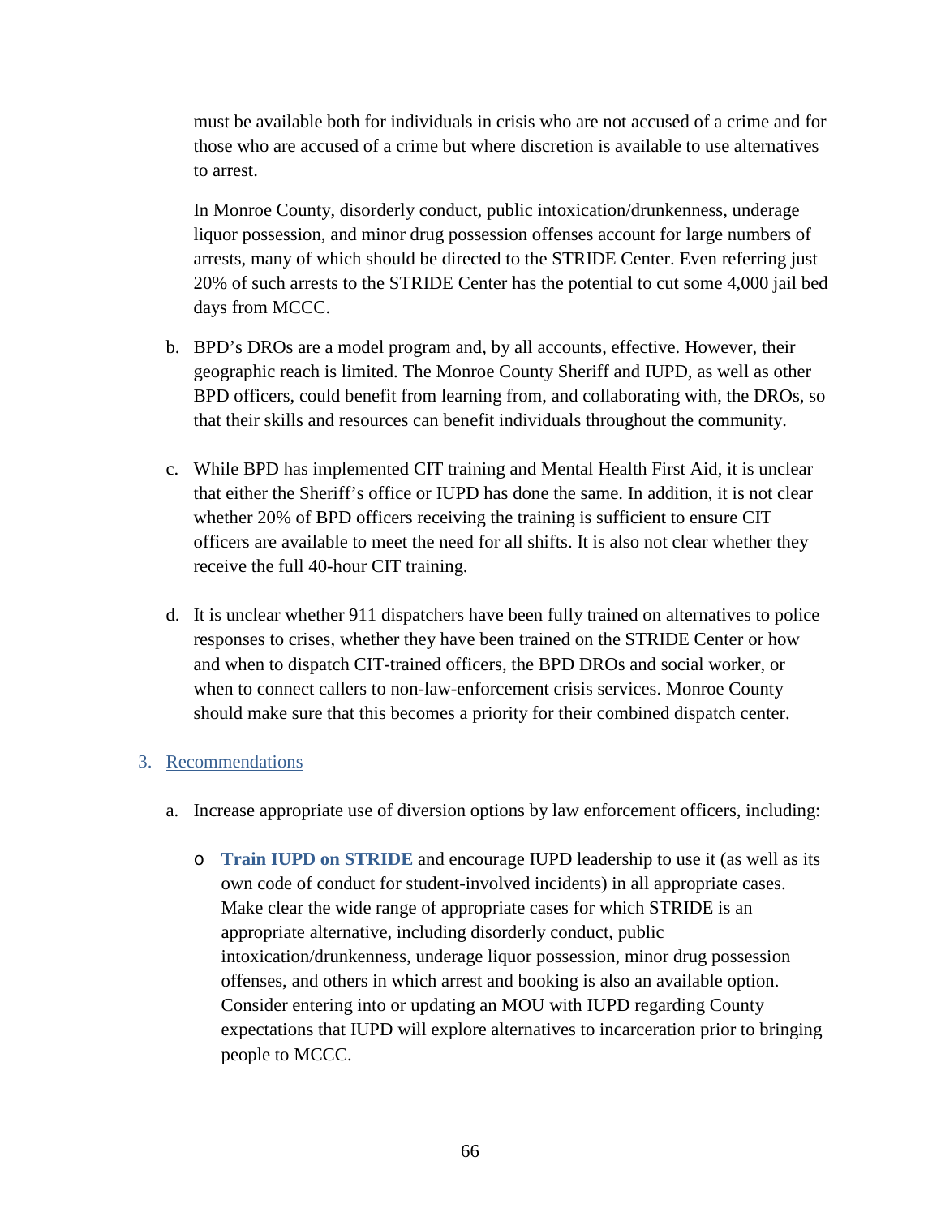must be available both for individuals in crisis who are not accused of a crime and for those who are accused of a crime but where discretion is available to use alternatives to arrest.

In Monroe County, disorderly conduct, public intoxication/drunkenness, underage liquor possession, and minor drug possession offenses account for large numbers of arrests, many of which should be directed to the STRIDE Center. Even referring just 20% of such arrests to the STRIDE Center has the potential to cut some 4,000 jail bed days from MCCC.

b. BPD's DROs are a model program and, by all accounts, effective. However, their geographic reach is limited. The Monroe County Sheriff and IUPD, as well as other BPD officers, could benefit from learning from, and collaborating with, the DROs, so that their skills and resources can benefit individuals throughout the community.

c. While BPD has implemented CIT training and Mental Health First Aid, it is unclear that either the Sheriff's office or IUPD has done the same. In addition, it is not clear whether 20% of BPD officers receiving the training is sufficient to ensure CIT officers are available to meet the need for all shifts. It is also not clear whether they receive the full 40-hour CIT training.

d. It is unclear whether 911 dispatchers have been fully trained on alternatives to police responses to crises, whether they have been trained on the STRIDE Center or how and when to dispatch CIT-trained officers, the BPD DROs and social worker, or when to connect callers to non-law-enforcement crisis services. Monroe County should make sure that this becomes a priority for their combined dispatch center.

## 3. Recommendations

a. Increase appropriate use of diversion options by law enforcement officers, including:

- **Train IUPD on STRIDE** and encourage IUPD leadership to use it (as well as its own code of conduct for student-involved incidents) in all appropriate cases. Make clear the wide range of appropriate cases for which STRIDE is an appropriate alternative, including disorderly conduct, public intoxication/drunkenness, underage liquor possession, minor drug possession offenses, and others in which arrest and booking is also an available option. Consider entering into or updating an MOU with IUPD regarding County expectations that IUPD will explore alternatives to incarceration prior to bringing people to MCCC.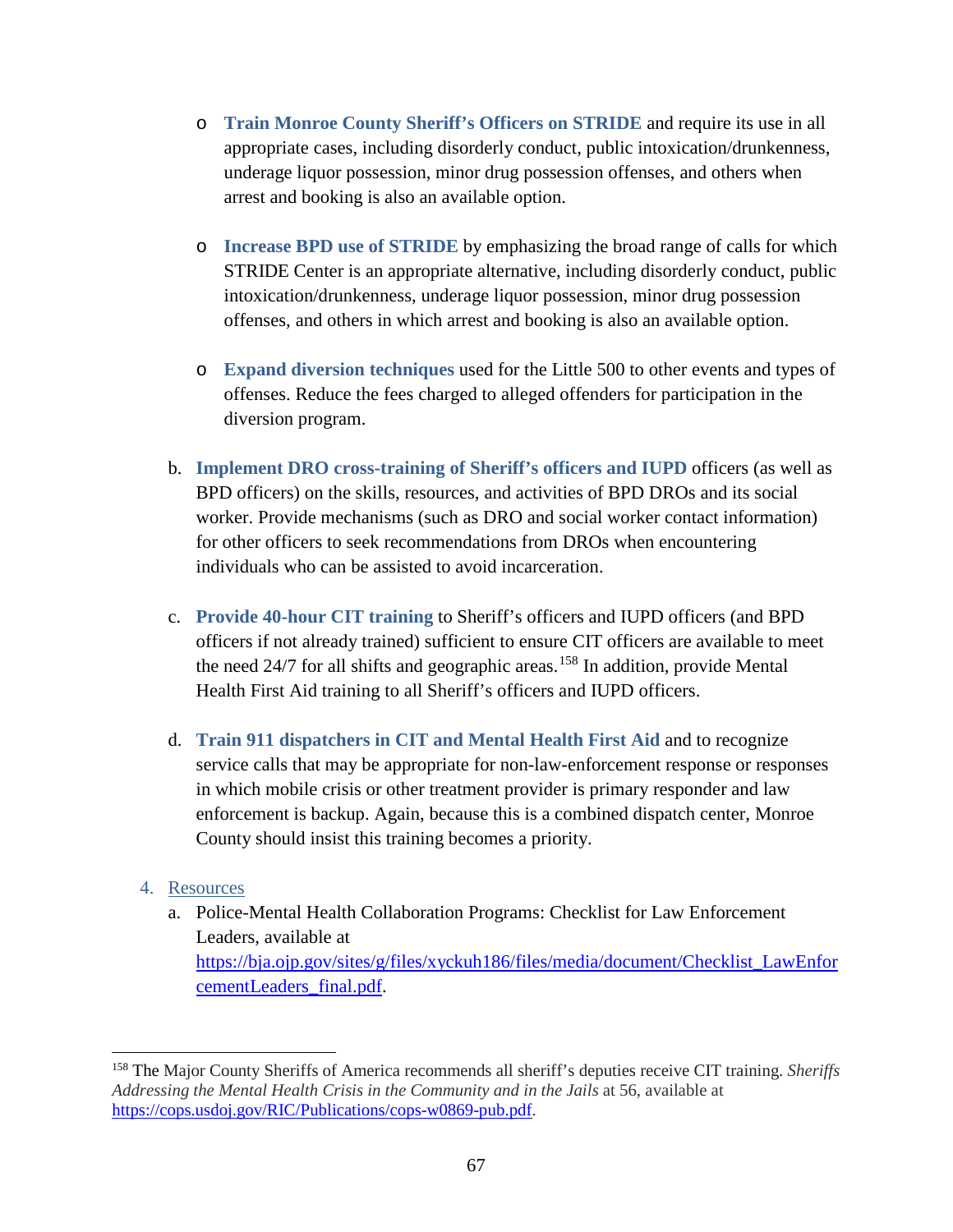- **Train Monroe County Sheriff's Officers on STRIDE** and require its use in all appropriate cases, including disorderly conduct, public intoxication/drunkenness, underage liquor possession, minor drug possession offenses, and others when arrest and booking is also an available option.

- **Increase BPD use of STRIDE** by emphasizing the broad range of calls for which STRIDE Center is an appropriate alternative, including disorderly conduct, public intoxication/drunkenness, underage liquor possession, minor drug possession offenses, and others in which arrest and booking is also an available option.

- **Expand diversion techniques** used for the Little 500 to other events and types of offenses. Reduce the fees charged to alleged offenders for participation in the diversion program.

b. **Implement DRO cross-training of Sheriff's officers and IUPD** officers (as well as BPD officers) on the skills, resources, and activities of BPD DROs and its social worker. Provide mechanisms (such as DRO and social worker contact information) for other officers to seek recommendations from DROs when encountering individuals who can be assisted to avoid incarceration.

c. **Provide 40-hour CIT training** to Sheriff's officers and IUPD officers (and BPD officers if not already trained) sufficient to ensure CIT officers are available to meet the need 24/7 for all shifts and geographic areas.[158] In addition, provide Mental Health First Aid training to all Sheriff's officers and IUPD officers.

d. **Train 911 dispatchers in CIT and Mental Health First Aid** and to recognize service calls that may be appropriate for non-law-enforcement response or responses in which mobile crisis or other treatment provider is primary responder and law enforcement is backup. Again, because this is a combined dispatch center, Monroe County should insist this training becomes a priority.

4. Resources

   a. Police-Mental Health Collaboration Programs: Checklist for Law Enforcement Leaders, available at https://bja.ojp.gov/sites/g/files/xyckuh186/files/media/document/Checklist_LawEnforcementLeaders_final.pdf.

---

[158] The Major County Sheriffs of America recommends all sheriff's deputies receive CIT training. *Sheriffs Addressing the Mental Health Crisis in the Community and in the Jails* at 56, available at https://cops.usdoj.gov/RIC/Publications/cops-w0869-pub.pdf.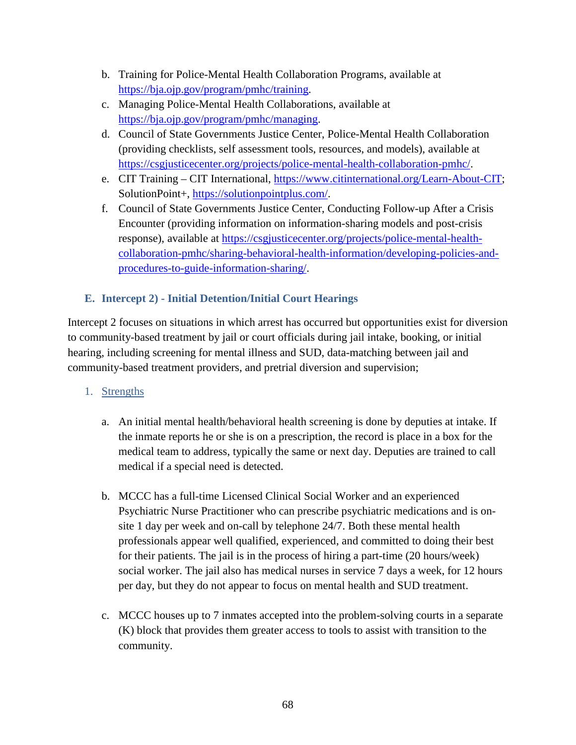b. Training for Police-Mental Health Collaboration Programs, available at https://bja.ojp.gov/program/pmhc/training.

c. Managing Police-Mental Health Collaborations, available at https://bja.ojp.gov/program/pmhc/managing.

d. Council of State Governments Justice Center, Police-Mental Health Collaboration (providing checklists, self assessment tools, resources, and models), available at https://csgjusticecenter.org/projects/police-mental-health-collaboration-pmhc/.

e. CIT Training – CIT International, https://www.citinternational.org/Learn-About-CIT; SolutionPoint+, https://solutionpointplus.com/.

f. Council of State Governments Justice Center, Conducting Follow-up After a Crisis Encounter (providing information on information-sharing models and post-crisis response), available at https://csgjusticecenter.org/projects/police-mental-health-collaboration-pmhc/sharing-behavioral-health-information/developing-policies-and-procedures-to-guide-information-sharing/.

### E. Intercept 2) - Initial Detention/Initial Court Hearings

Intercept 2 focuses on situations in which arrest has occurred but opportunities exist for diversion to community-based treatment by jail or court officials during jail intake, booking, or initial hearing, including screening for mental illness and SUD, data-matching between jail and community-based treatment providers, and pretrial diversion and supervision;

#### 1. Strengths

a. An initial mental health/behavioral health screening is done by deputies at intake. If the inmate reports he or she is on a prescription, the record is place in a box for the medical team to address, typically the same or next day. Deputies are trained to call medical if a special need is detected.

b. MCCC has a full-time Licensed Clinical Social Worker and an experienced Psychiatric Nurse Practitioner who can prescribe psychiatric medications and is on-site 1 day per week and on-call by telephone 24/7. Both these mental health professionals appear well qualified, experienced, and committed to doing their best for their patients. The jail is in the process of hiring a part-time (20 hours/week) social worker. The jail also has medical nurses in service 7 days a week, for 12 hours per day, but they do not appear to focus on mental health and SUD treatment.

c. MCCC houses up to 7 inmates accepted into the problem-solving courts in a separate (K) block that provides them greater access to tools to assist with transition to the community.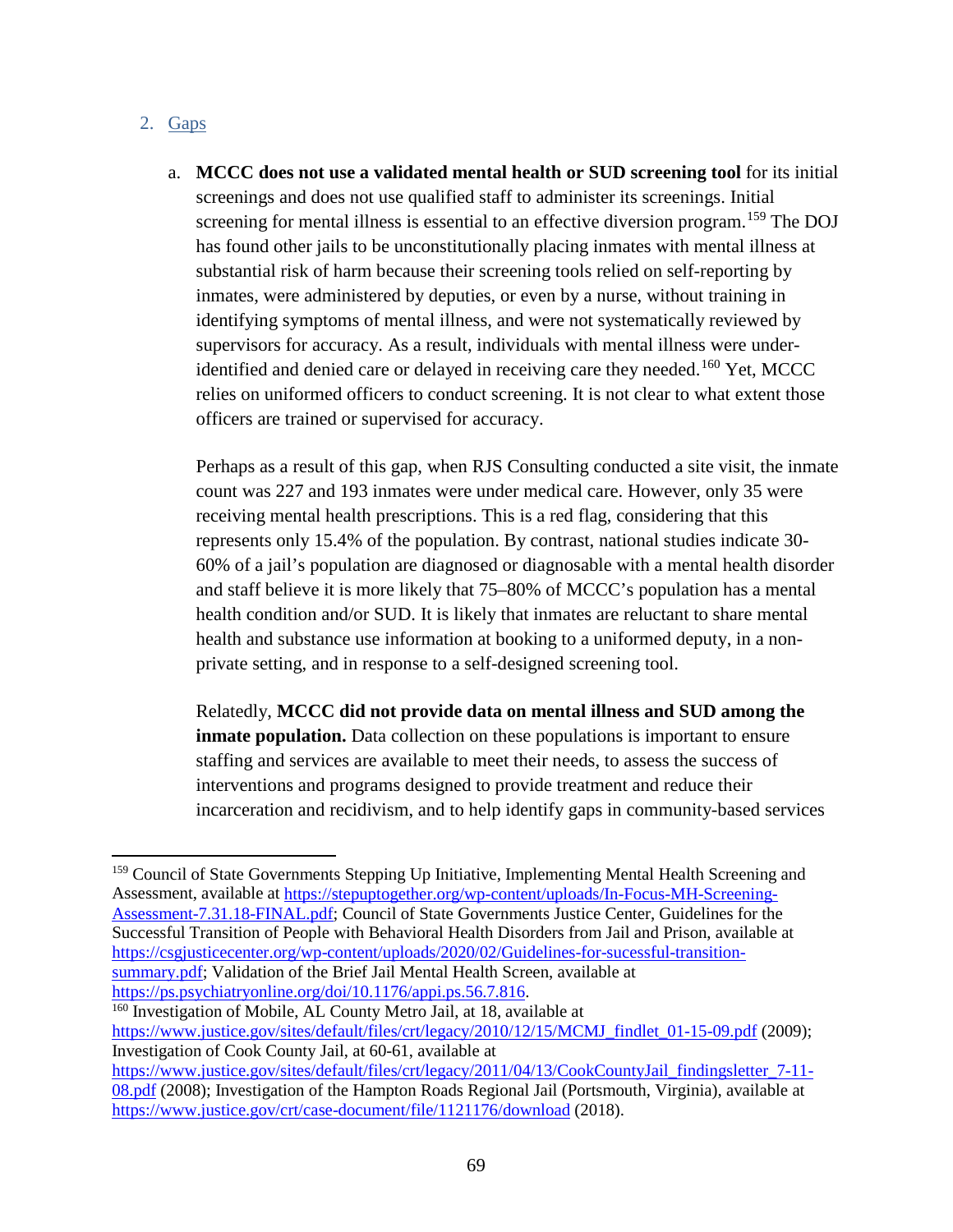## 2. Gaps

a. **MCCC does not use a validated mental health or SUD screening tool** for its initial screenings and does not use qualified staff to administer its screenings. Initial screening for mental illness is essential to an effective diversion program.[159] The DOJ has found other jails to be unconstitutionally placing inmates with mental illness at substantial risk of harm because their screening tools relied on self-reporting by inmates, were administered by deputies, or even by a nurse, without training in identifying symptoms of mental illness, and were not systematically reviewed by supervisors for accuracy. As a result, individuals with mental illness were under-identified and denied care or delayed in receiving care they needed.[160] Yet, MCCC relies on uniformed officers to conduct screening. It is not clear to what extent those officers are trained or supervised for accuracy.

   Perhaps as a result of this gap, when RJS Consulting conducted a site visit, the inmate count was 227 and 193 inmates were under medical care. However, only 35 were receiving mental health prescriptions. This is a red flag, considering that this represents only 15.4% of the population. By contrast, national studies indicate 30-60% of a jail's population are diagnosed or diagnosable with a mental health disorder and staff believe it is more likely that 75–80% of MCCC's population has a mental health condition and/or SUD. It is likely that inmates are reluctant to share mental health and substance use information at booking to a uniformed deputy, in a non-private setting, and in response to a self-designed screening tool.

   Relatedly, **MCCC did not provide data on mental illness and SUD among the inmate population.** Data collection on these populations is important to ensure staffing and services are available to meet their needs, to assess the success of interventions and programs designed to provide treatment and reduce their incarceration and recidivism, and to help identify gaps in community-based services

---

[159] Council of State Governments Stepping Up Initiative, Implementing Mental Health Screening and Assessment, available at https://stepuptogether.org/wp-content/uploads/In-Focus-MH-Screening-Assessment-7.31.18-FINAL.pdf; Council of State Governments Justice Center, Guidelines for the Successful Transition of People with Behavioral Health Disorders from Jail and Prison, available at https://csgjusticecenter.org/wp-content/uploads/2020/02/Guidelines-for-sucessful-transition-summary.pdf; Validation of the Brief Jail Mental Health Screen, available at https://ps.psychiatryonline.org/doi/10.1176/appi.ps.56.7.816.

[160] Investigation of Mobile, AL County Metro Jail, at 18, available at https://www.justice.gov/sites/default/files/crt/legacy/2010/12/15/MCMJ_findlet_01-15-09.pdf (2009); Investigation of Cook County Jail, at 60-61, available at https://www.justice.gov/sites/default/files/crt/legacy/2011/04/13/CookCountyJail_findingsletter_7-11-08.pdf (2008); Investigation of the Hampton Roads Regional Jail (Portsmouth, Virginia), available at https://www.justice.gov/crt/case-document/file/1121176/download (2018).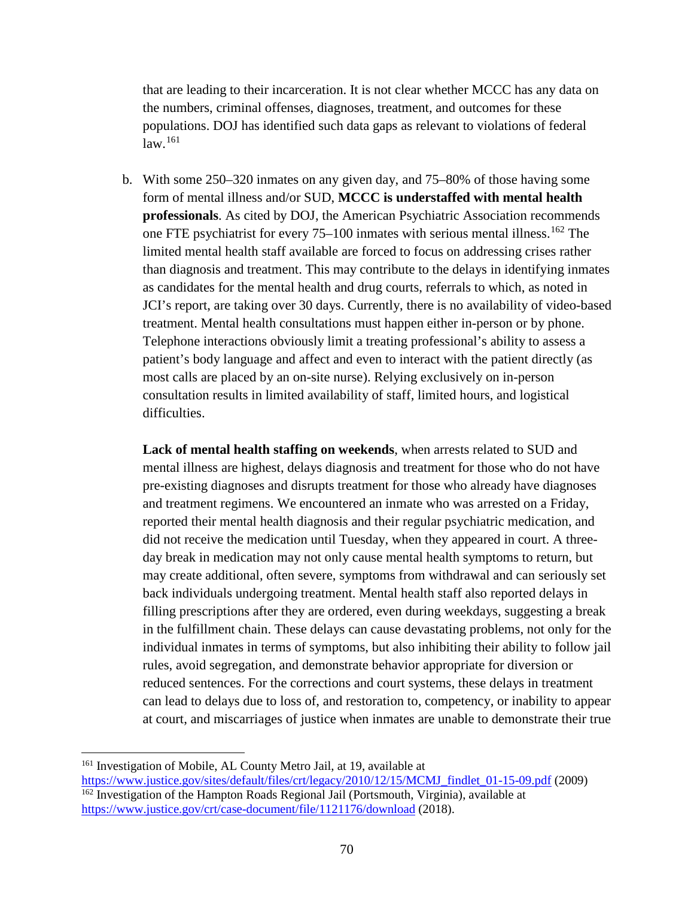that are leading to their incarceration. It is not clear whether MCCC has any data on the numbers, criminal offenses, diagnoses, treatment, and outcomes for these populations. DOJ has identified such data gaps as relevant to violations of federal law.[161]

b. With some 250–320 inmates on any given day, and 75–80% of those having some form of mental illness and/or SUD, **MCCC is understaffed with mental health professionals**. As cited by DOJ, the American Psychiatric Association recommends one FTE psychiatrist for every 75–100 inmates with serious mental illness.[162] The limited mental health staff available are forced to focus on addressing crises rather than diagnosis and treatment. This may contribute to the delays in identifying inmates as candidates for the mental health and drug courts, referrals to which, as noted in JCI's report, are taking over 30 days. Currently, there is no availability of video-based treatment. Mental health consultations must happen either in-person or by phone. Telephone interactions obviously limit a treating professional's ability to assess a patient's body language and affect and even to interact with the patient directly (as most calls are placed by an on-site nurse). Relying exclusively on in-person consultation results in limited availability of staff, limited hours, and logistical difficulties.

   **Lack of mental health staffing on weekends**, when arrests related to SUD and mental illness are highest, delays diagnosis and treatment for those who do not have pre-existing diagnoses and disrupts treatment for those who already have diagnoses and treatment regimens. We encountered an inmate who was arrested on a Friday, reported their mental health diagnosis and their regular psychiatric medication, and did not receive the medication until Tuesday, when they appeared in court. A three-day break in medication may not only cause mental health symptoms to return, but may create additional, often severe, symptoms from withdrawal and can seriously set back individuals undergoing treatment. Mental health staff also reported delays in filling prescriptions after they are ordered, even during weekdays, suggesting a break in the fulfillment chain. These delays can cause devastating problems, not only for the individual inmates in terms of symptoms, but also inhibiting their ability to follow jail rules, avoid segregation, and demonstrate behavior appropriate for diversion or reduced sentences. For the corrections and court systems, these delays in treatment can lead to delays due to loss of, and restoration to, competency, or inability to appear at court, and miscarriages of justice when inmates are unable to demonstrate their true

---

[161] Investigation of Mobile, AL County Metro Jail, at 19, available at https://www.justice.gov/sites/default/files/crt/legacy/2010/12/15/MCMJ_findlet_01-15-09.pdf (2009)

[162] Investigation of the Hampton Roads Regional Jail (Portsmouth, Virginia), available at https://www.justice.gov/crt/case-document/file/1121176/download (2018).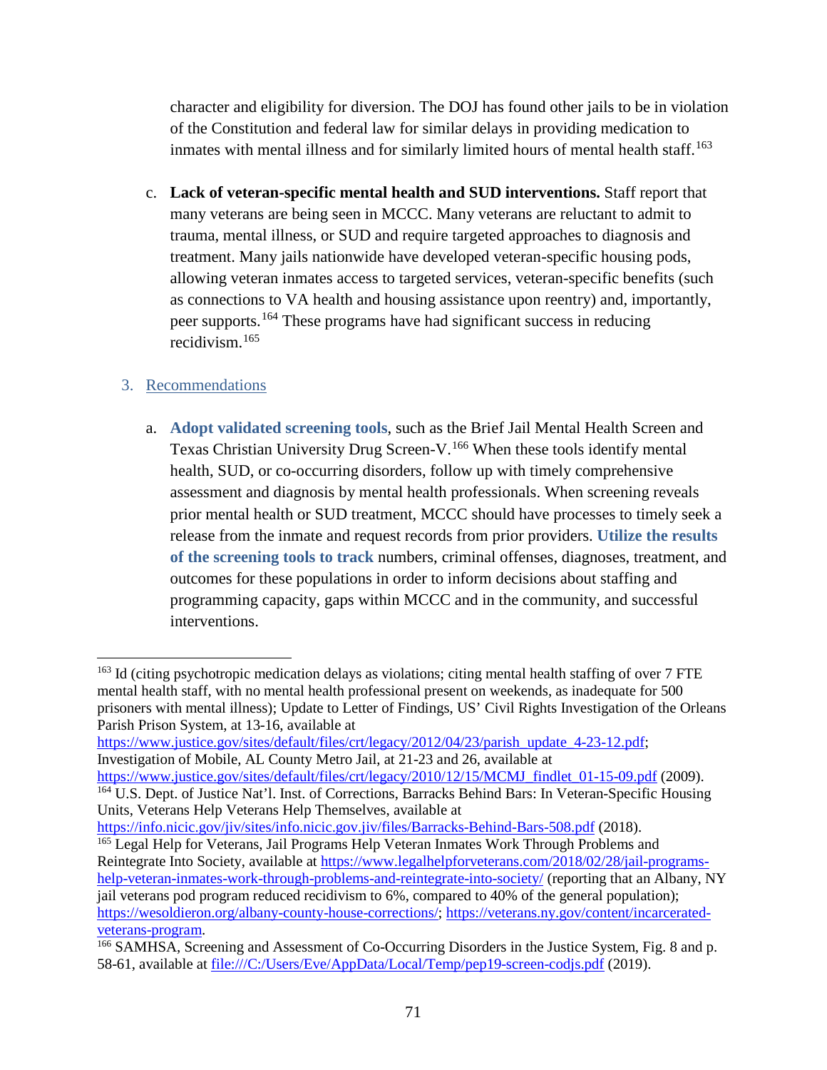character and eligibility for diversion. The DOJ has found other jails to be in violation of the Constitution and federal law for similar delays in providing medication to inmates with mental illness and for similarly limited hours of mental health staff.[163]

c. **Lack of veteran-specific mental health and SUD interventions.** Staff report that many veterans are being seen in MCCC. Many veterans are reluctant to admit to trauma, mental illness, or SUD and require targeted approaches to diagnosis and treatment. Many jails nationwide have developed veteran-specific housing pods, allowing veteran inmates access to targeted services, veteran-specific benefits (such as connections to VA health and housing assistance upon reentry) and, importantly, peer supports.[164] These programs have had significant success in reducing recidivism.[165]

3. Recommendations

a. **Adopt validated screening tools**, such as the Brief Jail Mental Health Screen and Texas Christian University Drug Screen-V.[166] When these tools identify mental health, SUD, or co-occurring disorders, follow up with timely comprehensive assessment and diagnosis by mental health professionals. When screening reveals prior mental health or SUD treatment, MCCC should have processes to timely seek a release from the inmate and request records from prior providers. **Utilize the results of the screening tools to track** numbers, criminal offenses, diagnoses, treatment, and outcomes for these populations in order to inform decisions about staffing and programming capacity, gaps within MCCC and in the community, and successful interventions.

---

[163] Id (citing psychotropic medication delays as violations; citing mental health staffing of over 7 FTE mental health staff, with no mental health professional present on weekends, as inadequate for 500 prisoners with mental illness); Update to Letter of Findings, US' Civil Rights Investigation of the Orleans Parish Prison System, at 13-16, available at https://www.justice.gov/sites/default/files/crt/legacy/2012/04/23/parish_update_4-23-12.pdf; Investigation of Mobile, AL County Metro Jail, at 21-23 and 26, available at https://www.justice.gov/sites/default/files/crt/legacy/2010/12/15/MCMJ_findlet_01-15-09.pdf (2009).

[164] U.S. Dept. of Justice Nat'l. Inst. of Corrections, Barracks Behind Bars: In Veteran-Specific Housing Units, Veterans Help Veterans Help Themselves, available at https://info.nicic.gov/jiv/sites/info.nicic.gov.jiv/files/Barracks-Behind-Bars-508.pdf (2018).

[165] Legal Help for Veterans, Jail Programs Help Veteran Inmates Work Through Problems and Reintegrate Into Society, available at https://www.legalhelpforveterans.com/2018/02/28/jail-programs-help-veteran-inmates-work-through-problems-and-reintegrate-into-society/ (reporting that an Albany, NY jail veterans pod program reduced recidivism to 6%, compared to 40% of the general population); https://wesoldieron.org/albany-county-house-corrections/; https://veterans.ny.gov/content/incarcerated-veterans-program.

[166] SAMHSA, Screening and Assessment of Co-Occurring Disorders in the Justice System, Fig. 8 and p. 58-61, available at file:///C:/Users/Eve/AppData/Local/Temp/pep19-screen-codjs.pdf (2019).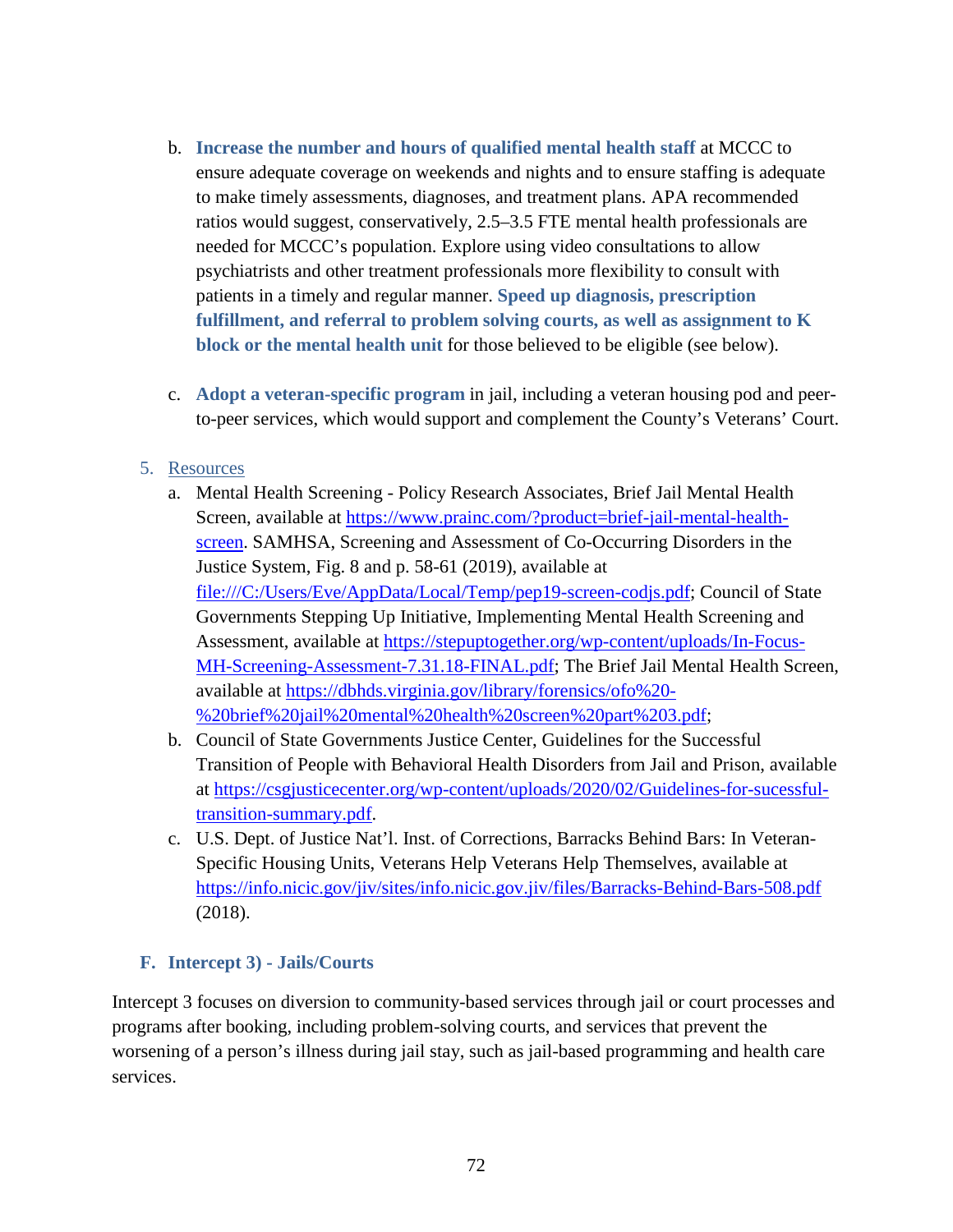b. **Increase the number and hours of qualified mental health staff** at MCCC to ensure adequate coverage on weekends and nights and to ensure staffing is adequate to make timely assessments, diagnoses, and treatment plans. APA recommended ratios would suggest, conservatively, 2.5–3.5 FTE mental health professionals are needed for MCCC's population. Explore using video consultations to allow psychiatrists and other treatment professionals more flexibility to consult with patients in a timely and regular manner. **Speed up diagnosis, prescription fulfillment, and referral to problem solving courts, as well as assignment to K block or the mental health unit** for those believed to be eligible (see below).

c. **Adopt a veteran-specific program** in jail, including a veteran housing pod and peer-to-peer services, which would support and complement the County's Veterans' Court.

5. Resources

   a. Mental Health Screening - Policy Research Associates, Brief Jail Mental Health Screen, available at https://www.prainc.com/?product=brief-jail-mental-health-screen. SAMHSA, Screening and Assessment of Co-Occurring Disorders in the Justice System, Fig. 8 and p. 58-61 (2019), available at file:///C:/Users/Eve/AppData/Local/Temp/pep19-screen-codjs.pdf; Council of State Governments Stepping Up Initiative, Implementing Mental Health Screening and Assessment, available at https://stepuptogether.org/wp-content/uploads/In-Focus-MH-Screening-Assessment-7.31.18-FINAL.pdf; The Brief Jail Mental Health Screen, available at https://dbhds.virginia.gov/library/forensics/ofo%20-%20brief%20jail%20mental%20health%20screen%20part%203.pdf;
   b. Council of State Governments Justice Center, Guidelines for the Successful Transition of People with Behavioral Health Disorders from Jail and Prison, available at https://csgjusticecenter.org/wp-content/uploads/2020/02/Guidelines-for-sucessful-transition-summary.pdf.
   c. U.S. Dept. of Justice Nat'l. Inst. of Corrections, Barracks Behind Bars: In Veteran-Specific Housing Units, Veterans Help Veterans Help Themselves, available at https://info.nicic.gov/jiv/sites/info.nicic.gov.jiv/files/Barracks-Behind-Bars-508.pdf (2018).

### F. Intercept 3) - Jails/Courts

Intercept 3 focuses on diversion to community-based services through jail or court processes and programs after booking, including problem-solving courts, and services that prevent the worsening of a person's illness during jail stay, such as jail-based programming and health care services.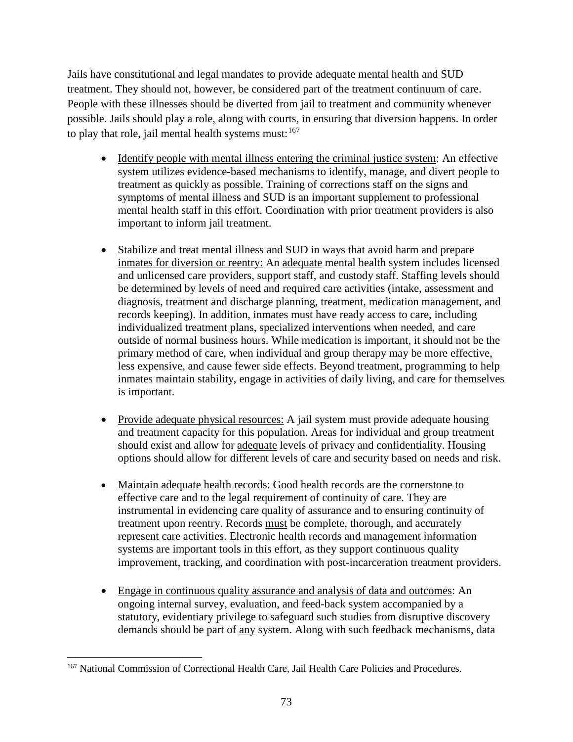Jails have constitutional and legal mandates to provide adequate mental health and SUD treatment. They should not, however, be considered part of the treatment continuum of care. People with these illnesses should be diverted from jail to treatment and community whenever possible. Jails should play a role, along with courts, in ensuring that diversion happens. In order to play that role, jail mental health systems must:[167]

- <u>Identify people with mental illness entering the criminal justice system</u>: An effective system utilizes evidence-based mechanisms to identify, manage, and divert people to treatment as quickly as possible. Training of corrections staff on the signs and symptoms of mental illness and SUD is an important supplement to professional mental health staff in this effort. Coordination with prior treatment providers is also important to inform jail treatment.

- <u>Stabilize and treat mental illness and SUD in ways that avoid harm and prepare inmates for diversion or reentry:</u> An <u>adequate</u> mental health system includes licensed and unlicensed care providers, support staff, and custody staff. Staffing levels should be determined by levels of need and required care activities (intake, assessment and diagnosis, treatment and discharge planning, treatment, medication management, and records keeping). In addition, inmates must have ready access to care, including individualized treatment plans, specialized interventions when needed, and care outside of normal business hours. While medication is important, it should not be the primary method of care, when individual and group therapy may be more effective, less expensive, and cause fewer side effects. Beyond treatment, programming to help inmates maintain stability, engage in activities of daily living, and care for themselves is important.

- <u>Provide adequate physical resources:</u> A jail system must provide adequate housing and treatment capacity for this population. Areas for individual and group treatment should exist and allow for <u>adequate</u> levels of privacy and confidentiality. Housing options should allow for different levels of care and security based on needs and risk.

- <u>Maintain adequate health records</u>: Good health records are the cornerstone to effective care and to the legal requirement of continuity of care. They are instrumental in evidencing care quality of assurance and to ensuring continuity of treatment upon reentry. Records <u>must</u> be complete, thorough, and accurately represent care activities. Electronic health records and management information systems are important tools in this effort, as they support continuous quality improvement, tracking, and coordination with post-incarceration treatment providers.

- <u>Engage in continuous quality assurance and analysis of data and outcomes</u>: An ongoing internal survey, evaluation, and feed-back system accompanied by a statutory, evidentiary privilege to safeguard such studies from disruptive discovery demands should be part of <u>any</u> system. Along with such feedback mechanisms, data

---

[167] National Commission of Correctional Health Care, Jail Health Care Policies and Procedures.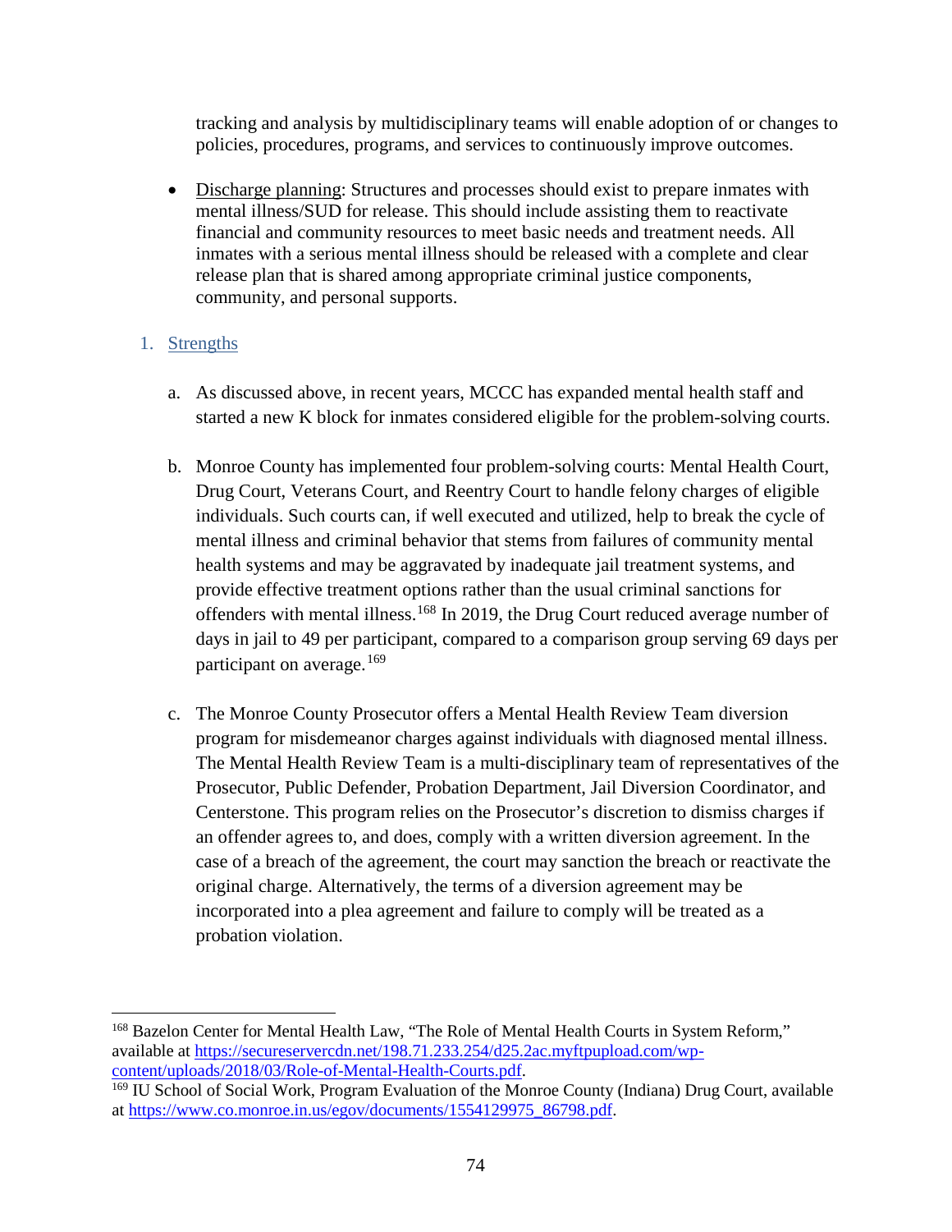tracking and analysis by multidisciplinary teams will enable adoption of or changes to policies, procedures, programs, and services to continuously improve outcomes.

- Discharge planning: Structures and processes should exist to prepare inmates with mental illness/SUD for release. This should include assisting them to reactivate financial and community resources to meet basic needs and treatment needs. All inmates with a serious mental illness should be released with a complete and clear release plan that is shared among appropriate criminal justice components, community, and personal supports.

### 1. Strengths

a. As discussed above, in recent years, MCCC has expanded mental health staff and started a new K block for inmates considered eligible for the problem-solving courts.

b. Monroe County has implemented four problem-solving courts: Mental Health Court, Drug Court, Veterans Court, and Reentry Court to handle felony charges of eligible individuals. Such courts can, if well executed and utilized, help to break the cycle of mental illness and criminal behavior that stems from failures of community mental health systems and may be aggravated by inadequate jail treatment systems, and provide effective treatment options rather than the usual criminal sanctions for offenders with mental illness.[168] In 2019, the Drug Court reduced average number of days in jail to 49 per participant, compared to a comparison group serving 69 days per participant on average.[169]

c. The Monroe County Prosecutor offers a Mental Health Review Team diversion program for misdemeanor charges against individuals with diagnosed mental illness. The Mental Health Review Team is a multi-disciplinary team of representatives of the Prosecutor, Public Defender, Probation Department, Jail Diversion Coordinator, and Centerstone. This program relies on the Prosecutor's discretion to dismiss charges if an offender agrees to, and does, comply with a written diversion agreement. In the case of a breach of the agreement, the court may sanction the breach or reactivate the original charge. Alternatively, the terms of a diversion agreement may be incorporated into a plea agreement and failure to comply will be treated as a probation violation.

---

[168] Bazelon Center for Mental Health Law, "The Role of Mental Health Courts in System Reform," available at https://secureservercdn.net/198.71.233.254/d25.2ac.myftpupload.com/wp-content/uploads/2018/03/Role-of-Mental-Health-Courts.pdf.

[169] IU School of Social Work, Program Evaluation of the Monroe County (Indiana) Drug Court, available at https://www.co.monroe.in.us/egov/documents/1554129975_86798.pdf.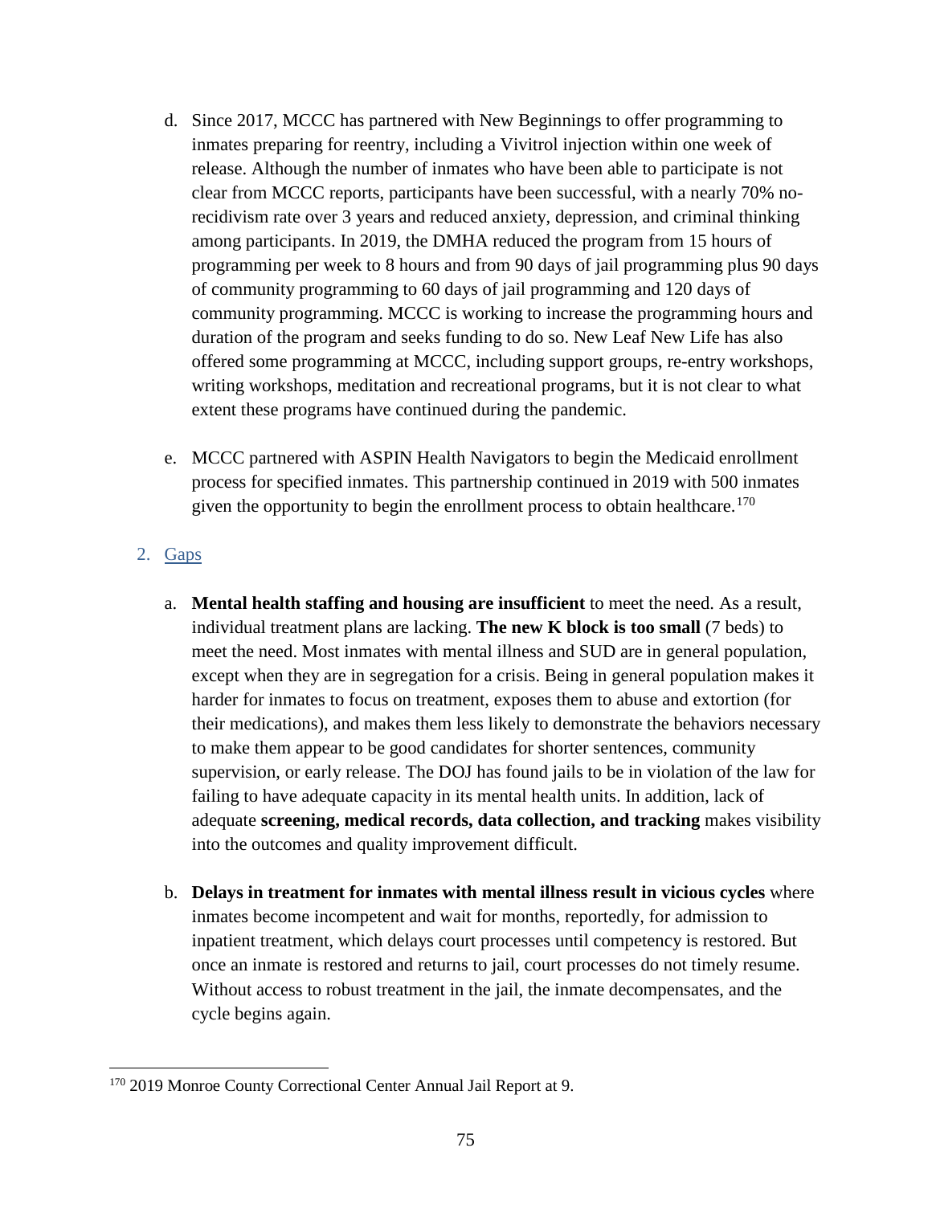d. Since 2017, MCCC has partnered with New Beginnings to offer programming to inmates preparing for reentry, including a Vivitrol injection within one week of release. Although the number of inmates who have been able to participate is not clear from MCCC reports, participants have been successful, with a nearly 70% no-recidivism rate over 3 years and reduced anxiety, depression, and criminal thinking among participants. In 2019, the DMHA reduced the program from 15 hours of programming per week to 8 hours and from 90 days of jail programming plus 90 days of community programming to 60 days of jail programming and 120 days of community programming. MCCC is working to increase the programming hours and duration of the program and seeks funding to do so. New Leaf New Life has also offered some programming at MCCC, including support groups, re-entry workshops, writing workshops, meditation and recreational programs, but it is not clear to what extent these programs have continued during the pandemic.

e. MCCC partnered with ASPIN Health Navigators to begin the Medicaid enrollment process for specified inmates. This partnership continued in 2019 with 500 inmates given the opportunity to begin the enrollment process to obtain healthcare.[170]

2. Gaps

a. **Mental health staffing and housing are insufficient** to meet the need. As a result, individual treatment plans are lacking. **The new K block is too small** (7 beds) to meet the need. Most inmates with mental illness and SUD are in general population, except when they are in segregation for a crisis. Being in general population makes it harder for inmates to focus on treatment, exposes them to abuse and extortion (for their medications), and makes them less likely to demonstrate the behaviors necessary to make them appear to be good candidates for shorter sentences, community supervision, or early release. The DOJ has found jails to be in violation of the law for failing to have adequate capacity in its mental health units. In addition, lack of adequate **screening, medical records, data collection, and tracking** makes visibility into the outcomes and quality improvement difficult.

b. **Delays in treatment for inmates with mental illness result in vicious cycles** where inmates become incompetent and wait for months, reportedly, for admission to inpatient treatment, which delays court processes until competency is restored. But once an inmate is restored and returns to jail, court processes do not timely resume. Without access to robust treatment in the jail, the inmate decompensates, and the cycle begins again.

[170] 2019 Monroe County Correctional Center Annual Jail Report at 9.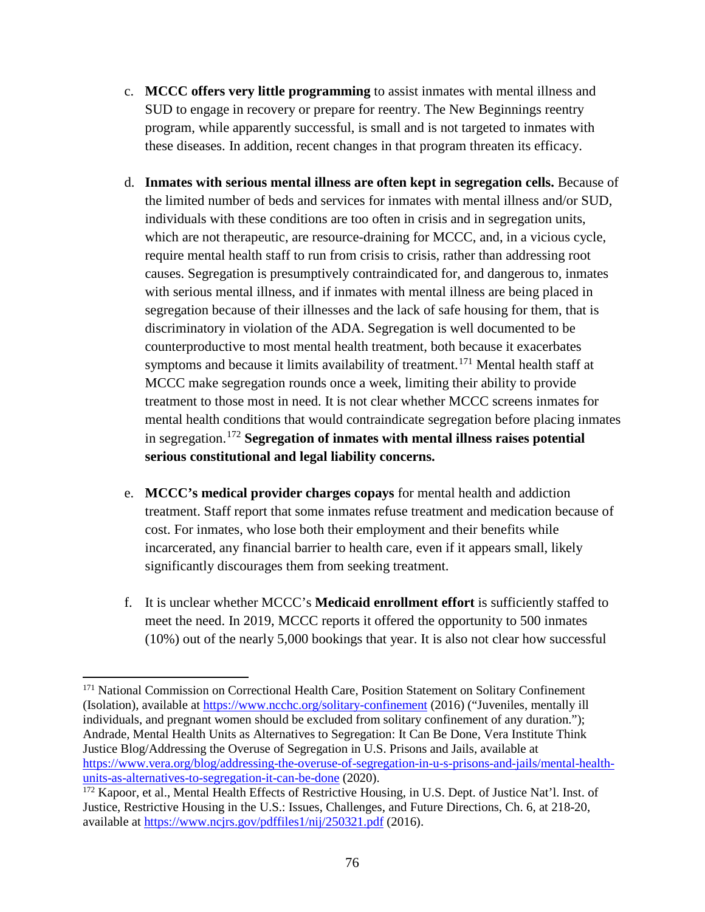c. **MCCC offers very little programming** to assist inmates with mental illness and SUD to engage in recovery or prepare for reentry. The New Beginnings reentry program, while apparently successful, is small and is not targeted to inmates with these diseases. In addition, recent changes in that program threaten its efficacy.

d. **Inmates with serious mental illness are often kept in segregation cells.** Because of the limited number of beds and services for inmates with mental illness and/or SUD, individuals with these conditions are too often in crisis and in segregation units, which are not therapeutic, are resource-draining for MCCC, and, in a vicious cycle, require mental health staff to run from crisis to crisis, rather than addressing root causes. Segregation is presumptively contraindicated for, and dangerous to, inmates with serious mental illness, and if inmates with mental illness are being placed in segregation because of their illnesses and the lack of safe housing for them, that is discriminatory in violation of the ADA. Segregation is well documented to be counterproductive to most mental health treatment, both because it exacerbates symptoms and because it limits availability of treatment.[171] Mental health staff at MCCC make segregation rounds once a week, limiting their ability to provide treatment to those most in need. It is not clear whether MCCC screens inmates for mental health conditions that would contraindicate segregation before placing inmates in segregation.[172] **Segregation of inmates with mental illness raises potential serious constitutional and legal liability concerns.**

e. **MCCC's medical provider charges copays** for mental health and addiction treatment. Staff report that some inmates refuse treatment and medication because of cost. For inmates, who lose both their employment and their benefits while incarcerated, any financial barrier to health care, even if it appears small, likely significantly discourages them from seeking treatment.

f. It is unclear whether MCCC's **Medicaid enrollment effort** is sufficiently staffed to meet the need. In 2019, MCCC reports it offered the opportunity to 500 inmates (10%) out of the nearly 5,000 bookings that year. It is also not clear how successful

---

[171] National Commission on Correctional Health Care, Position Statement on Solitary Confinement (Isolation), available at https://www.ncchc.org/solitary-confinement (2016) ("Juveniles, mentally ill individuals, and pregnant women should be excluded from solitary confinement of any duration."); Andrade, Mental Health Units as Alternatives to Segregation: It Can Be Done, Vera Institute Think Justice Blog/Addressing the Overuse of Segregation in U.S. Prisons and Jails, available at https://www.vera.org/blog/addressing-the-overuse-of-segregation-in-u-s-prisons-and-jails/mental-health-units-as-alternatives-to-segregation-it-can-be-done (2020).

[172] Kapoor, et al., Mental Health Effects of Restrictive Housing, in U.S. Dept. of Justice Nat'l. Inst. of Justice, Restrictive Housing in the U.S.: Issues, Challenges, and Future Directions, Ch. 6, at 218-20, available at https://www.ncjrs.gov/pdffiles1/nij/250321.pdf (2016).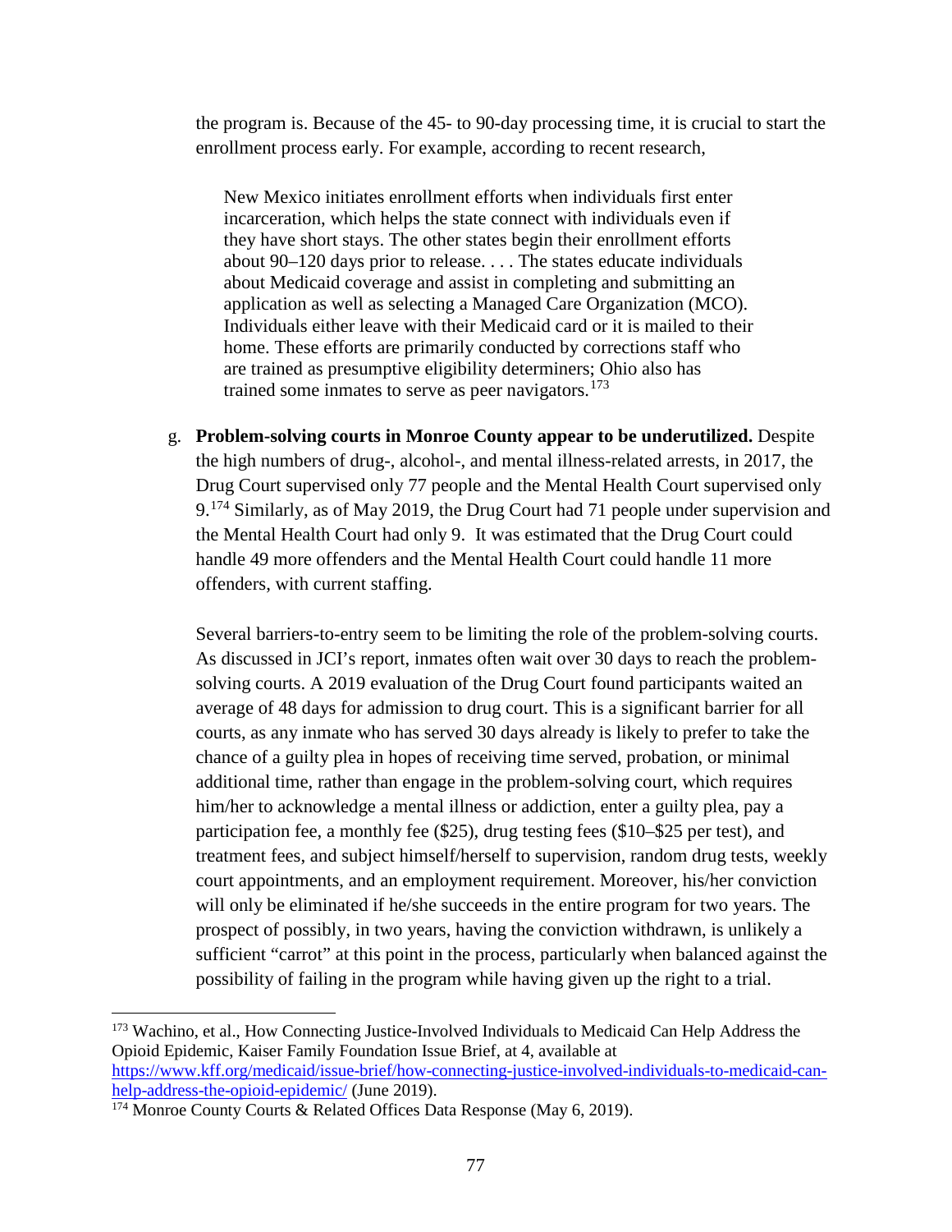the program is. Because of the 45- to 90-day processing time, it is crucial to start the enrollment process early. For example, according to recent research,

> New Mexico initiates enrollment efforts when individuals first enter incarceration, which helps the state connect with individuals even if they have short stays. The other states begin their enrollment efforts about 90–120 days prior to release. . . . The states educate individuals about Medicaid coverage and assist in completing and submitting an application as well as selecting a Managed Care Organization (MCO). Individuals either leave with their Medicaid card or it is mailed to their home. These efforts are primarily conducted by corrections staff who are trained as presumptive eligibility determiners; Ohio also has trained some inmates to serve as peer navigators.[173]

g. **Problem-solving courts in Monroe County appear to be underutilized.** Despite the high numbers of drug-, alcohol-, and mental illness-related arrests, in 2017, the Drug Court supervised only 77 people and the Mental Health Court supervised only 9.[174] Similarly, as of May 2019, the Drug Court had 71 people under supervision and the Mental Health Court had only 9. It was estimated that the Drug Court could handle 49 more offenders and the Mental Health Court could handle 11 more offenders, with current staffing.

   Several barriers-to-entry seem to be limiting the role of the problem-solving courts. As discussed in JCI's report, inmates often wait over 30 days to reach the problem-solving courts. A 2019 evaluation of the Drug Court found participants waited an average of 48 days for admission to drug court. This is a significant barrier for all courts, as any inmate who has served 30 days already is likely to prefer to take the chance of a guilty plea in hopes of receiving time served, probation, or minimal additional time, rather than engage in the problem-solving court, which requires him/her to acknowledge a mental illness or addiction, enter a guilty plea, pay a participation fee, a monthly fee ($25), drug testing fees ($10–$25 per test), and treatment fees, and subject himself/herself to supervision, random drug tests, weekly court appointments, and an employment requirement. Moreover, his/her conviction will only be eliminated if he/she succeeds in the entire program for two years. The prospect of possibly, in two years, having the conviction withdrawn, is unlikely a sufficient "carrot" at this point in the process, particularly when balanced against the possibility of failing in the program while having given up the right to a trial.

---

[173] Wachino, et al., How Connecting Justice-Involved Individuals to Medicaid Can Help Address the Opioid Epidemic, Kaiser Family Foundation Issue Brief, at 4, available at https://www.kff.org/medicaid/issue-brief/how-connecting-justice-involved-individuals-to-medicaid-can-help-address-the-opioid-epidemic/ (June 2019).

[174] Monroe County Courts & Related Offices Data Response (May 6, 2019).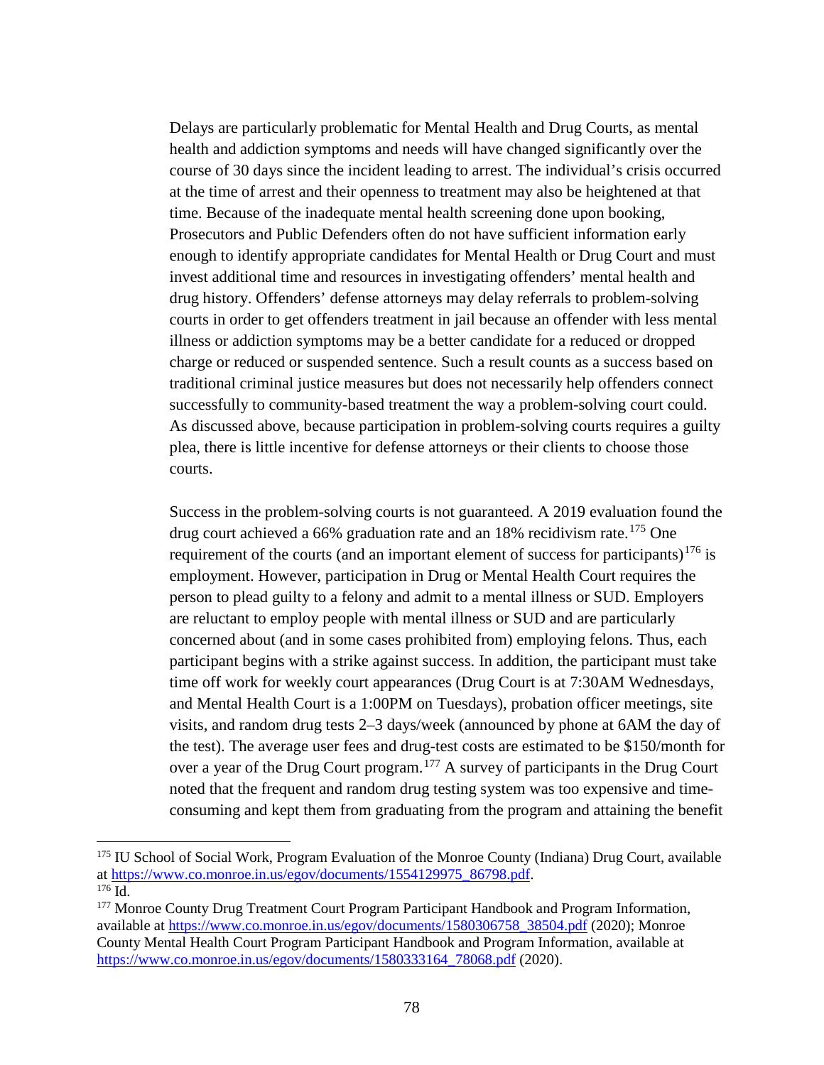Delays are particularly problematic for Mental Health and Drug Courts, as mental health and addiction symptoms and needs will have changed significantly over the course of 30 days since the incident leading to arrest. The individual's crisis occurred at the time of arrest and their openness to treatment may also be heightened at that time. Because of the inadequate mental health screening done upon booking, Prosecutors and Public Defenders often do not have sufficient information early enough to identify appropriate candidates for Mental Health or Drug Court and must invest additional time and resources in investigating offenders' mental health and drug history. Offenders' defense attorneys may delay referrals to problem-solving courts in order to get offenders treatment in jail because an offender with less mental illness or addiction symptoms may be a better candidate for a reduced or dropped charge or reduced or suspended sentence. Such a result counts as a success based on traditional criminal justice measures but does not necessarily help offenders connect successfully to community-based treatment the way a problem-solving court could. As discussed above, because participation in problem-solving courts requires a guilty plea, there is little incentive for defense attorneys or their clients to choose those courts.

Success in the problem-solving courts is not guaranteed. A 2019 evaluation found the drug court achieved a 66% graduation rate and an 18% recidivism rate.[175] One requirement of the courts (and an important element of success for participants)[176] is employment. However, participation in Drug or Mental Health Court requires the person to plead guilty to a felony and admit to a mental illness or SUD. Employers are reluctant to employ people with mental illness or SUD and are particularly concerned about (and in some cases prohibited from) employing felons. Thus, each participant begins with a strike against success. In addition, the participant must take time off work for weekly court appearances (Drug Court is at 7:30AM Wednesdays, and Mental Health Court is a 1:00PM on Tuesdays), probation officer meetings, site visits, and random drug tests 2–3 days/week (announced by phone at 6AM the day of the test). The average user fees and drug-test costs are estimated to be $150/month for over a year of the Drug Court program.[177] A survey of participants in the Drug Court noted that the frequent and random drug testing system was too expensive and time-consuming and kept them from graduating from the program and attaining the benefit

---

[175] IU School of Social Work, Program Evaluation of the Monroe County (Indiana) Drug Court, available at https://www.co.monroe.in.us/egov/documents/1554129975_86798.pdf.

[176] Id.

[177] Monroe County Drug Treatment Court Program Participant Handbook and Program Information, available at https://www.co.monroe.in.us/egov/documents/1580306758_38504.pdf (2020); Monroe County Mental Health Court Program Participant Handbook and Program Information, available at https://www.co.monroe.in.us/egov/documents/1580333164_78068.pdf (2020).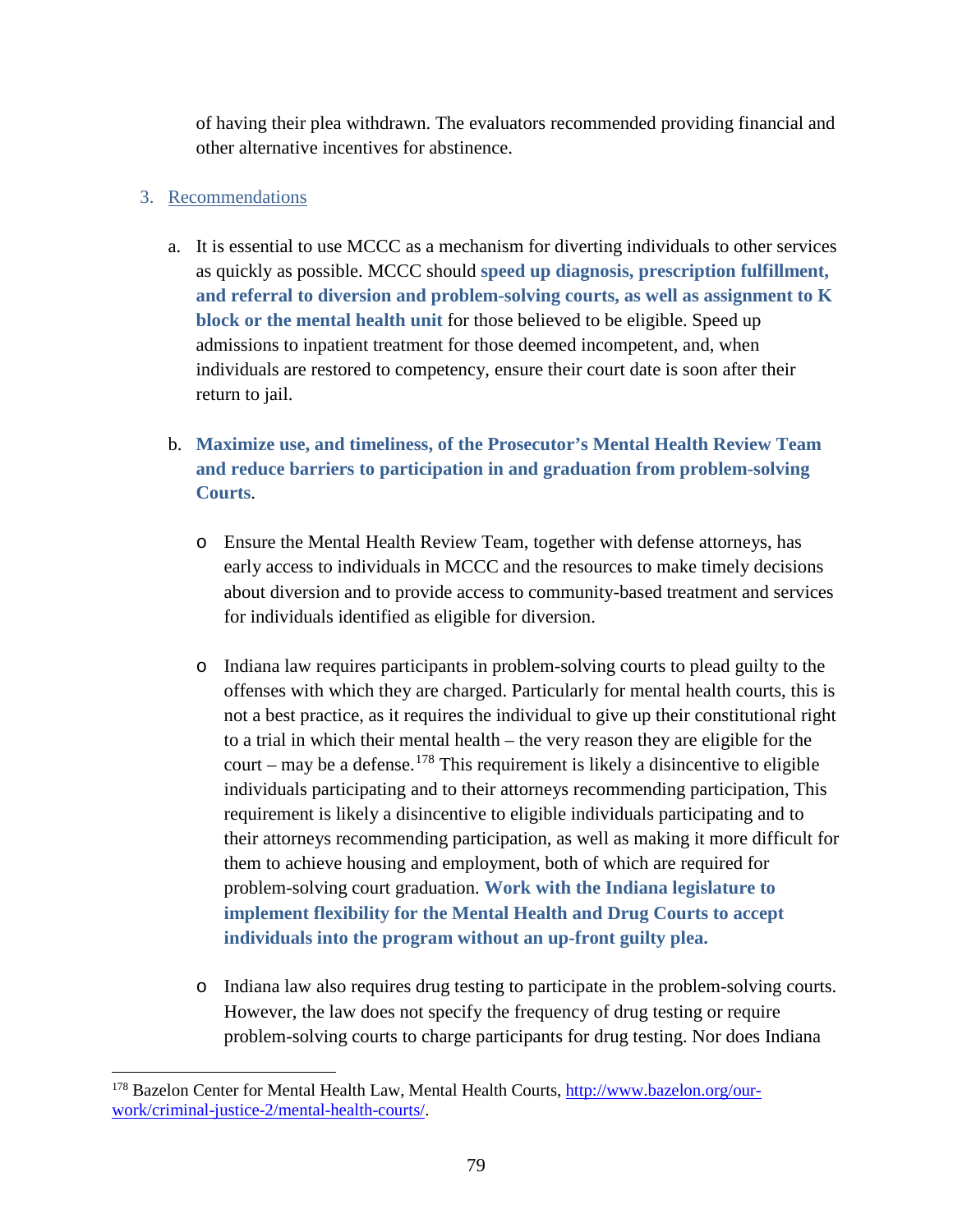of having their plea withdrawn. The evaluators recommended providing financial and other alternative incentives for abstinence.

3. Recommendations

   a. It is essential to use MCCC as a mechanism for diverting individuals to other services as quickly as possible. MCCC should **speed up diagnosis, prescription fulfillment, and referral to diversion and problem-solving courts, as well as assignment to K block or the mental health unit** for those believed to be eligible. Speed up admissions to inpatient treatment for those deemed incompetent, and, when individuals are restored to competency, ensure their court date is soon after their return to jail.

   b. **Maximize use, and timeliness, of the Prosecutor's Mental Health Review Team and reduce barriers to participation in and graduation from problem-solving Courts**.

      - Ensure the Mental Health Review Team, together with defense attorneys, has early access to individuals in MCCC and the resources to make timely decisions about diversion and to provide access to community-based treatment and services for individuals identified as eligible for diversion.

      - Indiana law requires participants in problem-solving courts to plead guilty to the offenses with which they are charged. Particularly for mental health courts, this is not a best practice, as it requires the individual to give up their constitutional right to a trial in which their mental health – the very reason they are eligible for the court – may be a defense.[178] This requirement is likely a disincentive to eligible individuals participating and to their attorneys recommending participation, This requirement is likely a disincentive to eligible individuals participating and to their attorneys recommending participation, as well as making it more difficult for them to achieve housing and employment, both of which are required for problem-solving court graduation. **Work with the Indiana legislature to implement flexibility for the Mental Health and Drug Courts to accept individuals into the program without an up-front guilty plea.**

      - Indiana law also requires drug testing to participate in the problem-solving courts. However, the law does not specify the frequency of drug testing or require problem-solving courts to charge participants for drug testing. Nor does Indiana

---

[178] Bazelon Center for Mental Health Law, Mental Health Courts, http://www.bazelon.org/our-work/criminal-justice-2/mental-health-courts/.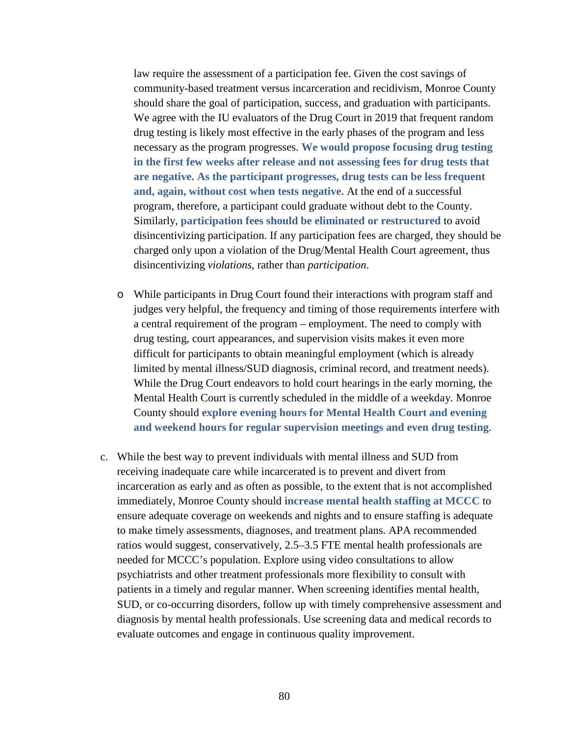law require the assessment of a participation fee. Given the cost savings of community-based treatment versus incarceration and recidivism, Monroe County should share the goal of participation, success, and graduation with participants. We agree with the IU evaluators of the Drug Court in 2019 that frequent random drug testing is likely most effective in the early phases of the program and less necessary as the program progresses. **We would propose focusing drug testing in the first few weeks after release and not assessing fees for drug tests that are negative. As the participant progresses, drug tests can be less frequent and, again, without cost when tests negative.** At the end of a successful program, therefore, a participant could graduate without debt to the County. Similarly, **participation fees should be eliminated or restructured** to avoid disincentivizing participation. If any participation fees are charged, they should be charged only upon a violation of the Drug/Mental Health Court agreement, thus disincentivizing *violations*, rather than *participation*.

- While participants in Drug Court found their interactions with program staff and judges very helpful, the frequency and timing of those requirements interfere with a central requirement of the program – employment. The need to comply with drug testing, court appearances, and supervision visits makes it even more difficult for participants to obtain meaningful employment (which is already limited by mental illness/SUD diagnosis, criminal record, and treatment needs). While the Drug Court endeavors to hold court hearings in the early morning, the Mental Health Court is currently scheduled in the middle of a weekday. Monroe County should **explore evening hours for Mental Health Court and evening and weekend hours for regular supervision meetings and even drug testing**.

c. While the best way to prevent individuals with mental illness and SUD from receiving inadequate care while incarcerated is to prevent and divert from incarceration as early and as often as possible, to the extent that is not accomplished immediately, Monroe County should **increase mental health staffing at MCCC** to ensure adequate coverage on weekends and nights and to ensure staffing is adequate to make timely assessments, diagnoses, and treatment plans. APA recommended ratios would suggest, conservatively, 2.5–3.5 FTE mental health professionals are needed for MCCC's population. Explore using video consultations to allow psychiatrists and other treatment professionals more flexibility to consult with patients in a timely and regular manner. When screening identifies mental health, SUD, or co-occurring disorders, follow up with timely comprehensive assessment and diagnosis by mental health professionals. Use screening data and medical records to evaluate outcomes and engage in continuous quality improvement.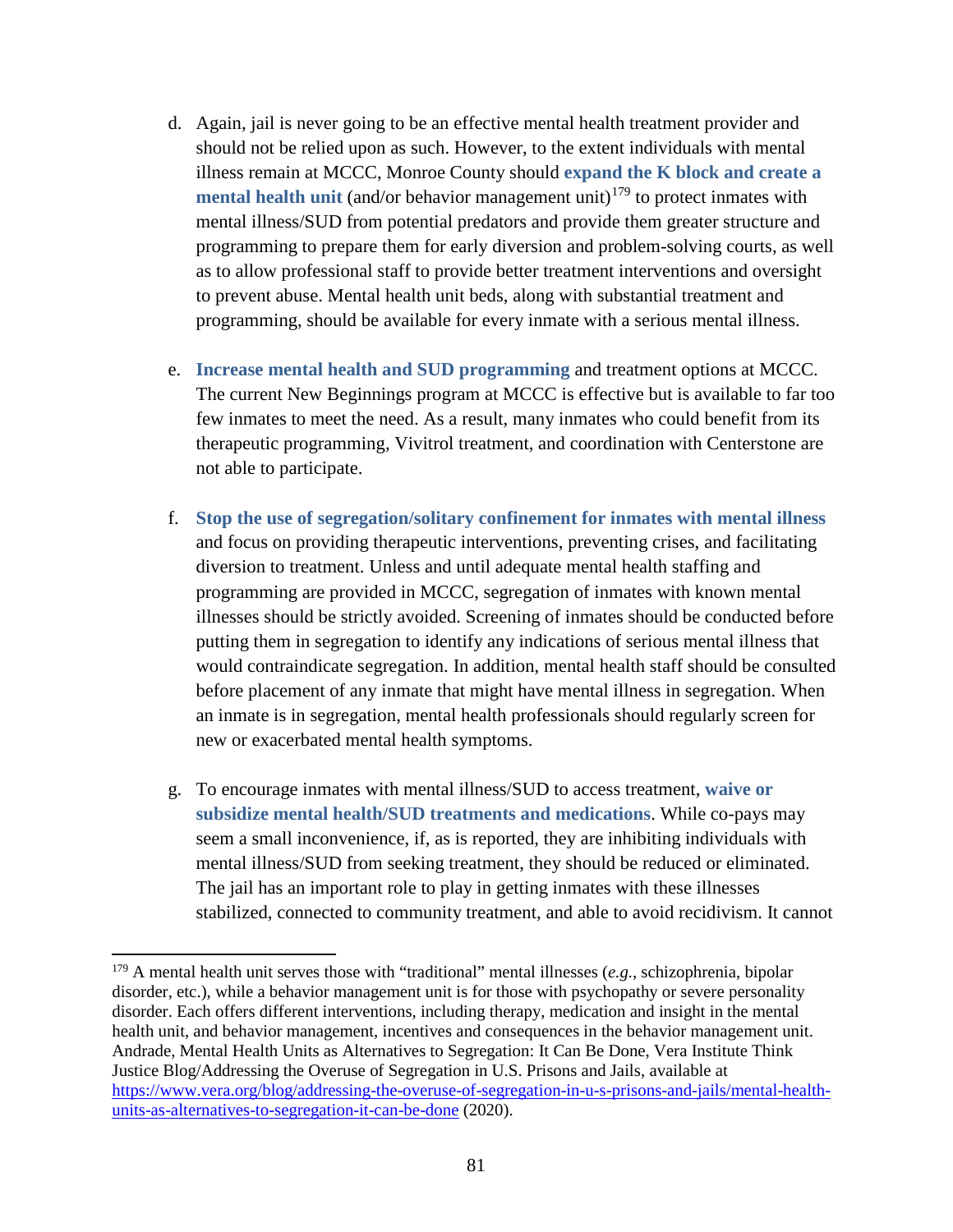d. Again, jail is never going to be an effective mental health treatment provider and should not be relied upon as such. However, to the extent individuals with mental illness remain at MCCC, Monroe County should **expand the K block and create a mental health unit** (and/or behavior management unit)[179] to protect inmates with mental illness/SUD from potential predators and provide them greater structure and programming to prepare them for early diversion and problem-solving courts, as well as to allow professional staff to provide better treatment interventions and oversight to prevent abuse. Mental health unit beds, along with substantial treatment and programming, should be available for every inmate with a serious mental illness.

e. **Increase mental health and SUD programming** and treatment options at MCCC. The current New Beginnings program at MCCC is effective but is available to far too few inmates to meet the need. As a result, many inmates who could benefit from its therapeutic programming, Vivitrol treatment, and coordination with Centerstone are not able to participate.

f. **Stop the use of segregation/solitary confinement for inmates with mental illness** and focus on providing therapeutic interventions, preventing crises, and facilitating diversion to treatment. Unless and until adequate mental health staffing and programming are provided in MCCC, segregation of inmates with known mental illnesses should be strictly avoided. Screening of inmates should be conducted before putting them in segregation to identify any indications of serious mental illness that would contraindicate segregation. In addition, mental health staff should be consulted before placement of any inmate that might have mental illness in segregation. When an inmate is in segregation, mental health professionals should regularly screen for new or exacerbated mental health symptoms.

g. To encourage inmates with mental illness/SUD to access treatment, **waive or subsidize mental health/SUD treatments and medications**. While co-pays may seem a small inconvenience, if, as is reported, they are inhibiting individuals with mental illness/SUD from seeking treatment, they should be reduced or eliminated. The jail has an important role to play in getting inmates with these illnesses stabilized, connected to community treatment, and able to avoid recidivism. It cannot

---

[179] A mental health unit serves those with "traditional" mental illnesses (*e.g.*, schizophrenia, bipolar disorder, etc.), while a behavior management unit is for those with psychopathy or severe personality disorder. Each offers different interventions, including therapy, medication and insight in the mental health unit, and behavior management, incentives and consequences in the behavior management unit. Andrade, Mental Health Units as Alternatives to Segregation: It Can Be Done, Vera Institute Think Justice Blog/Addressing the Overuse of Segregation in U.S. Prisons and Jails, available at https://www.vera.org/blog/addressing-the-overuse-of-segregation-in-u-s-prisons-and-jails/mental-health-units-as-alternatives-to-segregation-it-can-be-done (2020).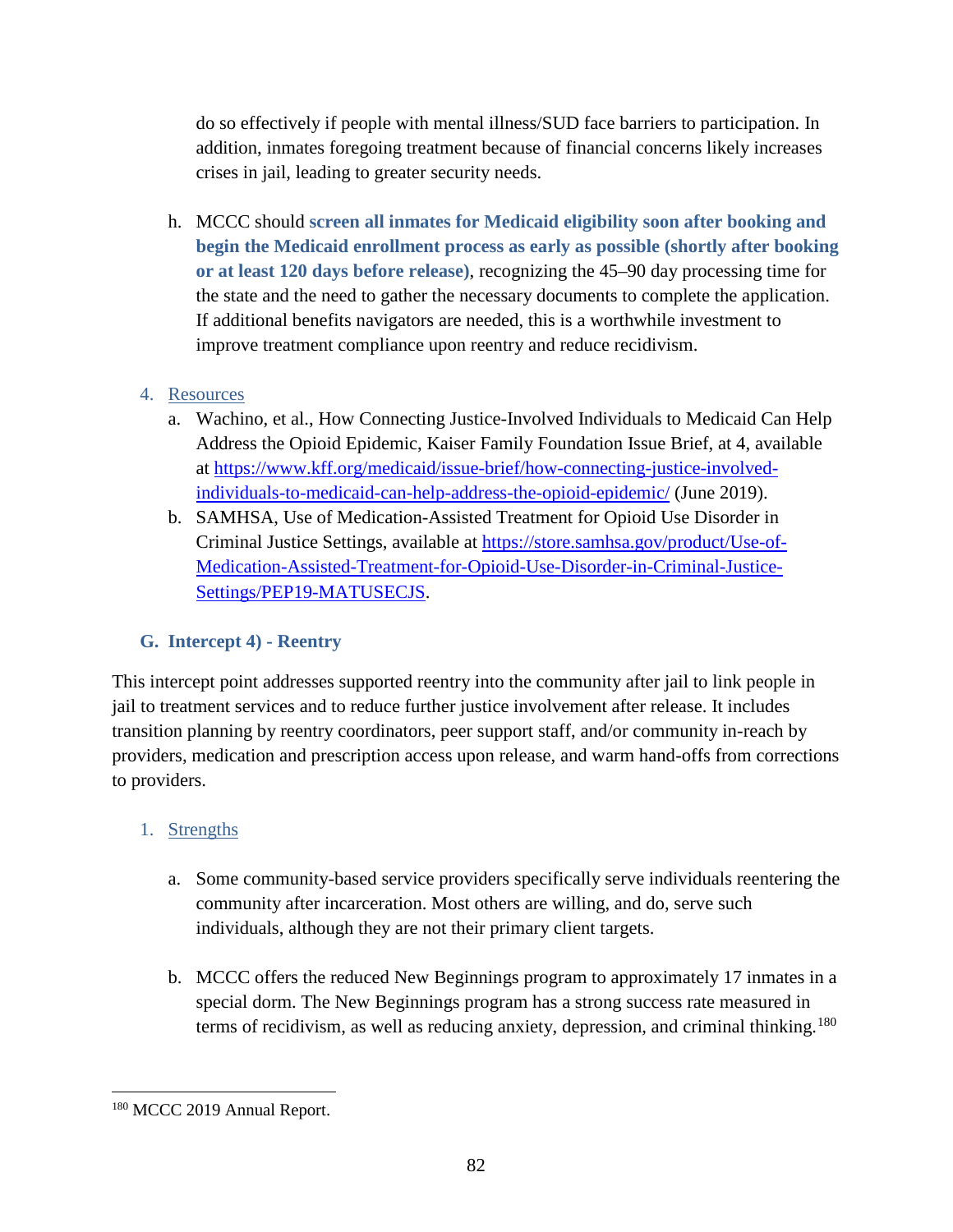do so effectively if people with mental illness/SUD face barriers to participation. In addition, inmates foregoing treatment because of financial concerns likely increases crises in jail, leading to greater security needs.

h. MCCC should **screen all inmates for Medicaid eligibility soon after booking and begin the Medicaid enrollment process as early as possible (shortly after booking or at least 120 days before release)**, recognizing the 45–90 day processing time for the state and the need to gather the necessary documents to complete the application. If additional benefits navigators are needed, this is a worthwhile investment to improve treatment compliance upon reentry and reduce recidivism.

4. Resources
   a. Wachino, et al., How Connecting Justice-Involved Individuals to Medicaid Can Help Address the Opioid Epidemic, Kaiser Family Foundation Issue Brief, at 4, available at https://www.kff.org/medicaid/issue-brief/how-connecting-justice-involved-individuals-to-medicaid-can-help-address-the-opioid-epidemic/ (June 2019).
   b. SAMHSA, Use of Medication-Assisted Treatment for Opioid Use Disorder in Criminal Justice Settings, available at https://store.samhsa.gov/product/Use-of-Medication-Assisted-Treatment-for-Opioid-Use-Disorder-in-Criminal-Justice-Settings/PEP19-MATUSECJS.

### G. Intercept 4) - Reentry

This intercept point addresses supported reentry into the community after jail to link people in jail to treatment services and to reduce further justice involvement after release. It includes transition planning by reentry coordinators, peer support staff, and/or community in-reach by providers, medication and prescription access upon release, and warm hand-offs from corrections to providers.

1. Strengths

   a. Some community-based service providers specifically serve individuals reentering the community after incarceration. Most others are willing, and do, serve such individuals, although they are not their primary client targets.

   b. MCCC offers the reduced New Beginnings program to approximately 17 inmates in a special dorm. The New Beginnings program has a strong success rate measured in terms of recidivism, as well as reducing anxiety, depression, and criminal thinking.[180]

[180] MCCC 2019 Annual Report.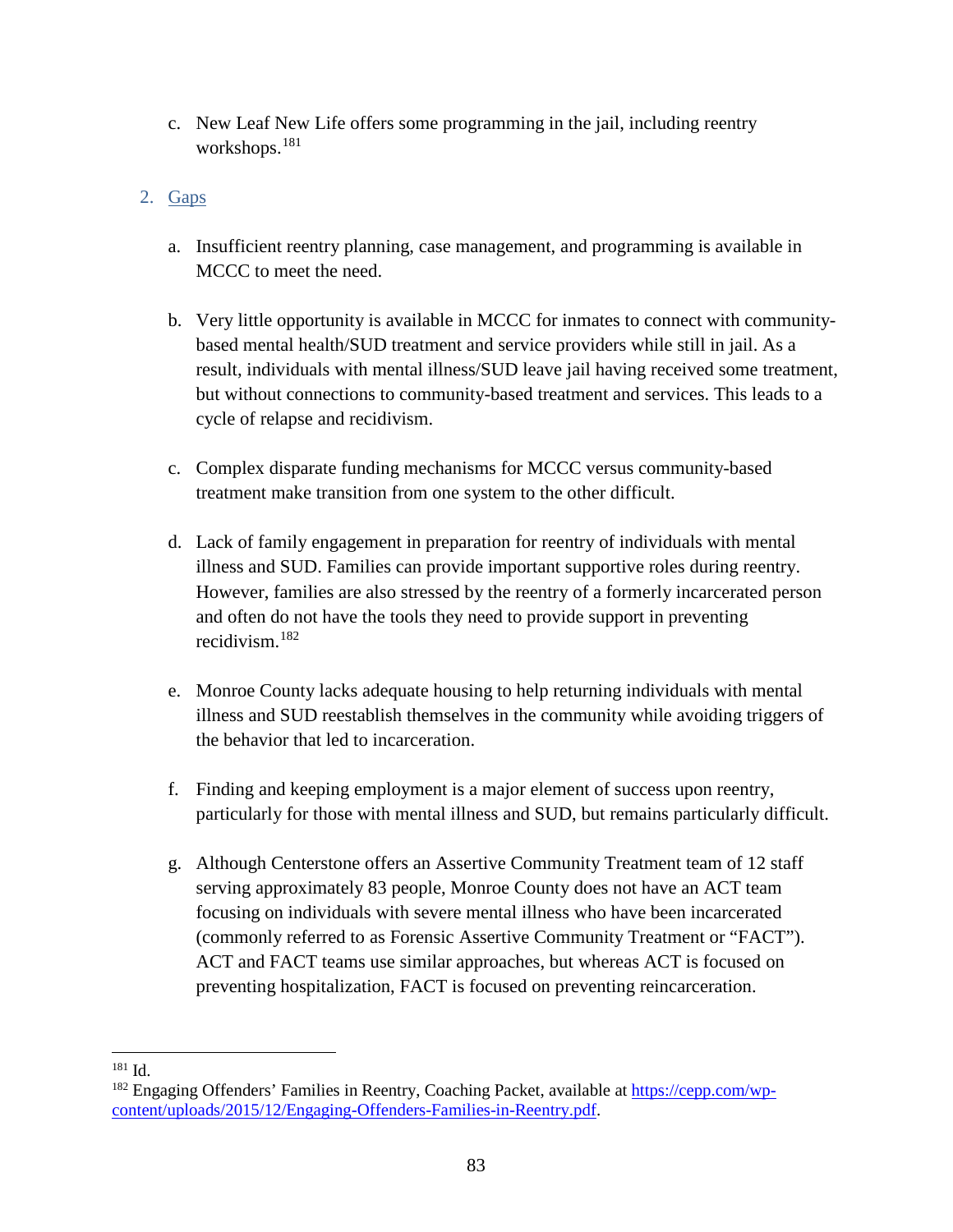c. New Leaf New Life offers some programming in the jail, including reentry workshops.[181]

2. Gaps

a. Insufficient reentry planning, case management, and programming is available in MCCC to meet the need.

b. Very little opportunity is available in MCCC for inmates to connect with community-based mental health/SUD treatment and service providers while still in jail. As a result, individuals with mental illness/SUD leave jail having received some treatment, but without connections to community-based treatment and services. This leads to a cycle of relapse and recidivism.

c. Complex disparate funding mechanisms for MCCC versus community-based treatment make transition from one system to the other difficult.

d. Lack of family engagement in preparation for reentry of individuals with mental illness and SUD. Families can provide important supportive roles during reentry. However, families are also stressed by the reentry of a formerly incarcerated person and often do not have the tools they need to provide support in preventing recidivism.[182]

e. Monroe County lacks adequate housing to help returning individuals with mental illness and SUD reestablish themselves in the community while avoiding triggers of the behavior that led to incarceration.

f. Finding and keeping employment is a major element of success upon reentry, particularly for those with mental illness and SUD, but remains particularly difficult.

g. Although Centerstone offers an Assertive Community Treatment team of 12 staff serving approximately 83 people, Monroe County does not have an ACT team focusing on individuals with severe mental illness who have been incarcerated (commonly referred to as Forensic Assertive Community Treatment or "FACT"). ACT and FACT teams use similar approaches, but whereas ACT is focused on preventing hospitalization, FACT is focused on preventing reincarceration.

---

[181] Id.

[182] Engaging Offenders' Families in Reentry, Coaching Packet, available at https://cepp.com/wp-content/uploads/2015/12/Engaging-Offenders-Families-in-Reentry.pdf.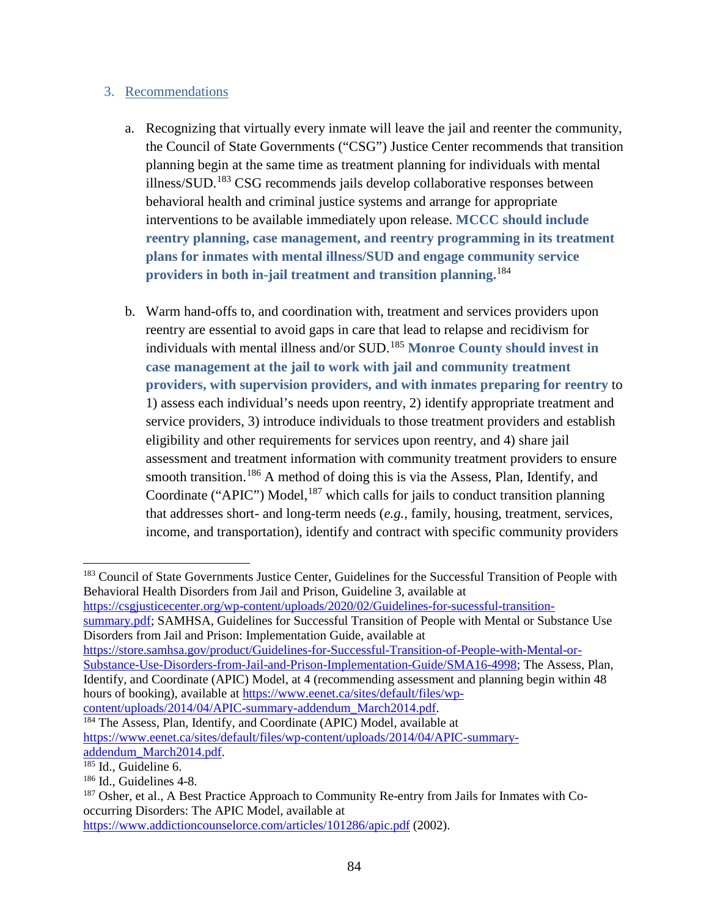### 3. Recommendations

a. Recognizing that virtually every inmate will leave the jail and reenter the community, the Council of State Governments ("CSG") Justice Center recommends that transition planning begin at the same time as treatment planning for individuals with mental illness/SUD.[183] CSG recommends jails develop collaborative responses between behavioral health and criminal justice systems and arrange for appropriate interventions to be available immediately upon release. **MCCC should include reentry planning, case management, and reentry programming in its treatment plans for inmates with mental illness/SUD and engage community service providers in both in-jail treatment and transition planning.**[184]

b. Warm hand-offs to, and coordination with, treatment and services providers upon reentry are essential to avoid gaps in care that lead to relapse and recidivism for individuals with mental illness and/or SUD.[185] **Monroe County should invest in case management at the jail to work with jail and community treatment providers, with supervision providers, and with inmates preparing for reentry** to 1) assess each individual's needs upon reentry, 2) identify appropriate treatment and service providers, 3) introduce individuals to those treatment providers and establish eligibility and other requirements for services upon reentry, and 4) share jail assessment and treatment information with community treatment providers to ensure smooth transition.[186] A method of doing this is via the Assess, Plan, Identify, and Coordinate ("APIC") Model,[187] which calls for jails to conduct transition planning that addresses short- and long-term needs (*e.g.*, family, housing, treatment, services, income, and transportation), identify and contract with specific community providers

---

[183] Council of State Governments Justice Center, Guidelines for the Successful Transition of People with Behavioral Health Disorders from Jail and Prison, Guideline 3, available at https://csgjusticecenter.org/wp-content/uploads/2020/02/Guidelines-for-sucessful-transition-summary.pdf; SAMHSA, Guidelines for Successful Transition of People with Mental or Substance Use Disorders from Jail and Prison: Implementation Guide, available at https://store.samhsa.gov/product/Guidelines-for-Successful-Transition-of-People-with-Mental-or-Substance-Use-Disorders-from-Jail-and-Prison-Implementation-Guide/SMA16-4998; The Assess, Plan, Identify, and Coordinate (APIC) Model, at 4 (recommending assessment and planning begin within 48 hours of booking), available at https://www.eenet.ca/sites/default/files/wp-content/uploads/2014/04/APIC-summary-addendum_March2014.pdf.

[184] The Assess, Plan, Identify, and Coordinate (APIC) Model, available at https://www.eenet.ca/sites/default/files/wp-content/uploads/2014/04/APIC-summary-addendum_March2014.pdf.

[185] Id., Guideline 6.

[186] Id., Guidelines 4-8.

[187] Osher, et al., A Best Practice Approach to Community Re-entry from Jails for Inmates with Co-occurring Disorders: The APIC Model, available at https://www.addictioncounselorce.com/articles/101286/apic.pdf (2002).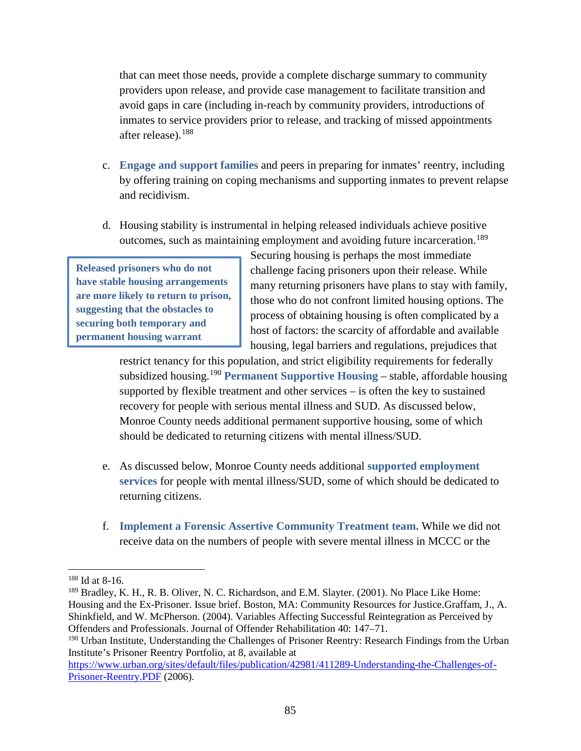that can meet those needs, provide a complete discharge summary to community providers upon release, and provide case management to facilitate transition and avoid gaps in care (including in-reach by community providers, introductions of inmates to service providers prior to release, and tracking of missed appointments after release).[188]

c. **Engage and support families** and peers in preparing for inmates' reentry, including by offering training on coping mechanisms and supporting inmates to prevent relapse and recidivism.

d. Housing stability is instrumental in helping released individuals achieve positive outcomes, such as maintaining employment and avoiding future incarceration.[189] Securing housing is perhaps the most immediate challenge facing prisoners upon their release. While many returning prisoners have plans to stay with family, those who do not confront limited housing options. The process of obtaining housing is often complicated by a host of factors: the scarcity of affordable and available housing, legal barriers and regulations, prejudices that restrict tenancy for this population, and strict eligibility requirements for federally subsidized housing.[190] **Permanent Supportive Housing** – stable, affordable housing supported by flexible treatment and other services – is often the key to sustained recovery for people with serious mental illness and SUD. As discussed below, Monroe County needs additional permanent supportive housing, some of which should be dedicated to returning citizens with mental illness/SUD.

> **Released prisoners who do not have stable housing arrangements are more likely to return to prison, suggesting that the obstacles to securing both temporary and permanent housing warrant**

e. As discussed below, Monroe County needs additional **supported employment services** for people with mental illness/SUD, some of which should be dedicated to returning citizens.

f. **Implement a Forensic Assertive Community Treatment team.** While we did not receive data on the numbers of people with severe mental illness in MCCC or the

---

[188] Id at 8-16.

[189] Bradley, K. H., R. B. Oliver, N. C. Richardson, and E.M. Slayter. (2001). No Place Like Home: Housing and the Ex-Prisoner. Issue brief. Boston, MA: Community Resources for Justice.Graffam, J., A. Shinkfield, and W. McPherson. (2004). Variables Affecting Successful Reintegration as Perceived by Offenders and Professionals. Journal of Offender Rehabilitation 40: 147–71.

[190] Urban Institute, Understanding the Challenges of Prisoner Reentry: Research Findings from the Urban Institute's Prisoner Reentry Portfolio, at 8, available at https://www.urban.org/sites/default/files/publication/42981/411289-Understanding-the-Challenges-of-Prisoner-Reentry.PDF (2006).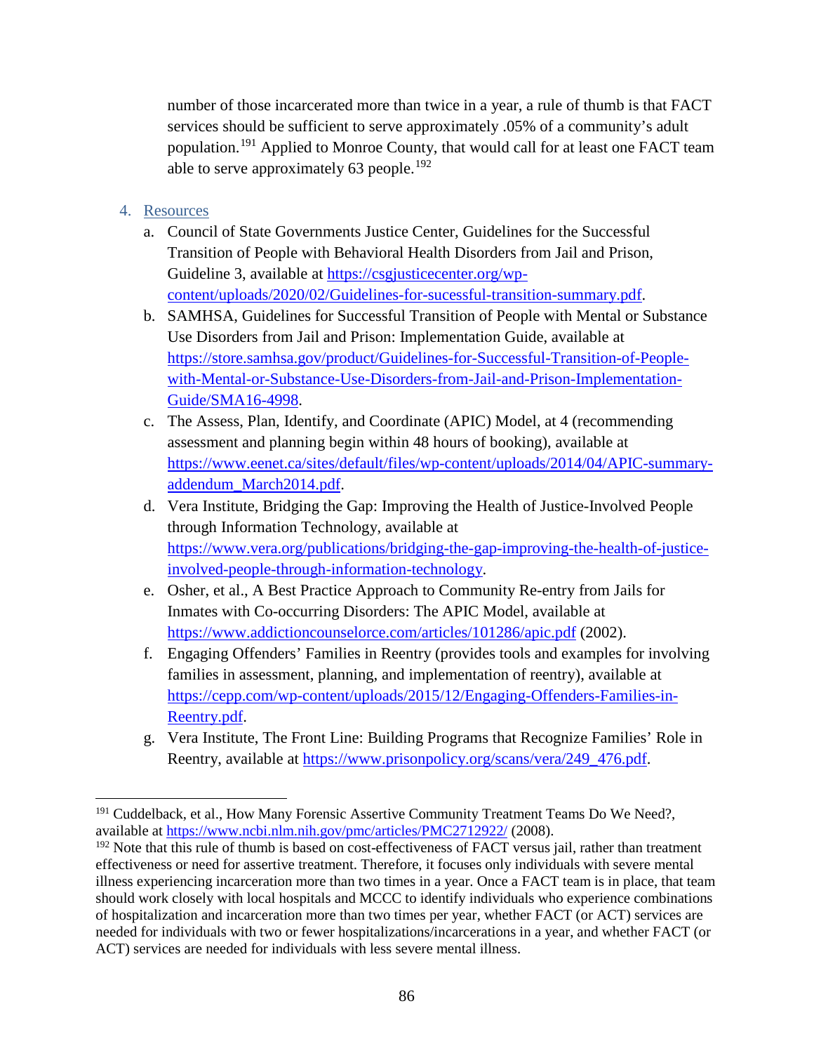number of those incarcerated more than twice in a year, a rule of thumb is that FACT services should be sufficient to serve approximately .05% of a community's adult population.[191] Applied to Monroe County, that would call for at least one FACT team able to serve approximately 63 people.[192]

4. Resources
   a. Council of State Governments Justice Center, Guidelines for the Successful Transition of People with Behavioral Health Disorders from Jail and Prison, Guideline 3, available at https://csgjusticecenter.org/wp-content/uploads/2020/02/Guidelines-for-sucessful-transition-summary.pdf.
   b. SAMHSA, Guidelines for Successful Transition of People with Mental or Substance Use Disorders from Jail and Prison: Implementation Guide, available at https://store.samhsa.gov/product/Guidelines-for-Successful-Transition-of-People-with-Mental-or-Substance-Use-Disorders-from-Jail-and-Prison-Implementation-Guide/SMA16-4998.
   c. The Assess, Plan, Identify, and Coordinate (APIC) Model, at 4 (recommending assessment and planning begin within 48 hours of booking), available at https://www.eenet.ca/sites/default/files/wp-content/uploads/2014/04/APIC-summary-addendum_March2014.pdf.
   d. Vera Institute, Bridging the Gap: Improving the Health of Justice-Involved People through Information Technology, available at https://www.vera.org/publications/bridging-the-gap-improving-the-health-of-justice-involved-people-through-information-technology.
   e. Osher, et al., A Best Practice Approach to Community Re-entry from Jails for Inmates with Co-occurring Disorders: The APIC Model, available at https://www.addictioncounselorce.com/articles/101286/apic.pdf (2002).
   f. Engaging Offenders' Families in Reentry (provides tools and examples for involving families in assessment, planning, and implementation of reentry), available at https://cepp.com/wp-content/uploads/2015/12/Engaging-Offenders-Families-in-Reentry.pdf.
   g. Vera Institute, The Front Line: Building Programs that Recognize Families' Role in Reentry, available at https://www.prisonpolicy.org/scans/vera/249_476.pdf.

---

[191] Cuddelback, et al., How Many Forensic Assertive Community Treatment Teams Do We Need?, available at https://www.ncbi.nlm.nih.gov/pmc/articles/PMC2712922/ (2008).

[192] Note that this rule of thumb is based on cost-effectiveness of FACT versus jail, rather than treatment effectiveness or need for assertive treatment. Therefore, it focuses only individuals with severe mental illness experiencing incarceration more than two times in a year. Once a FACT team is in place, that team should work closely with local hospitals and MCCC to identify individuals who experience combinations of hospitalization and incarceration more than two times per year, whether FACT (or ACT) services are needed for individuals with two or fewer hospitalizations/incarcerations in a year, and whether FACT (or ACT) services are needed for individuals with less severe mental illness.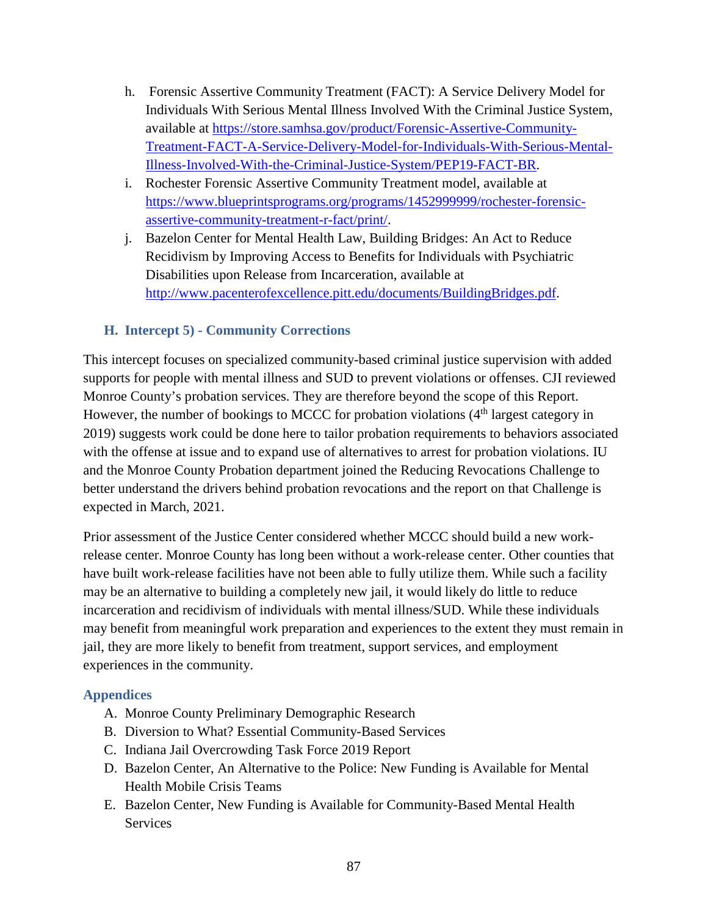h. Forensic Assertive Community Treatment (FACT): A Service Delivery Model for Individuals With Serious Mental Illness Involved With the Criminal Justice System, available at https://store.samhsa.gov/product/Forensic-Assertive-Community-Treatment-FACT-A-Service-Delivery-Model-for-Individuals-With-Serious-Mental-Illness-Involved-With-the-Criminal-Justice-System/PEP19-FACT-BR.

i. Rochester Forensic Assertive Community Treatment model, available at https://www.blueprintsprograms.org/programs/1452999999/rochester-forensic-assertive-community-treatment-r-fact/print/.

j. Bazelon Center for Mental Health Law, Building Bridges: An Act to Reduce Recidivism by Improving Access to Benefits for Individuals with Psychiatric Disabilities upon Release from Incarceration, available at http://www.pacenterofexcellence.pitt.edu/documents/BuildingBridges.pdf.

### H. Intercept 5) - Community Corrections

This intercept focuses on specialized community-based criminal justice supervision with added supports for people with mental illness and SUD to prevent violations or offenses. CJI reviewed Monroe County's probation services. They are therefore beyond the scope of this Report. However, the number of bookings to MCCC for probation violations (4th largest category in 2019) suggests work could be done here to tailor probation requirements to behaviors associated with the offense at issue and to expand use of alternatives to arrest for probation violations. IU and the Monroe County Probation department joined the Reducing Revocations Challenge to better understand the drivers behind probation revocations and the report on that Challenge is expected in March, 2021.

Prior assessment of the Justice Center considered whether MCCC should build a new work-release center. Monroe County has long been without a work-release center. Other counties that have built work-release facilities have not been able to fully utilize them. While such a facility may be an alternative to building a completely new jail, it would likely do little to reduce incarceration and recidivism of individuals with mental illness/SUD. While these individuals may benefit from meaningful work preparation and experiences to the extent they must remain in jail, they are more likely to benefit from treatment, support services, and employment experiences in the community.

### Appendices

A. Monroe County Preliminary Demographic Research
B. Diversion to What? Essential Community-Based Services
C. Indiana Jail Overcrowding Task Force 2019 Report
D. Bazelon Center, An Alternative to the Police: New Funding is Available for Mental Health Mobile Crisis Teams
E. Bazelon Center, New Funding is Available for Community-Based Mental Health Services